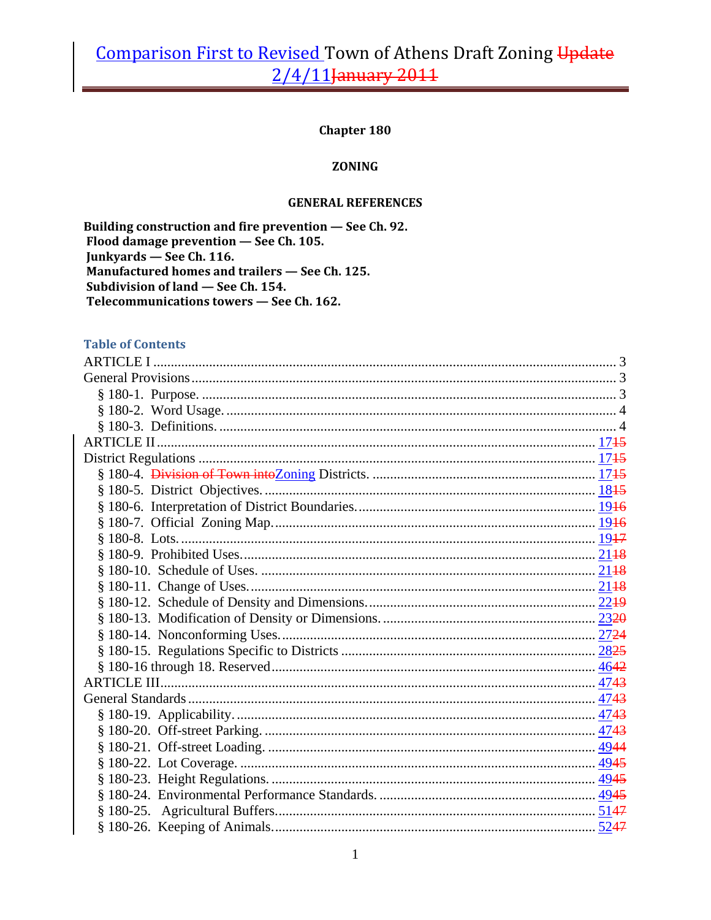# Comparison First to Revised Town of Athens Draft Zoning ~~Update~~ 2/4/11~~January 2011~~

**Chapter 180**

**ZONING**

**GENERAL REFERENCES**

**Building construction and fire prevention — See Ch. 92.**
**Flood damage prevention — See Ch. 105.**
**Junkyards — See Ch. 116.**
**Manufactured homes and trailers — See Ch. 125.**
**Subdivision of land — See Ch. 154.**
**Telecommunications towers — See Ch. 162.**

## Table of Contents

ARTICLE I .......... 3
General Provisions .......... 3
§ 180-1. Purpose. .......... 3
§ 180-2. Word Usage. .......... 4
§ 180-3. Definitions. .......... 4
ARTICLE II .......... 17~~15~~
District Regulations .......... 17~~15~~
§ 180-4. ~~Division of Town into~~Zoning Districts. .......... 17~~15~~
§ 180-5. District Objectives. .......... 18~~15~~
§ 180-6. Interpretation of District Boundaries. .......... 19~~16~~
§ 180-7. Official Zoning Map. .......... 19~~16~~
§ 180-8. Lots. .......... 19~~17~~
§ 180-9. Prohibited Uses. .......... 21~~18~~
§ 180-10. Schedule of Uses. .......... 21~~18~~
§ 180-11. Change of Uses. .......... 21~~18~~
§ 180-12. Schedule of Density and Dimensions. .......... 22~~19~~
§ 180-13. Modification of Density or Dimensions. .......... 23~~20~~
§ 180-14. Nonconforming Uses. .......... 27~~24~~
§ 180-15. Regulations Specific to Districts .......... 28~~25~~
§ 180-16 through 18. Reserved .......... 46~~42~~
ARTICLE III .......... 47~~43~~
General Standards .......... 47~~43~~
§ 180-19. Applicability. .......... 47~~43~~
§ 180-20. Off-street Parking. .......... 47~~43~~
§ 180-21. Off-street Loading. .......... 49~~44~~
§ 180-22. Lot Coverage. .......... 49~~45~~
§ 180-23. Height Regulations. .......... 49~~45~~
§ 180-24. Environmental Performance Standards. .......... 49~~45~~
§ 180-25. Agricultural Buffers. .......... 51~~47~~
§ 180-26. Keeping of Animals. .......... 52~~47~~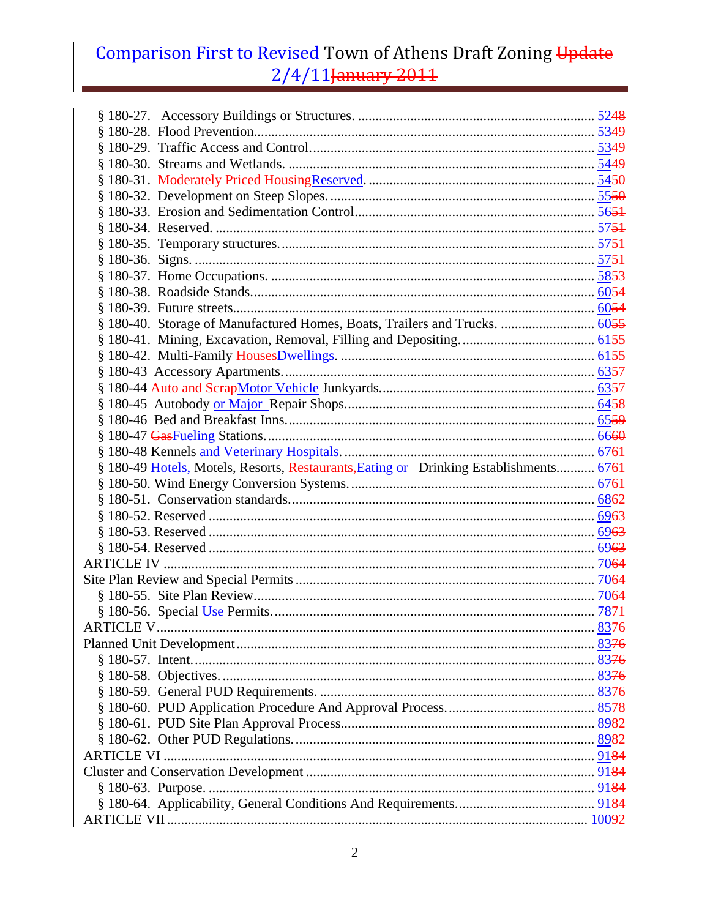§ 180-27. Accessory Buildings or Structures. .................................................................. 52~~48~~
§ 180-28. Flood Prevention.............................................................................................. 53~~49~~
§ 180-29. Traffic Access and Control............................................................................... 53~~49~~
§ 180-30. Streams and Wetlands. ..................................................................................... 54~~49~~
§ 180-31. ~~Moderately Priced Housing~~Reserved. ............................................................... 54~~50~~
§ 180-32. Development on Steep Slopes. .......................................................................... 55~~50~~
§ 180-33. Erosion and Sedimentation Control.................................................................. 56~~51~~
§ 180-34. Reserved. ........................................................................................................... 57~~51~~
§ 180-35. Temporary structures......................................................................................... 57~~51~~
§ 180-36. Signs. ................................................................................................................. 57~~51~~
§ 180-37. Home Occupations. ........................................................................................... 58~~53~~
§ 180-38. Roadside Stands................................................................................................. 60~~54~~
§ 180-39. Future streets...................................................................................................... 60~~54~~
§ 180-40. Storage of Manufactured Homes, Boats, Trailers and Trucks. .......................... 60~~55~~
§ 180-41. Mining, Excavation, Removal, Filling and Depositing...................................... 61~~55~~
§ 180-42. Multi-Family ~~Houses~~Dwellings. ........................................................................ 61~~55~~
§ 180-43 Accessory Apartments........................................................................................ 63~~57~~
§ 180-44 ~~Auto and Scrap~~Motor Vehicle Junkyards............................................................ 63~~57~~
§ 180-45 Autobody or Major Repair Shops...................................................................... 64~~58~~
§ 180-46 Bed and Breakfast Inns....................................................................................... 65~~59~~
§ 180-47 ~~Gas~~Fueling Stations.............................................................................................. 66~~60~~
§ 180-48 Kennels and Veterinary Hospitals....................................................................... 67~~61~~
§ 180-49 Hotels, Motels, Resorts, ~~Restaurants,~~Eating or Drinking Establishments........... 67~~61~~
§ 180-50. Wind Energy Conversion Systems..................................................................... 67~~61~~
§ 180-51. Conservation standards...................................................................................... 68~~62~~
§ 180-52. Reserved ............................................................................................................. 69~~63~~
§ 180-53. Reserved ............................................................................................................. 69~~63~~
§ 180-54. Reserved ............................................................................................................. 69~~63~~
ARTICLE IV ......................................................................................................................... 70~~64~~
Site Plan Review and Special Permits ................................................................................... 70~~64~~
§ 180-55. Site Plan Review................................................................................................ 70~~64~~
§ 180-56. Special Use Permits........................................................................................... 78~~71~~
ARTICLE V........................................................................................................................... 83~~76~~
Planned Unit Development.................................................................................................... 83~~76~~
§ 180-57. Intent.................................................................................................................. 83~~76~~
§ 180-58. Objectives........................................................................................................... 83~~76~~
§ 180-59. General PUD Requirements. ............................................................................. 83~~76~~
§ 180-60. PUD Application Procedure And Approval Process.......................................... 85~~78~~
§ 180-61. PUD Site Plan Approval Process........................................................................ 89~~82~~
§ 180-62. Other PUD Regulations..................................................................................... 89~~82~~
ARTICLE VI ......................................................................................................................... 91~~84~~
Cluster and Conservation Development ................................................................................ 91~~84~~
§ 180-63. Purpose. ............................................................................................................. 91~~84~~
§ 180-64. Applicability, General Conditions And Requirements....................................... 91~~84~~
ARTICLE VII ....................................................................................................................... 100~~92~~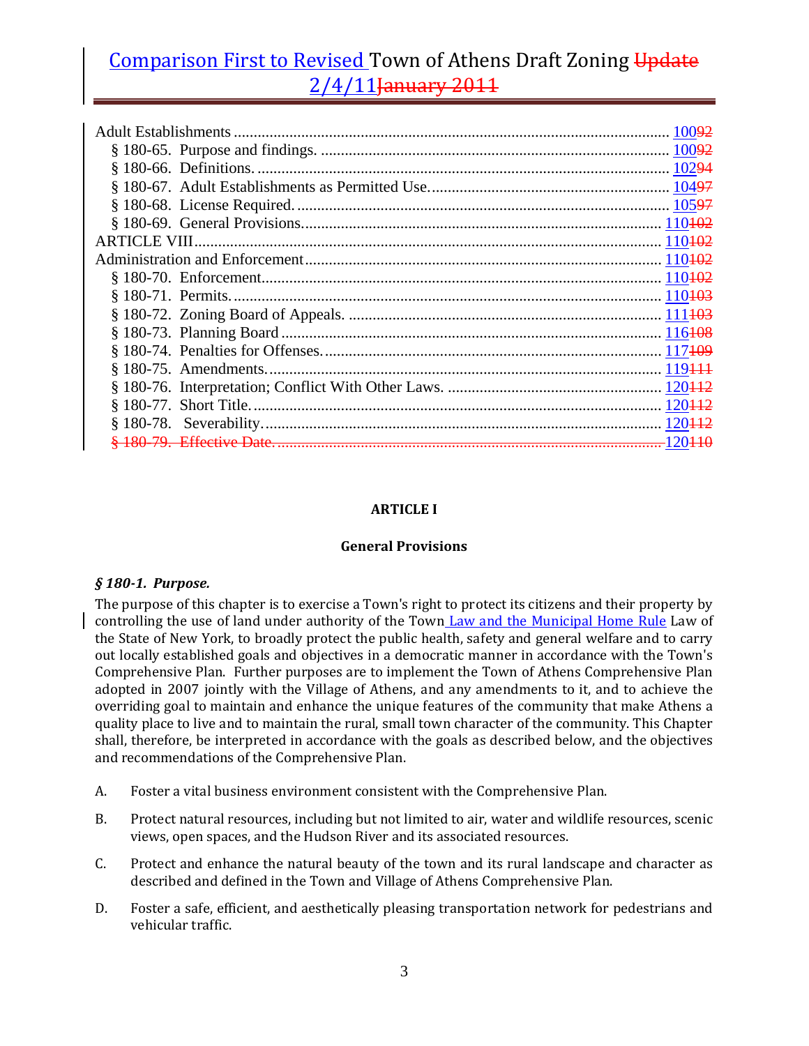| | |
|---|---|
| Adult Establishments | 10092 |
| § 180-65. Purpose and findings. | 10092 |
| § 180-66. Definitions. | 10294 |
| § 180-67. Adult Establishments as Permitted Use. | 10497 |
| § 180-68. License Required. | 10597 |
| § 180-69. General Provisions. | 110102 |
| ARTICLE VIII | 110102 |
| Administration and Enforcement | 110102 |
| § 180-70. Enforcement. | 110102 |
| § 180-71. Permits. | 110103 |
| § 180-72. Zoning Board of Appeals. | 111103 |
| § 180-73. Planning Board | 116108 |
| § 180-74. Penalties for Offenses. | 117109 |
| § 180-75. Amendments. | 119111 |
| § 180-76. Interpretation; Conflict With Other Laws. | 120112 |
| § 180-77. Short Title. | 120112 |
| § 180-78. Severability. | 120112 |
| ~~§ 180-79. Effective Date.~~ | 120110 |

## ARTICLE I

## General Provisions

### *§ 180-1. Purpose.*

The purpose of this chapter is to exercise a Town's right to protect its citizens and their property by controlling the use of land under authority of the Town Law and the Municipal Home Rule Law of the State of New York, to broadly protect the public health, safety and general welfare and to carry out locally established goals and objectives in a democratic manner in accordance with the Town's Comprehensive Plan. Further purposes are to implement the Town of Athens Comprehensive Plan adopted in 2007 jointly with the Village of Athens, and any amendments to it, and to achieve the overriding goal to maintain and enhance the unique features of the community that make Athens a quality place to live and to maintain the rural, small town character of the community. This Chapter shall, therefore, be interpreted in accordance with the goals as described below, and the objectives and recommendations of the Comprehensive Plan.

A. Foster a vital business environment consistent with the Comprehensive Plan.

B. Protect natural resources, including but not limited to air, water and wildlife resources, scenic views, open spaces, and the Hudson River and its associated resources.

C. Protect and enhance the natural beauty of the town and its rural landscape and character as described and defined in the Town and Village of Athens Comprehensive Plan.

D. Foster a safe, efficient, and aesthetically pleasing transportation network for pedestrians and vehicular traffic.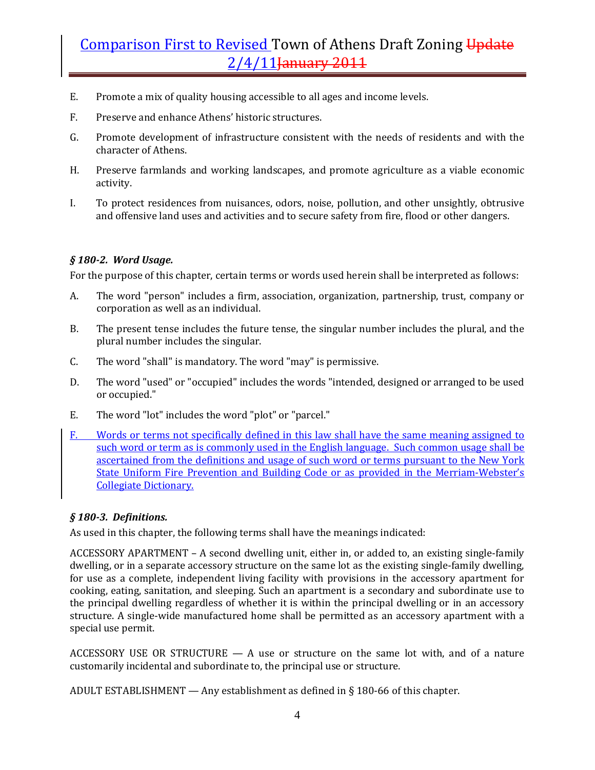E. Promote a mix of quality housing accessible to all ages and income levels.

F. Preserve and enhance Athens' historic structures.

G. Promote development of infrastructure consistent with the needs of residents and with the character of Athens.

H. Preserve farmlands and working landscapes, and promote agriculture as a viable economic activity.

I. To protect residences from nuisances, odors, noise, pollution, and other unsightly, obtrusive and offensive land uses and activities and to secure safety from fire, flood or other dangers.

### *§ 180-2. Word Usage.*

For the purpose of this chapter, certain terms or words used herein shall be interpreted as follows:

A. The word "person" includes a firm, association, organization, partnership, trust, company or corporation as well as an individual.

B. The present tense includes the future tense, the singular number includes the plural, and the plural number includes the singular.

C. The word "shall" is mandatory. The word "may" is permissive.

D. The word "used" or "occupied" includes the words "intended, designed or arranged to be used or occupied."

E. The word "lot" includes the word "plot" or "parcel."

F. Words or terms not specifically defined in this law shall have the same meaning assigned to such word or term as is commonly used in the English language. Such common usage shall be ascertained from the definitions and usage of such word or terms pursuant to the New York State Uniform Fire Prevention and Building Code or as provided in the Merriam-Webster's Collegiate Dictionary.

### *§ 180-3. Definitions.*

As used in this chapter, the following terms shall have the meanings indicated:

ACCESSORY APARTMENT – A second dwelling unit, either in, or added to, an existing single-family dwelling, or in a separate accessory structure on the same lot as the existing single-family dwelling, for use as a complete, independent living facility with provisions in the accessory apartment for cooking, eating, sanitation, and sleeping. Such an apartment is a secondary and subordinate use to the principal dwelling regardless of whether it is within the principal dwelling or in an accessory structure. A single-wide manufactured home shall be permitted as an accessory apartment with a special use permit.

ACCESSORY USE OR STRUCTURE — A use or structure on the same lot with, and of a nature customarily incidental and subordinate to, the principal use or structure.

ADULT ESTABLISHMENT — Any establishment as defined in § 180-66 of this chapter.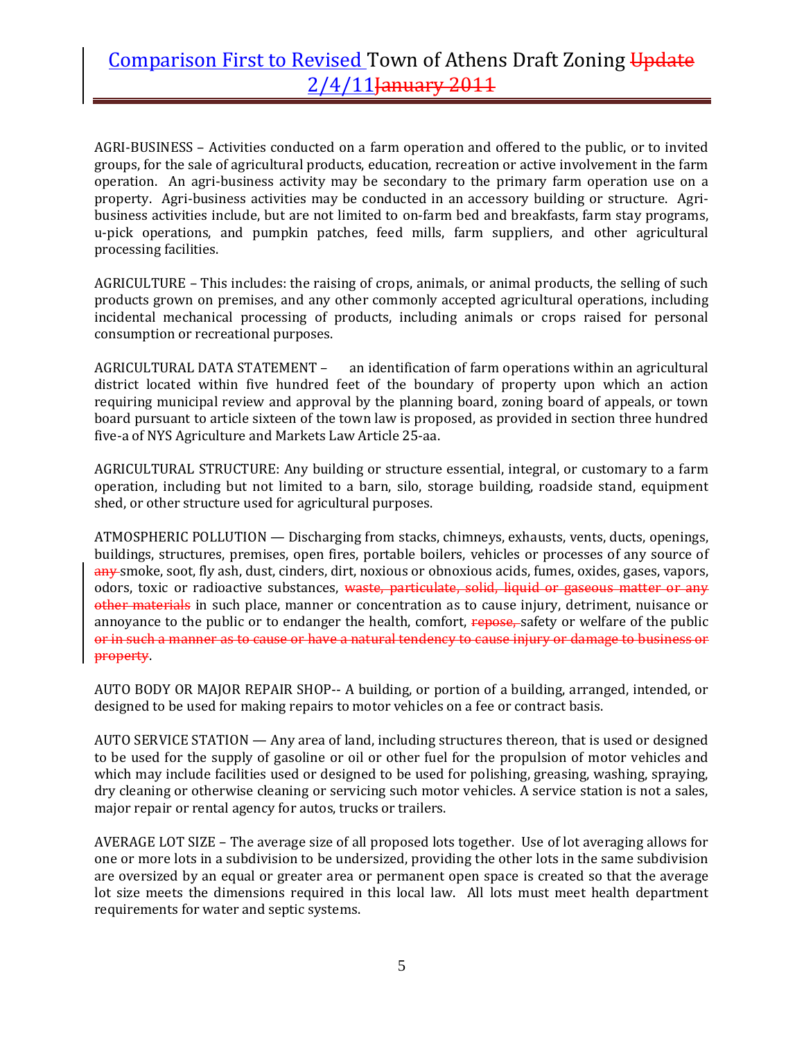AGRI-BUSINESS – Activities conducted on a farm operation and offered to the public, or to invited groups, for the sale of agricultural products, education, recreation or active involvement in the farm operation. An agri-business activity may be secondary to the primary farm operation use on a property. Agri-business activities may be conducted in an accessory building or structure. Agri-business activities include, but are not limited to on-farm bed and breakfasts, farm stay programs, u-pick operations, and pumpkin patches, feed mills, farm suppliers, and other agricultural processing facilities.

AGRICULTURE – This includes: the raising of crops, animals, or animal products, the selling of such products grown on premises, and any other commonly accepted agricultural operations, including incidental mechanical processing of products, including animals or crops raised for personal consumption or recreational purposes.

AGRICULTURAL DATA STATEMENT – an identification of farm operations within an agricultural district located within five hundred feet of the boundary of property upon which an action requiring municipal review and approval by the planning board, zoning board of appeals, or town board pursuant to article sixteen of the town law is proposed, as provided in section three hundred five-a of NYS Agriculture and Markets Law Article 25-aa.

AGRICULTURAL STRUCTURE: Any building or structure essential, integral, or customary to a farm operation, including but not limited to a barn, silo, storage building, roadside stand, equipment shed, or other structure used for agricultural purposes.

ATMOSPHERIC POLLUTION — Discharging from stacks, chimneys, exhausts, vents, ducts, openings, buildings, structures, premises, open fires, portable boilers, vehicles or processes of any source of ~~any~~ smoke, soot, fly ash, dust, cinders, dirt, noxious or obnoxious acids, fumes, oxides, gases, vapors, odors, toxic or radioactive substances, ~~waste, particulate, solid, liquid or gaseous matter or any other materials~~ in such place, manner or concentration as to cause injury, detriment, nuisance or annoyance to the public or to endanger the health, comfort, ~~repose,~~ safety or welfare of the public ~~or in such a manner as to cause or have a natural tendency to cause injury or damage to business or property~~.

AUTO BODY OR MAJOR REPAIR SHOP-- A building, or portion of a building, arranged, intended, or designed to be used for making repairs to motor vehicles on a fee or contract basis.

AUTO SERVICE STATION — Any area of land, including structures thereon, that is used or designed to be used for the supply of gasoline or oil or other fuel for the propulsion of motor vehicles and which may include facilities used or designed to be used for polishing, greasing, washing, spraying, dry cleaning or otherwise cleaning or servicing such motor vehicles. A service station is not a sales, major repair or rental agency for autos, trucks or trailers.

AVERAGE LOT SIZE – The average size of all proposed lots together. Use of lot averaging allows for one or more lots in a subdivision to be undersized, providing the other lots in the same subdivision are oversized by an equal or greater area or permanent open space is created so that the average lot size meets the dimensions required in this local law. All lots must meet health department requirements for water and septic systems.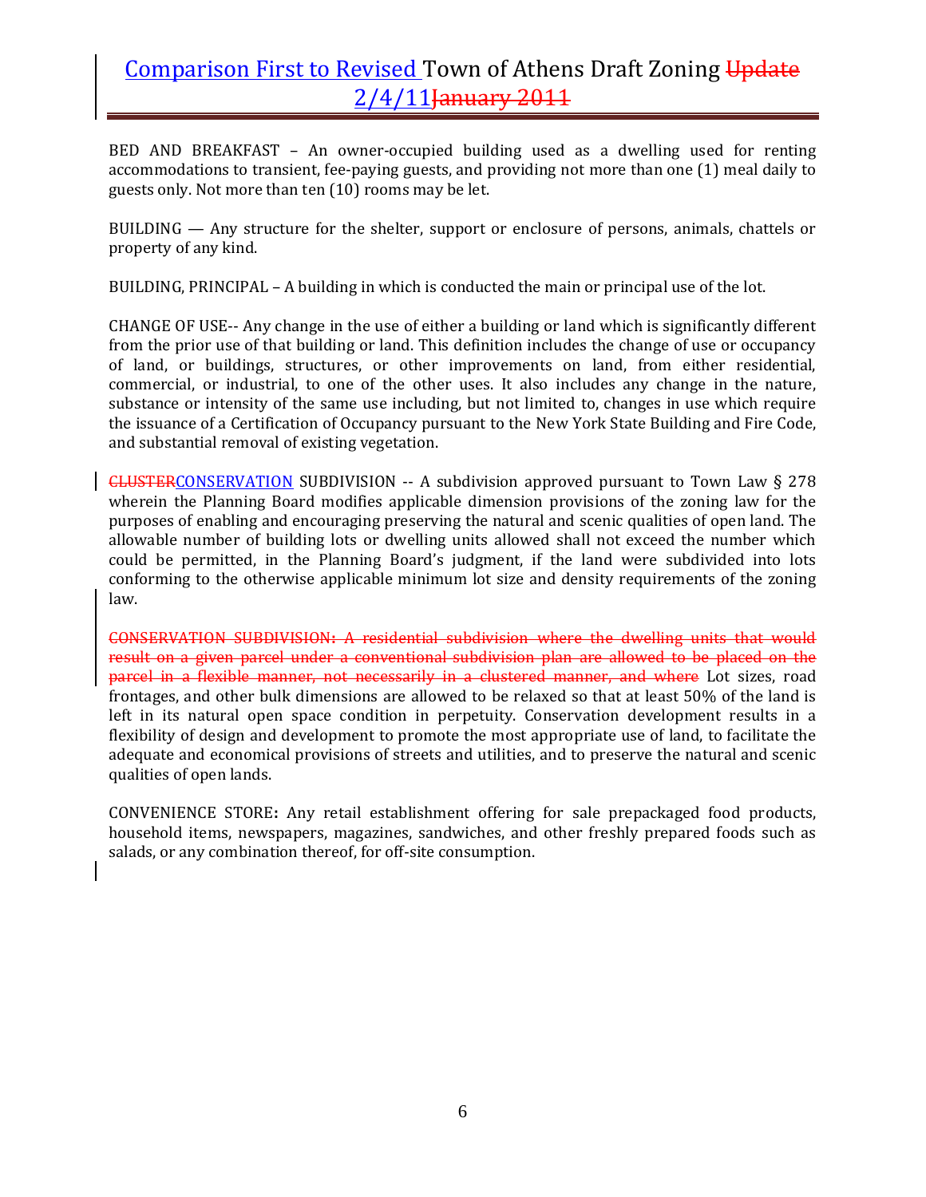BED AND BREAKFAST – An owner-occupied building used as a dwelling used for renting accommodations to transient, fee-paying guests, and providing not more than one (1) meal daily to guests only. Not more than ten (10) rooms may be let.

BUILDING — Any structure for the shelter, support or enclosure of persons, animals, chattels or property of any kind.

BUILDING, PRINCIPAL – A building in which is conducted the main or principal use of the lot.

CHANGE OF USE-- Any change in the use of either a building or land which is significantly different from the prior use of that building or land. This definition includes the change of use or occupancy of land, or buildings, structures, or other improvements on land, from either residential, commercial, or industrial, to one of the other uses. It also includes any change in the nature, substance or intensity of the same use including, but not limited to, changes in use which require the issuance of a Certification of Occupancy pursuant to the New York State Building and Fire Code, and substantial removal of existing vegetation.

~~CLUSTER~~CONSERVATION SUBDIVISION -- A subdivision approved pursuant to Town Law § 278 wherein the Planning Board modifies applicable dimension provisions of the zoning law for the purposes of enabling and encouraging preserving the natural and scenic qualities of open land. The allowable number of building lots or dwelling units allowed shall not exceed the number which could be permitted, in the Planning Board's judgment, if the land were subdivided into lots conforming to the otherwise applicable minimum lot size and density requirements of the zoning law.

~~CONSERVATION SUBDIVISION: A residential subdivision where the dwelling units that would result on a given parcel under a conventional subdivision plan are allowed to be placed on the parcel in a flexible manner, not necessarily in a clustered manner, and where~~ Lot sizes, road frontages, and other bulk dimensions are allowed to be relaxed so that at least 50% of the land is left in its natural open space condition in perpetuity. Conservation development results in a flexibility of design and development to promote the most appropriate use of land, to facilitate the adequate and economical provisions of streets and utilities, and to preserve the natural and scenic qualities of open lands.

CONVENIENCE STORE**:** Any retail establishment offering for sale prepackaged food products, household items, newspapers, magazines, sandwiches, and other freshly prepared foods such as salads, or any combination thereof, for off-site consumption.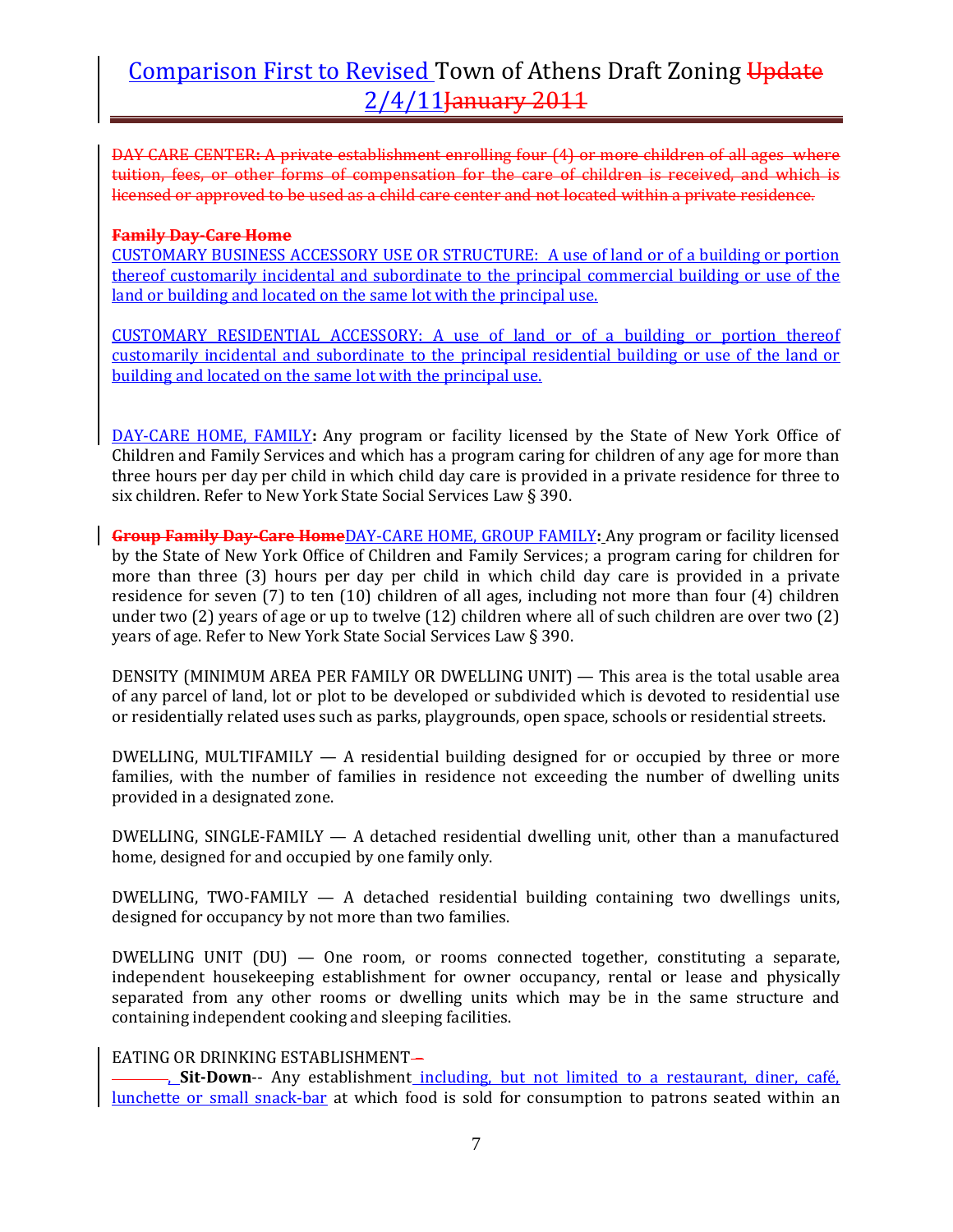DAY CARE CENTER: A private establishment enrolling four (4) or more children of all ages where tuition, fees, or other forms of compensation for the care of children is received, and which is licensed or approved to be used as a child care center and not located within a private residence.

**Family Day-Care Home**

CUSTOMARY BUSINESS ACCESSORY USE OR STRUCTURE: A use of land or of a building or portion thereof customarily incidental and subordinate to the principal commercial building or use of the land or building and located on the same lot with the principal use.

CUSTOMARY RESIDENTIAL ACCESSORY: A use of land or of a building or portion thereof customarily incidental and subordinate to the principal residential building or use of the land or building and located on the same lot with the principal use.

DAY-CARE HOME, FAMILY**:** Any program or facility licensed by the State of New York Office of Children and Family Services and which has a program caring for children of any age for more than three hours per day per child in which child day care is provided in a private residence for three to six children. Refer to New York State Social Services Law § 390.

**Group Family Day-Care Home**DAY-CARE HOME, GROUP FAMILY**:** Any program or facility licensed by the State of New York Office of Children and Family Services; a program caring for children for more than three (3) hours per day per child in which child day care is provided in a private residence for seven (7) to ten (10) children of all ages, including not more than four (4) children under two (2) years of age or up to twelve (12) children where all of such children are over two (2) years of age. Refer to New York State Social Services Law § 390.

DENSITY (MINIMUM AREA PER FAMILY OR DWELLING UNIT) — This area is the total usable area of any parcel of land, lot or plot to be developed or subdivided which is devoted to residential use or residentially related uses such as parks, playgrounds, open space, schools or residential streets.

DWELLING, MULTIFAMILY — A residential building designed for or occupied by three or more families, with the number of families in residence not exceeding the number of dwelling units provided in a designated zone.

DWELLING, SINGLE-FAMILY — A detached residential dwelling unit, other than a manufactured home, designed for and occupied by one family only.

DWELLING, TWO-FAMILY — A detached residential building containing two dwellings units, designed for occupancy by not more than two families.

DWELLING UNIT (DU) — One room, or rooms connected together, constituting a separate, independent housekeeping establishment for owner occupancy, rental or lease and physically separated from any other rooms or dwelling units which may be in the same structure and containing independent cooking and sleeping facilities.

EATING OR DRINKING ESTABLISHMENT–

, **Sit-Down**-- Any establishment including, but not limited to a restaurant, diner, café, lunchette or small snack-bar at which food is sold for consumption to patrons seated within an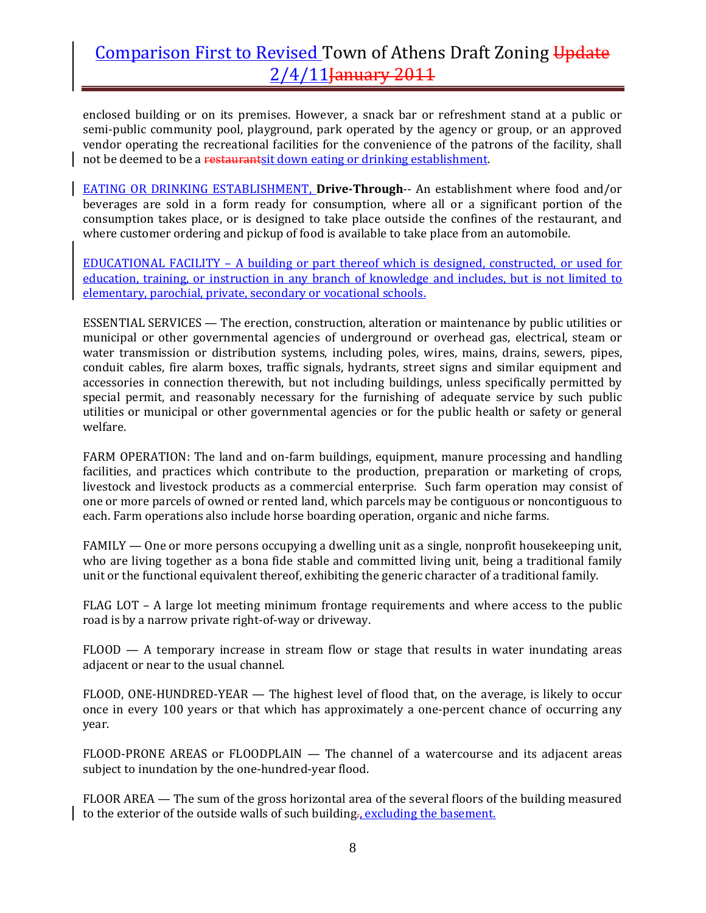enclosed building or on its premises. However, a snack bar or refreshment stand at a public or semi-public community pool, playground, park operated by the agency or group, or an approved vendor operating the recreational facilities for the convenience of the patrons of the facility, shall not be deemed to be a ~~restaurant~~sit down eating or drinking establishment.

EATING OR DRINKING ESTABLISHMENT, **Drive-Through**-- An establishment where food and/or beverages are sold in a form ready for consumption, where all or a significant portion of the consumption takes place, or is designed to take place outside the confines of the restaurant, and where customer ordering and pickup of food is available to take place from an automobile.

EDUCATIONAL FACILITY – A building or part thereof which is designed, constructed, or used for education, training, or instruction in any branch of knowledge and includes, but is not limited to elementary, parochial, private, secondary or vocational schools.

ESSENTIAL SERVICES — The erection, construction, alteration or maintenance by public utilities or municipal or other governmental agencies of underground or overhead gas, electrical, steam or water transmission or distribution systems, including poles, wires, mains, drains, sewers, pipes, conduit cables, fire alarm boxes, traffic signals, hydrants, street signs and similar equipment and accessories in connection therewith, but not including buildings, unless specifically permitted by special permit, and reasonably necessary for the furnishing of adequate service by such public utilities or municipal or other governmental agencies or for the public health or safety or general welfare.

FARM OPERATION: The land and on-farm buildings, equipment, manure processing and handling facilities, and practices which contribute to the production, preparation or marketing of crops, livestock and livestock products as a commercial enterprise. Such farm operation may consist of one or more parcels of owned or rented land, which parcels may be contiguous or noncontiguous to each. Farm operations also include horse boarding operation, organic and niche farms.

FAMILY — One or more persons occupying a dwelling unit as a single, nonprofit housekeeping unit, who are living together as a bona fide stable and committed living unit, being a traditional family unit or the functional equivalent thereof, exhibiting the generic character of a traditional family.

FLAG LOT – A large lot meeting minimum frontage requirements and where access to the public road is by a narrow private right-of-way or driveway.

FLOOD — A temporary increase in stream flow or stage that results in water inundating areas adjacent or near to the usual channel.

FLOOD, ONE-HUNDRED-YEAR — The highest level of flood that, on the average, is likely to occur once in every 100 years or that which has approximately a one-percent chance of occurring any year.

FLOOD-PRONE AREAS or FLOODPLAIN — The channel of a watercourse and its adjacent areas subject to inundation by the one-hundred-year flood.

FLOOR AREA — The sum of the gross horizontal area of the several floors of the building measured to the exterior of the outside walls of such building~~.~~, excluding the basement.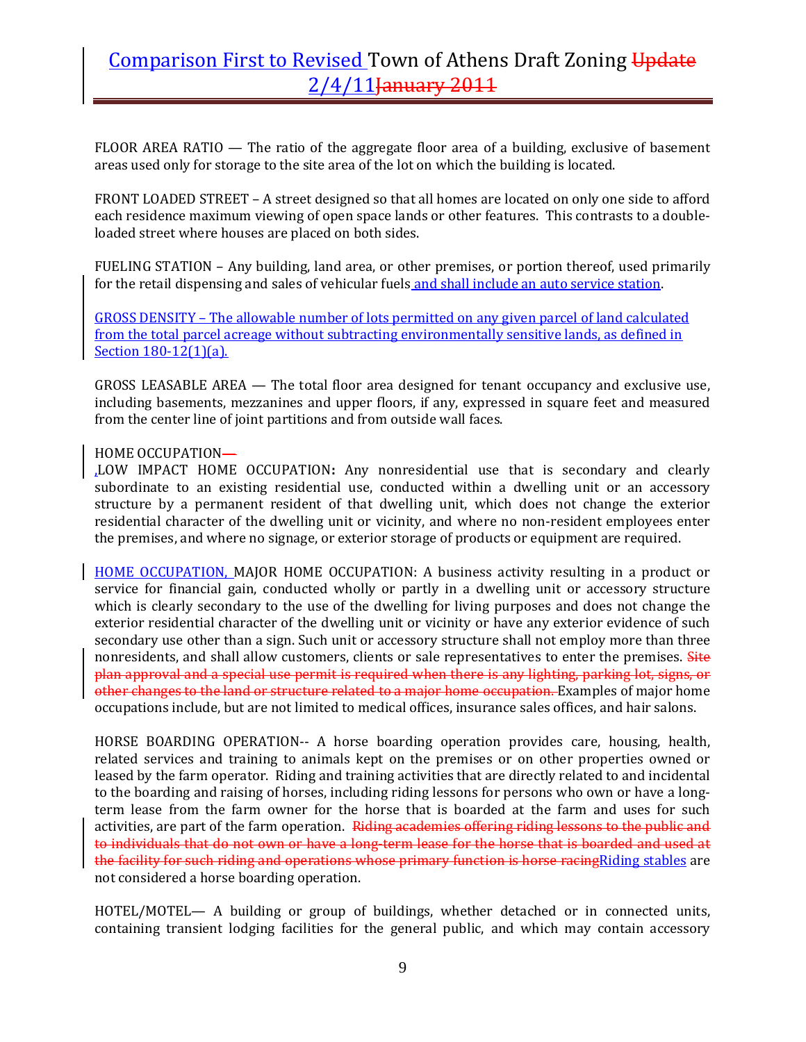FLOOR AREA RATIO — The ratio of the aggregate floor area of a building, exclusive of basement areas used only for storage to the site area of the lot on which the building is located.

FRONT LOADED STREET – A street designed so that all homes are located on only one side to afford each residence maximum viewing of open space lands or other features. This contrasts to a double-loaded street where houses are placed on both sides.

FUELING STATION – Any building, land area, or other premises, or portion thereof, used primarily for the retail dispensing and sales of vehicular fuels and shall include an auto service station.

GROSS DENSITY – The allowable number of lots permitted on any given parcel of land calculated from the total parcel acreage without subtracting environmentally sensitive lands, as defined in Section 180-12(1)(a).

GROSS LEASABLE AREA — The total floor area designed for tenant occupancy and exclusive use, including basements, mezzanines and upper floors, if any, expressed in square feet and measured from the center line of joint partitions and from outside wall faces.

HOME OCCUPATION—

,LOW IMPACT HOME OCCUPATION**:** Any nonresidential use that is secondary and clearly subordinate to an existing residential use, conducted within a dwelling unit or an accessory structure by a permanent resident of that dwelling unit, which does not change the exterior residential character of the dwelling unit or vicinity, and where no non-resident employees enter the premises, and where no signage, or exterior storage of products or equipment are required.

HOME OCCUPATION, MAJOR HOME OCCUPATION: A business activity resulting in a product or service for financial gain, conducted wholly or partly in a dwelling unit or accessory structure which is clearly secondary to the use of the dwelling for living purposes and does not change the exterior residential character of the dwelling unit or vicinity or have any exterior evidence of such secondary use other than a sign. Such unit or accessory structure shall not employ more than three nonresidents, and shall allow customers, clients or sale representatives to enter the premises. ~~Site plan approval and a special use permit is required when there is any lighting, parking lot, signs, or other changes to the land or structure related to a major home occupation.~~ Examples of major home occupations include, but are not limited to medical offices, insurance sales offices, and hair salons.

HORSE BOARDING OPERATION-- A horse boarding operation provides care, housing, health, related services and training to animals kept on the premises or on other properties owned or leased by the farm operator. Riding and training activities that are directly related to and incidental to the boarding and raising of horses, including riding lessons for persons who own or have a long-term lease from the farm owner for the horse that is boarded at the farm and uses for such activities, are part of the farm operation. ~~Riding academies offering riding lessons to the public and to individuals that do not own or have a long-term lease for the horse that is boarded and used at the facility for such riding and operations whose primary function is horse racing~~Riding stables are not considered a horse boarding operation.

HOTEL/MOTEL— A building or group of buildings, whether detached or in connected units, containing transient lodging facilities for the general public, and which may contain accessory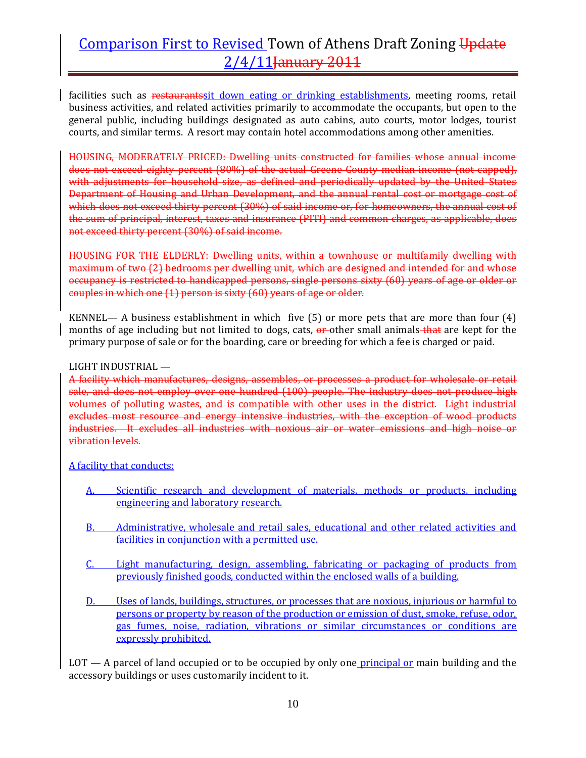facilities such as ~~restaurants~~sit down eating or drinking establishments, meeting rooms, retail business activities, and related activities primarily to accommodate the occupants, but open to the general public, including buildings designated as auto cabins, auto courts, motor lodges, tourist courts, and similar terms. A resort may contain hotel accommodations among other amenities.

~~HOUSING, MODERATELY PRICED: Dwelling units constructed for families whose annual income does not exceed eighty percent (80%) of the actual Greene County median income (not capped), with adjustments for household size, as defined and periodically updated by the United States Department of Housing and Urban Development, and the annual rental cost or mortgage cost of which does not exceed thirty percent (30%) of said income or, for homeowners, the annual cost of the sum of principal, interest, taxes and insurance (PITI) and common charges, as applicable, does not exceed thirty percent (30%) of said income.~~

~~HOUSING FOR THE ELDERLY: Dwelling units, within a townhouse or multifamily dwelling with maximum of two (2) bedrooms per dwelling unit, which are designed and intended for and whose occupancy is restricted to handicapped persons, single persons sixty (60) years of age or older or couples in which one (1) person is sixty (60) years of age or older.~~

KENNEL— A business establishment in which five (5) or more pets that are more than four (4) months of age including but not limited to dogs, cats, ~~or~~ other small animals ~~that~~ are kept for the primary purpose of sale or for the boarding, care or breeding for which a fee is charged or paid.

LIGHT INDUSTRIAL —

~~A facility which manufactures, designs, assembles, or processes a product for wholesale or retail sale, and does not employ over one hundred (100) people. The industry does not produce high volumes of polluting wastes, and is compatible with other uses in the district. Light industrial excludes most resource and energy intensive industries, with the exception of wood products industries. It excludes all industries with noxious air or water emissions and high noise or vibration levels.~~

A facility that conducts:

A. Scientific research and development of materials, methods or products, including engineering and laboratory research.

B. Administrative, wholesale and retail sales, educational and other related activities and facilities in conjunction with a permitted use.

C. Light manufacturing, design, assembling, fabricating or packaging of products from previously finished goods, conducted within the enclosed walls of a building.

D. Uses of lands, buildings, structures, or processes that are noxious, injurious or harmful to persons or property by reason of the production or emission of dust, smoke, refuse, odor, gas fumes, noise, radiation, vibrations or similar circumstances or conditions are expressly prohibited.

LOT — A parcel of land occupied or to be occupied by only one principal or main building and the accessory buildings or uses customarily incident to it.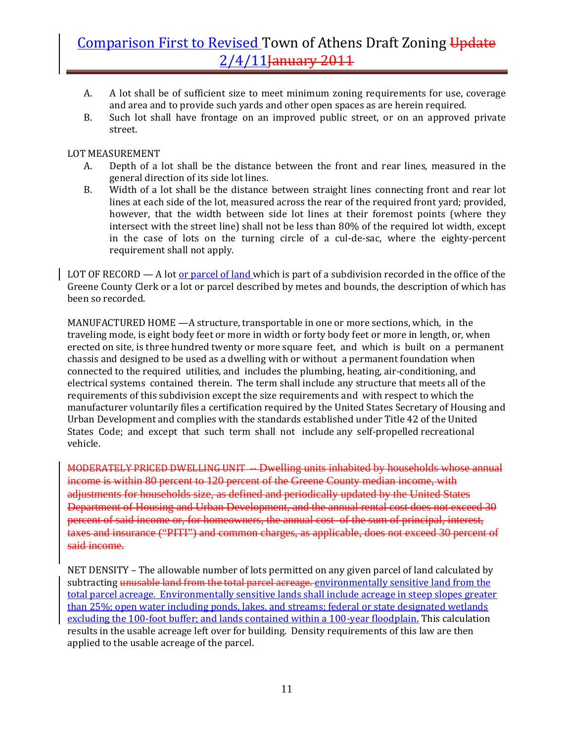A. A lot shall be of sufficient size to meet minimum zoning requirements for use, coverage and area and to provide such yards and other open spaces as are herein required.

B. Such lot shall have frontage on an improved public street, or on an approved private street.

LOT MEASUREMENT

A. Depth of a lot shall be the distance between the front and rear lines, measured in the general direction of its side lot lines.

B. Width of a lot shall be the distance between straight lines connecting front and rear lot lines at each side of the lot, measured across the rear of the required front yard; provided, however, that the width between side lot lines at their foremost points (where they intersect with the street line) shall not be less than 80% of the required lot width, except in the case of lots on the turning circle of a cul-de-sac, where the eighty-percent requirement shall not apply.

LOT OF RECORD — A lot or parcel of land which is part of a subdivision recorded in the office of the Greene County Clerk or a lot or parcel described by metes and bounds, the description of which has been so recorded.

MANUFACTURED HOME —A structure, transportable in one or more sections, which, in the traveling mode, is eight body feet or more in width or forty body feet or more in length, or, when erected on site, is three hundred twenty or more square feet, and which is built on a permanent chassis and designed to be used as a dwelling with or without a permanent foundation when connected to the required utilities, and includes the plumbing, heating, air-conditioning, and electrical systems contained therein. The term shall include any structure that meets all of the requirements of this subdivision except the size requirements and with respect to which the manufacturer voluntarily files a certification required by the United States Secretary of Housing and Urban Development and complies with the standards established under Title 42 of the United States Code; and except that such term shall not include any self-propelled recreational vehicle.

~~MODERATELY PRICED DWELLING UNIT -- Dwelling units inhabited by households whose annual income is within 80 percent to 120 percent of the Greene County median income, with adjustments for households size, as defined and periodically updated by the United States Department of Housing and Urban Development, and the annual rental cost does not exceed 30 percent of said income or, for homeowners, the annual cost of the sum of principal, interest, taxes and insurance ("PITI") and common charges, as applicable, does not exceed 30 percent of said income.~~

NET DENSITY – The allowable number of lots permitted on any given parcel of land calculated by subtracting ~~unusable land from the total parcel acreage.~~ environmentally sensitive land from the total parcel acreage. Environmentally sensitive lands shall include acreage in steep slopes greater than 25%; open water including ponds, lakes, and streams; federal or state designated wetlands excluding the 100-foot buffer; and lands contained within a 100-year floodplain. This calculation results in the usable acreage left over for building. Density requirements of this law are then applied to the usable acreage of the parcel.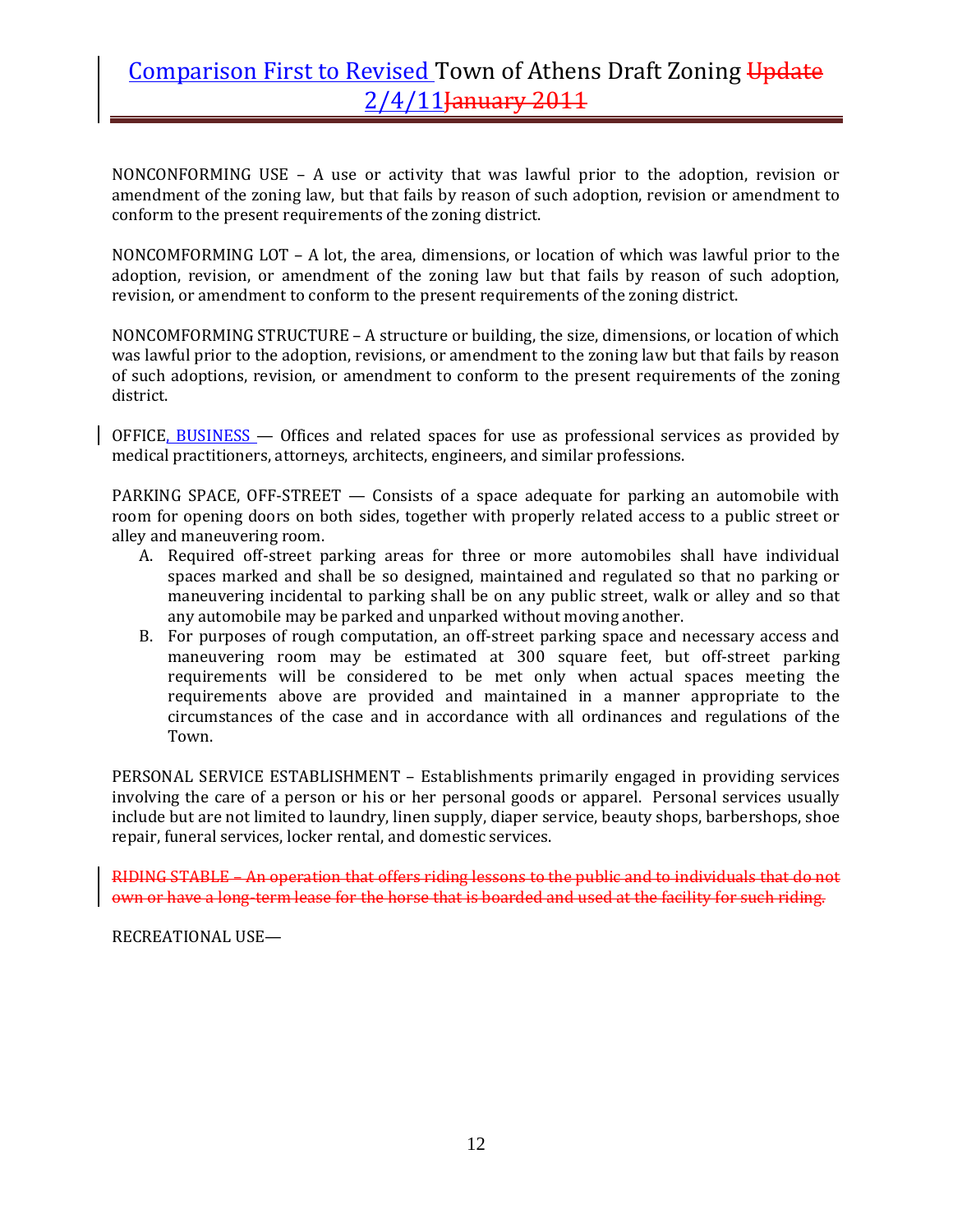NONCONFORMING USE – A use or activity that was lawful prior to the adoption, revision or amendment of the zoning law, but that fails by reason of such adoption, revision or amendment to conform to the present requirements of the zoning district.

NONCOMFORMING LOT – A lot, the area, dimensions, or location of which was lawful prior to the adoption, revision, or amendment of the zoning law but that fails by reason of such adoption, revision, or amendment to conform to the present requirements of the zoning district.

NONCOMFORMING STRUCTURE – A structure or building, the size, dimensions, or location of which was lawful prior to the adoption, revisions, or amendment to the zoning law but that fails by reason of such adoptions, revision, or amendment to conform to the present requirements of the zoning district.

OFFICE, BUSINESS — Offices and related spaces for use as professional services as provided by medical practitioners, attorneys, architects, engineers, and similar professions.

PARKING SPACE, OFF-STREET — Consists of a space adequate for parking an automobile with room for opening doors on both sides, together with properly related access to a public street or alley and maneuvering room.

A. Required off-street parking areas for three or more automobiles shall have individual spaces marked and shall be so designed, maintained and regulated so that no parking or maneuvering incidental to parking shall be on any public street, walk or alley and so that any automobile may be parked and unparked without moving another.
B. For purposes of rough computation, an off-street parking space and necessary access and maneuvering room may be estimated at 300 square feet, but off-street parking requirements will be considered to be met only when actual spaces meeting the requirements above are provided and maintained in a manner appropriate to the circumstances of the case and in accordance with all ordinances and regulations of the Town.

PERSONAL SERVICE ESTABLISHMENT – Establishments primarily engaged in providing services involving the care of a person or his or her personal goods or apparel. Personal services usually include but are not limited to laundry, linen supply, diaper service, beauty shops, barbershops, shoe repair, funeral services, locker rental, and domestic services.

~~RIDING STABLE – An operation that offers riding lessons to the public and to individuals that do not own or have a long-term lease for the horse that is boarded and used at the facility for such riding.~~

RECREATIONAL USE—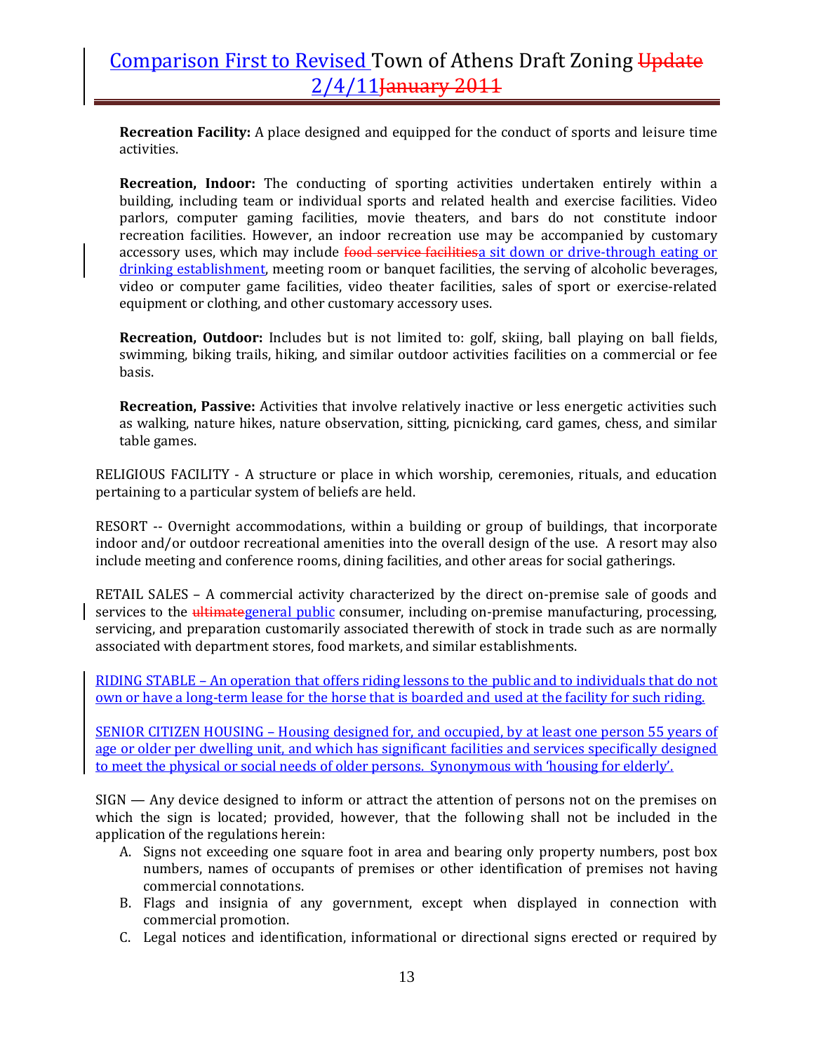**Recreation Facility:** A place designed and equipped for the conduct of sports and leisure time activities.

**Recreation, Indoor:** The conducting of sporting activities undertaken entirely within a building, including team or individual sports and related health and exercise facilities. Video parlors, computer gaming facilities, movie theaters, and bars do not constitute indoor recreation facilities. However, an indoor recreation use may be accompanied by customary accessory uses, which may include ~~food service facilities~~a sit down or drive-through eating or drinking establishment, meeting room or banquet facilities, the serving of alcoholic beverages, video or computer game facilities, video theater facilities, sales of sport or exercise-related equipment or clothing, and other customary accessory uses.

**Recreation, Outdoor:** Includes but is not limited to: golf, skiing, ball playing on ball fields, swimming, biking trails, hiking, and similar outdoor activities facilities on a commercial or fee basis.

**Recreation, Passive:** Activities that involve relatively inactive or less energetic activities such as walking, nature hikes, nature observation, sitting, picnicking, card games, chess, and similar table games.

RELIGIOUS FACILITY - A structure or place in which worship, ceremonies, rituals, and education pertaining to a particular system of beliefs are held.

RESORT -- Overnight accommodations, within a building or group of buildings, that incorporate indoor and/or outdoor recreational amenities into the overall design of the use. A resort may also include meeting and conference rooms, dining facilities, and other areas for social gatherings.

RETAIL SALES – A commercial activity characterized by the direct on-premise sale of goods and services to the ~~ultimate~~general public consumer, including on-premise manufacturing, processing, servicing, and preparation customarily associated therewith of stock in trade such as are normally associated with department stores, food markets, and similar establishments.

RIDING STABLE – An operation that offers riding lessons to the public and to individuals that do not own or have a long-term lease for the horse that is boarded and used at the facility for such riding.

SENIOR CITIZEN HOUSING – Housing designed for, and occupied, by at least one person 55 years of age or older per dwelling unit, and which has significant facilities and services specifically designed to meet the physical or social needs of older persons. Synonymous with 'housing for elderly'.

SIGN — Any device designed to inform or attract the attention of persons not on the premises on which the sign is located; provided, however, that the following shall not be included in the application of the regulations herein:

A. Signs not exceeding one square foot in area and bearing only property numbers, post box numbers, names of occupants of premises or other identification of premises not having commercial connotations.
B. Flags and insignia of any government, except when displayed in connection with commercial promotion.
C. Legal notices and identification, informational or directional signs erected or required by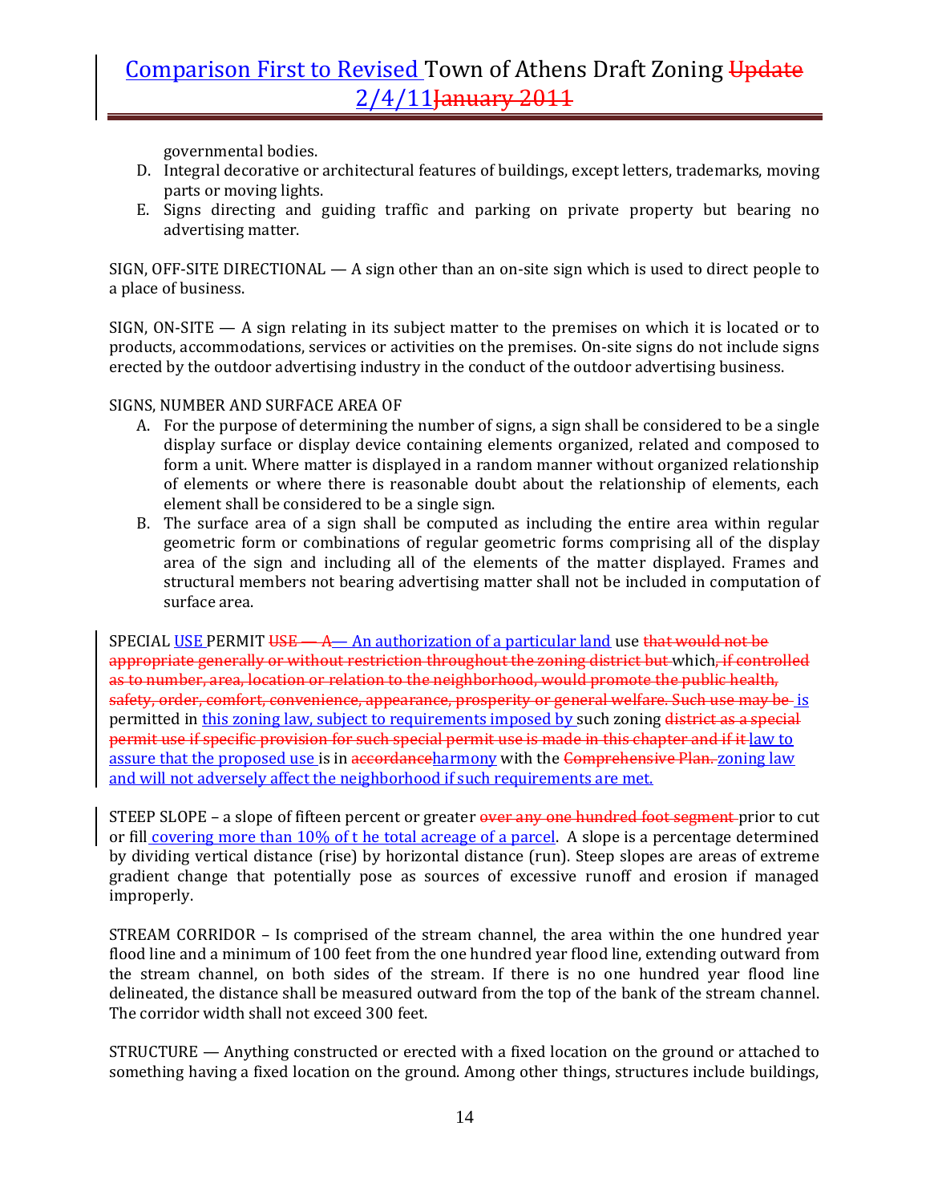governmental bodies.

D. Integral decorative or architectural features of buildings, except letters, trademarks, moving parts or moving lights.
E. Signs directing and guiding traffic and parking on private property but bearing no advertising matter.

SIGN, OFF-SITE DIRECTIONAL — A sign other than an on-site sign which is used to direct people to a place of business.

SIGN, ON-SITE — A sign relating in its subject matter to the premises on which it is located or to products, accommodations, services or activities on the premises. On-site signs do not include signs erected by the outdoor advertising industry in the conduct of the outdoor advertising business.

SIGNS, NUMBER AND SURFACE AREA OF

A. For the purpose of determining the number of signs, a sign shall be considered to be a single display surface or display device containing elements organized, related and composed to form a unit. Where matter is displayed in a random manner without organized relationship of elements or where there is reasonable doubt about the relationship of elements, each element shall be considered to be a single sign.
B. The surface area of a sign shall be computed as including the entire area within regular geometric form or combinations of regular geometric forms comprising all of the display area of the sign and including all of the elements of the matter displayed. Frames and structural members not bearing advertising matter shall not be included in computation of surface area.

SPECIAL USE PERMIT ~~USE — A~~— An authorization of a particular land use ~~that would not be appropriate generally or without restriction throughout the zoning district but~~ which~~, if controlled as to number, area, location or relation to the neighborhood, would promote the public health, safety, order, comfort, convenience, appearance, prosperity or general welfare. Such use may be~~ is permitted in this zoning law, subject to requirements imposed by such zoning ~~district as a special permit use if specific provision for such special permit use is made in this chapter and if it~~ law to assure that the proposed use is in ~~accordance~~harmony with the ~~Comprehensive Plan.~~ zoning law and will not adversely affect the neighborhood if such requirements are met.

STEEP SLOPE – a slope of fifteen percent or greater ~~over any one hundred foot segment~~ prior to cut or fill covering more than 10% of t he total acreage of a parcel. A slope is a percentage determined by dividing vertical distance (rise) by horizontal distance (run). Steep slopes are areas of extreme gradient change that potentially pose as sources of excessive runoff and erosion if managed improperly.

STREAM CORRIDOR – Is comprised of the stream channel, the area within the one hundred year flood line and a minimum of 100 feet from the one hundred year flood line, extending outward from the stream channel, on both sides of the stream. If there is no one hundred year flood line delineated, the distance shall be measured outward from the top of the bank of the stream channel. The corridor width shall not exceed 300 feet.

STRUCTURE — Anything constructed or erected with a fixed location on the ground or attached to something having a fixed location on the ground. Among other things, structures include buildings,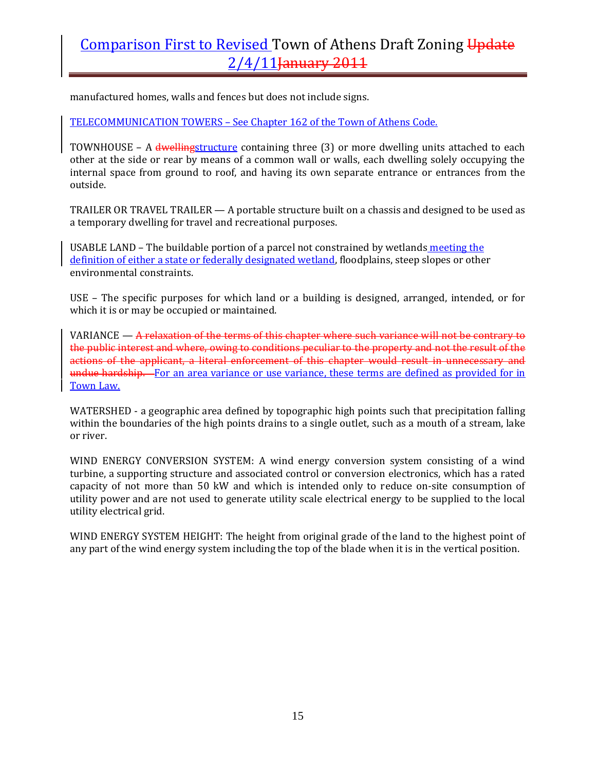manufactured homes, walls and fences but does not include signs.

TELECOMMUNICATION TOWERS – See Chapter 162 of the Town of Athens Code.

TOWNHOUSE – A ~~dwelling~~structure containing three (3) or more dwelling units attached to each other at the side or rear by means of a common wall or walls, each dwelling solely occupying the internal space from ground to roof, and having its own separate entrance or entrances from the outside.

TRAILER OR TRAVEL TRAILER — A portable structure built on a chassis and designed to be used as a temporary dwelling for travel and recreational purposes.

USABLE LAND – The buildable portion of a parcel not constrained by wetlands meeting the definition of either a state or federally designated wetland, floodplains, steep slopes or other environmental constraints.

USE – The specific purposes for which land or a building is designed, arranged, intended, or for which it is or may be occupied or maintained.

VARIANCE — ~~A relaxation of the terms of this chapter where such variance will not be contrary to the public interest and where, owing to conditions peculiar to the property and not the result of the actions of the applicant, a literal enforcement of this chapter would result in unnecessary and undue hardship.~~ For an area variance or use variance, these terms are defined as provided for in Town Law.

WATERSHED - a geographic area defined by topographic high points such that precipitation falling within the boundaries of the high points drains to a single outlet, such as a mouth of a stream, lake or river.

WIND ENERGY CONVERSION SYSTEM: A wind energy conversion system consisting of a wind turbine, a supporting structure and associated control or conversion electronics, which has a rated capacity of not more than 50 kW and which is intended only to reduce on-site consumption of utility power and are not used to generate utility scale electrical energy to be supplied to the local utility electrical grid.

WIND ENERGY SYSTEM HEIGHT: The height from original grade of the land to the highest point of any part of the wind energy system including the top of the blade when it is in the vertical position.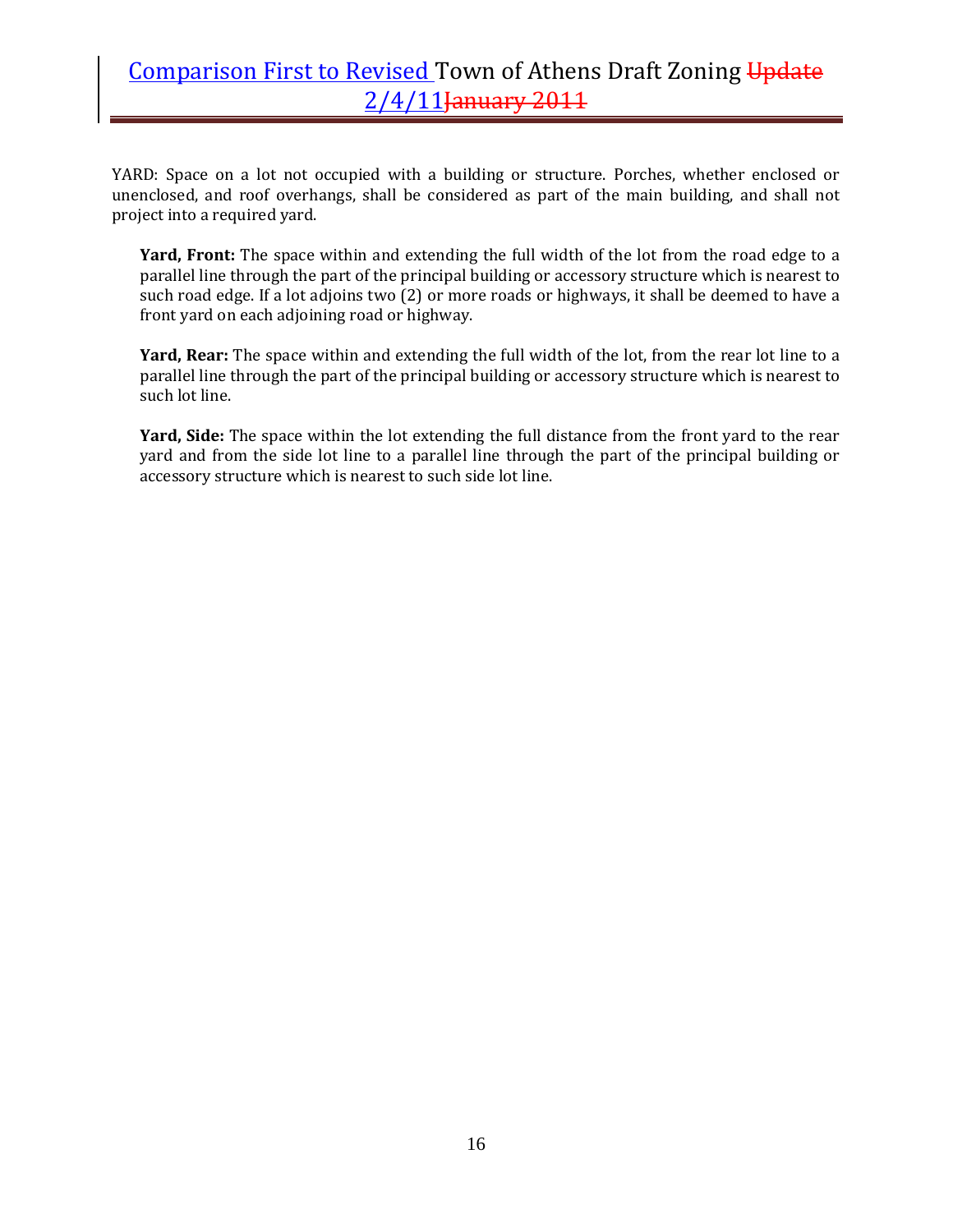YARD: Space on a lot not occupied with a building or structure. Porches, whether enclosed or unenclosed, and roof overhangs, shall be considered as part of the main building, and shall not project into a required yard.

**Yard, Front:** The space within and extending the full width of the lot from the road edge to a parallel line through the part of the principal building or accessory structure which is nearest to such road edge. If a lot adjoins two (2) or more roads or highways, it shall be deemed to have a front yard on each adjoining road or highway.

**Yard, Rear:** The space within and extending the full width of the lot, from the rear lot line to a parallel line through the part of the principal building or accessory structure which is nearest to such lot line.

**Yard, Side:** The space within the lot extending the full distance from the front yard to the rear yard and from the side lot line to a parallel line through the part of the principal building or accessory structure which is nearest to such side lot line.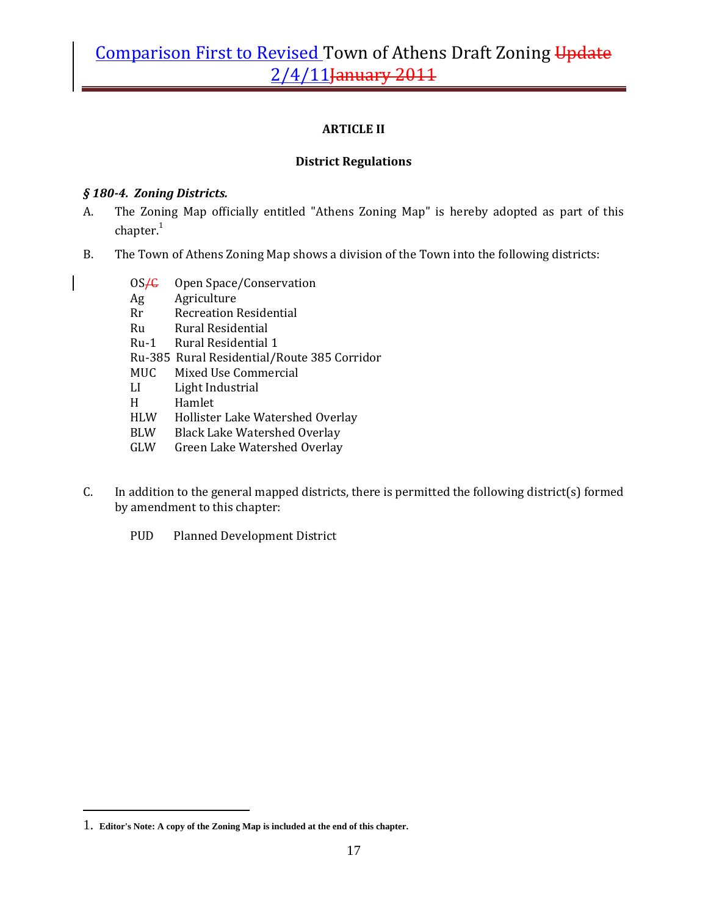## ARTICLE II

## District Regulations

### *§ 180-4. Zoning Districts.*

A. The Zoning Map officially entitled "Athens Zoning Map" is hereby adopted as part of this chapter.[1]

B. The Town of Athens Zoning Map shows a division of the Town into the following districts:

| | |
|---|---|
| OS | Open Space/Conservation |
| Ag | Agriculture |
| Rr | Recreation Residential |
| Ru | Rural Residential |
| Ru-1 | Rural Residential 1 |
| Ru-385 | Rural Residential/Route 385 Corridor |
| MUC | Mixed Use Commercial |
| LI | Light Industrial |
| H | Hamlet |
| HLW | Hollister Lake Watershed Overlay |
| BLW | Black Lake Watershed Overlay |
| GLW | Green Lake Watershed Overlay |

C. In addition to the general mapped districts, there is permitted the following district(s) formed by amendment to this chapter:

PUD Planned Development District

---

1. **Editor's Note: A copy of the Zoning Map is included at the end of this chapter.**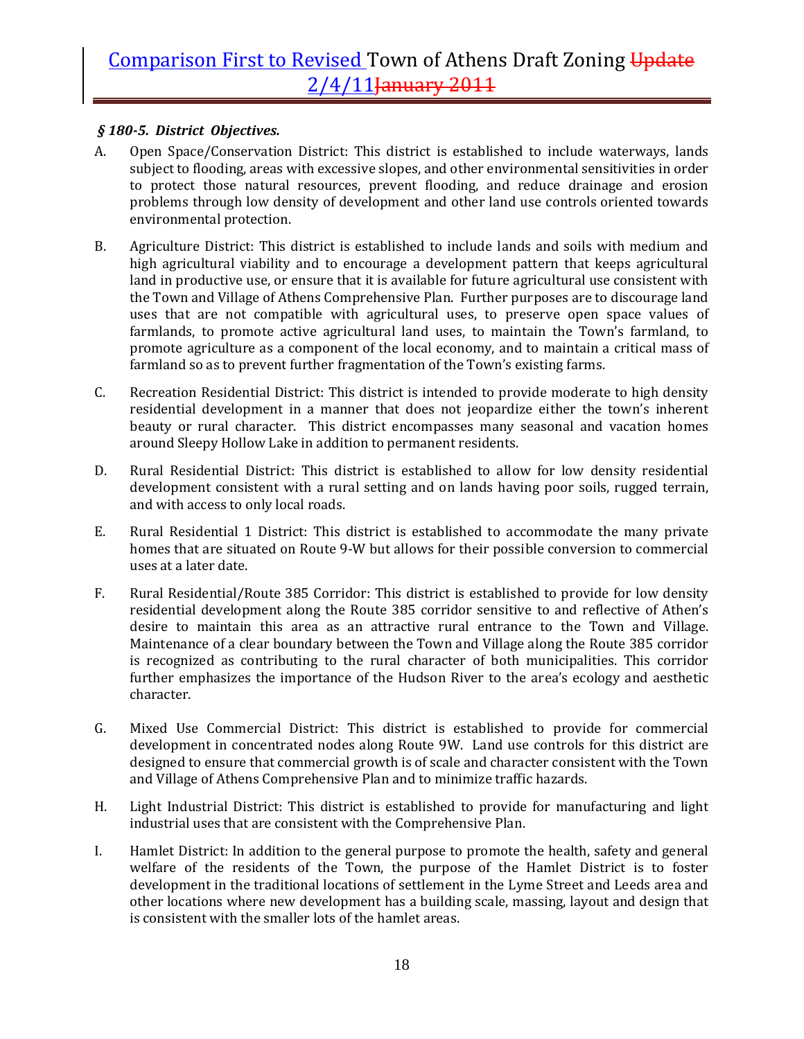### *§ 180-5. District Objectives.*

A. Open Space/Conservation District: This district is established to include waterways, lands subject to flooding, areas with excessive slopes, and other environmental sensitivities in order to protect those natural resources, prevent flooding, and reduce drainage and erosion problems through low density of development and other land use controls oriented towards environmental protection.

B. Agriculture District: This district is established to include lands and soils with medium and high agricultural viability and to encourage a development pattern that keeps agricultural land in productive use, or ensure that it is available for future agricultural use consistent with the Town and Village of Athens Comprehensive Plan. Further purposes are to discourage land uses that are not compatible with agricultural uses, to preserve open space values of farmlands, to promote active agricultural land uses, to maintain the Town's farmland, to promote agriculture as a component of the local economy, and to maintain a critical mass of farmland so as to prevent further fragmentation of the Town's existing farms.

C. Recreation Residential District: This district is intended to provide moderate to high density residential development in a manner that does not jeopardize either the town's inherent beauty or rural character. This district encompasses many seasonal and vacation homes around Sleepy Hollow Lake in addition to permanent residents.

D. Rural Residential District: This district is established to allow for low density residential development consistent with a rural setting and on lands having poor soils, rugged terrain, and with access to only local roads.

E. Rural Residential 1 District: This district is established to accommodate the many private homes that are situated on Route 9-W but allows for their possible conversion to commercial uses at a later date.

F. Rural Residential/Route 385 Corridor: This district is established to provide for low density residential development along the Route 385 corridor sensitive to and reflective of Athen's desire to maintain this area as an attractive rural entrance to the Town and Village. Maintenance of a clear boundary between the Town and Village along the Route 385 corridor is recognized as contributing to the rural character of both municipalities. This corridor further emphasizes the importance of the Hudson River to the area's ecology and aesthetic character.

G. Mixed Use Commercial District: This district is established to provide for commercial development in concentrated nodes along Route 9W. Land use controls for this district are designed to ensure that commercial growth is of scale and character consistent with the Town and Village of Athens Comprehensive Plan and to minimize traffic hazards.

H. Light Industrial District: This district is established to provide for manufacturing and light industrial uses that are consistent with the Comprehensive Plan.

I. Hamlet District: In addition to the general purpose to promote the health, safety and general welfare of the residents of the Town, the purpose of the Hamlet District is to foster development in the traditional locations of settlement in the Lyme Street and Leeds area and other locations where new development has a building scale, massing, layout and design that is consistent with the smaller lots of the hamlet areas.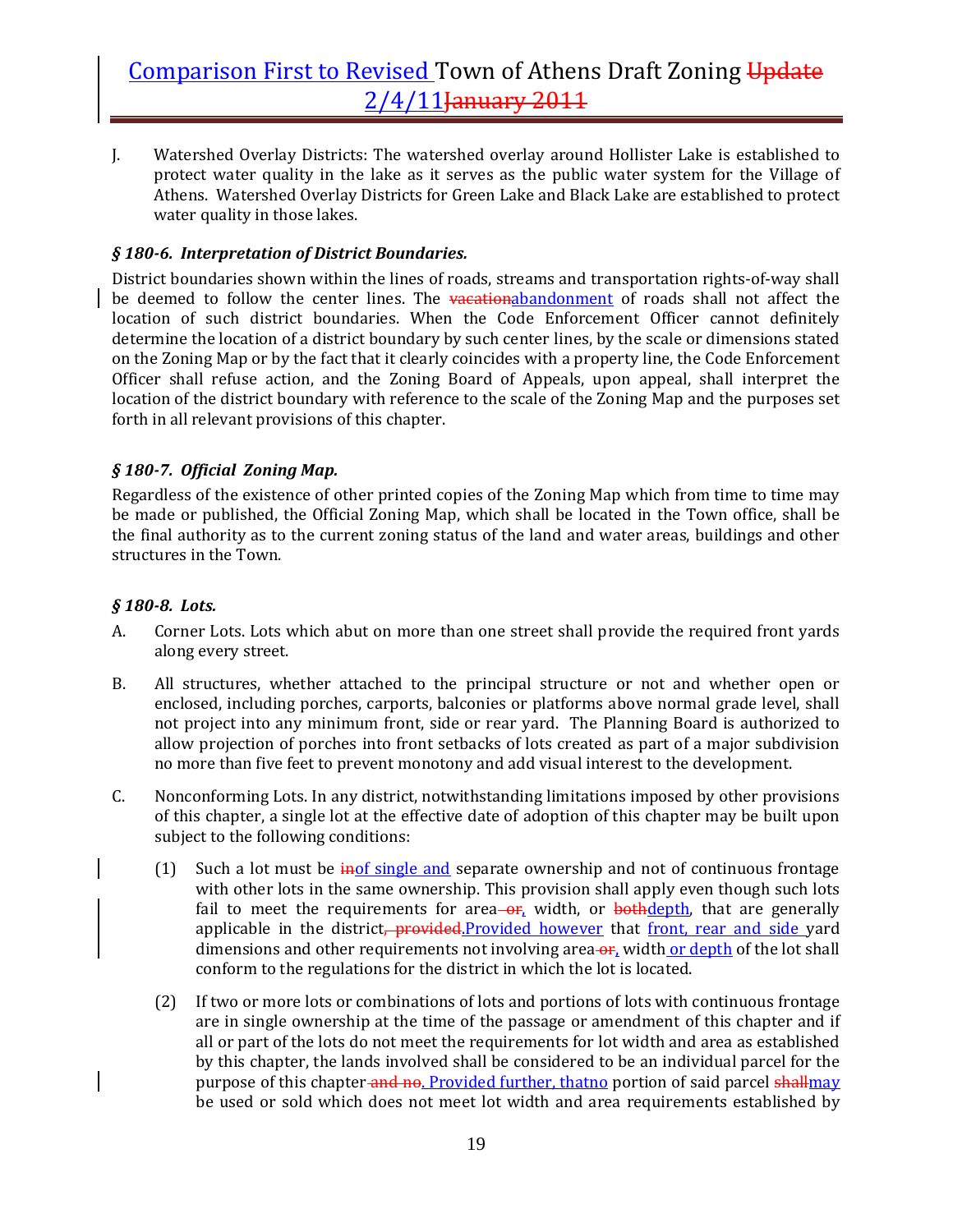J. Watershed Overlay Districts: The watershed overlay around Hollister Lake is established to protect water quality in the lake as it serves as the public water system for the Village of Athens. Watershed Overlay Districts for Green Lake and Black Lake are established to protect water quality in those lakes.

### *§ 180-6. Interpretation of District Boundaries.*

District boundaries shown within the lines of roads, streams and transportation rights-of-way shall be deemed to follow the center lines. The ~~vacation~~abandonment of roads shall not affect the location of such district boundaries. When the Code Enforcement Officer cannot definitely determine the location of a district boundary by such center lines, by the scale or dimensions stated on the Zoning Map or by the fact that it clearly coincides with a property line, the Code Enforcement Officer shall refuse action, and the Zoning Board of Appeals, upon appeal, shall interpret the location of the district boundary with reference to the scale of the Zoning Map and the purposes set forth in all relevant provisions of this chapter.

### *§ 180-7. Official Zoning Map.*

Regardless of the existence of other printed copies of the Zoning Map which from time to time may be made or published, the Official Zoning Map, which shall be located in the Town office, shall be the final authority as to the current zoning status of the land and water areas, buildings and other structures in the Town.

### *§ 180-8. Lots.*

A. Corner Lots. Lots which abut on more than one street shall provide the required front yards along every street.

B. All structures, whether attached to the principal structure or not and whether open or enclosed, including porches, carports, balconies or platforms above normal grade level, shall not project into any minimum front, side or rear yard. The Planning Board is authorized to allow projection of porches into front setbacks of lots created as part of a major subdivision no more than five feet to prevent monotony and add visual interest to the development.

C. Nonconforming Lots. In any district, notwithstanding limitations imposed by other provisions of this chapter, a single lot at the effective date of adoption of this chapter may be built upon subject to the following conditions:

(1) Such a lot must be ~~in~~of single and separate ownership and not of continuous frontage with other lots in the same ownership. This provision shall apply even though such lots fail to meet the requirements for area~~ or~~, width, or ~~both~~depth, that are generally applicable in the district~~, provided~~.Provided however that front, rear and side yard dimensions and other requirements not involving area~~ or~~, width or depth of the lot shall conform to the regulations for the district in which the lot is located.

(2) If two or more lots or combinations of lots and portions of lots with continuous frontage are in single ownership at the time of the passage or amendment of this chapter and if all or part of the lots do not meet the requirements for lot width and area as established by this chapter, the lands involved shall be considered to be an individual parcel for the purpose of this chapter~~ and no~~. Provided further, thatno portion of said parcel ~~shall~~may be used or sold which does not meet lot width and area requirements established by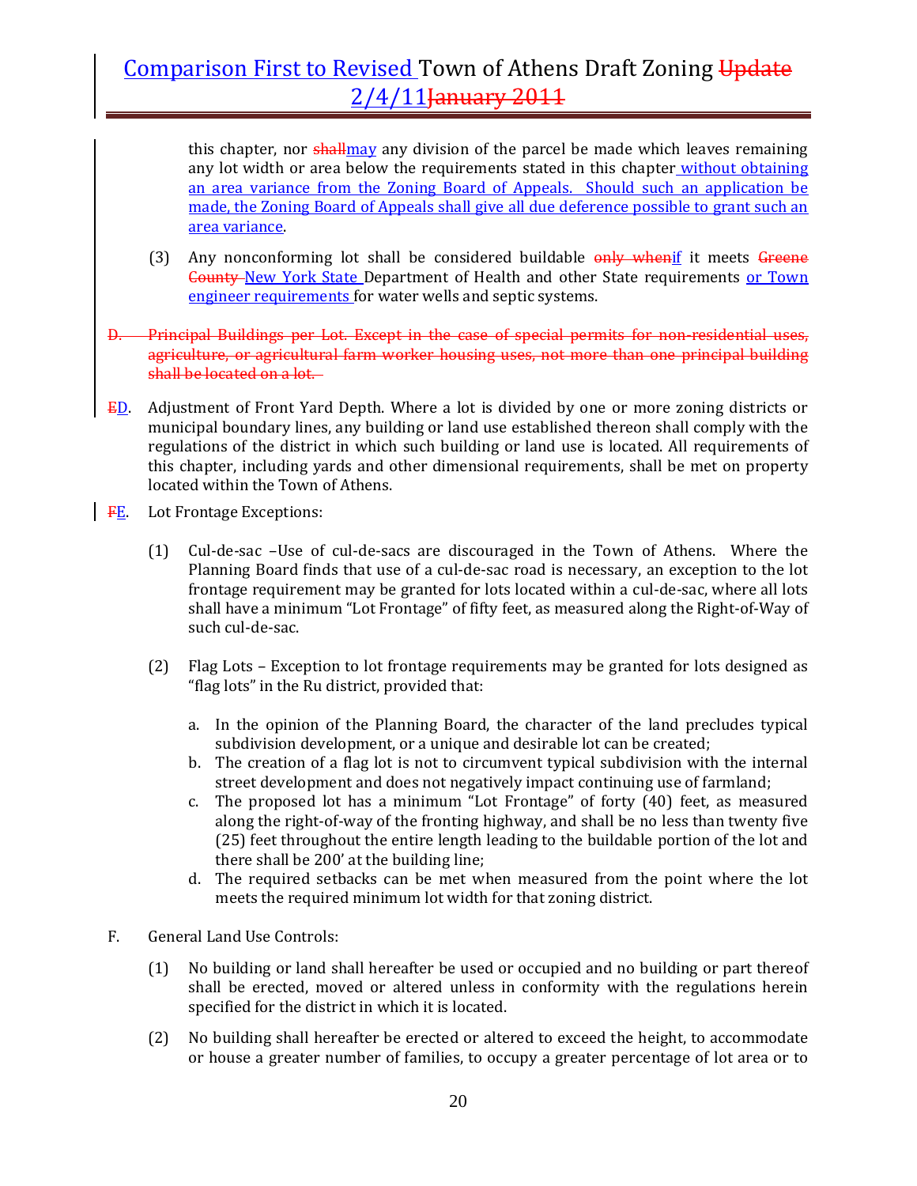this chapter, nor ~~shall~~may any division of the parcel be made which leaves remaining any lot width or area below the requirements stated in this chapter without obtaining an area variance from the Zoning Board of Appeals. Should such an application be made, the Zoning Board of Appeals shall give all due deference possible to grant such an area variance.

(3) Any nonconforming lot shall be considered buildable ~~only when~~if it meets ~~Greene County~~ New York State Department of Health and other State requirements or Town engineer requirements for water wells and septic systems.

~~D. Principal Buildings per Lot. Except in the case of special permits for non-residential uses, agriculture, or agricultural farm worker housing uses, not more than one principal building shall be located on a lot.~~

~~E~~D. Adjustment of Front Yard Depth. Where a lot is divided by one or more zoning districts or municipal boundary lines, any building or land use established thereon shall comply with the regulations of the district in which such building or land use is located. All requirements of this chapter, including yards and other dimensional requirements, shall be met on property located within the Town of Athens.

~~F~~E. Lot Frontage Exceptions:

(1) Cul-de-sac –Use of cul-de-sacs are discouraged in the Town of Athens. Where the Planning Board finds that use of a cul-de-sac road is necessary, an exception to the lot frontage requirement may be granted for lots located within a cul-de-sac, where all lots shall have a minimum "Lot Frontage" of fifty feet, as measured along the Right-of-Way of such cul-de-sac.

(2) Flag Lots – Exception to lot frontage requirements may be granted for lots designed as "flag lots" in the Ru district, provided that:

a. In the opinion of the Planning Board, the character of the land precludes typical subdivision development, or a unique and desirable lot can be created;
b. The creation of a flag lot is not to circumvent typical subdivision with the internal street development and does not negatively impact continuing use of farmland;
c. The proposed lot has a minimum "Lot Frontage" of forty (40) feet, as measured along the right-of-way of the fronting highway, and shall be no less than twenty five (25) feet throughout the entire length leading to the buildable portion of the lot and there shall be 200' at the building line;
d. The required setbacks can be met when measured from the point where the lot meets the required minimum lot width for that zoning district.

F. General Land Use Controls:

(1) No building or land shall hereafter be used or occupied and no building or part thereof shall be erected, moved or altered unless in conformity with the regulations herein specified for the district in which it is located.

(2) No building shall hereafter be erected or altered to exceed the height, to accommodate or house a greater number of families, to occupy a greater percentage of lot area or to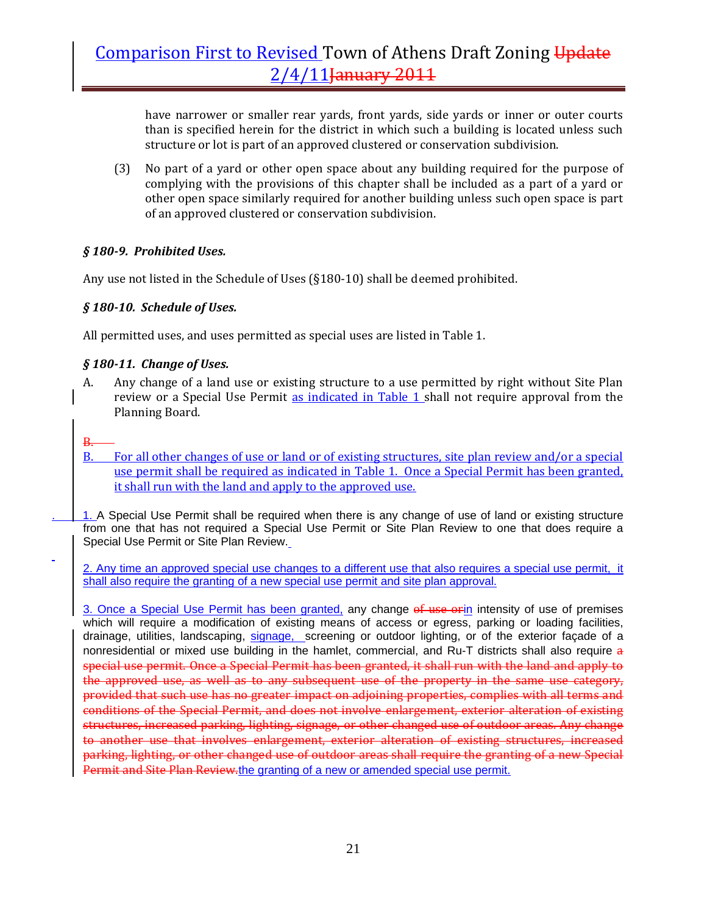have narrower or smaller rear yards, front yards, side yards or inner or outer courts than is specified herein for the district in which such a building is located unless such structure or lot is part of an approved clustered or conservation subdivision.

(3) No part of a yard or other open space about any building required for the purpose of complying with the provisions of this chapter shall be included as a part of a yard or other open space similarly required for another building unless such open space is part of an approved clustered or conservation subdivision.

### *§ 180-9. Prohibited Uses.*

Any use not listed in the Schedule of Uses (§180-10) shall be deemed prohibited.

### *§ 180-10. Schedule of Uses.*

All permitted uses, and uses permitted as special uses are listed in Table 1.

### *§ 180-11. Change of Uses.*

A. Any change of a land use or existing structure to a use permitted by right without Site Plan review or a Special Use Permit as indicated in Table 1 shall not require approval from the Planning Board.

~~B.~~

B. For all other changes of use or land or of existing structures, site plan review and/or a special use permit shall be required as indicated in Table 1. Once a Special Permit has been granted, it shall run with the land and apply to the approved use.

1. A Special Use Permit shall be required when there is any change of use of land or existing structure from one that has not required a Special Use Permit or Site Plan Review to one that does require a Special Use Permit or Site Plan Review.

2. Any time an approved special use changes to a different use that also requires a special use permit, it shall also require the granting of a new special use permit and site plan approval.

3. Once a Special Use Permit has been granted, any change ~~of use or~~in intensity of use of premises which will require a modification of existing means of access or egress, parking or loading facilities, drainage, utilities, landscaping, signage, screening or outdoor lighting, or of the exterior façade of a nonresidential or mixed use building in the hamlet, commercial, and Ru-T districts shall also require ~~a special use permit. Once a Special Permit has been granted, it shall run with the land and apply to the approved use, as well as to any subsequent use of the property in the same use category, provided that such use has no greater impact on adjoining properties, complies with all terms and conditions of the Special Permit, and does not involve enlargement, exterior alteration of existing structures, increased parking, lighting, signage, or other changed use of outdoor areas. Any change to another use that involves enlargement, exterior alteration of existing structures, increased parking, lighting, or other changed use of outdoor areas shall require the granting of a new Special Permit and Site Plan Review.~~the granting of a new or amended special use permit.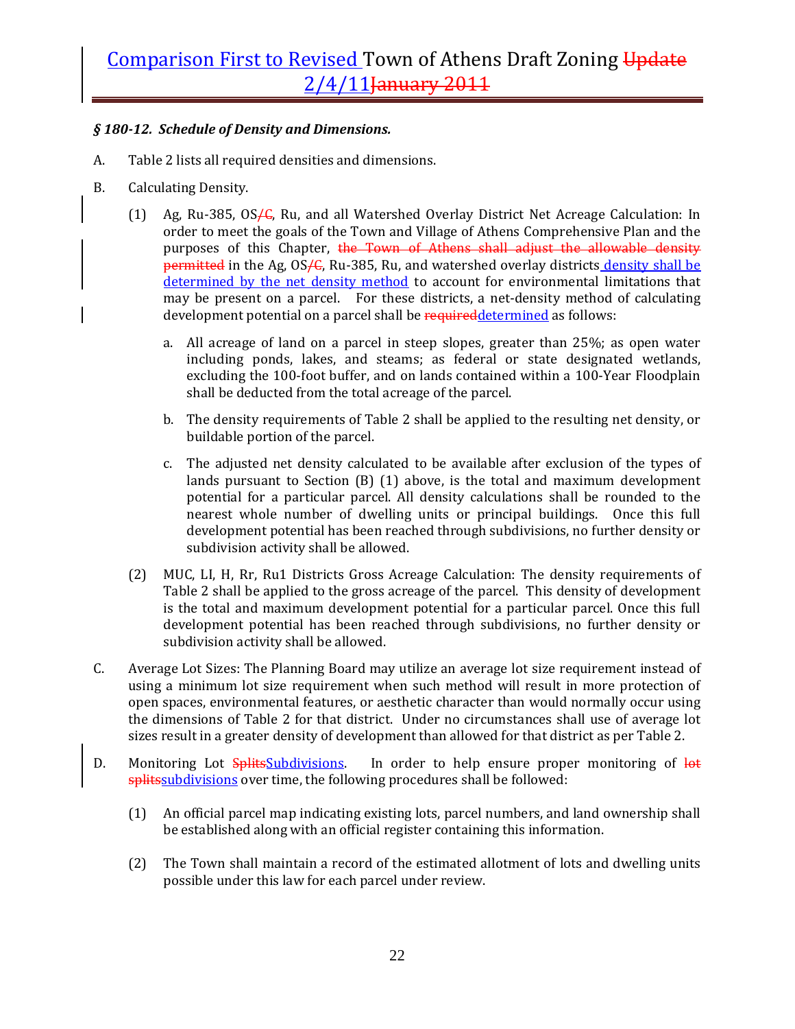*§ 180-12. Schedule of Density and Dimensions.*

A. Table 2 lists all required densities and dimensions.

B. Calculating Density.

(1) Ag, Ru-385, OS/C, Ru, and all Watershed Overlay District Net Acreage Calculation: In order to meet the goals of the Town and Village of Athens Comprehensive Plan and the purposes of this Chapter, the Town of Athens shall adjust the allowable density permitted in the Ag, OS/C, Ru-385, Ru, and watershed overlay districts density shall be determined by the net density method to account for environmental limitations that may be present on a parcel. For these districts, a net-density method of calculating development potential on a parcel shall be requireddetermined as follows:

a. All acreage of land on a parcel in steep slopes, greater than 25%; as open water including ponds, lakes, and steams; as federal or state designated wetlands, excluding the 100-foot buffer, and on lands contained within a 100-Year Floodplain shall be deducted from the total acreage of the parcel.

b. The density requirements of Table 2 shall be applied to the resulting net density, or buildable portion of the parcel.

c. The adjusted net density calculated to be available after exclusion of the types of lands pursuant to Section (B) (1) above, is the total and maximum development potential for a particular parcel. All density calculations shall be rounded to the nearest whole number of dwelling units or principal buildings. Once this full development potential has been reached through subdivisions, no further density or subdivision activity shall be allowed.

(2) MUC, LI, H, Rr, Ru1 Districts Gross Acreage Calculation: The density requirements of Table 2 shall be applied to the gross acreage of the parcel. This density of development is the total and maximum development potential for a particular parcel. Once this full development potential has been reached through subdivisions, no further density or subdivision activity shall be allowed.

C. Average Lot Sizes: The Planning Board may utilize an average lot size requirement instead of using a minimum lot size requirement when such method will result in more protection of open spaces, environmental features, or aesthetic character than would normally occur using the dimensions of Table 2 for that district. Under no circumstances shall use of average lot sizes result in a greater density of development than allowed for that district as per Table 2.

D. Monitoring Lot SplitsSubdivisions. In order to help ensure proper monitoring of lot splitssubdivisions over time, the following procedures shall be followed:

(1) An official parcel map indicating existing lots, parcel numbers, and land ownership shall be established along with an official register containing this information.

(2) The Town shall maintain a record of the estimated allotment of lots and dwelling units possible under this law for each parcel under review.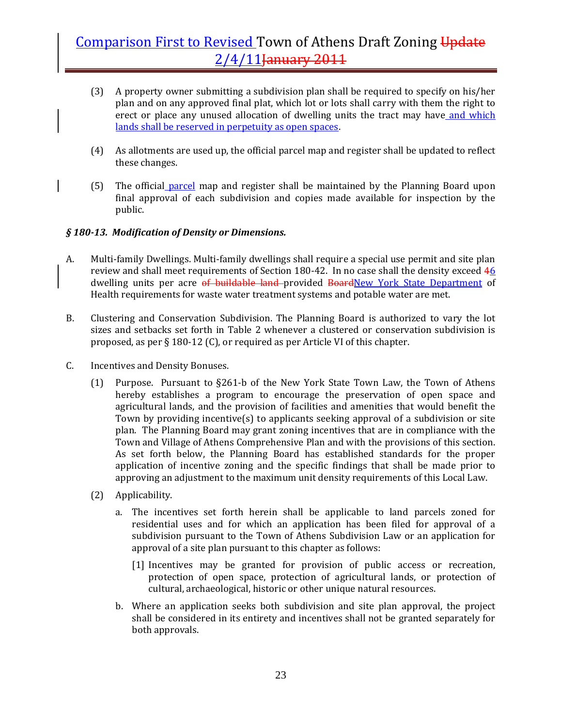(3) A property owner submitting a subdivision plan shall be required to specify on his/her plan and on any approved final plat, which lot or lots shall carry with them the right to erect or place any unused allocation of dwelling units the tract may have and which lands shall be reserved in perpetuity as open spaces.

(4) As allotments are used up, the official parcel map and register shall be updated to reflect these changes.

(5) The official parcel map and register shall be maintained by the Planning Board upon final approval of each subdivision and copies made available for inspection by the public.

***§ 180-13. Modification of Density or Dimensions.***

A. Multi-family Dwellings. Multi-family dwellings shall require a special use permit and site plan review and shall meet requirements of Section 180-42. In no case shall the density exceed ~~4~~6 dwelling units per acre ~~of buildable land~~ provided ~~Board~~New York State Department of Health requirements for waste water treatment systems and potable water are met.

B. Clustering and Conservation Subdivision. The Planning Board is authorized to vary the lot sizes and setbacks set forth in Table 2 whenever a clustered or conservation subdivision is proposed, as per § 180-12 (C), or required as per Article VI of this chapter.

C. Incentives and Density Bonuses.

(1) Purpose. Pursuant to §261-b of the New York State Town Law, the Town of Athens hereby establishes a program to encourage the preservation of open space and agricultural lands, and the provision of facilities and amenities that would benefit the Town by providing incentive(s) to applicants seeking approval of a subdivision or site plan. The Planning Board may grant zoning incentives that are in compliance with the Town and Village of Athens Comprehensive Plan and with the provisions of this section. As set forth below, the Planning Board has established standards for the proper application of incentive zoning and the specific findings that shall be made prior to approving an adjustment to the maximum unit density requirements of this Local Law.

(2) Applicability.

a. The incentives set forth herein shall be applicable to land parcels zoned for residential uses and for which an application has been filed for approval of a subdivision pursuant to the Town of Athens Subdivision Law or an application for approval of a site plan pursuant to this chapter as follows:

[1] Incentives may be granted for provision of public access or recreation, protection of open space, protection of agricultural lands, or protection of cultural, archaeological, historic or other unique natural resources.

b. Where an application seeks both subdivision and site plan approval, the project shall be considered in its entirety and incentives shall not be granted separately for both approvals.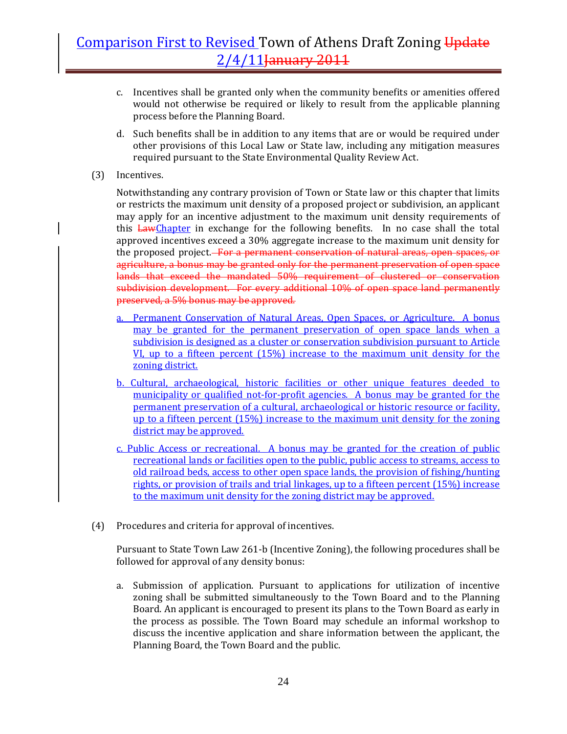c. Incentives shall be granted only when the community benefits or amenities offered would not otherwise be required or likely to result from the applicable planning process before the Planning Board.

d. Such benefits shall be in addition to any items that are or would be required under other provisions of this Local Law or State law, including any mitigation measures required pursuant to the State Environmental Quality Review Act.

(3) Incentives.

Notwithstanding any contrary provision of Town or State law or this chapter that limits or restricts the maximum unit density of a proposed project or subdivision, an applicant may apply for an incentive adjustment to the maximum unit density requirements of this ~~Law~~Chapter in exchange for the following benefits. In no case shall the total approved incentives exceed a 30% aggregate increase to the maximum unit density for the proposed project. ~~For a permanent conservation of natural areas, open spaces, or agriculture, a bonus may be granted only for the permanent preservation of open space lands that exceed the mandated 50% requirement of clustered or conservation subdivision development. For every additional 10% of open space land permanently preserved, a 5% bonus may be approved.~~

a. Permanent Conservation of Natural Areas, Open Spaces, or Agriculture. A bonus may be granted for the permanent preservation of open space lands when a subdivision is designed as a cluster or conservation subdivision pursuant to Article VI, up to a fifteen percent (15%) increase to the maximum unit density for the zoning district.

b. Cultural, archaeological, historic facilities or other unique features deeded to municipality or qualified not-for-profit agencies. A bonus may be granted for the permanent preservation of a cultural, archaeological or historic resource or facility, up to a fifteen percent (15%) increase to the maximum unit density for the zoning district may be approved.

c. Public Access or recreational. A bonus may be granted for the creation of public recreational lands or facilities open to the public, public access to streams, access to old railroad beds, access to other open space lands, the provision of fishing/hunting rights, or provision of trails and trial linkages, up to a fifteen percent (15%) increase to the maximum unit density for the zoning district may be approved.

(4) Procedures and criteria for approval of incentives.

Pursuant to State Town Law 261-b (Incentive Zoning), the following procedures shall be followed for approval of any density bonus:

a. Submission of application. Pursuant to applications for utilization of incentive zoning shall be submitted simultaneously to the Town Board and to the Planning Board. An applicant is encouraged to present its plans to the Town Board as early in the process as possible. The Town Board may schedule an informal workshop to discuss the incentive application and share information between the applicant, the Planning Board, the Town Board and the public.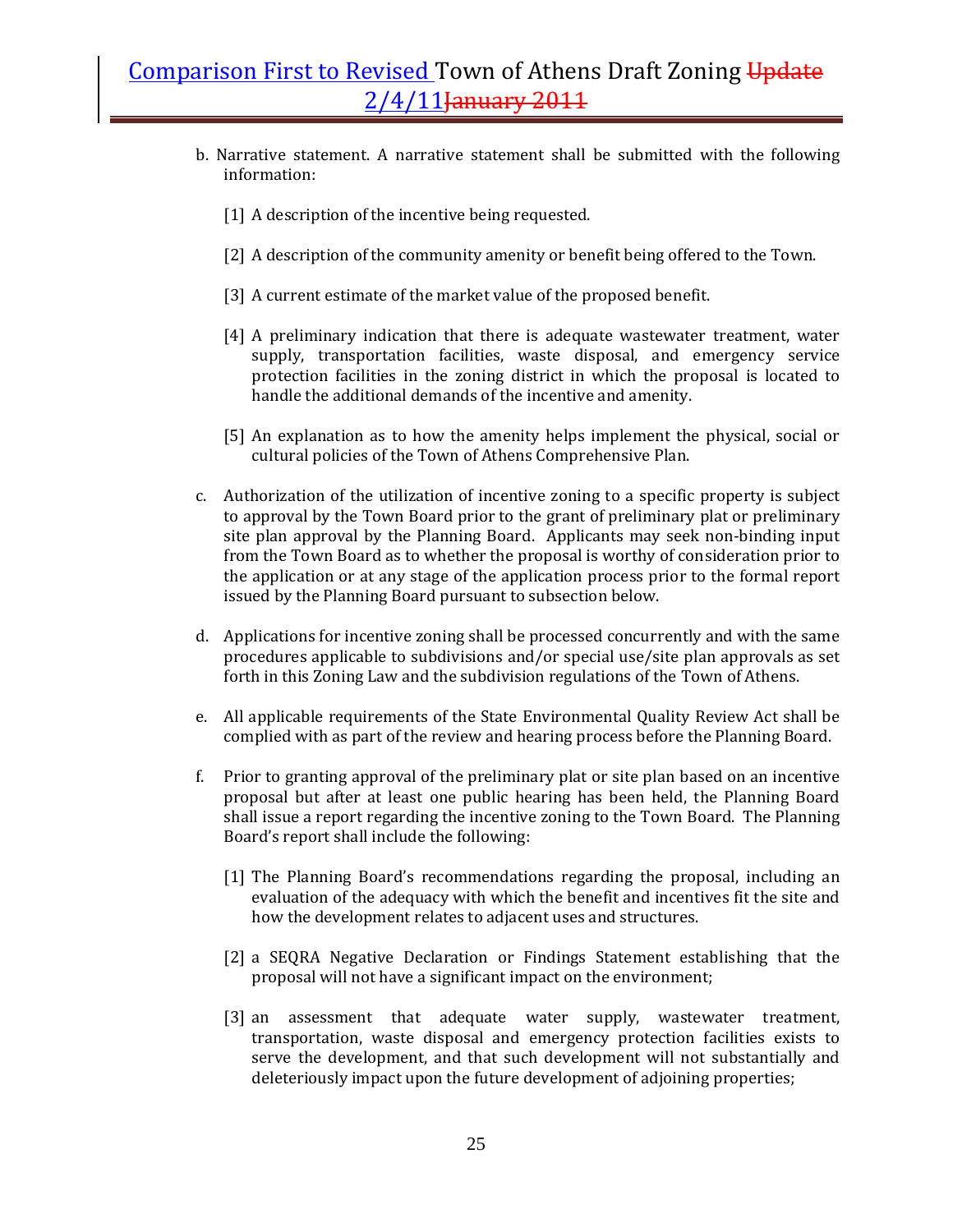b. Narrative statement. A narrative statement shall be submitted with the following information:

   [1] A description of the incentive being requested.

   [2] A description of the community amenity or benefit being offered to the Town.

   [3] A current estimate of the market value of the proposed benefit.

   [4] A preliminary indication that there is adequate wastewater treatment, water supply, transportation facilities, waste disposal, and emergency service protection facilities in the zoning district in which the proposal is located to handle the additional demands of the incentive and amenity.

   [5] An explanation as to how the amenity helps implement the physical, social or cultural policies of the Town of Athens Comprehensive Plan.

c. Authorization of the utilization of incentive zoning to a specific property is subject to approval by the Town Board prior to the grant of preliminary plat or preliminary site plan approval by the Planning Board. Applicants may seek non-binding input from the Town Board as to whether the proposal is worthy of consideration prior to the application or at any stage of the application process prior to the formal report issued by the Planning Board pursuant to subsection below.

d. Applications for incentive zoning shall be processed concurrently and with the same procedures applicable to subdivisions and/or special use/site plan approvals as set forth in this Zoning Law and the subdivision regulations of the Town of Athens.

e. All applicable requirements of the State Environmental Quality Review Act shall be complied with as part of the review and hearing process before the Planning Board.

f. Prior to granting approval of the preliminary plat or site plan based on an incentive proposal but after at least one public hearing has been held, the Planning Board shall issue a report regarding the incentive zoning to the Town Board. The Planning Board's report shall include the following:

   [1] The Planning Board's recommendations regarding the proposal, including an evaluation of the adequacy with which the benefit and incentives fit the site and how the development relates to adjacent uses and structures.

   [2] a SEQRA Negative Declaration or Findings Statement establishing that the proposal will not have a significant impact on the environment;

   [3] an assessment that adequate water supply, wastewater treatment, transportation, waste disposal and emergency protection facilities exists to serve the development, and that such development will not substantially and deleteriously impact upon the future development of adjoining properties;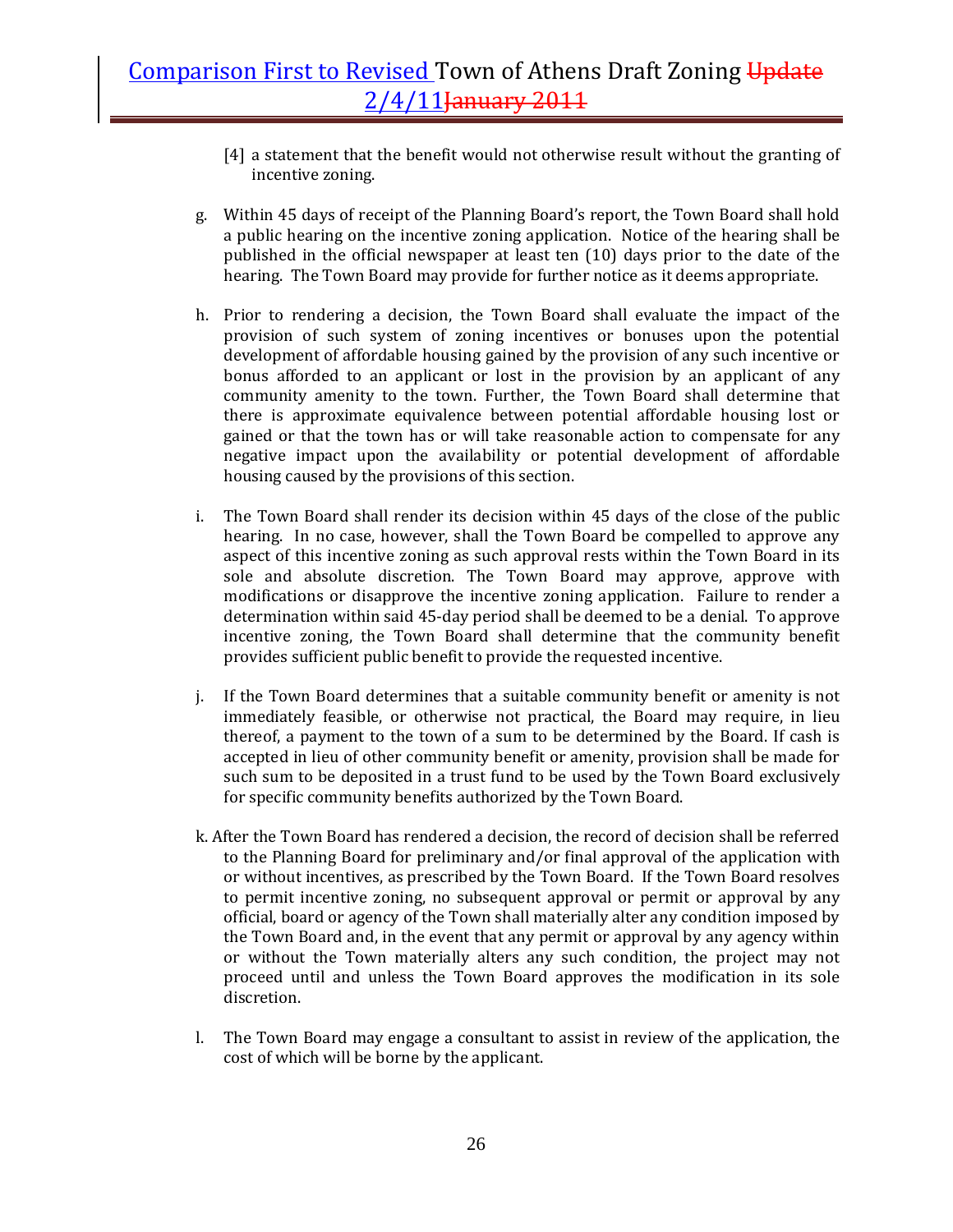[4] a statement that the benefit would not otherwise result without the granting of incentive zoning.

g. Within 45 days of receipt of the Planning Board's report, the Town Board shall hold a public hearing on the incentive zoning application. Notice of the hearing shall be published in the official newspaper at least ten (10) days prior to the date of the hearing. The Town Board may provide for further notice as it deems appropriate.

h. Prior to rendering a decision, the Town Board shall evaluate the impact of the provision of such system of zoning incentives or bonuses upon the potential development of affordable housing gained by the provision of any such incentive or bonus afforded to an applicant or lost in the provision by an applicant of any community amenity to the town. Further, the Town Board shall determine that there is approximate equivalence between potential affordable housing lost or gained or that the town has or will take reasonable action to compensate for any negative impact upon the availability or potential development of affordable housing caused by the provisions of this section.

i. The Town Board shall render its decision within 45 days of the close of the public hearing. In no case, however, shall the Town Board be compelled to approve any aspect of this incentive zoning as such approval rests within the Town Board in its sole and absolute discretion. The Town Board may approve, approve with modifications or disapprove the incentive zoning application. Failure to render a determination within said 45-day period shall be deemed to be a denial. To approve incentive zoning, the Town Board shall determine that the community benefit provides sufficient public benefit to provide the requested incentive.

j. If the Town Board determines that a suitable community benefit or amenity is not immediately feasible, or otherwise not practical, the Board may require, in lieu thereof, a payment to the town of a sum to be determined by the Board. If cash is accepted in lieu of other community benefit or amenity, provision shall be made for such sum to be deposited in a trust fund to be used by the Town Board exclusively for specific community benefits authorized by the Town Board.

k. After the Town Board has rendered a decision, the record of decision shall be referred to the Planning Board for preliminary and/or final approval of the application with or without incentives, as prescribed by the Town Board. If the Town Board resolves to permit incentive zoning, no subsequent approval or permit or approval by any official, board or agency of the Town shall materially alter any condition imposed by the Town Board and, in the event that any permit or approval by any agency within or without the Town materially alters any such condition, the project may not proceed until and unless the Town Board approves the modification in its sole discretion.

l. The Town Board may engage a consultant to assist in review of the application, the cost of which will be borne by the applicant.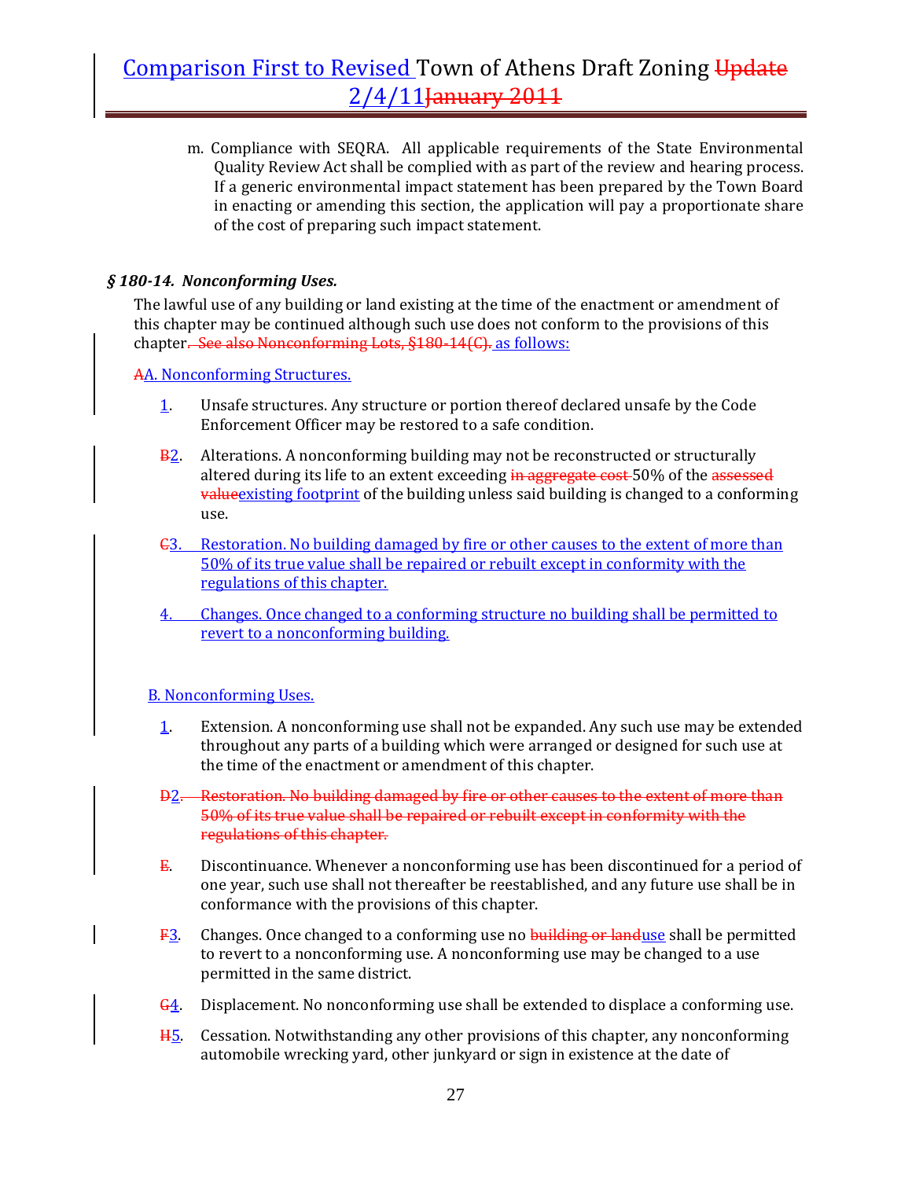m. Compliance with SEQRA. All applicable requirements of the State Environmental Quality Review Act shall be complied with as part of the review and hearing process. If a generic environmental impact statement has been prepared by the Town Board in enacting or amending this section, the application will pay a proportionate share of the cost of preparing such impact statement.

### *§ 180-14. Nonconforming Uses.*

The lawful use of any building or land existing at the time of the enactment or amendment of this chapter may be continued although such use does not conform to the provisions of this chapter~~. See also Nonconforming Lots, §180-14(C).~~ as follows:

~~A~~A. Nonconforming Structures.

1. Unsafe structures. Any structure or portion thereof declared unsafe by the Code Enforcement Officer may be restored to a safe condition.

~~B~~2. Alterations. A nonconforming building may not be reconstructed or structurally altered during its life to an extent exceeding ~~in aggregate cost~~ 50% of the ~~assessed value~~existing footprint of the building unless said building is changed to a conforming use.

~~C~~3. Restoration. No building damaged by fire or other causes to the extent of more than 50% of its true value shall be repaired or rebuilt except in conformity with the regulations of this chapter.

4. Changes. Once changed to a conforming structure no building shall be permitted to revert to a nonconforming building.

B. Nonconforming Uses.

1. Extension. A nonconforming use shall not be expanded. Any such use may be extended throughout any parts of a building which were arranged or designed for such use at the time of the enactment or amendment of this chapter.

~~D2. Restoration. No building damaged by fire or other causes to the extent of more than 50% of its true value shall be repaired or rebuilt except in conformity with the regulations of this chapter.~~

~~E~~. Discontinuance. Whenever a nonconforming use has been discontinued for a period of one year, such use shall not thereafter be reestablished, and any future use shall be in conformance with the provisions of this chapter.

~~F~~3. Changes. Once changed to a conforming use no ~~building or land~~use shall be permitted to revert to a nonconforming use. A nonconforming use may be changed to a use permitted in the same district.

~~G~~4. Displacement. No nonconforming use shall be extended to displace a conforming use.

~~H~~5. Cessation. Notwithstanding any other provisions of this chapter, any nonconforming automobile wrecking yard, other junkyard or sign in existence at the date of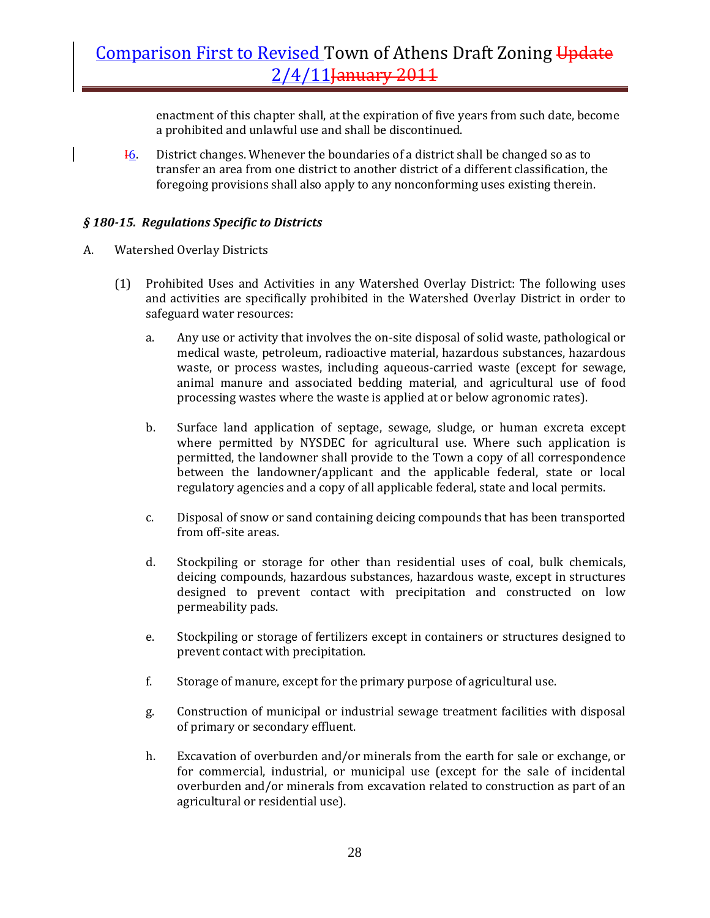enactment of this chapter shall, at the expiration of five years from such date, become a prohibited and unlawful use and shall be discontinued.

I6. District changes. Whenever the boundaries of a district shall be changed so as to transfer an area from one district to another district of a different classification, the foregoing provisions shall also apply to any nonconforming uses existing therein.

### *§ 180-15. Regulations Specific to Districts*

A. Watershed Overlay Districts

(1) Prohibited Uses and Activities in any Watershed Overlay District: The following uses and activities are specifically prohibited in the Watershed Overlay District in order to safeguard water resources:

a. Any use or activity that involves the on-site disposal of solid waste, pathological or medical waste, petroleum, radioactive material, hazardous substances, hazardous waste, or process wastes, including aqueous-carried waste (except for sewage, animal manure and associated bedding material, and agricultural use of food processing wastes where the waste is applied at or below agronomic rates).

b. Surface land application of septage, sewage, sludge, or human excreta except where permitted by NYSDEC for agricultural use. Where such application is permitted, the landowner shall provide to the Town a copy of all correspondence between the landowner/applicant and the applicable federal, state or local regulatory agencies and a copy of all applicable federal, state and local permits.

c. Disposal of snow or sand containing deicing compounds that has been transported from off-site areas.

d. Stockpiling or storage for other than residential uses of coal, bulk chemicals, deicing compounds, hazardous substances, hazardous waste, except in structures designed to prevent contact with precipitation and constructed on low permeability pads.

e. Stockpiling or storage of fertilizers except in containers or structures designed to prevent contact with precipitation.

f. Storage of manure, except for the primary purpose of agricultural use.

g. Construction of municipal or industrial sewage treatment facilities with disposal of primary or secondary effluent.

h. Excavation of overburden and/or minerals from the earth for sale or exchange, or for commercial, industrial, or municipal use (except for the sale of incidental overburden and/or minerals from excavation related to construction as part of an agricultural or residential use).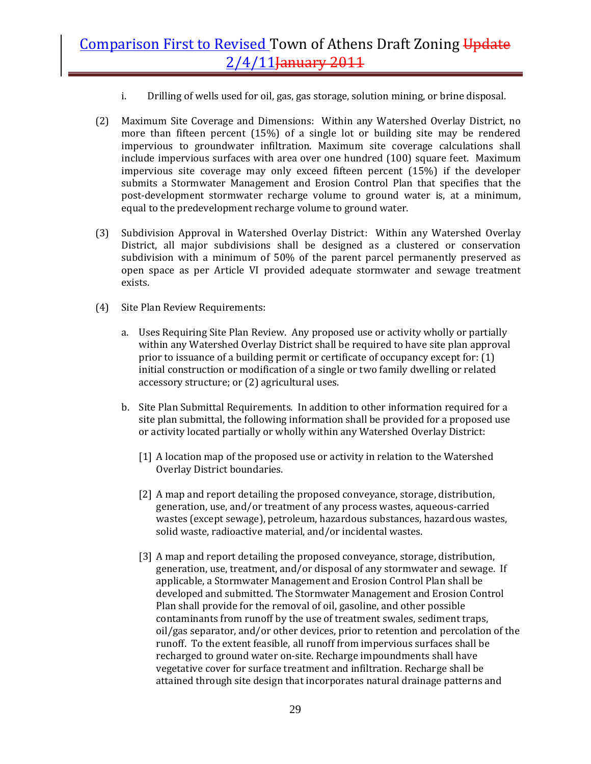i. Drilling of wells used for oil, gas, gas storage, solution mining, or brine disposal.

(2) Maximum Site Coverage and Dimensions: Within any Watershed Overlay District, no more than fifteen percent (15%) of a single lot or building site may be rendered impervious to groundwater infiltration. Maximum site coverage calculations shall include impervious surfaces with area over one hundred (100) square feet. Maximum impervious site coverage may only exceed fifteen percent (15%) if the developer submits a Stormwater Management and Erosion Control Plan that specifies that the post-development stormwater recharge volume to ground water is, at a minimum, equal to the predevelopment recharge volume to ground water.

(3) Subdivision Approval in Watershed Overlay District: Within any Watershed Overlay District, all major subdivisions shall be designed as a clustered or conservation subdivision with a minimum of 50% of the parent parcel permanently preserved as open space as per Article VI provided adequate stormwater and sewage treatment exists.

(4) Site Plan Review Requirements:

a. Uses Requiring Site Plan Review. Any proposed use or activity wholly or partially within any Watershed Overlay District shall be required to have site plan approval prior to issuance of a building permit or certificate of occupancy except for: (1) initial construction or modification of a single or two family dwelling or related accessory structure; or (2) agricultural uses.

b. Site Plan Submittal Requirements. In addition to other information required for a site plan submittal, the following information shall be provided for a proposed use or activity located partially or wholly within any Watershed Overlay District:

[1] A location map of the proposed use or activity in relation to the Watershed Overlay District boundaries.

[2] A map and report detailing the proposed conveyance, storage, distribution, generation, use, and/or treatment of any process wastes, aqueous-carried wastes (except sewage), petroleum, hazardous substances, hazardous wastes, solid waste, radioactive material, and/or incidental wastes.

[3] A map and report detailing the proposed conveyance, storage, distribution, generation, use, treatment, and/or disposal of any stormwater and sewage. If applicable, a Stormwater Management and Erosion Control Plan shall be developed and submitted. The Stormwater Management and Erosion Control Plan shall provide for the removal of oil, gasoline, and other possible contaminants from runoff by the use of treatment swales, sediment traps, oil/gas separator, and/or other devices, prior to retention and percolation of the runoff. To the extent feasible, all runoff from impervious surfaces shall be recharged to ground water on-site. Recharge impoundments shall have vegetative cover for surface treatment and infiltration. Recharge shall be attained through site design that incorporates natural drainage patterns and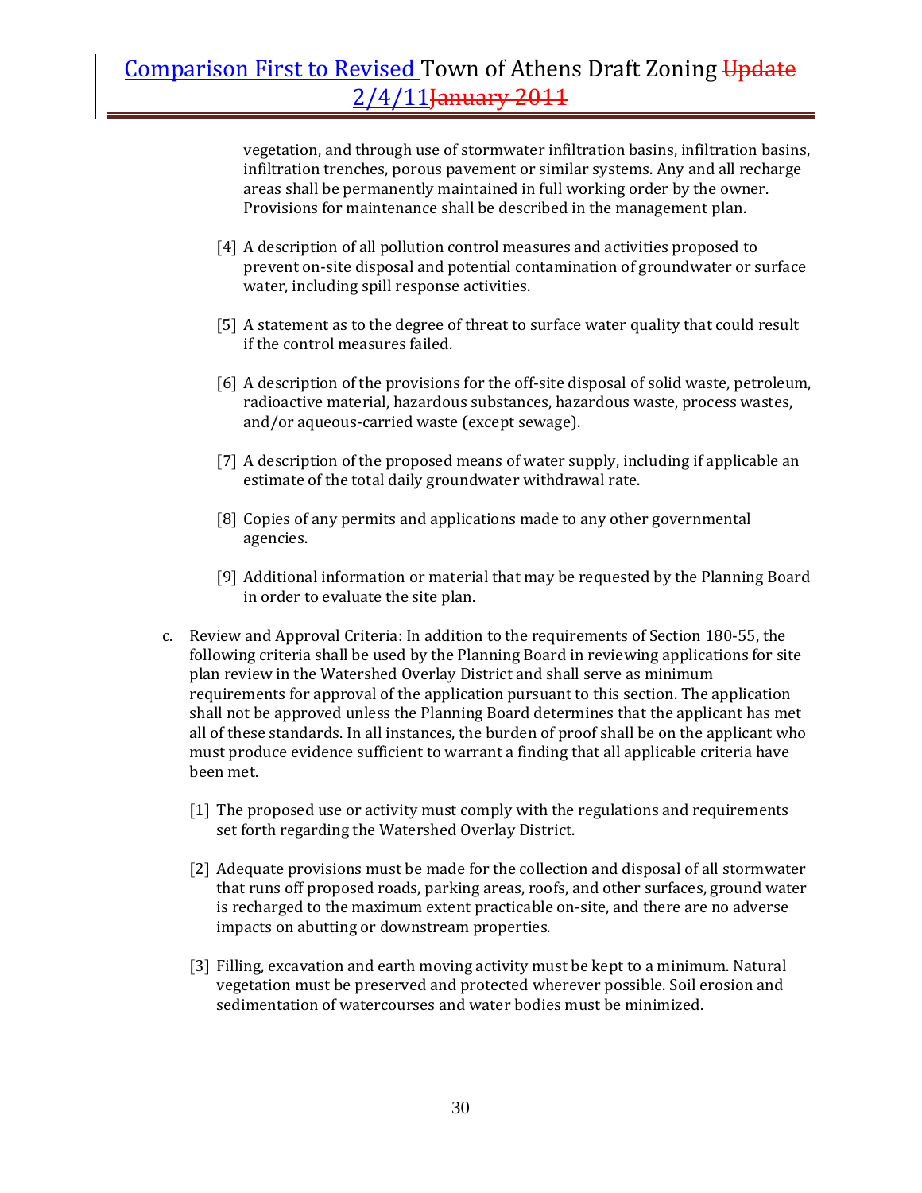vegetation, and through use of stormwater infiltration basins, infiltration basins, infiltration trenches, porous pavement or similar systems. Any and all recharge areas shall be permanently maintained in full working order by the owner. Provisions for maintenance shall be described in the management plan.

[4] A description of all pollution control measures and activities proposed to prevent on-site disposal and potential contamination of groundwater or surface water, including spill response activities.

[5] A statement as to the degree of threat to surface water quality that could result if the control measures failed.

[6] A description of the provisions for the off-site disposal of solid waste, petroleum, radioactive material, hazardous substances, hazardous waste, process wastes, and/or aqueous-carried waste (except sewage).

[7] A description of the proposed means of water supply, including if applicable an estimate of the total daily groundwater withdrawal rate.

[8] Copies of any permits and applications made to any other governmental agencies.

[9] Additional information or material that may be requested by the Planning Board in order to evaluate the site plan.

c. Review and Approval Criteria: In addition to the requirements of Section 180-55, the following criteria shall be used by the Planning Board in reviewing applications for site plan review in the Watershed Overlay District and shall serve as minimum requirements for approval of the application pursuant to this section. The application shall not be approved unless the Planning Board determines that the applicant has met all of these standards. In all instances, the burden of proof shall be on the applicant who must produce evidence sufficient to warrant a finding that all applicable criteria have been met.

[1] The proposed use or activity must comply with the regulations and requirements set forth regarding the Watershed Overlay District.

[2] Adequate provisions must be made for the collection and disposal of all stormwater that runs off proposed roads, parking areas, roofs, and other surfaces, ground water is recharged to the maximum extent practicable on-site, and there are no adverse impacts on abutting or downstream properties.

[3] Filling, excavation and earth moving activity must be kept to a minimum. Natural vegetation must be preserved and protected wherever possible. Soil erosion and sedimentation of watercourses and water bodies must be minimized.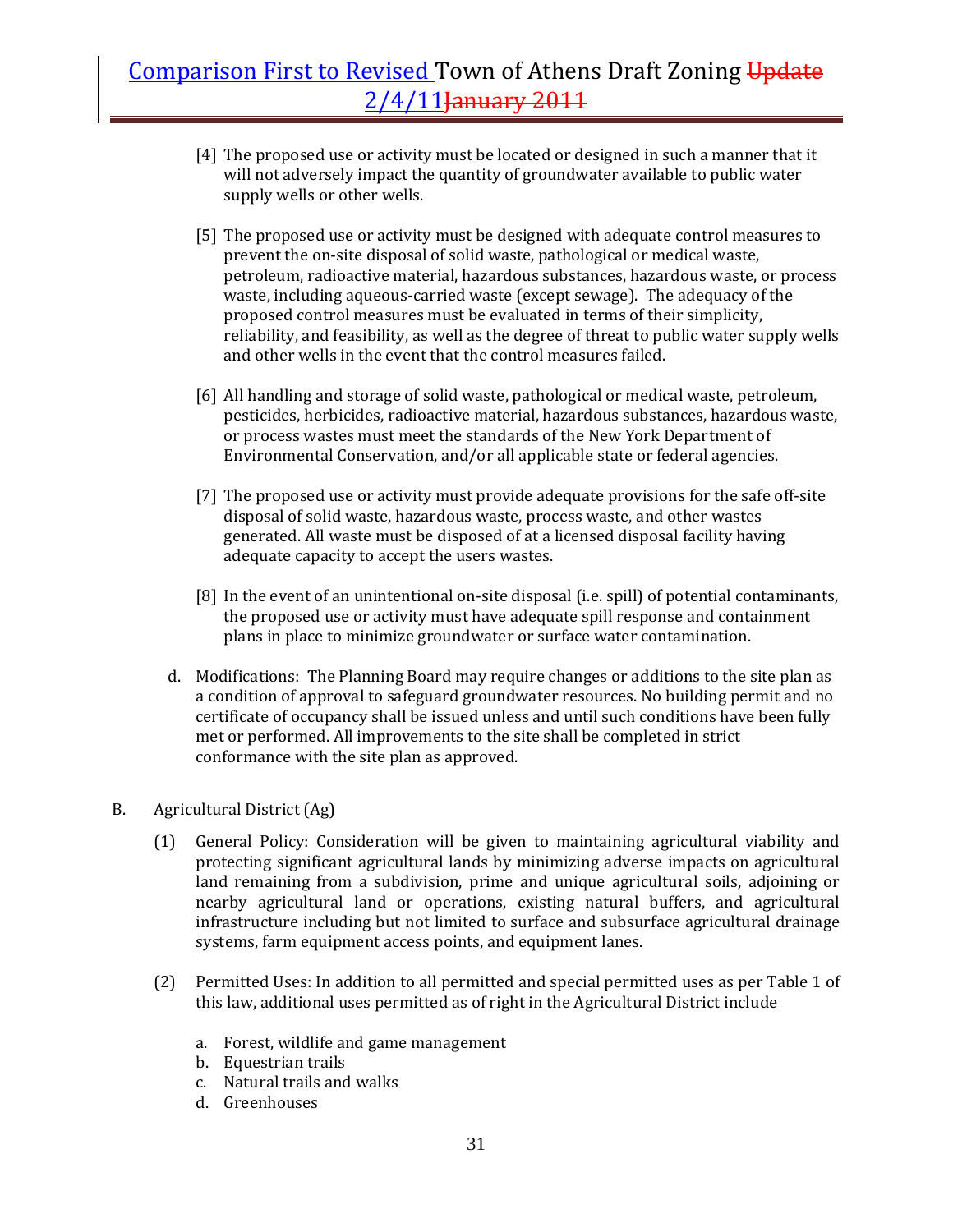[4] The proposed use or activity must be located or designed in such a manner that it will not adversely impact the quantity of groundwater available to public water supply wells or other wells.

[5] The proposed use or activity must be designed with adequate control measures to prevent the on-site disposal of solid waste, pathological or medical waste, petroleum, radioactive material, hazardous substances, hazardous waste, or process waste, including aqueous-carried waste (except sewage). The adequacy of the proposed control measures must be evaluated in terms of their simplicity, reliability, and feasibility, as well as the degree of threat to public water supply wells and other wells in the event that the control measures failed.

[6] All handling and storage of solid waste, pathological or medical waste, petroleum, pesticides, herbicides, radioactive material, hazardous substances, hazardous waste, or process wastes must meet the standards of the New York Department of Environmental Conservation, and/or all applicable state or federal agencies.

[7] The proposed use or activity must provide adequate provisions for the safe off-site disposal of solid waste, hazardous waste, process waste, and other wastes generated. All waste must be disposed of at a licensed disposal facility having adequate capacity to accept the users wastes.

[8] In the event of an unintentional on-site disposal (i.e. spill) of potential contaminants, the proposed use or activity must have adequate spill response and containment plans in place to minimize groundwater or surface water contamination.

d. Modifications: The Planning Board may require changes or additions to the site plan as a condition of approval to safeguard groundwater resources. No building permit and no certificate of occupancy shall be issued unless and until such conditions have been fully met or performed. All improvements to the site shall be completed in strict conformance with the site plan as approved.

B. Agricultural District (Ag)

(1) General Policy: Consideration will be given to maintaining agricultural viability and protecting significant agricultural lands by minimizing adverse impacts on agricultural land remaining from a subdivision, prime and unique agricultural soils, adjoining or nearby agricultural land or operations, existing natural buffers, and agricultural infrastructure including but not limited to surface and subsurface agricultural drainage systems, farm equipment access points, and equipment lanes.

(2) Permitted Uses: In addition to all permitted and special permitted uses as per Table 1 of this law, additional uses permitted as of right in the Agricultural District include

a. Forest, wildlife and game management
b. Equestrian trails
c. Natural trails and walks
d. Greenhouses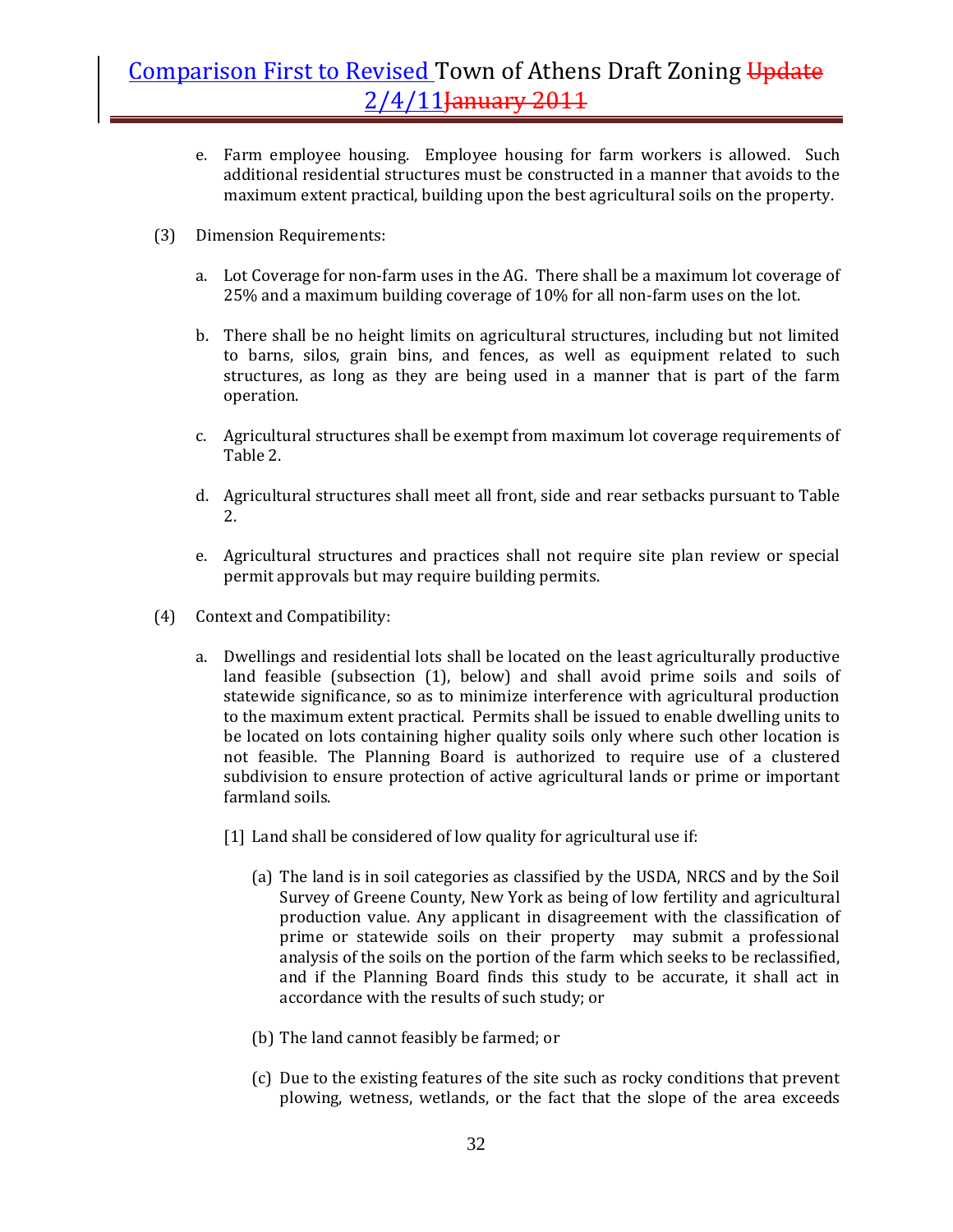e. Farm employee housing. Employee housing for farm workers is allowed. Such additional residential structures must be constructed in a manner that avoids to the maximum extent practical, building upon the best agricultural soils on the property.

(3) Dimension Requirements:

a. Lot Coverage for non-farm uses in the AG. There shall be a maximum lot coverage of 25% and a maximum building coverage of 10% for all non-farm uses on the lot.

b. There shall be no height limits on agricultural structures, including but not limited to barns, silos, grain bins, and fences, as well as equipment related to such structures, as long as they are being used in a manner that is part of the farm operation.

c. Agricultural structures shall be exempt from maximum lot coverage requirements of Table 2.

d. Agricultural structures shall meet all front, side and rear setbacks pursuant to Table 2.

e. Agricultural structures and practices shall not require site plan review or special permit approvals but may require building permits.

(4) Context and Compatibility:

a. Dwellings and residential lots shall be located on the least agriculturally productive land feasible (subsection (1), below) and shall avoid prime soils and soils of statewide significance, so as to minimize interference with agricultural production to the maximum extent practical. Permits shall be issued to enable dwelling units to be located on lots containing higher quality soils only where such other location is not feasible. The Planning Board is authorized to require use of a clustered subdivision to ensure protection of active agricultural lands or prime or important farmland soils.

[1] Land shall be considered of low quality for agricultural use if:

(a) The land is in soil categories as classified by the USDA, NRCS and by the Soil Survey of Greene County, New York as being of low fertility and agricultural production value. Any applicant in disagreement with the classification of prime or statewide soils on their property may submit a professional analysis of the soils on the portion of the farm which seeks to be reclassified, and if the Planning Board finds this study to be accurate, it shall act in accordance with the results of such study; or

(b) The land cannot feasibly be farmed; or

(c) Due to the existing features of the site such as rocky conditions that prevent plowing, wetness, wetlands, or the fact that the slope of the area exceeds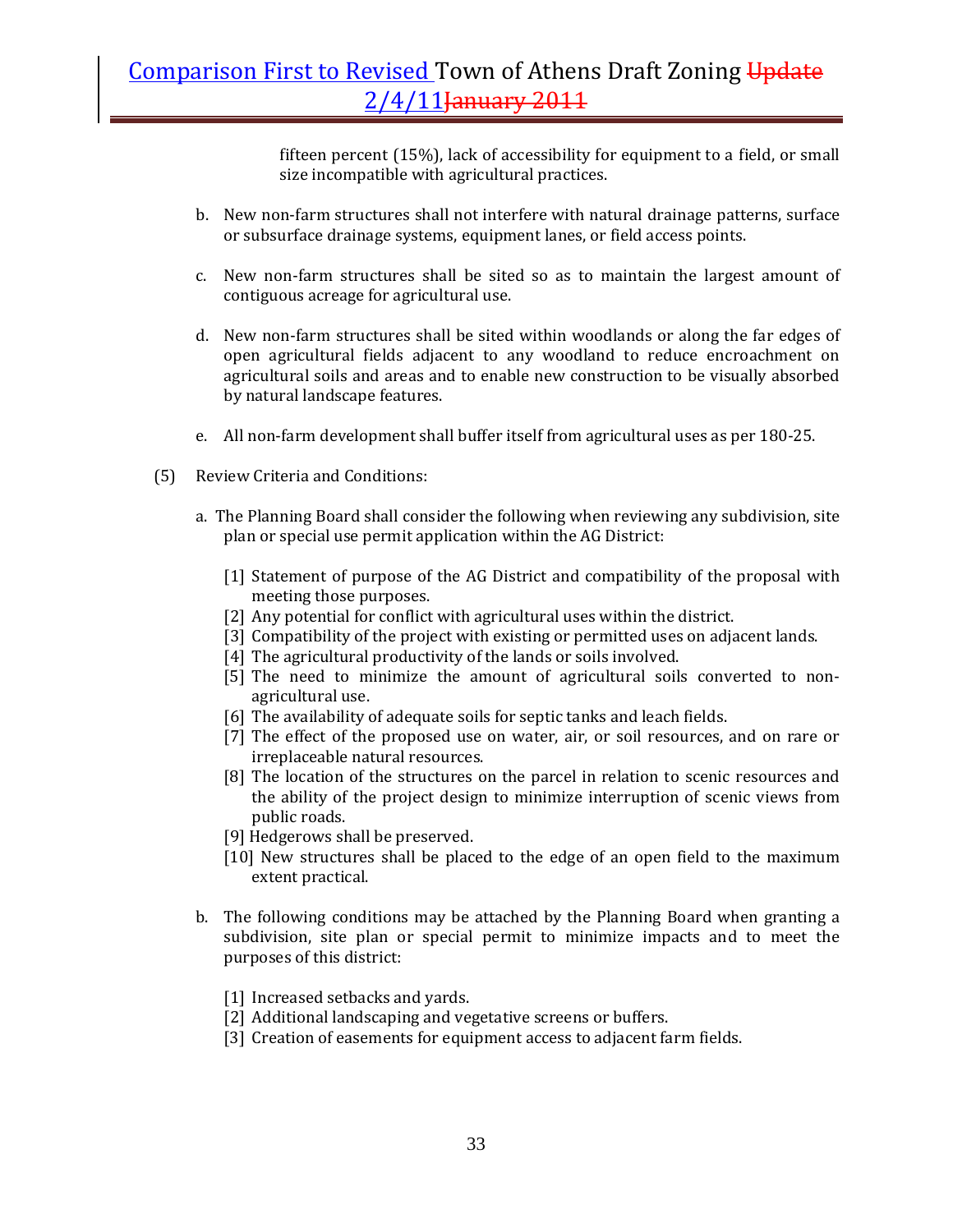fifteen percent (15%), lack of accessibility for equipment to a field, or small size incompatible with agricultural practices.

b. New non-farm structures shall not interfere with natural drainage patterns, surface or subsurface drainage systems, equipment lanes, or field access points.

c. New non-farm structures shall be sited so as to maintain the largest amount of contiguous acreage for agricultural use.

d. New non-farm structures shall be sited within woodlands or along the far edges of open agricultural fields adjacent to any woodland to reduce encroachment on agricultural soils and areas and to enable new construction to be visually absorbed by natural landscape features.

e. All non-farm development shall buffer itself from agricultural uses as per 180-25.

(5) Review Criteria and Conditions:

a. The Planning Board shall consider the following when reviewing any subdivision, site plan or special use permit application within the AG District:

[1] Statement of purpose of the AG District and compatibility of the proposal with meeting those purposes.
[2] Any potential for conflict with agricultural uses within the district.
[3] Compatibility of the project with existing or permitted uses on adjacent lands.
[4] The agricultural productivity of the lands or soils involved.
[5] The need to minimize the amount of agricultural soils converted to non-agricultural use.
[6] The availability of adequate soils for septic tanks and leach fields.
[7] The effect of the proposed use on water, air, or soil resources, and on rare or irreplaceable natural resources.
[8] The location of the structures on the parcel in relation to scenic resources and the ability of the project design to minimize interruption of scenic views from public roads.
[9] Hedgerows shall be preserved.
[10] New structures shall be placed to the edge of an open field to the maximum extent practical.

b. The following conditions may be attached by the Planning Board when granting a subdivision, site plan or special permit to minimize impacts and to meet the purposes of this district:

[1] Increased setbacks and yards.
[2] Additional landscaping and vegetative screens or buffers.
[3] Creation of easements for equipment access to adjacent farm fields.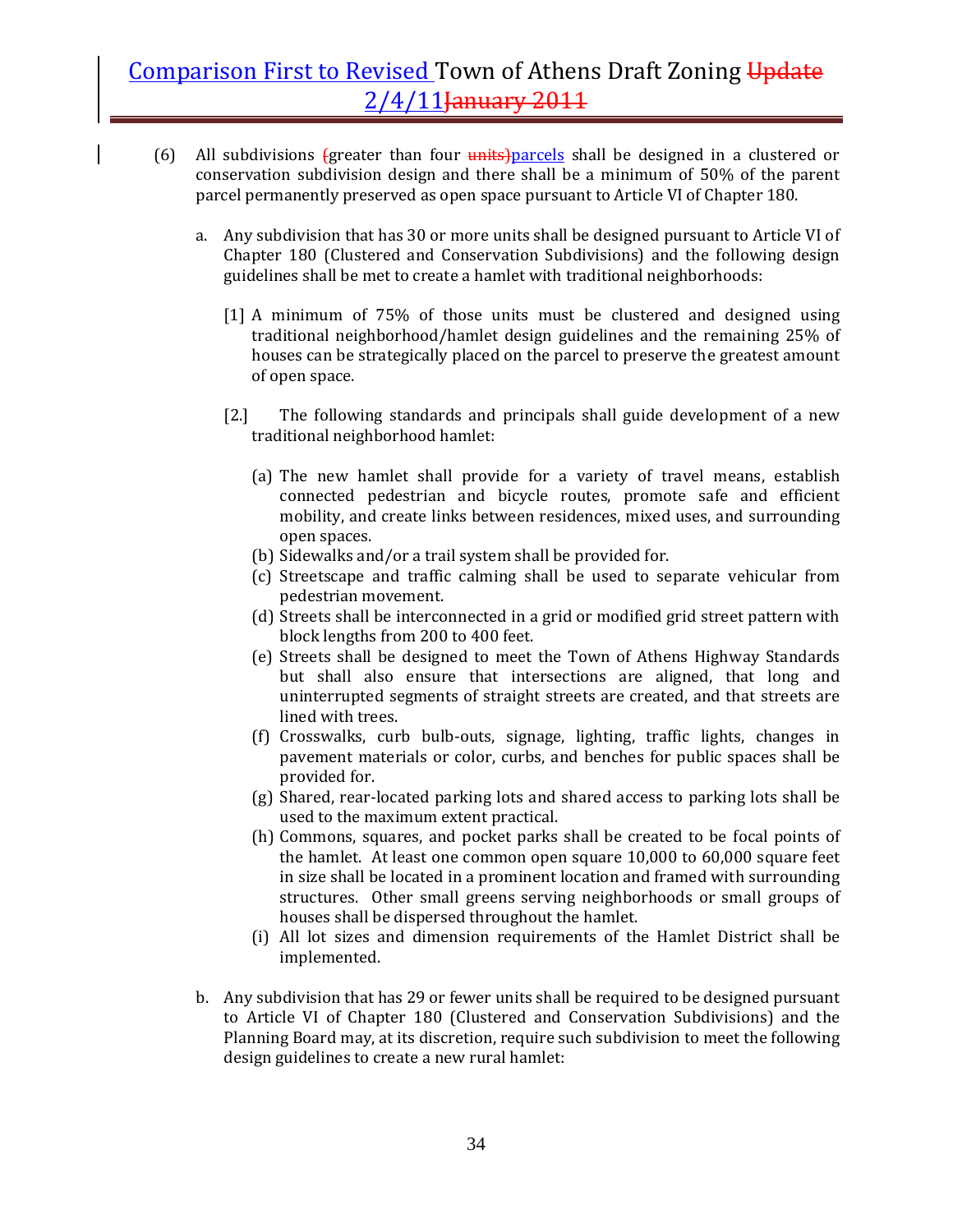(6) All subdivisions ~~(~~greater than four ~~units)~~parcels shall be designed in a clustered or conservation subdivision design and there shall be a minimum of 50% of the parent parcel permanently preserved as open space pursuant to Article VI of Chapter 180.

a. Any subdivision that has 30 or more units shall be designed pursuant to Article VI of Chapter 180 (Clustered and Conservation Subdivisions) and the following design guidelines shall be met to create a hamlet with traditional neighborhoods:

[1] A minimum of 75% of those units must be clustered and designed using traditional neighborhood/hamlet design guidelines and the remaining 25% of houses can be strategically placed on the parcel to preserve the greatest amount of open space.

[2.] The following standards and principals shall guide development of a new traditional neighborhood hamlet:

(a) The new hamlet shall provide for a variety of travel means, establish connected pedestrian and bicycle routes, promote safe and efficient mobility, and create links between residences, mixed uses, and surrounding open spaces.
(b) Sidewalks and/or a trail system shall be provided for.
(c) Streetscape and traffic calming shall be used to separate vehicular from pedestrian movement.
(d) Streets shall be interconnected in a grid or modified grid street pattern with block lengths from 200 to 400 feet.
(e) Streets shall be designed to meet the Town of Athens Highway Standards but shall also ensure that intersections are aligned, that long and uninterrupted segments of straight streets are created, and that streets are lined with trees.
(f) Crosswalks, curb bulb-outs, signage, lighting, traffic lights, changes in pavement materials or color, curbs, and benches for public spaces shall be provided for.
(g) Shared, rear-located parking lots and shared access to parking lots shall be used to the maximum extent practical.
(h) Commons, squares, and pocket parks shall be created to be focal points of the hamlet. At least one common open square 10,000 to 60,000 square feet in size shall be located in a prominent location and framed with surrounding structures. Other small greens serving neighborhoods or small groups of houses shall be dispersed throughout the hamlet.
(i) All lot sizes and dimension requirements of the Hamlet District shall be implemented.

b. Any subdivision that has 29 or fewer units shall be required to be designed pursuant to Article VI of Chapter 180 (Clustered and Conservation Subdivisions) and the Planning Board may, at its discretion, require such subdivision to meet the following design guidelines to create a new rural hamlet: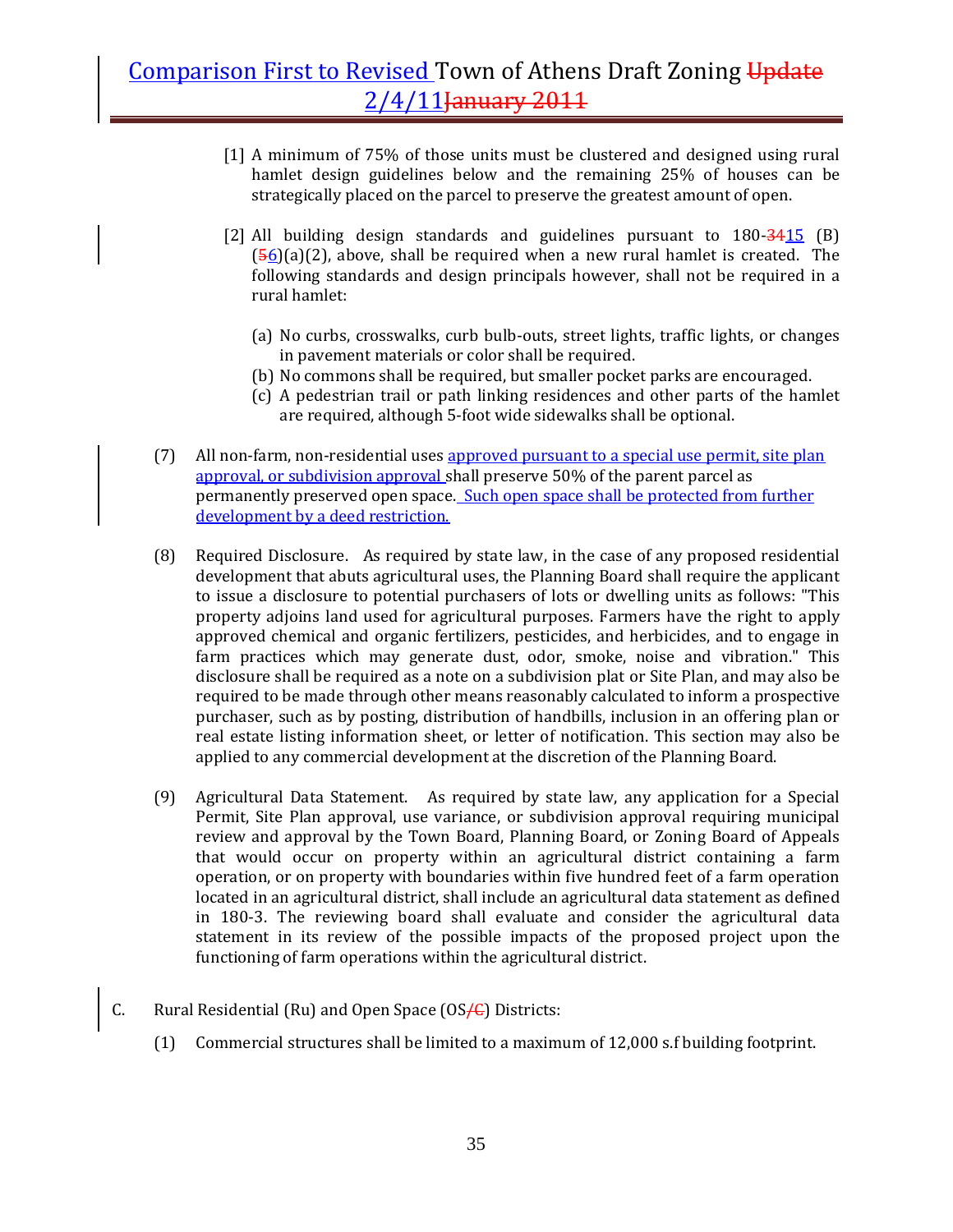[1] A minimum of 75% of those units must be clustered and designed using rural hamlet design guidelines below and the remaining 25% of houses can be strategically placed on the parcel to preserve the greatest amount of open.

[2] All building design standards and guidelines pursuant to 180-~~34~~15 (B) (~~5~~6)(a)(2), above, shall be required when a new rural hamlet is created. The following standards and design principals however, shall not be required in a rural hamlet:

(a) No curbs, crosswalks, curb bulb-outs, street lights, traffic lights, or changes in pavement materials or color shall be required.

(b) No commons shall be required, but smaller pocket parks are encouraged.

(c) A pedestrian trail or path linking residences and other parts of the hamlet are required, although 5-foot wide sidewalks shall be optional.

(7) All non-farm, non-residential uses approved pursuant to a special use permit, site plan approval, or subdivision approval shall preserve 50% of the parent parcel as permanently preserved open space. Such open space shall be protected from further development by a deed restriction.

(8) Required Disclosure. As required by state law, in the case of any proposed residential development that abuts agricultural uses, the Planning Board shall require the applicant to issue a disclosure to potential purchasers of lots or dwelling units as follows: "This property adjoins land used for agricultural purposes. Farmers have the right to apply approved chemical and organic fertilizers, pesticides, and herbicides, and to engage in farm practices which may generate dust, odor, smoke, noise and vibration." This disclosure shall be required as a note on a subdivision plat or Site Plan, and may also be required to be made through other means reasonably calculated to inform a prospective purchaser, such as by posting, distribution of handbills, inclusion in an offering plan or real estate listing information sheet, or letter of notification. This section may also be applied to any commercial development at the discretion of the Planning Board.

(9) Agricultural Data Statement. As required by state law, any application for a Special Permit, Site Plan approval, use variance, or subdivision approval requiring municipal review and approval by the Town Board, Planning Board, or Zoning Board of Appeals that would occur on property within an agricultural district containing a farm operation, or on property with boundaries within five hundred feet of a farm operation located in an agricultural district, shall include an agricultural data statement as defined in 180-3. The reviewing board shall evaluate and consider the agricultural data statement in its review of the possible impacts of the proposed project upon the functioning of farm operations within the agricultural district.

C. Rural Residential (Ru) and Open Space (OS~~/C~~) Districts:

(1) Commercial structures shall be limited to a maximum of 12,000 s.f building footprint.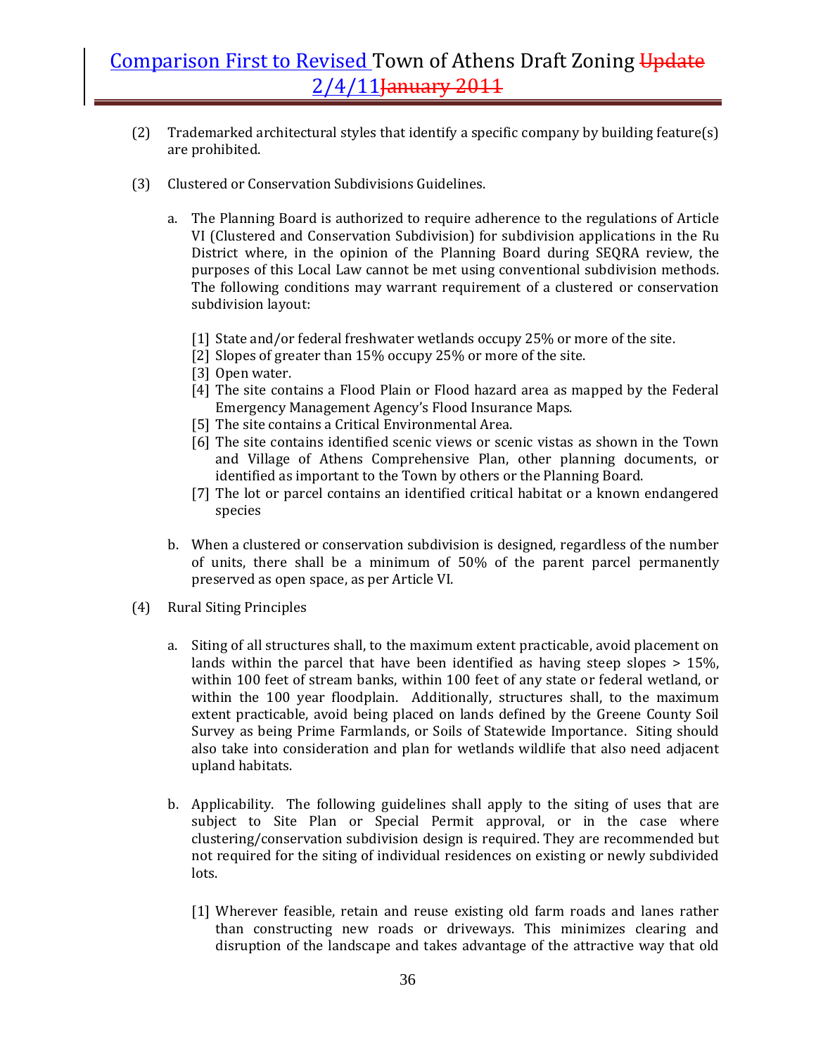(2) Trademarked architectural styles that identify a specific company by building feature(s) are prohibited.

(3) Clustered or Conservation Subdivisions Guidelines.

a. The Planning Board is authorized to require adherence to the regulations of Article VI (Clustered and Conservation Subdivision) for subdivision applications in the Ru District where, in the opinion of the Planning Board during SEQRA review, the purposes of this Local Law cannot be met using conventional subdivision methods. The following conditions may warrant requirement of a clustered or conservation subdivision layout:

[1] State and/or federal freshwater wetlands occupy 25% or more of the site.
[2] Slopes of greater than 15% occupy 25% or more of the site.
[3] Open water.
[4] The site contains a Flood Plain or Flood hazard area as mapped by the Federal Emergency Management Agency's Flood Insurance Maps.
[5] The site contains a Critical Environmental Area.
[6] The site contains identified scenic views or scenic vistas as shown in the Town and Village of Athens Comprehensive Plan, other planning documents, or identified as important to the Town by others or the Planning Board.
[7] The lot or parcel contains an identified critical habitat or a known endangered species

b. When a clustered or conservation subdivision is designed, regardless of the number of units, there shall be a minimum of 50% of the parent parcel permanently preserved as open space, as per Article VI.

(4) Rural Siting Principles

a. Siting of all structures shall, to the maximum extent practicable, avoid placement on lands within the parcel that have been identified as having steep slopes > 15%, within 100 feet of stream banks, within 100 feet of any state or federal wetland, or within the 100 year floodplain. Additionally, structures shall, to the maximum extent practicable, avoid being placed on lands defined by the Greene County Soil Survey as being Prime Farmlands, or Soils of Statewide Importance. Siting should also take into consideration and plan for wetlands wildlife that also need adjacent upland habitats.

b. Applicability. The following guidelines shall apply to the siting of uses that are subject to Site Plan or Special Permit approval, or in the case where clustering/conservation subdivision design is required. They are recommended but not required for the siting of individual residences on existing or newly subdivided lots.

[1] Wherever feasible, retain and reuse existing old farm roads and lanes rather than constructing new roads or driveways. This minimizes clearing and disruption of the landscape and takes advantage of the attractive way that old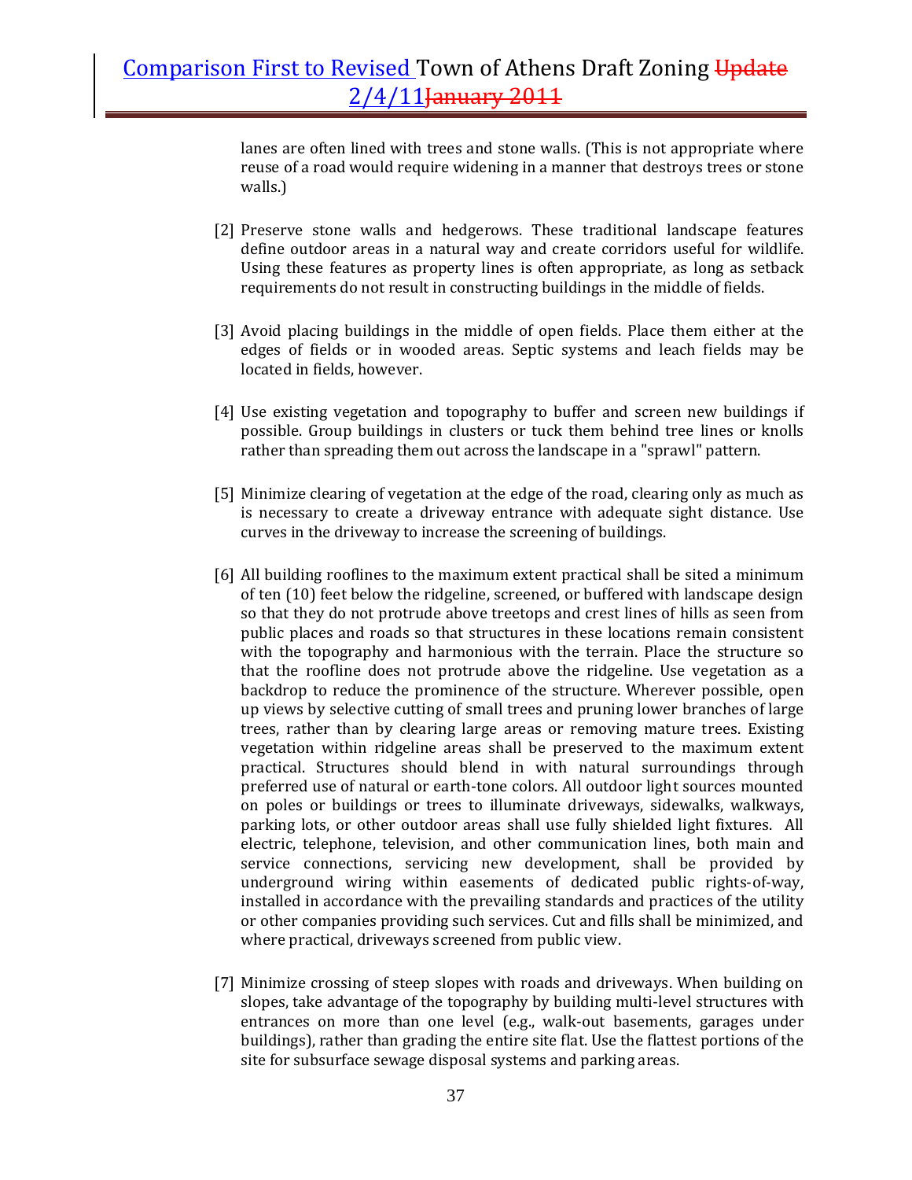lanes are often lined with trees and stone walls. (This is not appropriate where reuse of a road would require widening in a manner that destroys trees or stone walls.)

[2] Preserve stone walls and hedgerows. These traditional landscape features define outdoor areas in a natural way and create corridors useful for wildlife. Using these features as property lines is often appropriate, as long as setback requirements do not result in constructing buildings in the middle of fields.

[3] Avoid placing buildings in the middle of open fields. Place them either at the edges of fields or in wooded areas. Septic systems and leach fields may be located in fields, however.

[4] Use existing vegetation and topography to buffer and screen new buildings if possible. Group buildings in clusters or tuck them behind tree lines or knolls rather than spreading them out across the landscape in a "sprawl" pattern.

[5] Minimize clearing of vegetation at the edge of the road, clearing only as much as is necessary to create a driveway entrance with adequate sight distance. Use curves in the driveway to increase the screening of buildings.

[6] All building rooflines to the maximum extent practical shall be sited a minimum of ten (10) feet below the ridgeline, screened, or buffered with landscape design so that they do not protrude above treetops and crest lines of hills as seen from public places and roads so that structures in these locations remain consistent with the topography and harmonious with the terrain. Place the structure so that the roofline does not protrude above the ridgeline. Use vegetation as a backdrop to reduce the prominence of the structure. Wherever possible, open up views by selective cutting of small trees and pruning lower branches of large trees, rather than by clearing large areas or removing mature trees. Existing vegetation within ridgeline areas shall be preserved to the maximum extent practical. Structures should blend in with natural surroundings through preferred use of natural or earth-tone colors. All outdoor light sources mounted on poles or buildings or trees to illuminate driveways, sidewalks, walkways, parking lots, or other outdoor areas shall use fully shielded light fixtures. All electric, telephone, television, and other communication lines, both main and service connections, servicing new development, shall be provided by underground wiring within easements of dedicated public rights-of-way, installed in accordance with the prevailing standards and practices of the utility or other companies providing such services. Cut and fills shall be minimized, and where practical, driveways screened from public view.

[7] Minimize crossing of steep slopes with roads and driveways. When building on slopes, take advantage of the topography by building multi-level structures with entrances on more than one level (e.g., walk-out basements, garages under buildings), rather than grading the entire site flat. Use the flattest portions of the site for subsurface sewage disposal systems and parking areas.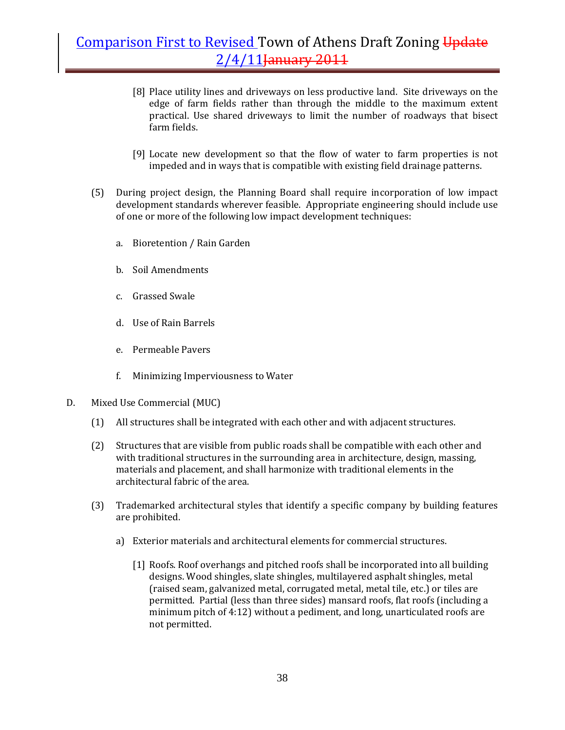[8] Place utility lines and driveways on less productive land. Site driveways on the edge of farm fields rather than through the middle to the maximum extent practical. Use shared driveways to limit the number of roadways that bisect farm fields.

[9] Locate new development so that the flow of water to farm properties is not impeded and in ways that is compatible with existing field drainage patterns.

(5) During project design, the Planning Board shall require incorporation of low impact development standards wherever feasible. Appropriate engineering should include use of one or more of the following low impact development techniques:

a. Bioretention / Rain Garden

b. Soil Amendments

c. Grassed Swale

d. Use of Rain Barrels

e. Permeable Pavers

f. Minimizing Imperviousness to Water

D. Mixed Use Commercial (MUC)

(1) All structures shall be integrated with each other and with adjacent structures.

(2) Structures that are visible from public roads shall be compatible with each other and with traditional structures in the surrounding area in architecture, design, massing, materials and placement, and shall harmonize with traditional elements in the architectural fabric of the area.

(3) Trademarked architectural styles that identify a specific company by building features are prohibited.

a) Exterior materials and architectural elements for commercial structures.

[1] Roofs. Roof overhangs and pitched roofs shall be incorporated into all building designs. Wood shingles, slate shingles, multilayered asphalt shingles, metal (raised seam, galvanized metal, corrugated metal, metal tile, etc.) or tiles are permitted. Partial (less than three sides) mansard roofs, flat roofs (including a minimum pitch of 4:12) without a pediment, and long, unarticulated roofs are not permitted.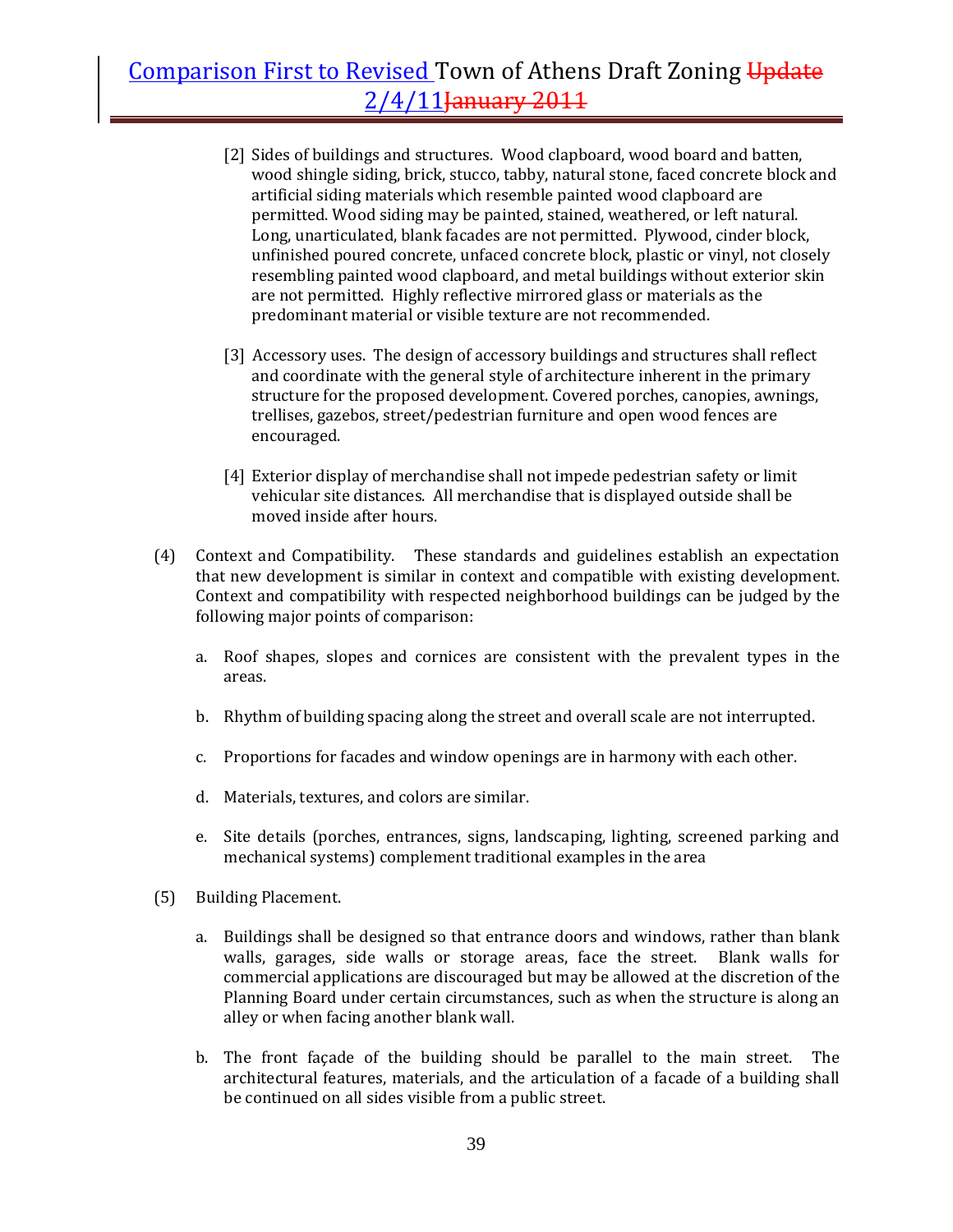[2] Sides of buildings and structures. Wood clapboard, wood board and batten, wood shingle siding, brick, stucco, tabby, natural stone, faced concrete block and artificial siding materials which resemble painted wood clapboard are permitted. Wood siding may be painted, stained, weathered, or left natural. Long, unarticulated, blank facades are not permitted. Plywood, cinder block, unfinished poured concrete, unfaced concrete block, plastic or vinyl, not closely resembling painted wood clapboard, and metal buildings without exterior skin are not permitted. Highly reflective mirrored glass or materials as the predominant material or visible texture are not recommended.

[3] Accessory uses. The design of accessory buildings and structures shall reflect and coordinate with the general style of architecture inherent in the primary structure for the proposed development. Covered porches, canopies, awnings, trellises, gazebos, street/pedestrian furniture and open wood fences are encouraged.

[4] Exterior display of merchandise shall not impede pedestrian safety or limit vehicular site distances. All merchandise that is displayed outside shall be moved inside after hours.

(4) Context and Compatibility. These standards and guidelines establish an expectation that new development is similar in context and compatible with existing development. Context and compatibility with respected neighborhood buildings can be judged by the following major points of comparison:

a. Roof shapes, slopes and cornices are consistent with the prevalent types in the areas.

b. Rhythm of building spacing along the street and overall scale are not interrupted.

c. Proportions for facades and window openings are in harmony with each other.

d. Materials, textures, and colors are similar.

e. Site details (porches, entrances, signs, landscaping, lighting, screened parking and mechanical systems) complement traditional examples in the area

(5) Building Placement.

a. Buildings shall be designed so that entrance doors and windows, rather than blank walls, garages, side walls or storage areas, face the street. Blank walls for commercial applications are discouraged but may be allowed at the discretion of the Planning Board under certain circumstances, such as when the structure is along an alley or when facing another blank wall.

b. The front façade of the building should be parallel to the main street. The architectural features, materials, and the articulation of a facade of a building shall be continued on all sides visible from a public street.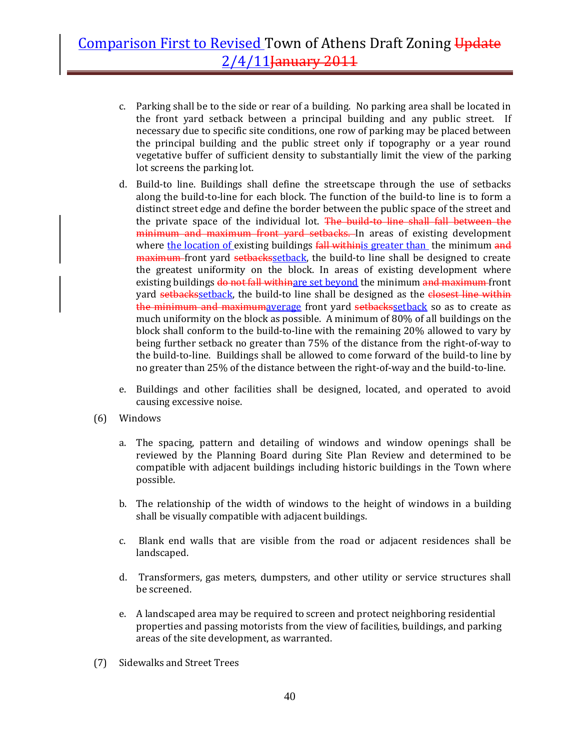c. Parking shall be to the side or rear of a building. No parking area shall be located in the front yard setback between a principal building and any public street. If necessary due to specific site conditions, one row of parking may be placed between the principal building and the public street only if topography or a year round vegetative buffer of sufficient density to substantially limit the view of the parking lot screens the parking lot.

d. Build-to line. Buildings shall define the streetscape through the use of setbacks along the build-to-line for each block. The function of the build-to line is to form a distinct street edge and define the border between the public space of the street and the private space of the individual lot. ~~The build-to line shall fall between the minimum and maximum front yard setbacks.~~ In areas of existing development where the location of existing buildings ~~fall within~~is greater than the minimum ~~and maximum~~ front yard ~~setbacks~~setback, the build-to line shall be designed to create the greatest uniformity on the block. In areas of existing development where existing buildings ~~do not fall within~~are set beyond the minimum ~~and maximum~~ front yard ~~setbacks~~setback, the build-to line shall be designed as the ~~closest line within the minimum and maximum~~average front yard ~~setbacks~~setback so as to create as much uniformity on the block as possible. A minimum of 80% of all buildings on the block shall conform to the build-to-line with the remaining 20% allowed to vary by being further setback no greater than 75% of the distance from the right-of-way to the build-to-line. Buildings shall be allowed to come forward of the build-to line by no greater than 25% of the distance between the right-of-way and the build-to-line.

e. Buildings and other facilities shall be designed, located, and operated to avoid causing excessive noise.

(6) Windows

a. The spacing, pattern and detailing of windows and window openings shall be reviewed by the Planning Board during Site Plan Review and determined to be compatible with adjacent buildings including historic buildings in the Town where possible.

b. The relationship of the width of windows to the height of windows in a building shall be visually compatible with adjacent buildings.

c. Blank end walls that are visible from the road or adjacent residences shall be landscaped.

d. Transformers, gas meters, dumpsters, and other utility or service structures shall be screened.

e. A landscaped area may be required to screen and protect neighboring residential properties and passing motorists from the view of facilities, buildings, and parking areas of the site development, as warranted.

(7) Sidewalks and Street Trees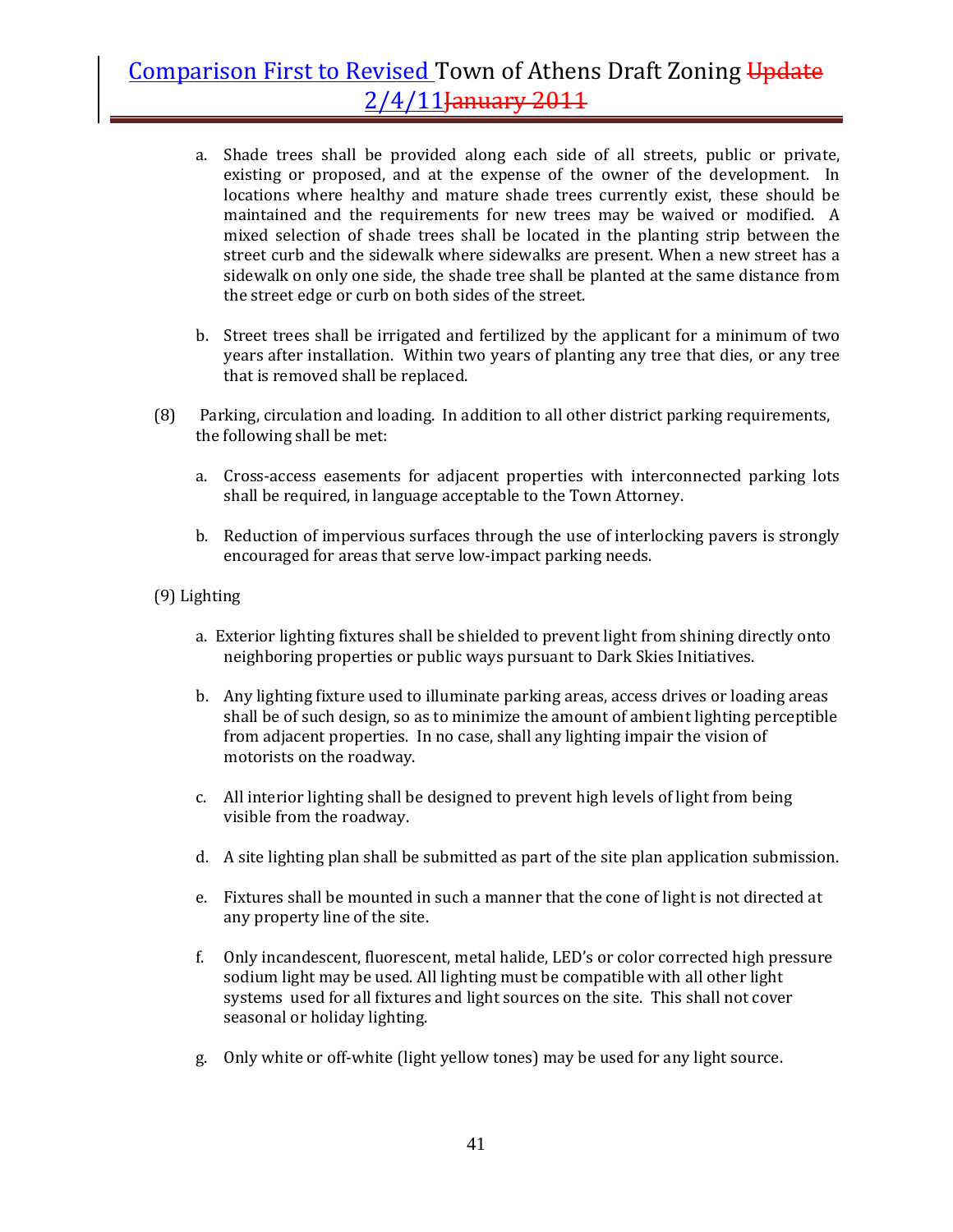a. Shade trees shall be provided along each side of all streets, public or private, existing or proposed, and at the expense of the owner of the development. In locations where healthy and mature shade trees currently exist, these should be maintained and the requirements for new trees may be waived or modified. A mixed selection of shade trees shall be located in the planting strip between the street curb and the sidewalk where sidewalks are present. When a new street has a sidewalk on only one side, the shade tree shall be planted at the same distance from the street edge or curb on both sides of the street.

b. Street trees shall be irrigated and fertilized by the applicant for a minimum of two years after installation. Within two years of planting any tree that dies, or any tree that is removed shall be replaced.

(8) Parking, circulation and loading. In addition to all other district parking requirements, the following shall be met:

a. Cross-access easements for adjacent properties with interconnected parking lots shall be required, in language acceptable to the Town Attorney.

b. Reduction of impervious surfaces through the use of interlocking pavers is strongly encouraged for areas that serve low-impact parking needs.

(9) Lighting

a. Exterior lighting fixtures shall be shielded to prevent light from shining directly onto neighboring properties or public ways pursuant to Dark Skies Initiatives.

b. Any lighting fixture used to illuminate parking areas, access drives or loading areas shall be of such design, so as to minimize the amount of ambient lighting perceptible from adjacent properties. In no case, shall any lighting impair the vision of motorists on the roadway.

c. All interior lighting shall be designed to prevent high levels of light from being visible from the roadway.

d. A site lighting plan shall be submitted as part of the site plan application submission.

e. Fixtures shall be mounted in such a manner that the cone of light is not directed at any property line of the site.

f. Only incandescent, fluorescent, metal halide, LED's or color corrected high pressure sodium light may be used. All lighting must be compatible with all other light systems used for all fixtures and light sources on the site. This shall not cover seasonal or holiday lighting.

g. Only white or off-white (light yellow tones) may be used for any light source.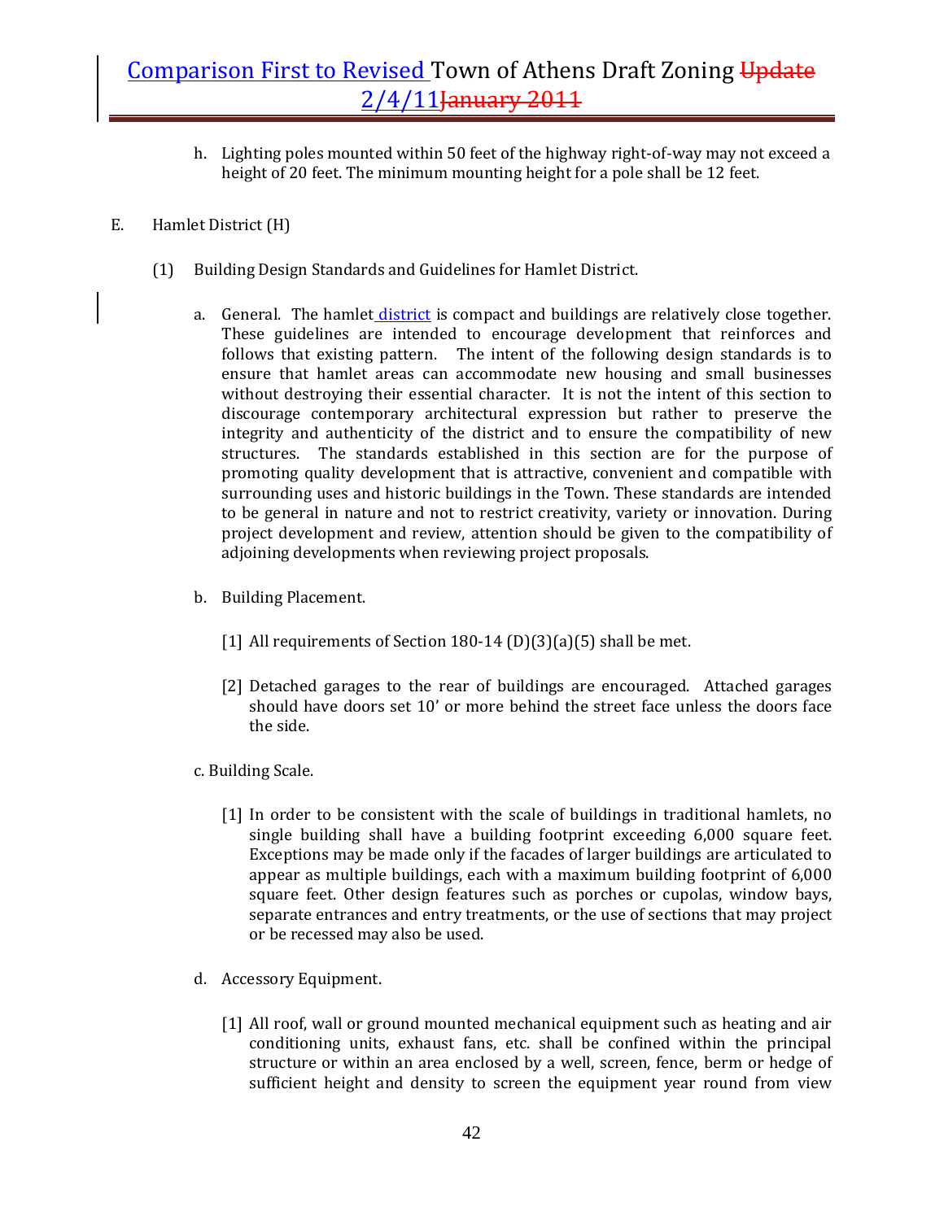h. Lighting poles mounted within 50 feet of the highway right-of-way may not exceed a height of 20 feet. The minimum mounting height for a pole shall be 12 feet.

E. Hamlet District (H)

(1) Building Design Standards and Guidelines for Hamlet District.

a. General. The hamlet district is compact and buildings are relatively close together. These guidelines are intended to encourage development that reinforces and follows that existing pattern. The intent of the following design standards is to ensure that hamlet areas can accommodate new housing and small businesses without destroying their essential character. It is not the intent of this section to discourage contemporary architectural expression but rather to preserve the integrity and authenticity of the district and to ensure the compatibility of new structures. The standards established in this section are for the purpose of promoting quality development that is attractive, convenient and compatible with surrounding uses and historic buildings in the Town. These standards are intended to be general in nature and not to restrict creativity, variety or innovation. During project development and review, attention should be given to the compatibility of adjoining developments when reviewing project proposals.

b. Building Placement.

[1] All requirements of Section 180-14 (D)(3)(a)(5) shall be met.

[2] Detached garages to the rear of buildings are encouraged. Attached garages should have doors set 10' or more behind the street face unless the doors face the side.

c. Building Scale.

[1] In order to be consistent with the scale of buildings in traditional hamlets, no single building shall have a building footprint exceeding 6,000 square feet. Exceptions may be made only if the facades of larger buildings are articulated to appear as multiple buildings, each with a maximum building footprint of 6,000 square feet. Other design features such as porches or cupolas, window bays, separate entrances and entry treatments, or the use of sections that may project or be recessed may also be used.

d. Accessory Equipment.

[1] All roof, wall or ground mounted mechanical equipment such as heating and air conditioning units, exhaust fans, etc. shall be confined within the principal structure or within an area enclosed by a well, screen, fence, berm or hedge of sufficient height and density to screen the equipment year round from view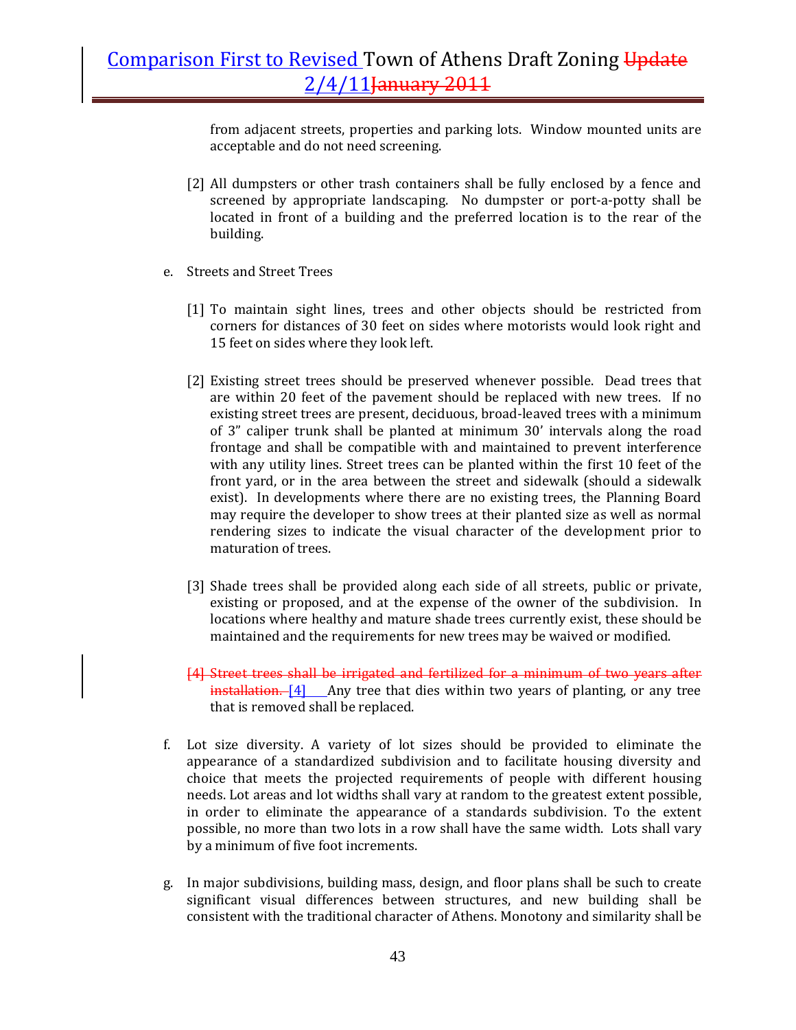from adjacent streets, properties and parking lots. Window mounted units are acceptable and do not need screening.

[2] All dumpsters or other trash containers shall be fully enclosed by a fence and screened by appropriate landscaping. No dumpster or port-a-potty shall be located in front of a building and the preferred location is to the rear of the building.

e. Streets and Street Trees

[1] To maintain sight lines, trees and other objects should be restricted from corners for distances of 30 feet on sides where motorists would look right and 15 feet on sides where they look left.

[2] Existing street trees should be preserved whenever possible. Dead trees that are within 20 feet of the pavement should be replaced with new trees. If no existing street trees are present, deciduous, broad-leaved trees with a minimum of 3" caliper trunk shall be planted at minimum 30' intervals along the road frontage and shall be compatible with and maintained to prevent interference with any utility lines. Street trees can be planted within the first 10 feet of the front yard, or in the area between the street and sidewalk (should a sidewalk exist). In developments where there are no existing trees, the Planning Board may require the developer to show trees at their planted size as well as normal rendering sizes to indicate the visual character of the development prior to maturation of trees.

[3] Shade trees shall be provided along each side of all streets, public or private, existing or proposed, and at the expense of the owner of the subdivision. In locations where healthy and mature shade trees currently exist, these should be maintained and the requirements for new trees may be waived or modified.

~~[4] Street trees shall be irrigated and fertilized for a minimum of two years after installation.~~ [4] Any tree that dies within two years of planting, or any tree that is removed shall be replaced.

f. Lot size diversity. A variety of lot sizes should be provided to eliminate the appearance of a standardized subdivision and to facilitate housing diversity and choice that meets the projected requirements of people with different housing needs. Lot areas and lot widths shall vary at random to the greatest extent possible, in order to eliminate the appearance of a standards subdivision. To the extent possible, no more than two lots in a row shall have the same width. Lots shall vary by a minimum of five foot increments.

g. In major subdivisions, building mass, design, and floor plans shall be such to create significant visual differences between structures, and new building shall be consistent with the traditional character of Athens. Monotony and similarity shall be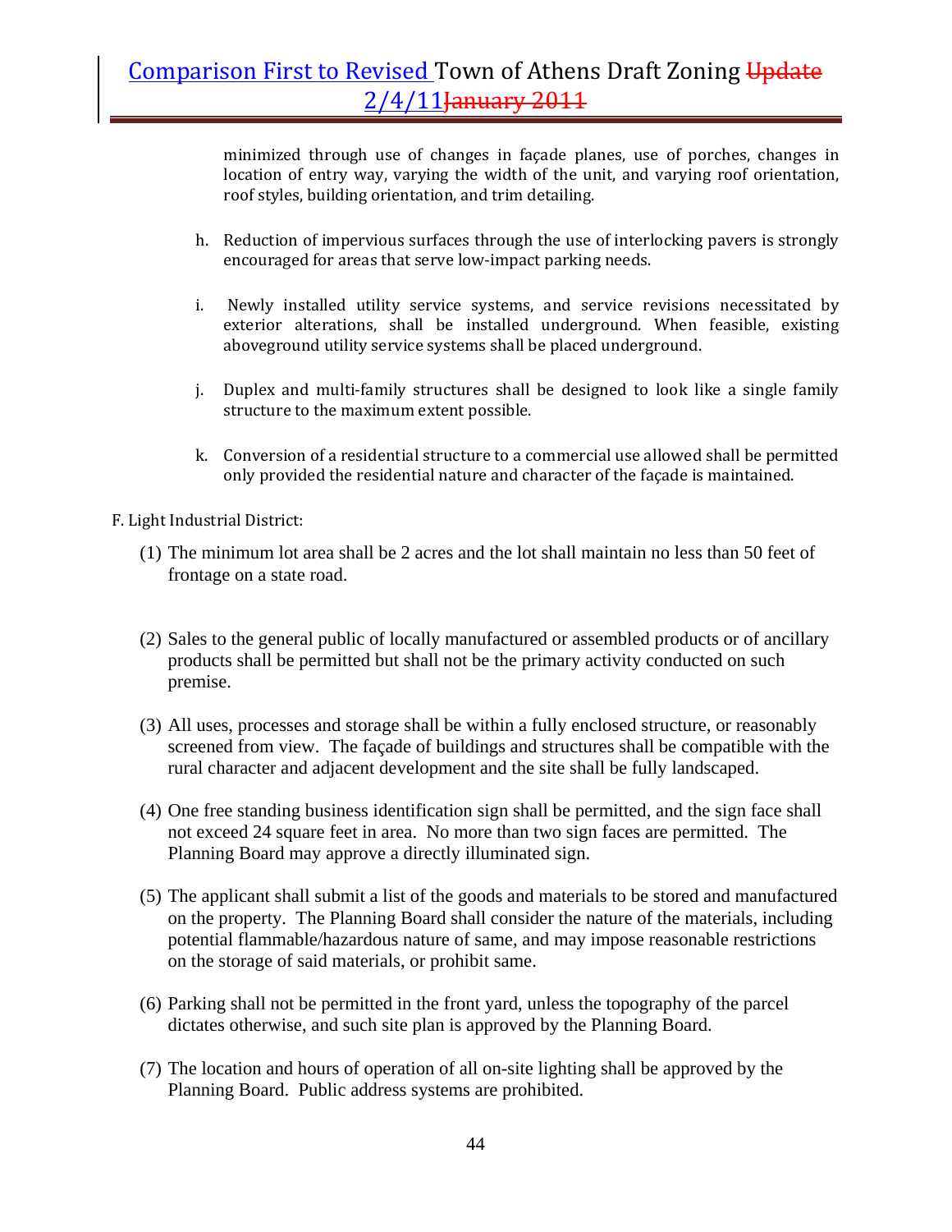minimized through use of changes in façade planes, use of porches, changes in location of entry way, varying the width of the unit, and varying roof orientation, roof styles, building orientation, and trim detailing.

h. Reduction of impervious surfaces through the use of interlocking pavers is strongly encouraged for areas that serve low-impact parking needs.

i. Newly installed utility service systems, and service revisions necessitated by exterior alterations, shall be installed underground. When feasible, existing aboveground utility service systems shall be placed underground.

j. Duplex and multi-family structures shall be designed to look like a single family structure to the maximum extent possible.

k. Conversion of a residential structure to a commercial use allowed shall be permitted only provided the residential nature and character of the façade is maintained.

F. Light Industrial District:

(1) The minimum lot area shall be 2 acres and the lot shall maintain no less than 50 feet of frontage on a state road.

(2) Sales to the general public of locally manufactured or assembled products or of ancillary products shall be permitted but shall not be the primary activity conducted on such premise.

(3) All uses, processes and storage shall be within a fully enclosed structure, or reasonably screened from view. The façade of buildings and structures shall be compatible with the rural character and adjacent development and the site shall be fully landscaped.

(4) One free standing business identification sign shall be permitted, and the sign face shall not exceed 24 square feet in area. No more than two sign faces are permitted. The Planning Board may approve a directly illuminated sign.

(5) The applicant shall submit a list of the goods and materials to be stored and manufactured on the property. The Planning Board shall consider the nature of the materials, including potential flammable/hazardous nature of same, and may impose reasonable restrictions on the storage of said materials, or prohibit same.

(6) Parking shall not be permitted in the front yard, unless the topography of the parcel dictates otherwise, and such site plan is approved by the Planning Board.

(7) The location and hours of operation of all on-site lighting shall be approved by the Planning Board. Public address systems are prohibited.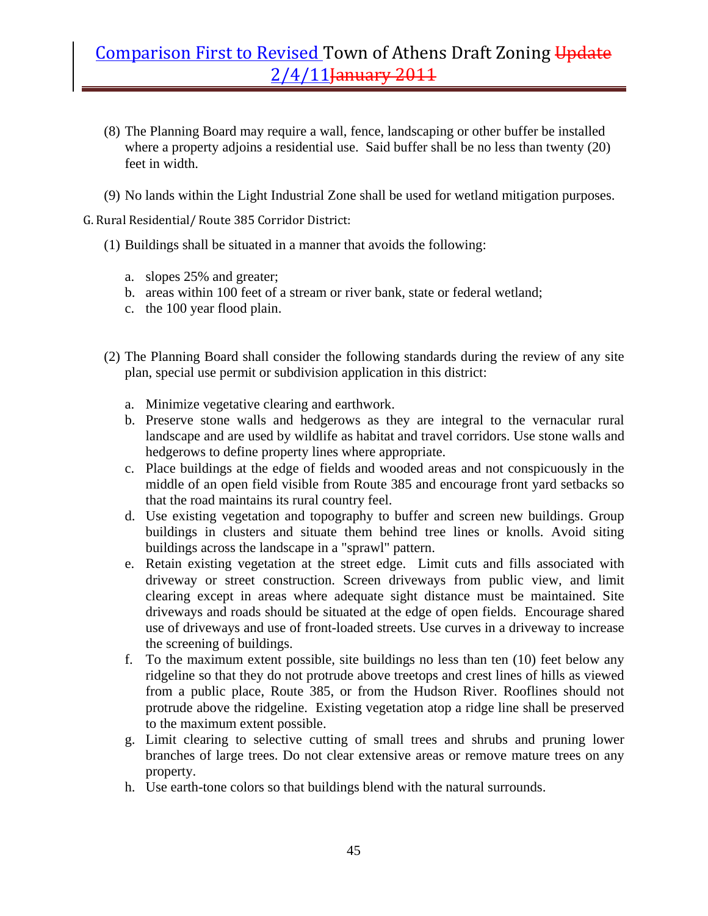(8) The Planning Board may require a wall, fence, landscaping or other buffer be installed where a property adjoins a residential use. Said buffer shall be no less than twenty (20) feet in width.

(9) No lands within the Light Industrial Zone shall be used for wetland mitigation purposes.

G. Rural Residential/ Route 385 Corridor District:

(1) Buildings shall be situated in a manner that avoids the following:

a. slopes 25% and greater;
b. areas within 100 feet of a stream or river bank, state or federal wetland;
c. the 100 year flood plain.

(2) The Planning Board shall consider the following standards during the review of any site plan, special use permit or subdivision application in this district:

a. Minimize vegetative clearing and earthwork.
b. Preserve stone walls and hedgerows as they are integral to the vernacular rural landscape and are used by wildlife as habitat and travel corridors. Use stone walls and hedgerows to define property lines where appropriate.
c. Place buildings at the edge of fields and wooded areas and not conspicuously in the middle of an open field visible from Route 385 and encourage front yard setbacks so that the road maintains its rural country feel.
d. Use existing vegetation and topography to buffer and screen new buildings. Group buildings in clusters and situate them behind tree lines or knolls. Avoid siting buildings across the landscape in a "sprawl" pattern.
e. Retain existing vegetation at the street edge. Limit cuts and fills associated with driveway or street construction. Screen driveways from public view, and limit clearing except in areas where adequate sight distance must be maintained. Site driveways and roads should be situated at the edge of open fields. Encourage shared use of driveways and use of front-loaded streets. Use curves in a driveway to increase the screening of buildings.
f. To the maximum extent possible, site buildings no less than ten (10) feet below any ridgeline so that they do not protrude above treetops and crest lines of hills as viewed from a public place, Route 385, or from the Hudson River. Rooflines should not protrude above the ridgeline. Existing vegetation atop a ridge line shall be preserved to the maximum extent possible.
g. Limit clearing to selective cutting of small trees and shrubs and pruning lower branches of large trees. Do not clear extensive areas or remove mature trees on any property.
h. Use earth-tone colors so that buildings blend with the natural surrounds.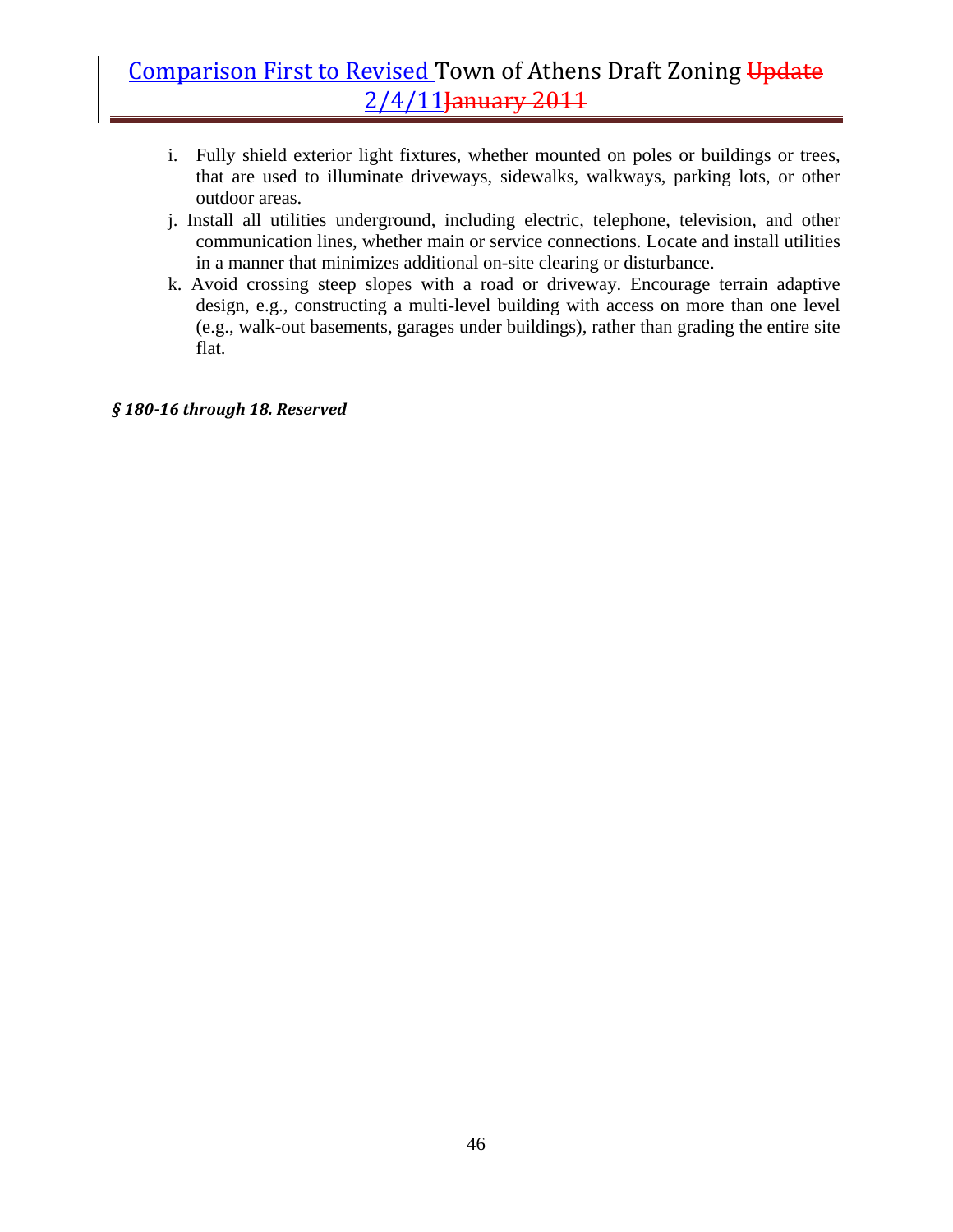i. Fully shield exterior light fixtures, whether mounted on poles or buildings or trees, that are used to illuminate driveways, sidewalks, walkways, parking lots, or other outdoor areas.

j. Install all utilities underground, including electric, telephone, television, and other communication lines, whether main or service connections. Locate and install utilities in a manner that minimizes additional on-site clearing or disturbance.

k. Avoid crossing steep slopes with a road or driveway. Encourage terrain adaptive design, e.g., constructing a multi-level building with access on more than one level (e.g., walk-out basements, garages under buildings), rather than grading the entire site flat.

***§ 180-16 through 18. Reserved***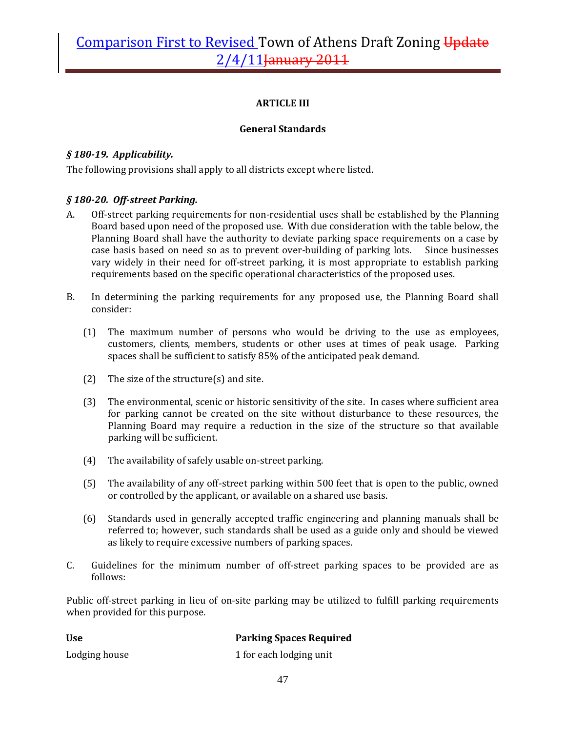## ARTICLE III

## General Standards

### *§ 180-19. Applicability.*

The following provisions shall apply to all districts except where listed.

### *§ 180-20. Off-street Parking.*

A. Off-street parking requirements for non-residential uses shall be established by the Planning Board based upon need of the proposed use. With due consideration with the table below, the Planning Board shall have the authority to deviate parking space requirements on a case by case basis based on need so as to prevent over-building of parking lots. Since businesses vary widely in their need for off-street parking, it is most appropriate to establish parking requirements based on the specific operational characteristics of the proposed uses.

B. In determining the parking requirements for any proposed use, the Planning Board shall consider:

   (1) The maximum number of persons who would be driving to the use as employees, customers, clients, members, students or other uses at times of peak usage. Parking spaces shall be sufficient to satisfy 85% of the anticipated peak demand.

   (2) The size of the structure(s) and site.

   (3) The environmental, scenic or historic sensitivity of the site. In cases where sufficient area for parking cannot be created on the site without disturbance to these resources, the Planning Board may require a reduction in the size of the structure so that available parking will be sufficient.

   (4) The availability of safely usable on-street parking.

   (5) The availability of any off-street parking within 500 feet that is open to the public, owned or controlled by the applicant, or available on a shared use basis.

   (6) Standards used in generally accepted traffic engineering and planning manuals shall be referred to; however, such standards shall be used as a guide only and should be viewed as likely to require excessive numbers of parking spaces.

C. Guidelines for the minimum number of off-street parking spaces to be provided are as follows:

Public off-street parking in lieu of on-site parking may be utilized to fulfill parking requirements when provided for this purpose.

| Use | Parking Spaces Required |
|---|---|
| Lodging house | 1 for each lodging unit |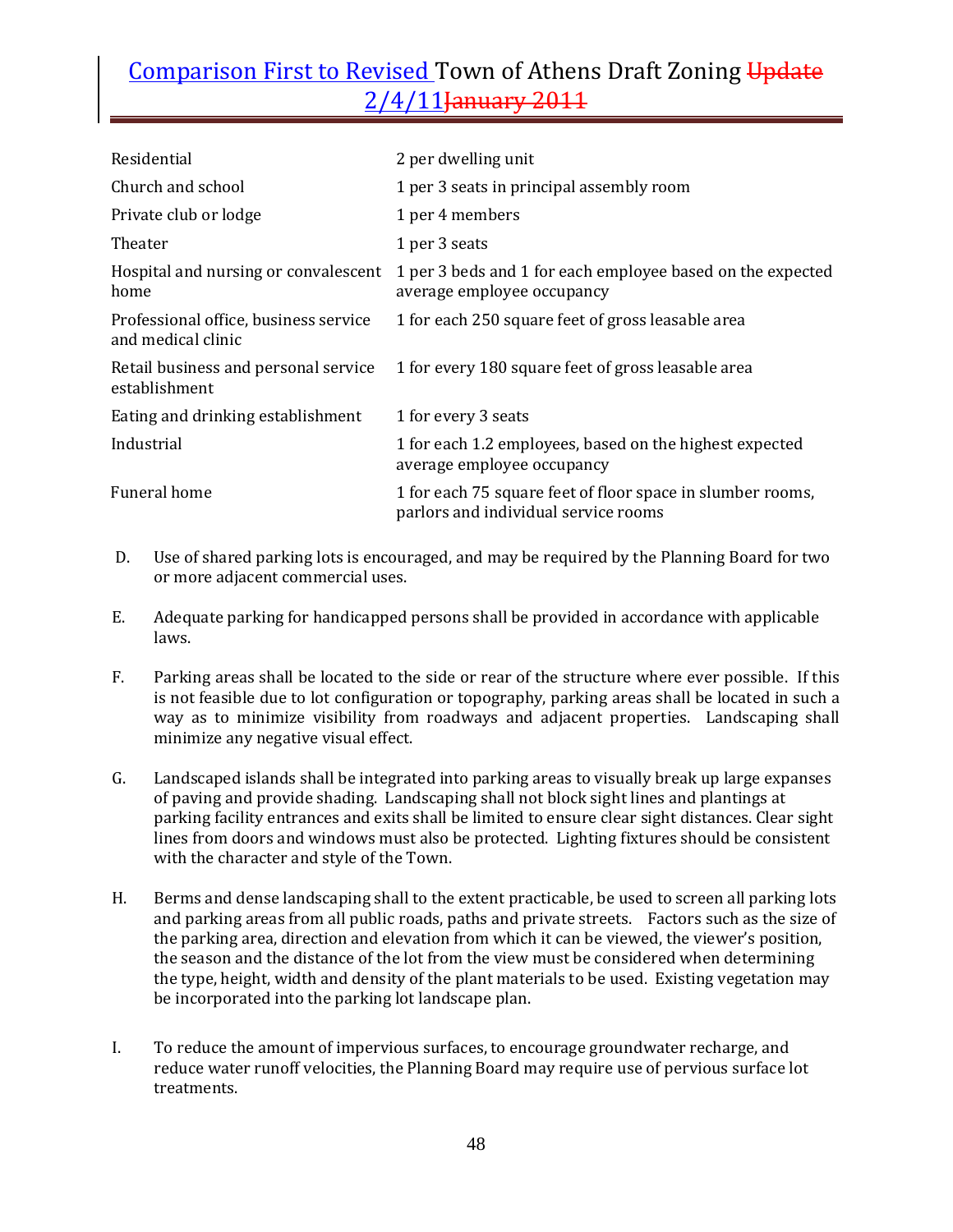| | |
|---|---|
| Residential | 2 per dwelling unit |
| Church and school | 1 per 3 seats in principal assembly room |
| Private club or lodge | 1 per 4 members |
| Theater | 1 per 3 seats |
| Hospital and nursing or convalescent home | 1 per 3 beds and 1 for each employee based on the expected average employee occupancy |
| Professional office, business service and medical clinic | 1 for each 250 square feet of gross leasable area |
| Retail business and personal service establishment | 1 for every 180 square feet of gross leasable area |
| Eating and drinking establishment | 1 for every 3 seats |
| Industrial | 1 for each 1.2 employees, based on the highest expected average employee occupancy |
| Funeral home | 1 for each 75 square feet of floor space in slumber rooms, parlors and individual service rooms |

D. Use of shared parking lots is encouraged, and may be required by the Planning Board for two or more adjacent commercial uses.

E. Adequate parking for handicapped persons shall be provided in accordance with applicable laws.

F. Parking areas shall be located to the side or rear of the structure where ever possible. If this is not feasible due to lot configuration or topography, parking areas shall be located in such a way as to minimize visibility from roadways and adjacent properties. Landscaping shall minimize any negative visual effect.

G. Landscaped islands shall be integrated into parking areas to visually break up large expanses of paving and provide shading. Landscaping shall not block sight lines and plantings at parking facility entrances and exits shall be limited to ensure clear sight distances. Clear sight lines from doors and windows must also be protected. Lighting fixtures should be consistent with the character and style of the Town.

H. Berms and dense landscaping shall to the extent practicable, be used to screen all parking lots and parking areas from all public roads, paths and private streets. Factors such as the size of the parking area, direction and elevation from which it can be viewed, the viewer's position, the season and the distance of the lot from the view must be considered when determining the type, height, width and density of the plant materials to be used. Existing vegetation may be incorporated into the parking lot landscape plan.

I. To reduce the amount of impervious surfaces, to encourage groundwater recharge, and reduce water runoff velocities, the Planning Board may require use of pervious surface lot treatments.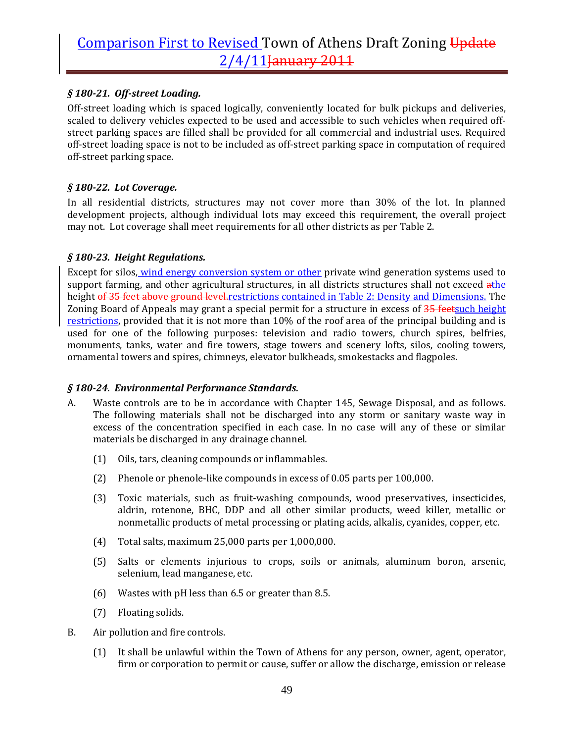### *§ 180-21. Off-street Loading.*

Off-street loading which is spaced logically, conveniently located for bulk pickups and deliveries, scaled to delivery vehicles expected to be used and accessible to such vehicles when required off-street parking spaces are filled shall be provided for all commercial and industrial uses. Required off-street loading space is not to be included as off-street parking space in computation of required off-street parking space.

### *§ 180-22. Lot Coverage.*

In all residential districts, structures may not cover more than 30% of the lot. In planned development projects, although individual lots may exceed this requirement, the overall project may not. Lot coverage shall meet requirements for all other districts as per Table 2.

### *§ 180-23. Height Regulations.*

Except for silos, wind energy conversion system or other private wind generation systems used to support farming, and other agricultural structures, in all districts structures shall not exceed ~~a~~the height ~~of 35 feet above ground level.~~restrictions contained in Table 2: Density and Dimensions. The Zoning Board of Appeals may grant a special permit for a structure in excess of ~~35 feet~~such height restrictions, provided that it is not more than 10% of the roof area of the principal building and is used for one of the following purposes: television and radio towers, church spires, belfries, monuments, tanks, water and fire towers, stage towers and scenery lofts, silos, cooling towers, ornamental towers and spires, chimneys, elevator bulkheads, smokestacks and flagpoles.

### *§ 180-24. Environmental Performance Standards.*

A. Waste controls are to be in accordance with Chapter 145, Sewage Disposal, and as follows. The following materials shall not be discharged into any storm or sanitary waste way in excess of the concentration specified in each case. In no case will any of these or similar materials be discharged in any drainage channel.

   (1) Oils, tars, cleaning compounds or inflammables.

   (2) Phenole or phenole-like compounds in excess of 0.05 parts per 100,000.

   (3) Toxic materials, such as fruit-washing compounds, wood preservatives, insecticides, aldrin, rotenone, BHC, DDP and all other similar products, weed killer, metallic or nonmetallic products of metal processing or plating acids, alkalis, cyanides, copper, etc.

   (4) Total salts, maximum 25,000 parts per 1,000,000.

   (5) Salts or elements injurious to crops, soils or animals, aluminum boron, arsenic, selenium, lead manganese, etc.

   (6) Wastes with pH less than 6.5 or greater than 8.5.

   (7) Floating solids.

B. Air pollution and fire controls.

   (1) It shall be unlawful within the Town of Athens for any person, owner, agent, operator, firm or corporation to permit or cause, suffer or allow the discharge, emission or release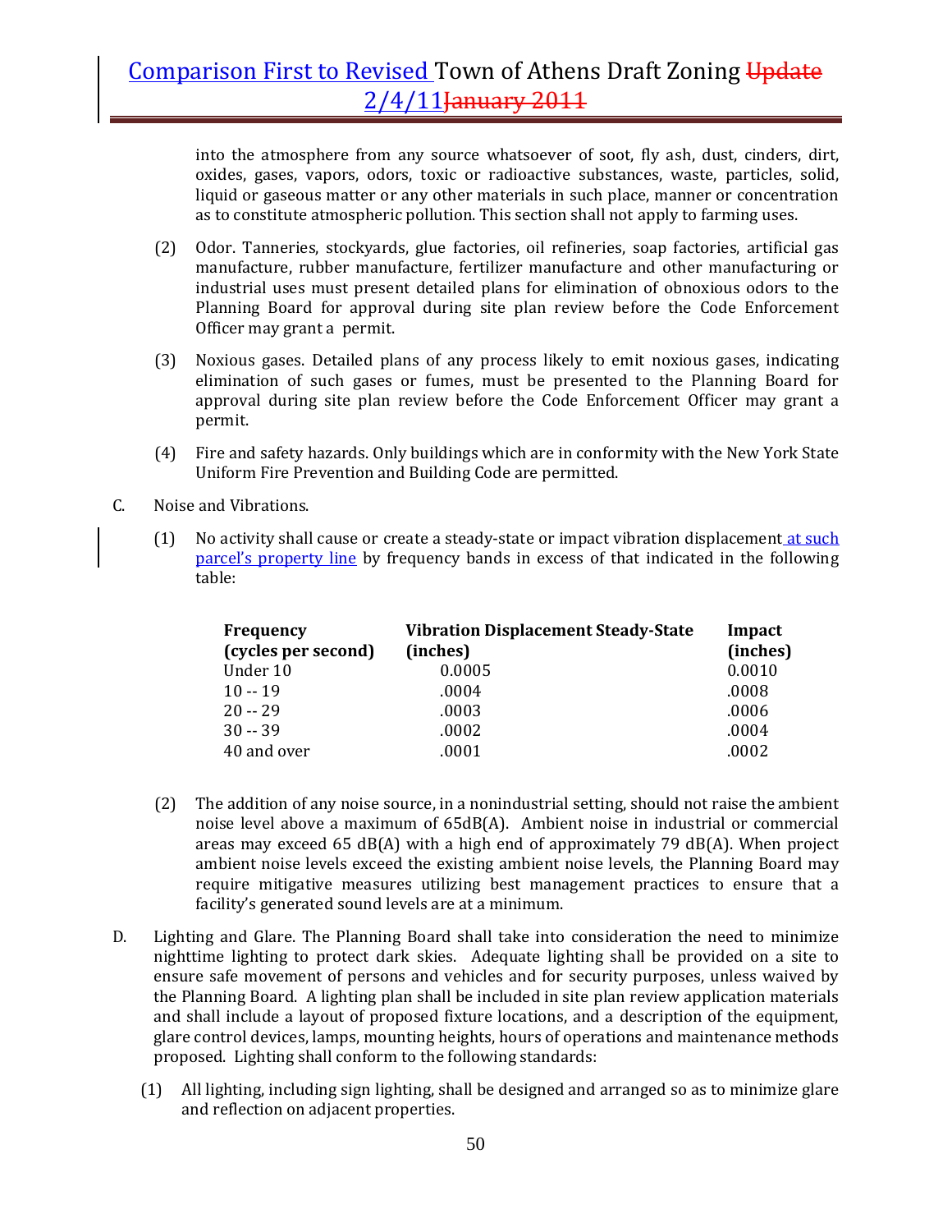into the atmosphere from any source whatsoever of soot, fly ash, dust, cinders, dirt, oxides, gases, vapors, odors, toxic or radioactive substances, waste, particles, solid, liquid or gaseous matter or any other materials in such place, manner or concentration as to constitute atmospheric pollution. This section shall not apply to farming uses.

(2) Odor. Tanneries, stockyards, glue factories, oil refineries, soap factories, artificial gas manufacture, rubber manufacture, fertilizer manufacture and other manufacturing or industrial uses must present detailed plans for elimination of obnoxious odors to the Planning Board for approval during site plan review before the Code Enforcement Officer may grant a permit.

(3) Noxious gases. Detailed plans of any process likely to emit noxious gases, indicating elimination of such gases or fumes, must be presented to the Planning Board for approval during site plan review before the Code Enforcement Officer may grant a permit.

(4) Fire and safety hazards. Only buildings which are in conformity with the New York State Uniform Fire Prevention and Building Code are permitted.

C. Noise and Vibrations.

(1) No activity shall cause or create a steady-state or impact vibration displacement at such parcel's property line by frequency bands in excess of that indicated in the following table:

| Frequency (cycles per second) | Vibration Displacement Steady-State (inches) | Impact (inches) |
|---|---|---|
| Under 10 | 0.0005 | 0.0010 |
| 10 -- 19 | .0004 | .0008 |
| 20 -- 29 | .0003 | .0006 |
| 30 -- 39 | .0002 | .0004 |
| 40 and over | .0001 | .0002 |

(2) The addition of any noise source, in a nonindustrial setting, should not raise the ambient noise level above a maximum of 65dB(A). Ambient noise in industrial or commercial areas may exceed 65 dB(A) with a high end of approximately 79 dB(A). When project ambient noise levels exceed the existing ambient noise levels, the Planning Board may require mitigative measures utilizing best management practices to ensure that a facility's generated sound levels are at a minimum.

D. Lighting and Glare. The Planning Board shall take into consideration the need to minimize nighttime lighting to protect dark skies. Adequate lighting shall be provided on a site to ensure safe movement of persons and vehicles and for security purposes, unless waived by the Planning Board. A lighting plan shall be included in site plan review application materials and shall include a layout of proposed fixture locations, and a description of the equipment, glare control devices, lamps, mounting heights, hours of operations and maintenance methods proposed. Lighting shall conform to the following standards:

(1) All lighting, including sign lighting, shall be designed and arranged so as to minimize glare and reflection on adjacent properties.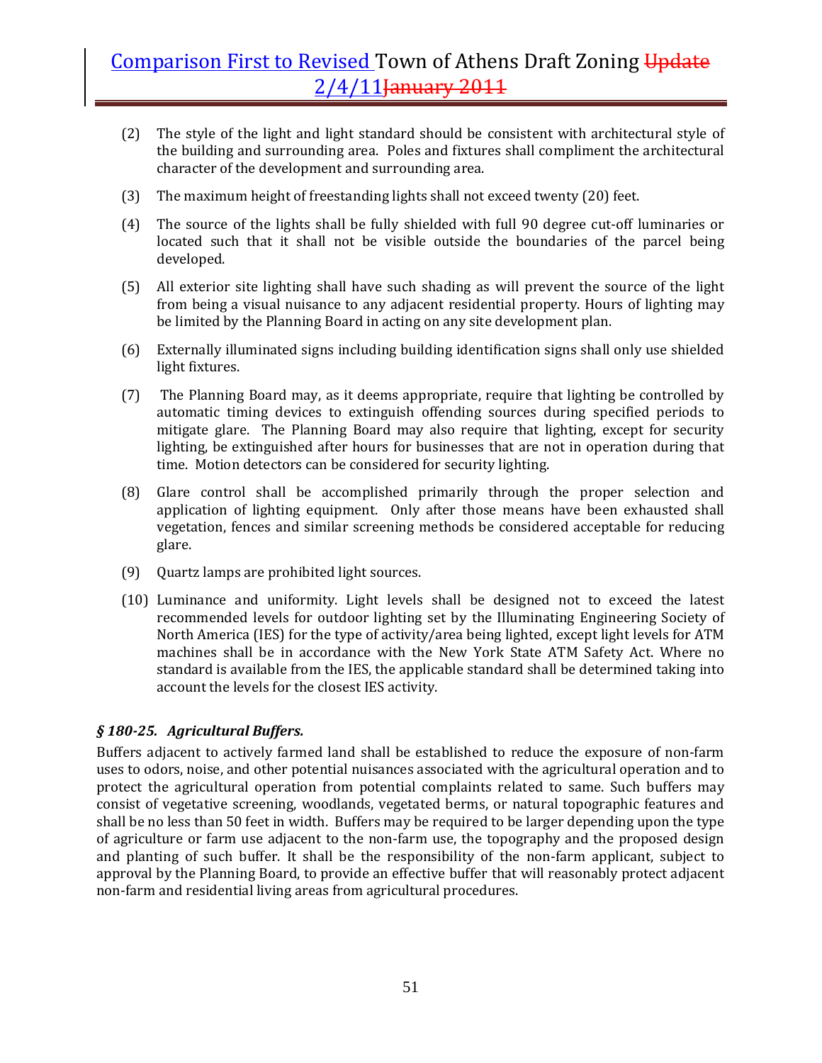(2) The style of the light and light standard should be consistent with architectural style of the building and surrounding area. Poles and fixtures shall compliment the architectural character of the development and surrounding area.

(3) The maximum height of freestanding lights shall not exceed twenty (20) feet.

(4) The source of the lights shall be fully shielded with full 90 degree cut-off luminaries or located such that it shall not be visible outside the boundaries of the parcel being developed.

(5) All exterior site lighting shall have such shading as will prevent the source of the light from being a visual nuisance to any adjacent residential property. Hours of lighting may be limited by the Planning Board in acting on any site development plan.

(6) Externally illuminated signs including building identification signs shall only use shielded light fixtures.

(7) The Planning Board may, as it deems appropriate, require that lighting be controlled by automatic timing devices to extinguish offending sources during specified periods to mitigate glare. The Planning Board may also require that lighting, except for security lighting, be extinguished after hours for businesses that are not in operation during that time. Motion detectors can be considered for security lighting.

(8) Glare control shall be accomplished primarily through the proper selection and application of lighting equipment. Only after those means have been exhausted shall vegetation, fences and similar screening methods be considered acceptable for reducing glare.

(9) Quartz lamps are prohibited light sources.

(10) Luminance and uniformity. Light levels shall be designed not to exceed the latest recommended levels for outdoor lighting set by the Illuminating Engineering Society of North America (IES) for the type of activity/area being lighted, except light levels for ATM machines shall be in accordance with the New York State ATM Safety Act. Where no standard is available from the IES, the applicable standard shall be determined taking into account the levels for the closest IES activity.

### *§ 180-25. Agricultural Buffers.*

Buffers adjacent to actively farmed land shall be established to reduce the exposure of non-farm uses to odors, noise, and other potential nuisances associated with the agricultural operation and to protect the agricultural operation from potential complaints related to same. Such buffers may consist of vegetative screening, woodlands, vegetated berms, or natural topographic features and shall be no less than 50 feet in width. Buffers may be required to be larger depending upon the type of agriculture or farm use adjacent to the non-farm use, the topography and the proposed design and planting of such buffer. It shall be the responsibility of the non-farm applicant, subject to approval by the Planning Board, to provide an effective buffer that will reasonably protect adjacent non-farm and residential living areas from agricultural procedures.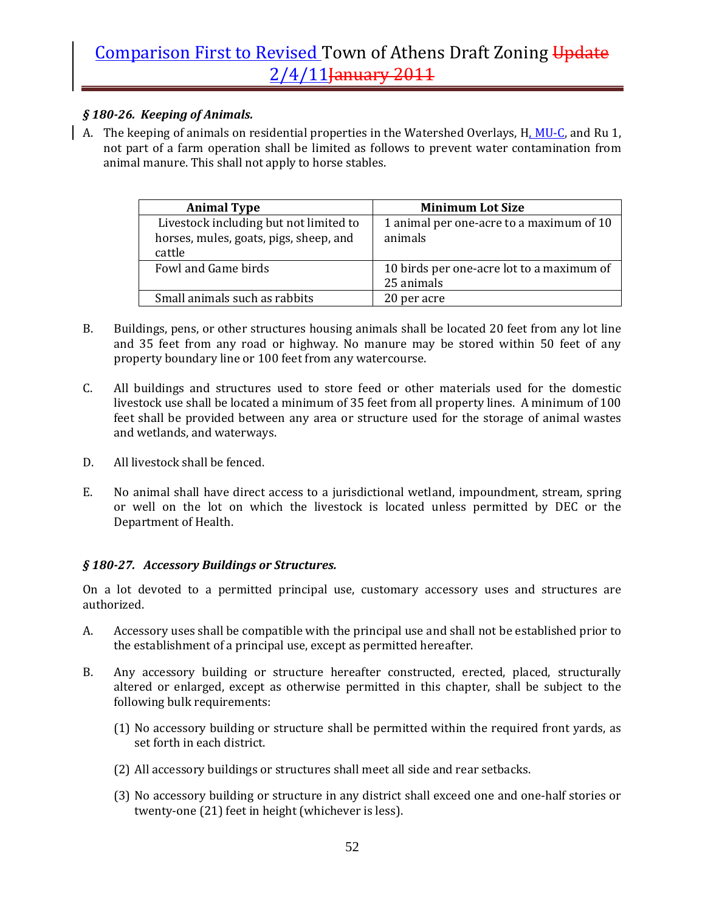### *§ 180-26. Keeping of Animals.*

A. The keeping of animals on residential properties in the Watershed Overlays, H, MU-C, and Ru 1, not part of a farm operation shall be limited as follows to prevent water contamination from animal manure. This shall not apply to horse stables.

| Animal Type | Minimum Lot Size |
| --- | --- |
| Livestock including but not limited to horses, mules, goats, pigs, sheep, and cattle | 1 animal per one-acre to a maximum of 10 animals |
| Fowl and Game birds | 10 birds per one-acre lot to a maximum of 25 animals |
| Small animals such as rabbits | 20 per acre |

B. Buildings, pens, or other structures housing animals shall be located 20 feet from any lot line and 35 feet from any road or highway. No manure may be stored within 50 feet of any property boundary line or 100 feet from any watercourse.

C. All buildings and structures used to store feed or other materials used for the domestic livestock use shall be located a minimum of 35 feet from all property lines. A minimum of 100 feet shall be provided between any area or structure used for the storage of animal wastes and wetlands, and waterways.

D. All livestock shall be fenced.

E. No animal shall have direct access to a jurisdictional wetland, impoundment, stream, spring or well on the lot on which the livestock is located unless permitted by DEC or the Department of Health.

### *§ 180-27. Accessory Buildings or Structures.*

On a lot devoted to a permitted principal use, customary accessory uses and structures are authorized.

A. Accessory uses shall be compatible with the principal use and shall not be established prior to the establishment of a principal use, except as permitted hereafter.

B. Any accessory building or structure hereafter constructed, erected, placed, structurally altered or enlarged, except as otherwise permitted in this chapter, shall be subject to the following bulk requirements:

(1) No accessory building or structure shall be permitted within the required front yards, as set forth in each district.

(2) All accessory buildings or structures shall meet all side and rear setbacks.

(3) No accessory building or structure in any district shall exceed one and one-half stories or twenty-one (21) feet in height (whichever is less).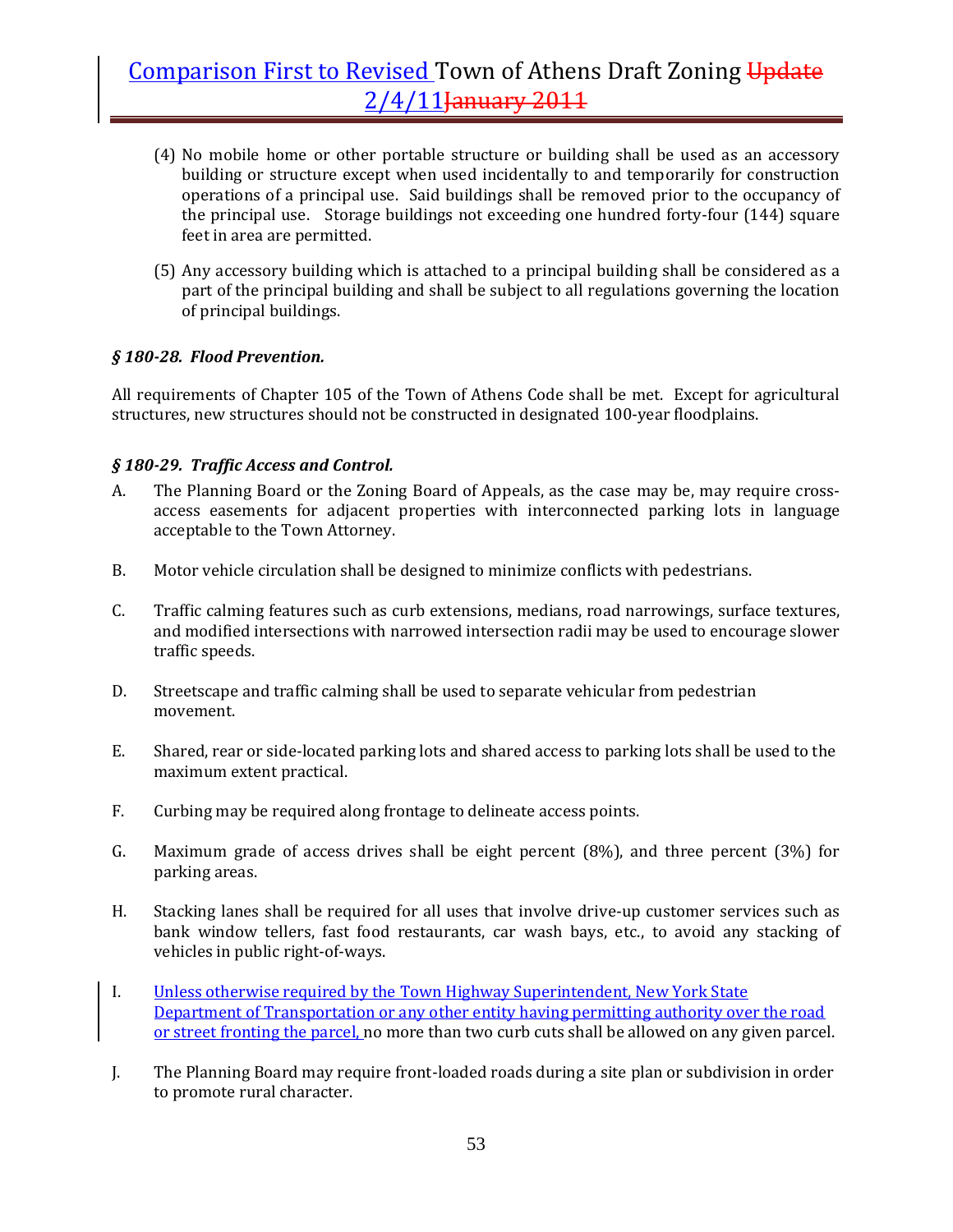(4) No mobile home or other portable structure or building shall be used as an accessory building or structure except when used incidentally to and temporarily for construction operations of a principal use. Said buildings shall be removed prior to the occupancy of the principal use. Storage buildings not exceeding one hundred forty-four (144) square feet in area are permitted.

(5) Any accessory building which is attached to a principal building shall be considered as a part of the principal building and shall be subject to all regulations governing the location of principal buildings.

### *§ 180-28. Flood Prevention.*

All requirements of Chapter 105 of the Town of Athens Code shall be met. Except for agricultural structures, new structures should not be constructed in designated 100-year floodplains.

### *§ 180-29. Traffic Access and Control.*

A. The Planning Board or the Zoning Board of Appeals, as the case may be, may require cross-access easements for adjacent properties with interconnected parking lots in language acceptable to the Town Attorney.

B. Motor vehicle circulation shall be designed to minimize conflicts with pedestrians.

C. Traffic calming features such as curb extensions, medians, road narrowings, surface textures, and modified intersections with narrowed intersection radii may be used to encourage slower traffic speeds.

D. Streetscape and traffic calming shall be used to separate vehicular from pedestrian movement.

E. Shared, rear or side-located parking lots and shared access to parking lots shall be used to the maximum extent practical.

F. Curbing may be required along frontage to delineate access points.

G. Maximum grade of access drives shall be eight percent (8%), and three percent (3%) for parking areas.

H. Stacking lanes shall be required for all uses that involve drive-up customer services such as bank window tellers, fast food restaurants, car wash bays, etc., to avoid any stacking of vehicles in public right-of-ways.

I. Unless otherwise required by the Town Highway Superintendent, New York State Department of Transportation or any other entity having permitting authority over the road or street fronting the parcel, no more than two curb cuts shall be allowed on any given parcel.

J. The Planning Board may require front-loaded roads during a site plan or subdivision in order to promote rural character.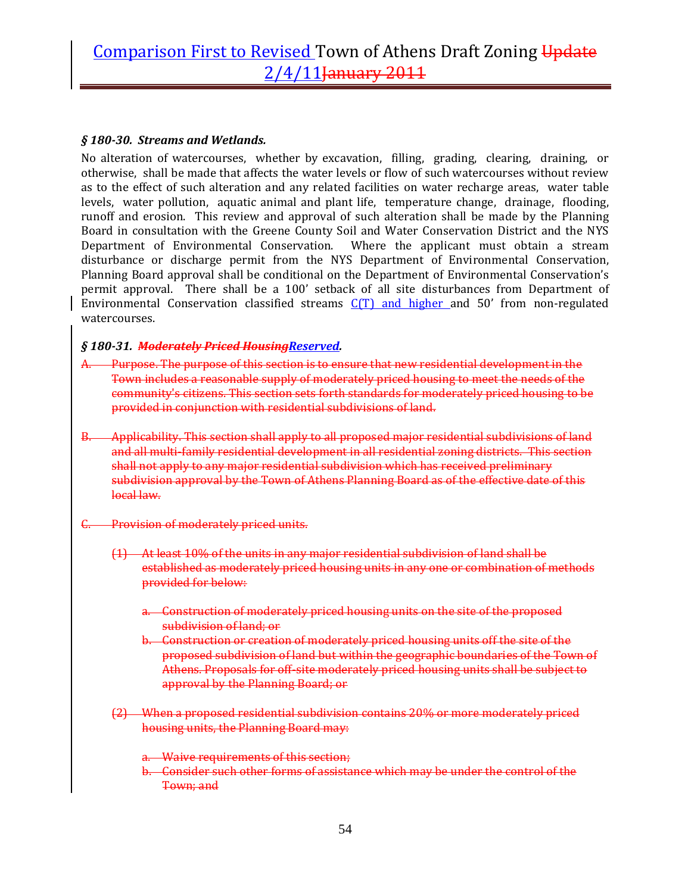### *§ 180-30. Streams and Wetlands.*

No alteration of watercourses, whether by excavation, filling, grading, clearing, draining, or otherwise, shall be made that affects the water levels or flow of such watercourses without review as to the effect of such alteration and any related facilities on water recharge areas, water table levels, water pollution, aquatic animal and plant life, temperature change, drainage, flooding, runoff and erosion. This review and approval of such alteration shall be made by the Planning Board in consultation with the Greene County Soil and Water Conservation District and the NYS Department of Environmental Conservation. Where the applicant must obtain a stream disturbance or discharge permit from the NYS Department of Environmental Conservation, Planning Board approval shall be conditional on the Department of Environmental Conservation's permit approval. There shall be a 100' setback of all site disturbances from Department of Environmental Conservation classified streams C(T) and higher and 50' from non-regulated watercourses.

### *§ 180-31. ~~Moderately Priced Housing~~Reserved.*

~~A. Purpose. The purpose of this section is to ensure that new residential development in the Town includes a reasonable supply of moderately priced housing to meet the needs of the community's citizens. This section sets forth standards for moderately priced housing to be provided in conjunction with residential subdivisions of land.~~

~~B. Applicability. This section shall apply to all proposed major residential subdivisions of land and all multi-family residential development in all residential zoning districts. This section shall not apply to any major residential subdivision which has received preliminary subdivision approval by the Town of Athens Planning Board as of the effective date of this local law.~~

~~C. Provision of moderately priced units.~~

~~(1) At least 10% of the units in any major residential subdivision of land shall be established as moderately priced housing units in any one or combination of methods provided for below:~~

~~a. Construction of moderately priced housing units on the site of the proposed subdivision of land; or~~

~~b. Construction or creation of moderately priced housing units off the site of the proposed subdivision of land but within the geographic boundaries of the Town of Athens. Proposals for off-site moderately priced housing units shall be subject to approval by the Planning Board; or~~

~~(2) When a proposed residential subdivision contains 20% or more moderately priced housing units, the Planning Board may:~~

~~a. Waive requirements of this section;~~

~~b. Consider such other forms of assistance which may be under the control of the Town; and~~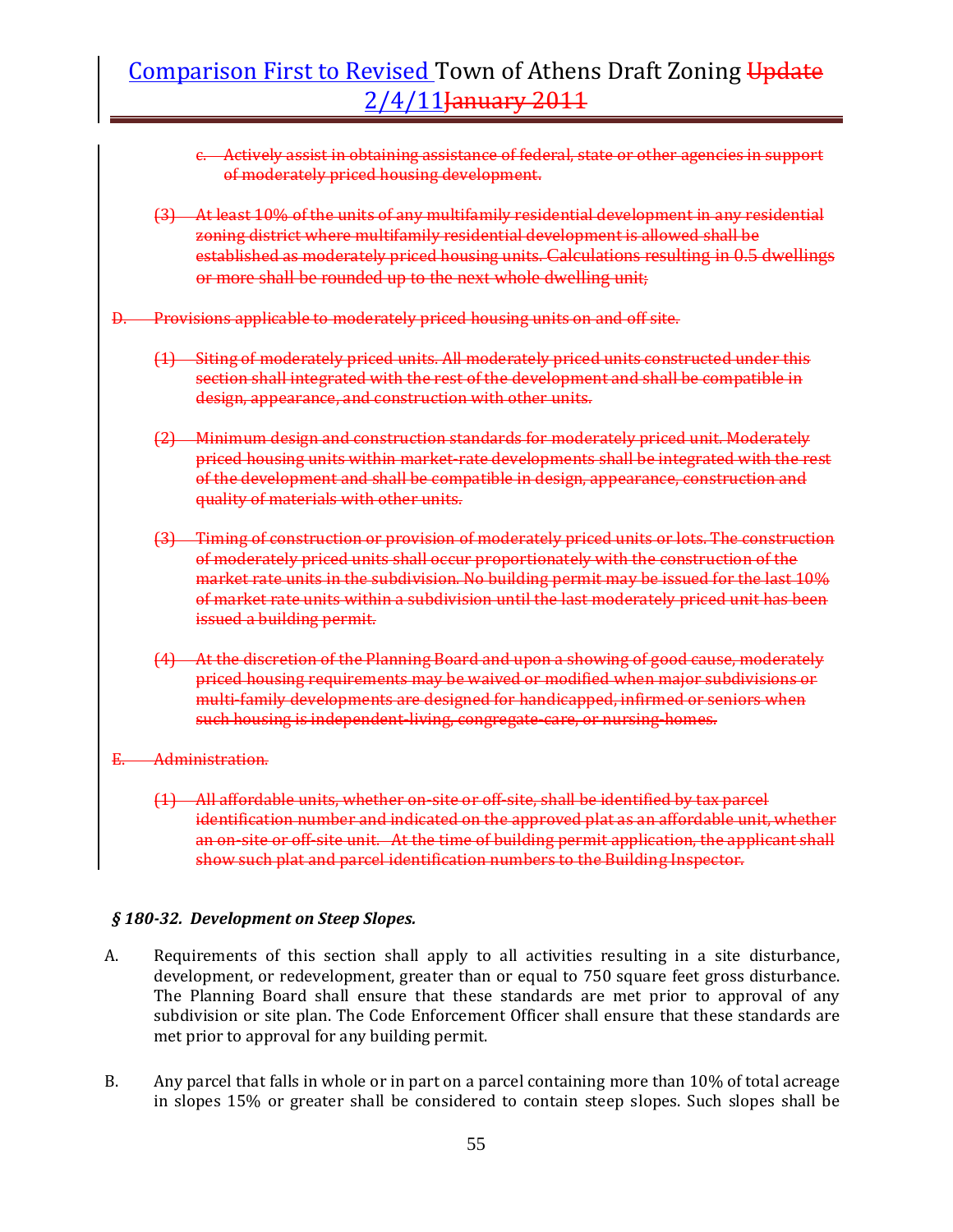~~c. Actively assist in obtaining assistance of federal, state or other agencies in support of moderately priced housing development.~~

~~(3) At least 10% of the units of any multifamily residential development in any residential zoning district where multifamily residential development is allowed shall be established as moderately priced housing units. Calculations resulting in 0.5 dwellings or more shall be rounded up to the next whole dwelling unit;~~

~~D. Provisions applicable to moderately priced housing units on and off site.~~

~~(1) Siting of moderately priced units. All moderately priced units constructed under this section shall integrated with the rest of the development and shall be compatible in design, appearance, and construction with other units.~~

~~(2) Minimum design and construction standards for moderately priced unit. Moderately priced housing units within market-rate developments shall be integrated with the rest of the development and shall be compatible in design, appearance, construction and quality of materials with other units.~~

~~(3) Timing of construction or provision of moderately priced units or lots. The construction of moderately priced units shall occur proportionately with the construction of the market rate units in the subdivision. No building permit may be issued for the last 10% of market rate units within a subdivision until the last moderately priced unit has been issued a building permit.~~

~~(4) At the discretion of the Planning Board and upon a showing of good cause, moderately priced housing requirements may be waived or modified when major subdivisions or multi-family developments are designed for handicapped, infirmed or seniors when such housing is independent-living, congregate-care, or nursing-homes.~~

~~E. Administration.~~

~~(1) All affordable units, whether on-site or off-site, shall be identified by tax parcel identification number and indicated on the approved plat as an affordable unit, whether an on-site or off-site unit. At the time of building permit application, the applicant shall show such plat and parcel identification numbers to the Building Inspector.~~

***§ 180-32. Development on Steep Slopes.***

A. Requirements of this section shall apply to all activities resulting in a site disturbance, development, or redevelopment, greater than or equal to 750 square feet gross disturbance. The Planning Board shall ensure that these standards are met prior to approval of any subdivision or site plan. The Code Enforcement Officer shall ensure that these standards are met prior to approval for any building permit.

B. Any parcel that falls in whole or in part on a parcel containing more than 10% of total acreage in slopes 15% or greater shall be considered to contain steep slopes. Such slopes shall be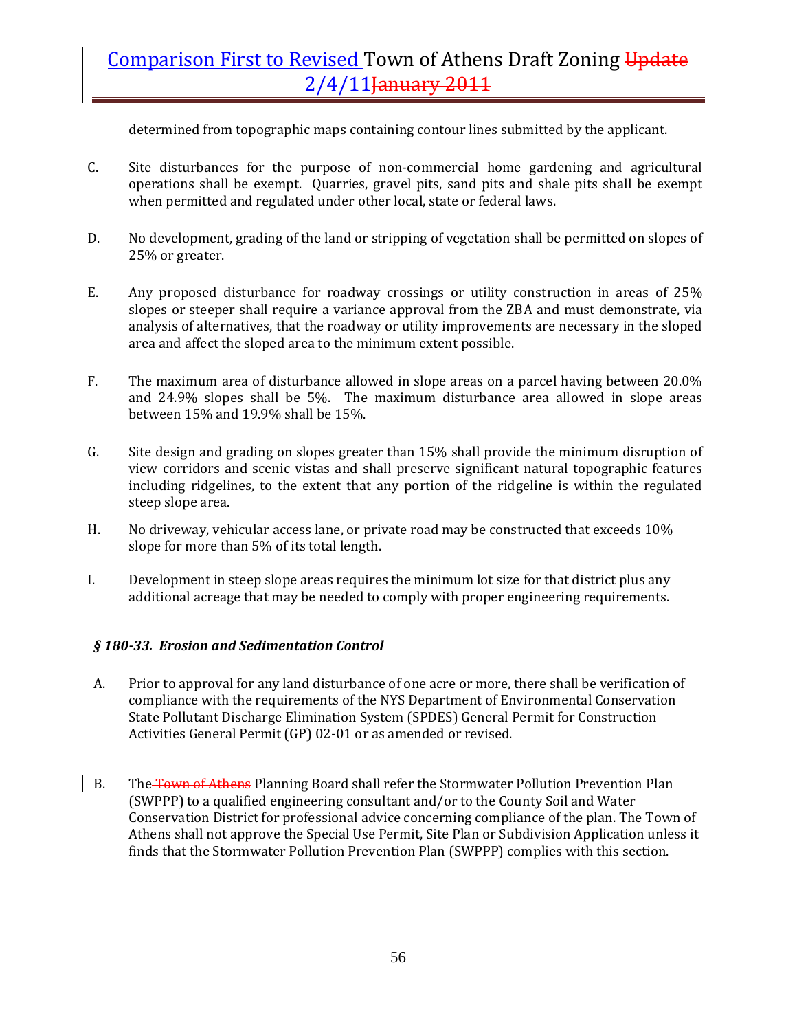determined from topographic maps containing contour lines submitted by the applicant.

C. Site disturbances for the purpose of non-commercial home gardening and agricultural operations shall be exempt. Quarries, gravel pits, sand pits and shale pits shall be exempt when permitted and regulated under other local, state or federal laws.

D. No development, grading of the land or stripping of vegetation shall be permitted on slopes of 25% or greater.

E. Any proposed disturbance for roadway crossings or utility construction in areas of 25% slopes or steeper shall require a variance approval from the ZBA and must demonstrate, via analysis of alternatives, that the roadway or utility improvements are necessary in the sloped area and affect the sloped area to the minimum extent possible.

F. The maximum area of disturbance allowed in slope areas on a parcel having between 20.0% and 24.9% slopes shall be 5%. The maximum disturbance area allowed in slope areas between 15% and 19.9% shall be 15%.

G. Site design and grading on slopes greater than 15% shall provide the minimum disruption of view corridors and scenic vistas and shall preserve significant natural topographic features including ridgelines, to the extent that any portion of the ridgeline is within the regulated steep slope area.

H. No driveway, vehicular access lane, or private road may be constructed that exceeds 10% slope for more than 5% of its total length.

I. Development in steep slope areas requires the minimum lot size for that district plus any additional acreage that may be needed to comply with proper engineering requirements.

### *§ 180-33. Erosion and Sedimentation Control*

A. Prior to approval for any land disturbance of one acre or more, there shall be verification of compliance with the requirements of the NYS Department of Environmental Conservation State Pollutant Discharge Elimination System (SPDES) General Permit for Construction Activities General Permit (GP) 02-01 or as amended or revised.

B. The ~~Town of Athens~~ Planning Board shall refer the Stormwater Pollution Prevention Plan (SWPPP) to a qualified engineering consultant and/or to the County Soil and Water Conservation District for professional advice concerning compliance of the plan. The Town of Athens shall not approve the Special Use Permit, Site Plan or Subdivision Application unless it finds that the Stormwater Pollution Prevention Plan (SWPPP) complies with this section.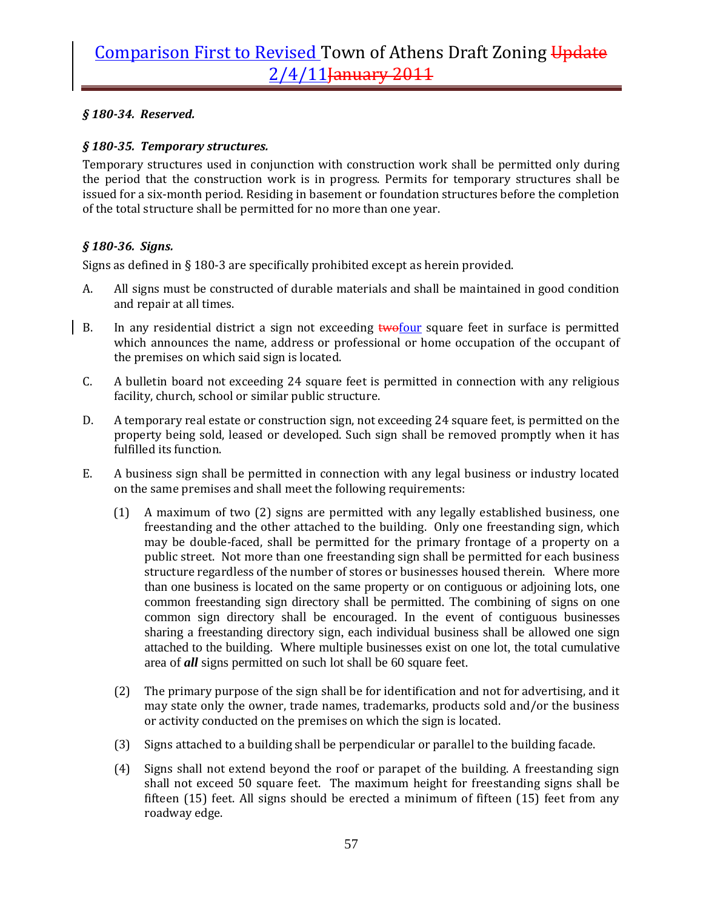### *§ 180-34. Reserved.*

### *§ 180-35. Temporary structures.*

Temporary structures used in conjunction with construction work shall be permitted only during the period that the construction work is in progress. Permits for temporary structures shall be issued for a six-month period. Residing in basement or foundation structures before the completion of the total structure shall be permitted for no more than one year.

### *§ 180-36. Signs.*

Signs as defined in § 180-3 are specifically prohibited except as herein provided.

A. All signs must be constructed of durable materials and shall be maintained in good condition and repair at all times.

B. In any residential district a sign not exceeding ~~two~~four square feet in surface is permitted which announces the name, address or professional or home occupation of the occupant of the premises on which said sign is located.

C. A bulletin board not exceeding 24 square feet is permitted in connection with any religious facility, church, school or similar public structure.

D. A temporary real estate or construction sign, not exceeding 24 square feet, is permitted on the property being sold, leased or developed. Such sign shall be removed promptly when it has fulfilled its function.

E. A business sign shall be permitted in connection with any legal business or industry located on the same premises and shall meet the following requirements:

(1) A maximum of two (2) signs are permitted with any legally established business, one freestanding and the other attached to the building. Only one freestanding sign, which may be double-faced, shall be permitted for the primary frontage of a property on a public street. Not more than one freestanding sign shall be permitted for each business structure regardless of the number of stores or businesses housed therein. Where more than one business is located on the same property or on contiguous or adjoining lots, one common freestanding sign directory shall be permitted. The combining of signs on one common sign directory shall be encouraged. In the event of contiguous businesses sharing a freestanding directory sign, each individual business shall be allowed one sign attached to the building. Where multiple businesses exist on one lot, the total cumulative area of ***all*** signs permitted on such lot shall be 60 square feet.

(2) The primary purpose of the sign shall be for identification and not for advertising, and it may state only the owner, trade names, trademarks, products sold and/or the business or activity conducted on the premises on which the sign is located.

(3) Signs attached to a building shall be perpendicular or parallel to the building facade.

(4) Signs shall not extend beyond the roof or parapet of the building. A freestanding sign shall not exceed 50 square feet. The maximum height for freestanding signs shall be fifteen (15) feet. All signs should be erected a minimum of fifteen (15) feet from any roadway edge.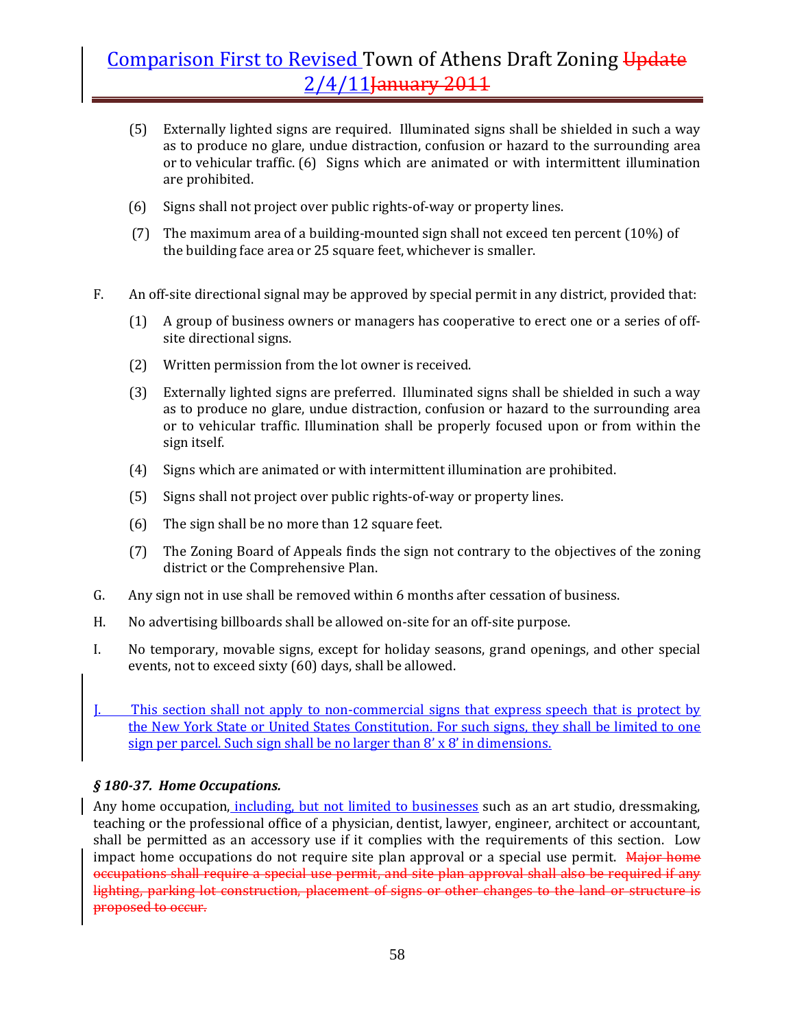(5) Externally lighted signs are required. Illuminated signs shall be shielded in such a way as to produce no glare, undue distraction, confusion or hazard to the surrounding area or to vehicular traffic. (6) Signs which are animated or with intermittent illumination are prohibited.

(6) Signs shall not project over public rights-of-way or property lines.

(7) The maximum area of a building-mounted sign shall not exceed ten percent (10%) of the building face area or 25 square feet, whichever is smaller.

F. An off-site directional signal may be approved by special permit in any district, provided that:

(1) A group of business owners or managers has cooperative to erect one or a series of off-site directional signs.

(2) Written permission from the lot owner is received.

(3) Externally lighted signs are preferred. Illuminated signs shall be shielded in such a way as to produce no glare, undue distraction, confusion or hazard to the surrounding area or to vehicular traffic. Illumination shall be properly focused upon or from within the sign itself.

(4) Signs which are animated or with intermittent illumination are prohibited.

(5) Signs shall not project over public rights-of-way or property lines.

(6) The sign shall be no more than 12 square feet.

(7) The Zoning Board of Appeals finds the sign not contrary to the objectives of the zoning district or the Comprehensive Plan.

G. Any sign not in use shall be removed within 6 months after cessation of business.

H. No advertising billboards shall be allowed on-site for an off-site purpose.

I. No temporary, movable signs, except for holiday seasons, grand openings, and other special events, not to exceed sixty (60) days, shall be allowed.

J. This section shall not apply to non-commercial signs that express speech that is protect by the New York State or United States Constitution. For such signs, they shall be limited to one sign per parcel. Such sign shall be no larger than 8' x 8' in dimensions.

### *§ 180-37. Home Occupations.*

Any home occupation, including, but not limited to businesses such as an art studio, dressmaking, teaching or the professional office of a physician, dentist, lawyer, engineer, architect or accountant, shall be permitted as an accessory use if it complies with the requirements of this section. Low impact home occupations do not require site plan approval or a special use permit. ~~Major home occupations shall require a special use permit, and site plan approval shall also be required if any lighting, parking lot construction, placement of signs or other changes to the land or structure is proposed to occur.~~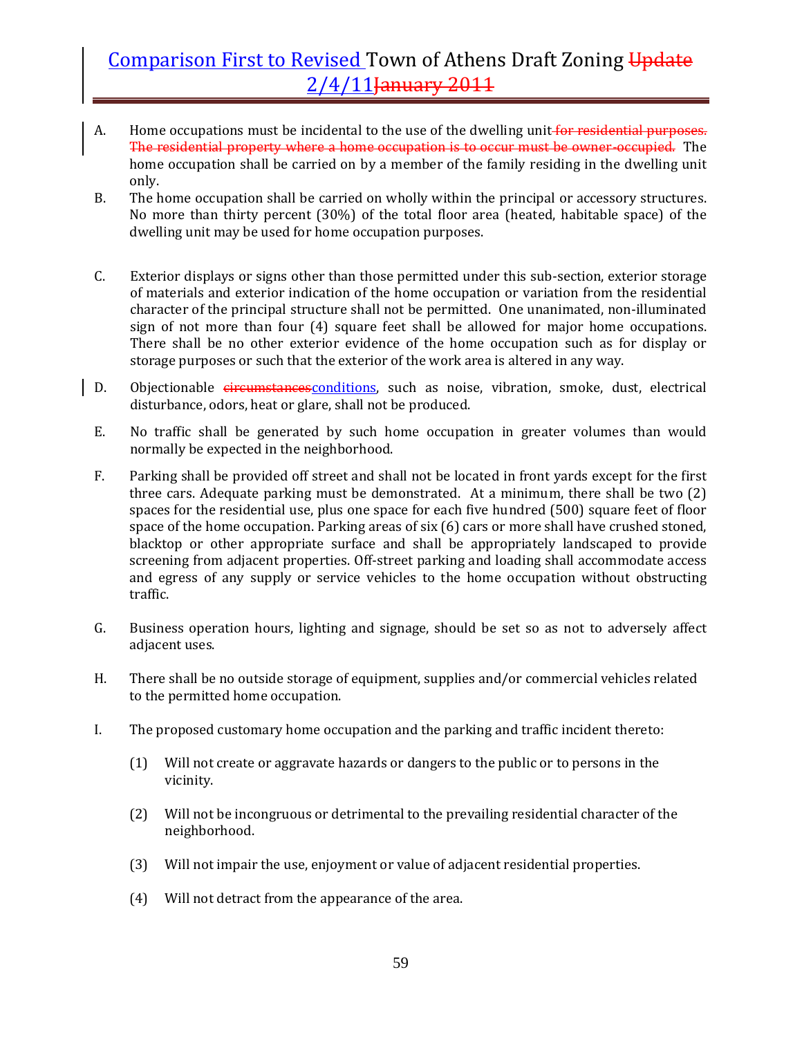A. Home occupations must be incidental to the use of the dwelling unit ~~for residential purposes. The residential property where a home occupation is to occur must be owner-occupied.~~ The home occupation shall be carried on by a member of the family residing in the dwelling unit only.

B. The home occupation shall be carried on wholly within the principal or accessory structures. No more than thirty percent (30%) of the total floor area (heated, habitable space) of the dwelling unit may be used for home occupation purposes.

C. Exterior displays or signs other than those permitted under this sub-section, exterior storage of materials and exterior indication of the home occupation or variation from the residential character of the principal structure shall not be permitted. One unanimated, non-illuminated sign of not more than four (4) square feet shall be allowed for major home occupations. There shall be no other exterior evidence of the home occupation such as for display or storage purposes or such that the exterior of the work area is altered in any way.

D. Objectionable ~~circumstances~~conditions, such as noise, vibration, smoke, dust, electrical disturbance, odors, heat or glare, shall not be produced.

E. No traffic shall be generated by such home occupation in greater volumes than would normally be expected in the neighborhood.

F. Parking shall be provided off street and shall not be located in front yards except for the first three cars. Adequate parking must be demonstrated. At a minimum, there shall be two (2) spaces for the residential use, plus one space for each five hundred (500) square feet of floor space of the home occupation. Parking areas of six (6) cars or more shall have crushed stoned, blacktop or other appropriate surface and shall be appropriately landscaped to provide screening from adjacent properties. Off-street parking and loading shall accommodate access and egress of any supply or service vehicles to the home occupation without obstructing traffic.

G. Business operation hours, lighting and signage, should be set so as not to adversely affect adjacent uses.

H. There shall be no outside storage of equipment, supplies and/or commercial vehicles related to the permitted home occupation.

I. The proposed customary home occupation and the parking and traffic incident thereto:

   (1) Will not create or aggravate hazards or dangers to the public or to persons in the vicinity.

   (2) Will not be incongruous or detrimental to the prevailing residential character of the neighborhood.

   (3) Will not impair the use, enjoyment or value of adjacent residential properties.

   (4) Will not detract from the appearance of the area.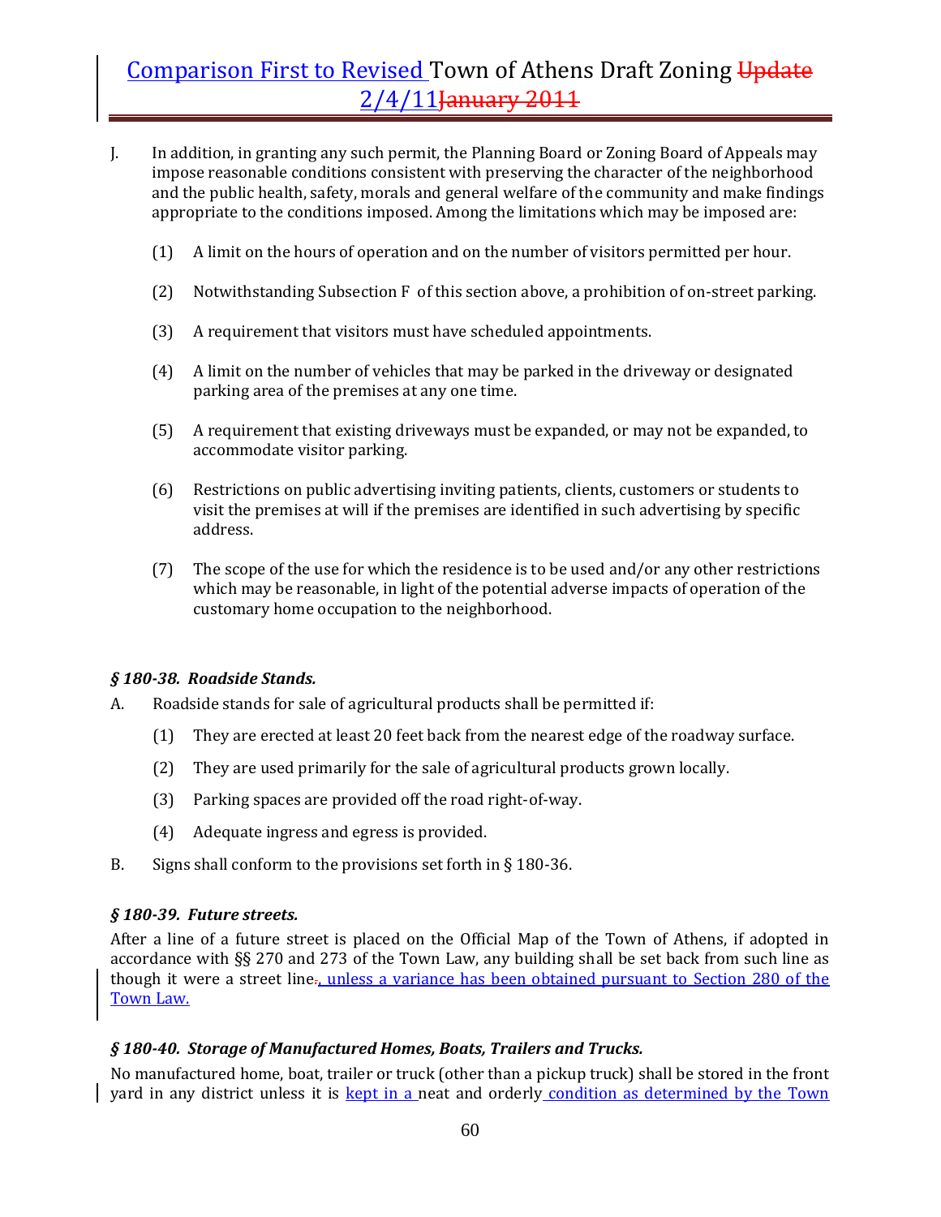J. In addition, in granting any such permit, the Planning Board or Zoning Board of Appeals may impose reasonable conditions consistent with preserving the character of the neighborhood and the public health, safety, morals and general welfare of the community and make findings appropriate to the conditions imposed. Among the limitations which may be imposed are:

   (1) A limit on the hours of operation and on the number of visitors permitted per hour.

   (2) Notwithstanding Subsection F of this section above, a prohibition of on-street parking.

   (3) A requirement that visitors must have scheduled appointments.

   (4) A limit on the number of vehicles that may be parked in the driveway or designated parking area of the premises at any one time.

   (5) A requirement that existing driveways must be expanded, or may not be expanded, to accommodate visitor parking.

   (6) Restrictions on public advertising inviting patients, clients, customers or students to visit the premises at will if the premises are identified in such advertising by specific address.

   (7) The scope of the use for which the residence is to be used and/or any other restrictions which may be reasonable, in light of the potential adverse impacts of operation of the customary home occupation to the neighborhood.

### *§ 180-38. Roadside Stands.*

A. Roadside stands for sale of agricultural products shall be permitted if:

   (1) They are erected at least 20 feet back from the nearest edge of the roadway surface.

   (2) They are used primarily for the sale of agricultural products grown locally.

   (3) Parking spaces are provided off the road right-of-way.

   (4) Adequate ingress and egress is provided.

B. Signs shall conform to the provisions set forth in § 180-36.

### *§ 180-39. Future streets.*

After a line of a future street is placed on the Official Map of the Town of Athens, if adopted in accordance with §§ 270 and 273 of the Town Law, any building shall be set back from such line as though it were a street line~~.~~, unless a variance has been obtained pursuant to Section 280 of the Town Law.

### *§ 180-40. Storage of Manufactured Homes, Boats, Trailers and Trucks.*

No manufactured home, boat, trailer or truck (other than a pickup truck) shall be stored in the front yard in any district unless it is kept in a neat and orderly condition as determined by the Town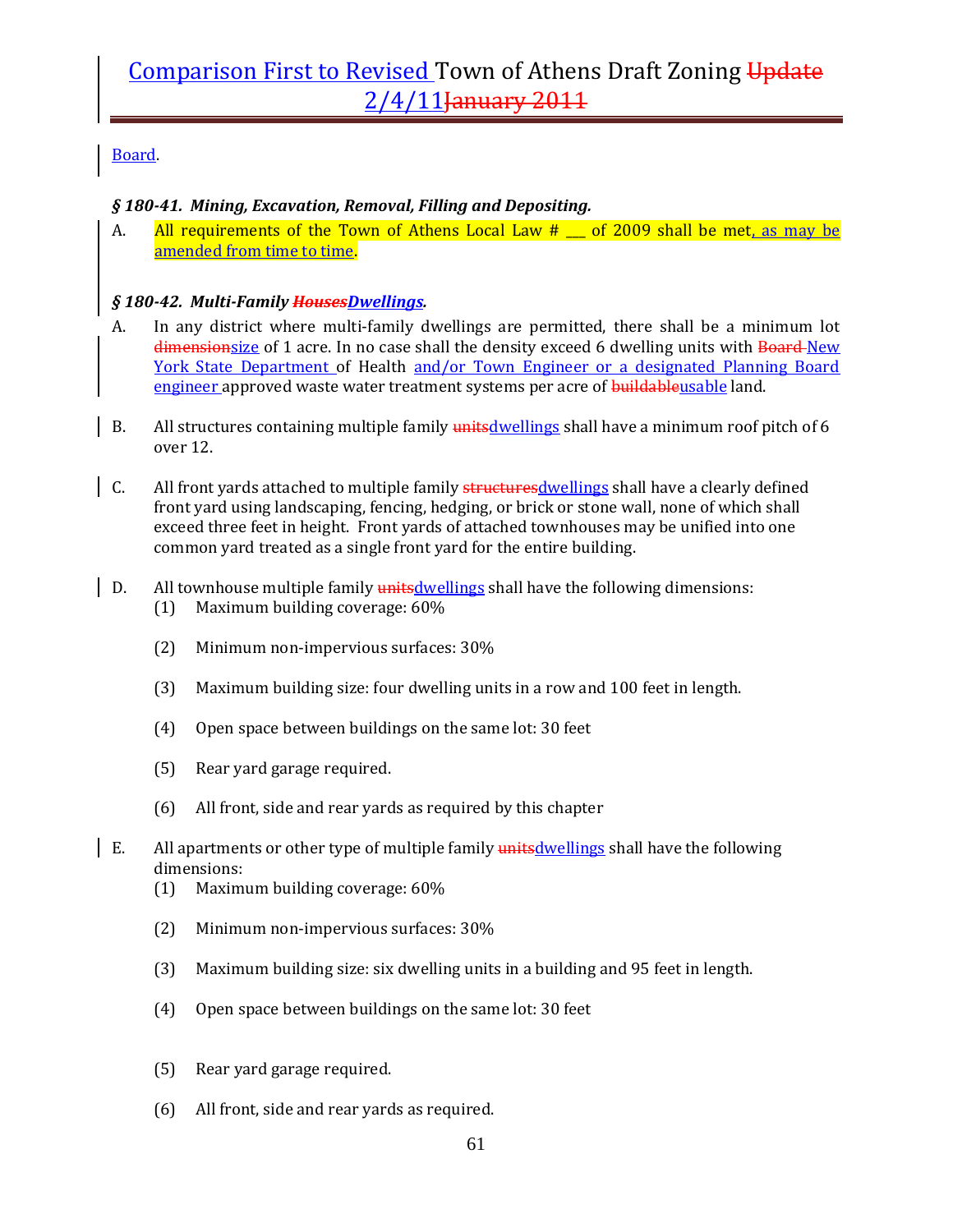Board.

***§ 180-41. Mining, Excavation, Removal, Filling and Depositing.***

A. All requirements of the Town of Athens Local Law # ___ of 2009 shall be met, as may be amended from time to time.

***§ 180-42. Multi-Family ~~Houses~~Dwellings.***

A. In any district where multi-family dwellings are permitted, there shall be a minimum lot ~~dimension~~size of 1 acre. In no case shall the density exceed 6 dwelling units with ~~Board~~ New York State Department of Health and/or Town Engineer or a designated Planning Board engineer approved waste water treatment systems per acre of ~~buildable~~usable land.

B. All structures containing multiple family ~~units~~dwellings shall have a minimum roof pitch of 6 over 12.

C. All front yards attached to multiple family ~~structures~~dwellings shall have a clearly defined front yard using landscaping, fencing, hedging, or brick or stone wall, none of which shall exceed three feet in height. Front yards of attached townhouses may be unified into one common yard treated as a single front yard for the entire building.

D. All townhouse multiple family ~~units~~dwellings shall have the following dimensions:

(1) Maximum building coverage: 60%

(2) Minimum non-impervious surfaces: 30%

(3) Maximum building size: four dwelling units in a row and 100 feet in length.

(4) Open space between buildings on the same lot: 30 feet

(5) Rear yard garage required.

(6) All front, side and rear yards as required by this chapter

E. All apartments or other type of multiple family ~~units~~dwellings shall have the following dimensions:

(1) Maximum building coverage: 60%

(2) Minimum non-impervious surfaces: 30%

(3) Maximum building size: six dwelling units in a building and 95 feet in length.

(4) Open space between buildings on the same lot: 30 feet

(5) Rear yard garage required.

(6) All front, side and rear yards as required.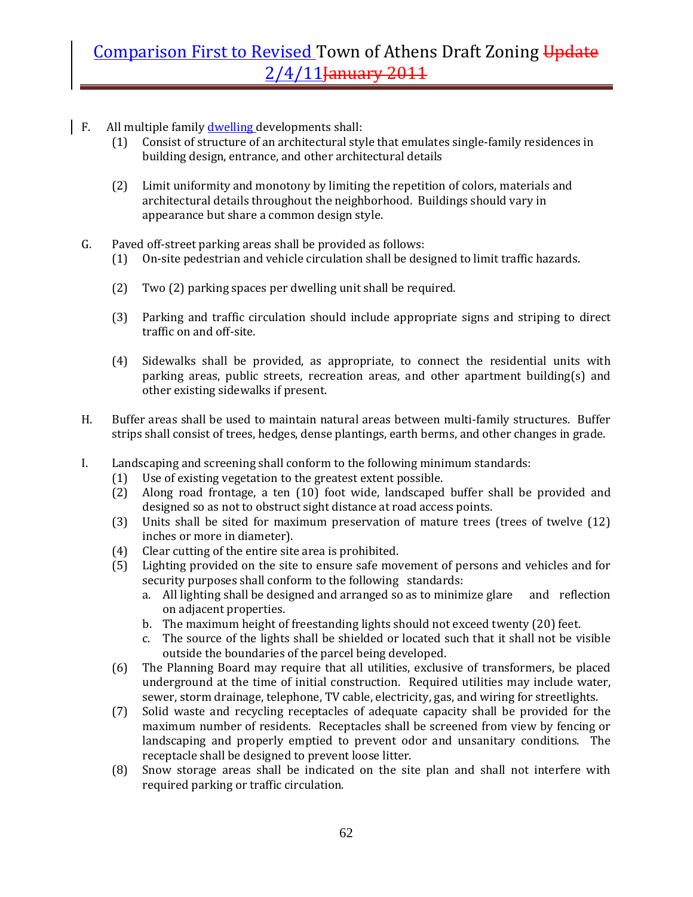F. All multiple family dwelling developments shall:

(1) Consist of structure of an architectural style that emulates single-family residences in building design, entrance, and other architectural details

(2) Limit uniformity and monotony by limiting the repetition of colors, materials and architectural details throughout the neighborhood. Buildings should vary in appearance but share a common design style.

G. Paved off-street parking areas shall be provided as follows:

(1) On-site pedestrian and vehicle circulation shall be designed to limit traffic hazards.

(2) Two (2) parking spaces per dwelling unit shall be required.

(3) Parking and traffic circulation should include appropriate signs and striping to direct traffic on and off-site.

(4) Sidewalks shall be provided, as appropriate, to connect the residential units with parking areas, public streets, recreation areas, and other apartment building(s) and other existing sidewalks if present.

H. Buffer areas shall be used to maintain natural areas between multi-family structures. Buffer strips shall consist of trees, hedges, dense plantings, earth berms, and other changes in grade.

I. Landscaping and screening shall conform to the following minimum standards:

(1) Use of existing vegetation to the greatest extent possible.
(2) Along road frontage, a ten (10) foot wide, landscaped buffer shall be provided and designed so as not to obstruct sight distance at road access points.
(3) Units shall be sited for maximum preservation of mature trees (trees of twelve (12) inches or more in diameter).
(4) Clear cutting of the entire site area is prohibited.
(5) Lighting provided on the site to ensure safe movement of persons and vehicles and for security purposes shall conform to the following standards:
   a. All lighting shall be designed and arranged so as to minimize glare and reflection on adjacent properties.
   b. The maximum height of freestanding lights should not exceed twenty (20) feet.
   c. The source of the lights shall be shielded or located such that it shall not be visible outside the boundaries of the parcel being developed.
(6) The Planning Board may require that all utilities, exclusive of transformers, be placed underground at the time of initial construction. Required utilities may include water, sewer, storm drainage, telephone, TV cable, electricity, gas, and wiring for streetlights.
(7) Solid waste and recycling receptacles of adequate capacity shall be provided for the maximum number of residents. Receptacles shall be screened from view by fencing or landscaping and properly emptied to prevent odor and unsanitary conditions. The receptacle shall be designed to prevent loose litter.
(8) Snow storage areas shall be indicated on the site plan and shall not interfere with required parking or traffic circulation.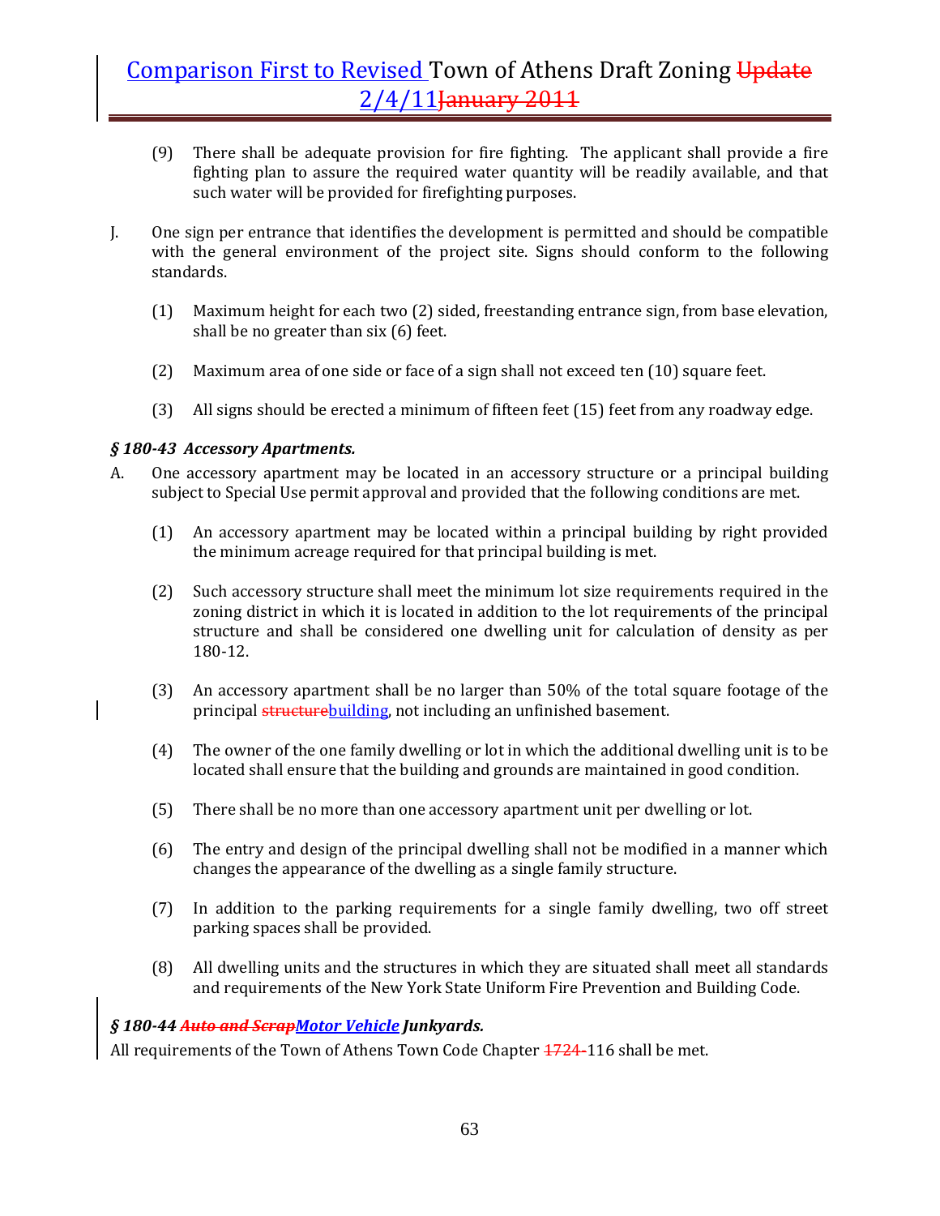(9) There shall be adequate provision for fire fighting. The applicant shall provide a fire fighting plan to assure the required water quantity will be readily available, and that such water will be provided for firefighting purposes.

J. One sign per entrance that identifies the development is permitted and should be compatible with the general environment of the project site. Signs should conform to the following standards.

(1) Maximum height for each two (2) sided, freestanding entrance sign, from base elevation, shall be no greater than six (6) feet.

(2) Maximum area of one side or face of a sign shall not exceed ten (10) square feet.

(3) All signs should be erected a minimum of fifteen feet (15) feet from any roadway edge.

### *§ 180-43 Accessory Apartments.*

A. One accessory apartment may be located in an accessory structure or a principal building subject to Special Use permit approval and provided that the following conditions are met.

(1) An accessory apartment may be located within a principal building by right provided the minimum acreage required for that principal building is met.

(2) Such accessory structure shall meet the minimum lot size requirements required in the zoning district in which it is located in addition to the lot requirements of the principal structure and shall be considered one dwelling unit for calculation of density as per 180-12.

(3) An accessory apartment shall be no larger than 50% of the total square footage of the principal ~~structure~~building, not including an unfinished basement.

(4) The owner of the one family dwelling or lot in which the additional dwelling unit is to be located shall ensure that the building and grounds are maintained in good condition.

(5) There shall be no more than one accessory apartment unit per dwelling or lot.

(6) The entry and design of the principal dwelling shall not be modified in a manner which changes the appearance of the dwelling as a single family structure.

(7) In addition to the parking requirements for a single family dwelling, two off street parking spaces shall be provided.

(8) All dwelling units and the structures in which they are situated shall meet all standards and requirements of the New York State Uniform Fire Prevention and Building Code.

### *§ 180-44 ~~Auto and Scrap~~Motor Vehicle Junkyards.*

All requirements of the Town of Athens Town Code Chapter ~~1724-~~116 shall be met.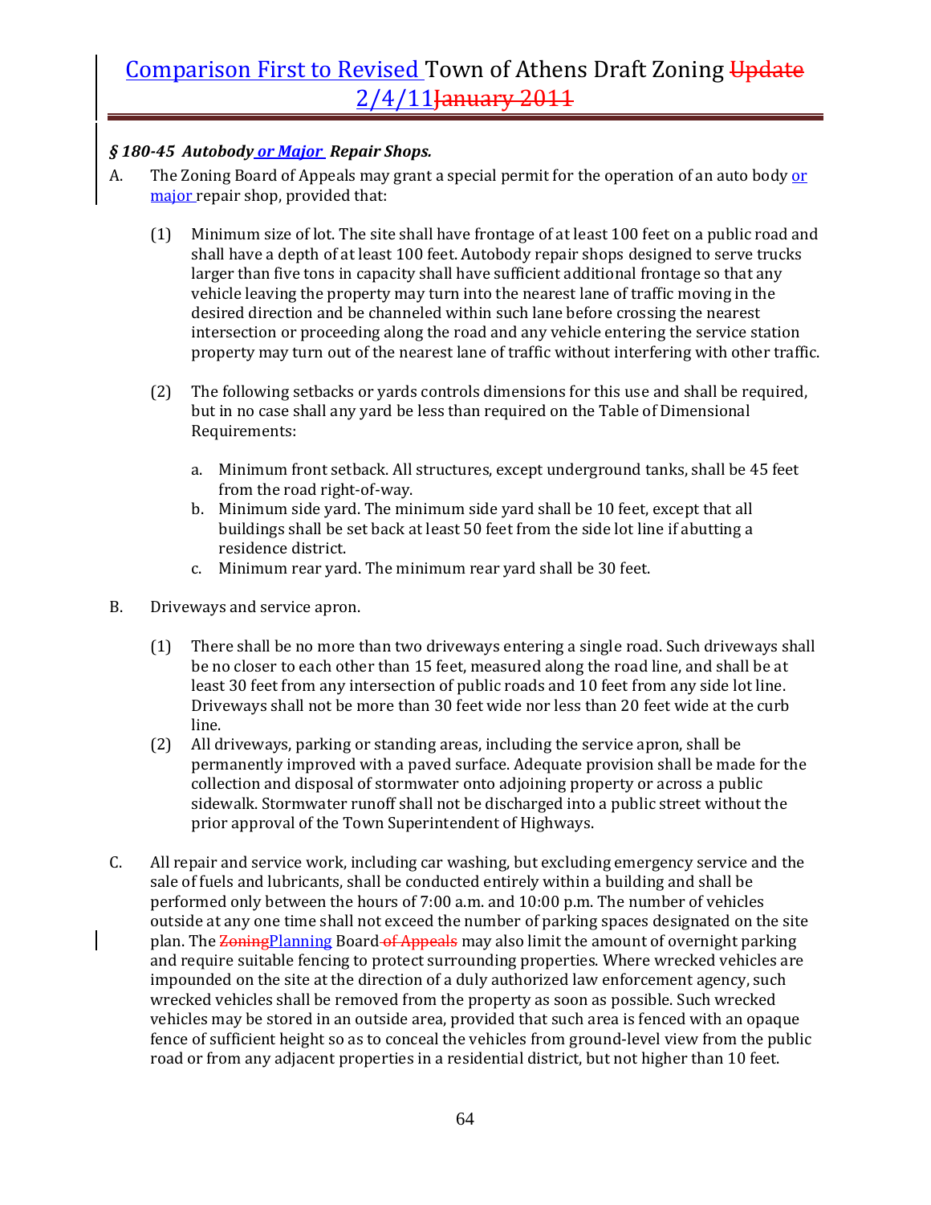### *§ 180-45 Autobody or Major Repair Shops.*

A. The Zoning Board of Appeals may grant a special permit for the operation of an auto body or major repair shop, provided that:

   (1) Minimum size of lot. The site shall have frontage of at least 100 feet on a public road and shall have a depth of at least 100 feet. Autobody repair shops designed to serve trucks larger than five tons in capacity shall have sufficient additional frontage so that any vehicle leaving the property may turn into the nearest lane of traffic moving in the desired direction and be channeled within such lane before crossing the nearest intersection or proceeding along the road and any vehicle entering the service station property may turn out of the nearest lane of traffic without interfering with other traffic.

   (2) The following setbacks or yards controls dimensions for this use and shall be required, but in no case shall any yard be less than required on the Table of Dimensional Requirements:

      a. Minimum front setback. All structures, except underground tanks, shall be 45 feet from the road right-of-way.
      b. Minimum side yard. The minimum side yard shall be 10 feet, except that all buildings shall be set back at least 50 feet from the side lot line if abutting a residence district.
      c. Minimum rear yard. The minimum rear yard shall be 30 feet.

B. Driveways and service apron.

   (1) There shall be no more than two driveways entering a single road. Such driveways shall be no closer to each other than 15 feet, measured along the road line, and shall be at least 30 feet from any intersection of public roads and 10 feet from any side lot line. Driveways shall not be more than 30 feet wide nor less than 20 feet wide at the curb line.
   (2) All driveways, parking or standing areas, including the service apron, shall be permanently improved with a paved surface. Adequate provision shall be made for the collection and disposal of stormwater onto adjoining property or across a public sidewalk. Stormwater runoff shall not be discharged into a public street without the prior approval of the Town Superintendent of Highways.

C. All repair and service work, including car washing, but excluding emergency service and the sale of fuels and lubricants, shall be conducted entirely within a building and shall be performed only between the hours of 7:00 a.m. and 10:00 p.m. The number of vehicles outside at any one time shall not exceed the number of parking spaces designated on the site plan. The ~~Zoning~~Planning Board ~~of Appeals~~ may also limit the amount of overnight parking and require suitable fencing to protect surrounding properties. Where wrecked vehicles are impounded on the site at the direction of a duly authorized law enforcement agency, such wrecked vehicles shall be removed from the property as soon as possible. Such wrecked vehicles may be stored in an outside area, provided that such area is fenced with an opaque fence of sufficient height so as to conceal the vehicles from ground-level view from the public road or from any adjacent properties in a residential district, but not higher than 10 feet.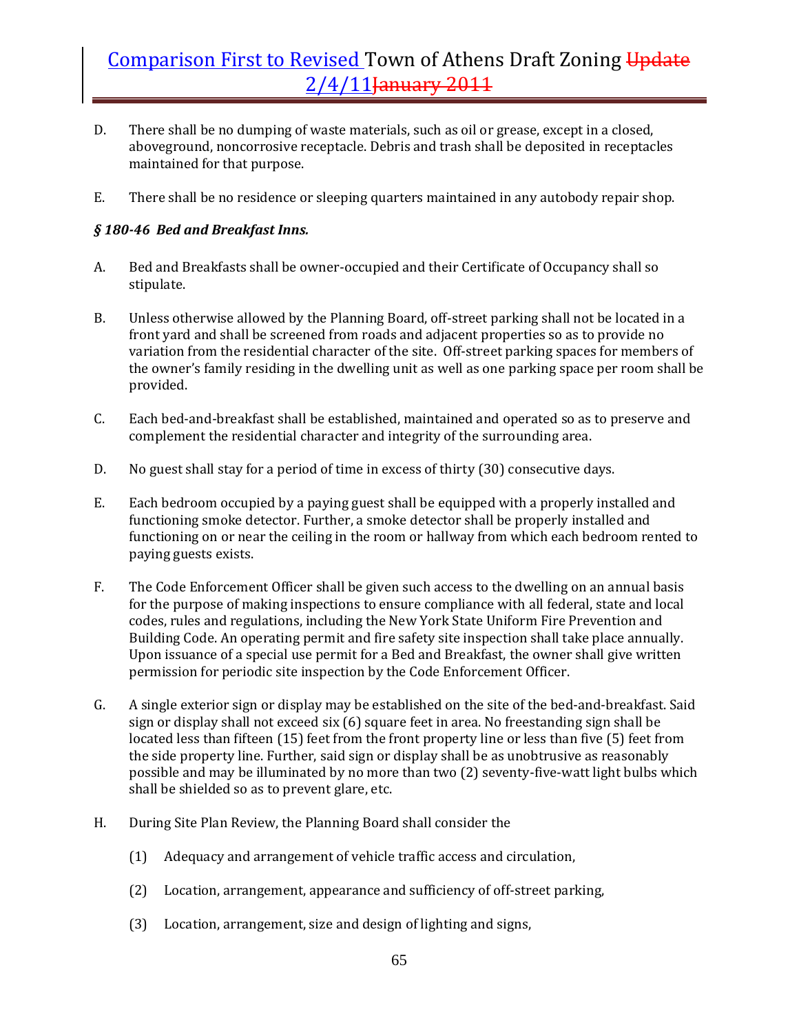D. There shall be no dumping of waste materials, such as oil or grease, except in a closed, aboveground, noncorrosive receptacle. Debris and trash shall be deposited in receptacles maintained for that purpose.

E. There shall be no residence or sleeping quarters maintained in any autobody repair shop.

### *§ 180-46 Bed and Breakfast Inns.*

A. Bed and Breakfasts shall be owner-occupied and their Certificate of Occupancy shall so stipulate.

B. Unless otherwise allowed by the Planning Board, off-street parking shall not be located in a front yard and shall be screened from roads and adjacent properties so as to provide no variation from the residential character of the site. Off-street parking spaces for members of the owner's family residing in the dwelling unit as well as one parking space per room shall be provided.

C. Each bed-and-breakfast shall be established, maintained and operated so as to preserve and complement the residential character and integrity of the surrounding area.

D. No guest shall stay for a period of time in excess of thirty (30) consecutive days.

E. Each bedroom occupied by a paying guest shall be equipped with a properly installed and functioning smoke detector. Further, a smoke detector shall be properly installed and functioning on or near the ceiling in the room or hallway from which each bedroom rented to paying guests exists.

F. The Code Enforcement Officer shall be given such access to the dwelling on an annual basis for the purpose of making inspections to ensure compliance with all federal, state and local codes, rules and regulations, including the New York State Uniform Fire Prevention and Building Code. An operating permit and fire safety site inspection shall take place annually. Upon issuance of a special use permit for a Bed and Breakfast, the owner shall give written permission for periodic site inspection by the Code Enforcement Officer.

G. A single exterior sign or display may be established on the site of the bed-and-breakfast. Said sign or display shall not exceed six (6) square feet in area. No freestanding sign shall be located less than fifteen (15) feet from the front property line or less than five (5) feet from the side property line. Further, said sign or display shall be as unobtrusive as reasonably possible and may be illuminated by no more than two (2) seventy-five-watt light bulbs which shall be shielded so as to prevent glare, etc.

H. During Site Plan Review, the Planning Board shall consider the

   (1) Adequacy and arrangement of vehicle traffic access and circulation,

   (2) Location, arrangement, appearance and sufficiency of off-street parking,

   (3) Location, arrangement, size and design of lighting and signs,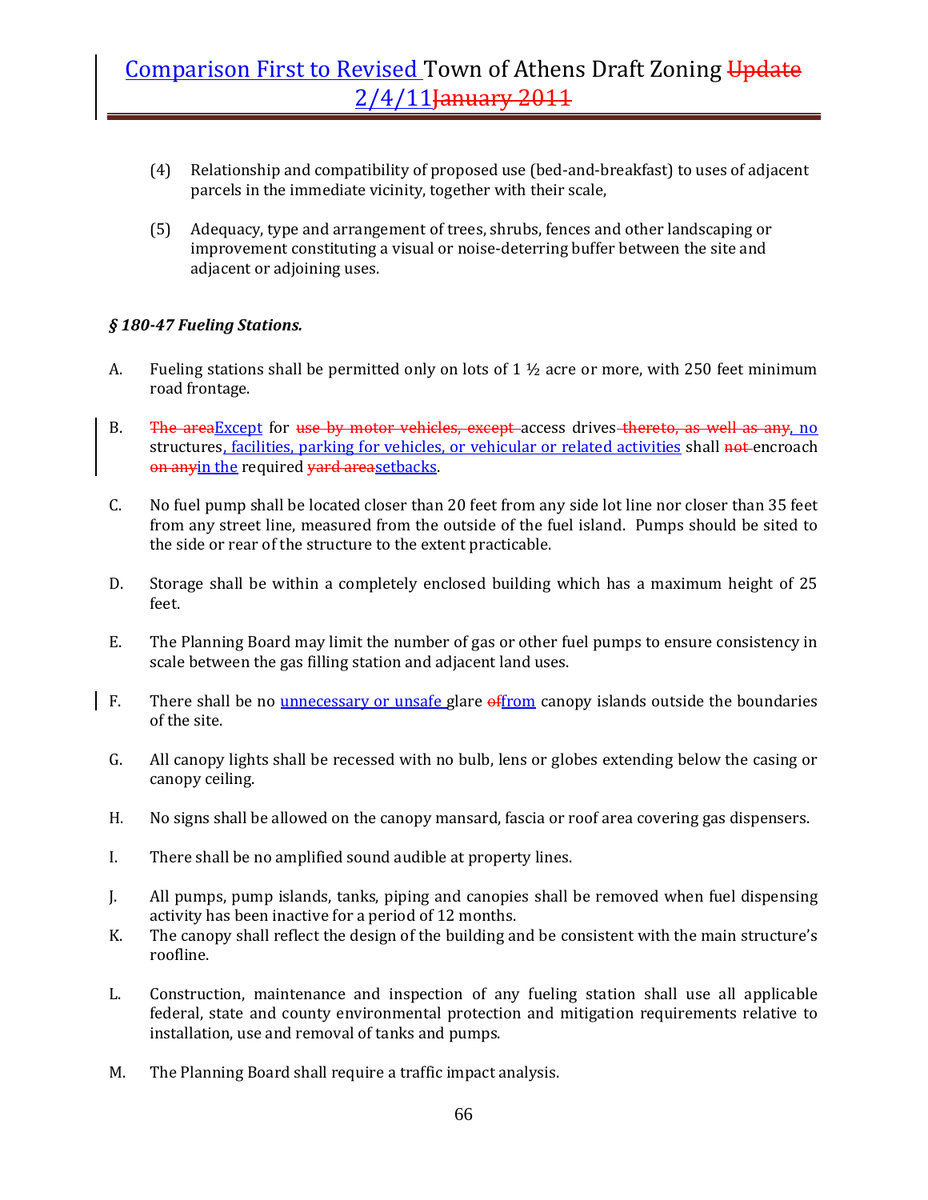(4) Relationship and compatibility of proposed use (bed-and-breakfast) to uses of adjacent parcels in the immediate vicinity, together with their scale,

(5) Adequacy, type and arrangement of trees, shrubs, fences and other landscaping or improvement constituting a visual or noise-deterring buffer between the site and adjacent or adjoining uses.

***§ 180-47 Fueling Stations.***

A. Fueling stations shall be permitted only on lots of 1 ½ acre or more, with 250 feet minimum road frontage.

B. ~~The area~~Except for ~~use by motor vehicles, except~~ access drives~~ thereto, as well as any~~, no structures, facilities, parking for vehicles, or vehicular or related activities shall ~~not~~ encroach ~~on any~~in the required ~~yard area~~setbacks.

C. No fuel pump shall be located closer than 20 feet from any side lot line nor closer than 35 feet from any street line, measured from the outside of the fuel island. Pumps should be sited to the side or rear of the structure to the extent practicable.

D. Storage shall be within a completely enclosed building which has a maximum height of 25 feet.

E. The Planning Board may limit the number of gas or other fuel pumps to ensure consistency in scale between the gas filling station and adjacent land uses.

F. There shall be no unnecessary or unsafe glare ~~of~~from canopy islands outside the boundaries of the site.

G. All canopy lights shall be recessed with no bulb, lens or globes extending below the casing or canopy ceiling.

H. No signs shall be allowed on the canopy mansard, fascia or roof area covering gas dispensers.

I. There shall be no amplified sound audible at property lines.

J. All pumps, pump islands, tanks, piping and canopies shall be removed when fuel dispensing activity has been inactive for a period of 12 months.

K. The canopy shall reflect the design of the building and be consistent with the main structure's roofline.

L. Construction, maintenance and inspection of any fueling station shall use all applicable federal, state and county environmental protection and mitigation requirements relative to installation, use and removal of tanks and pumps.

M. The Planning Board shall require a traffic impact analysis.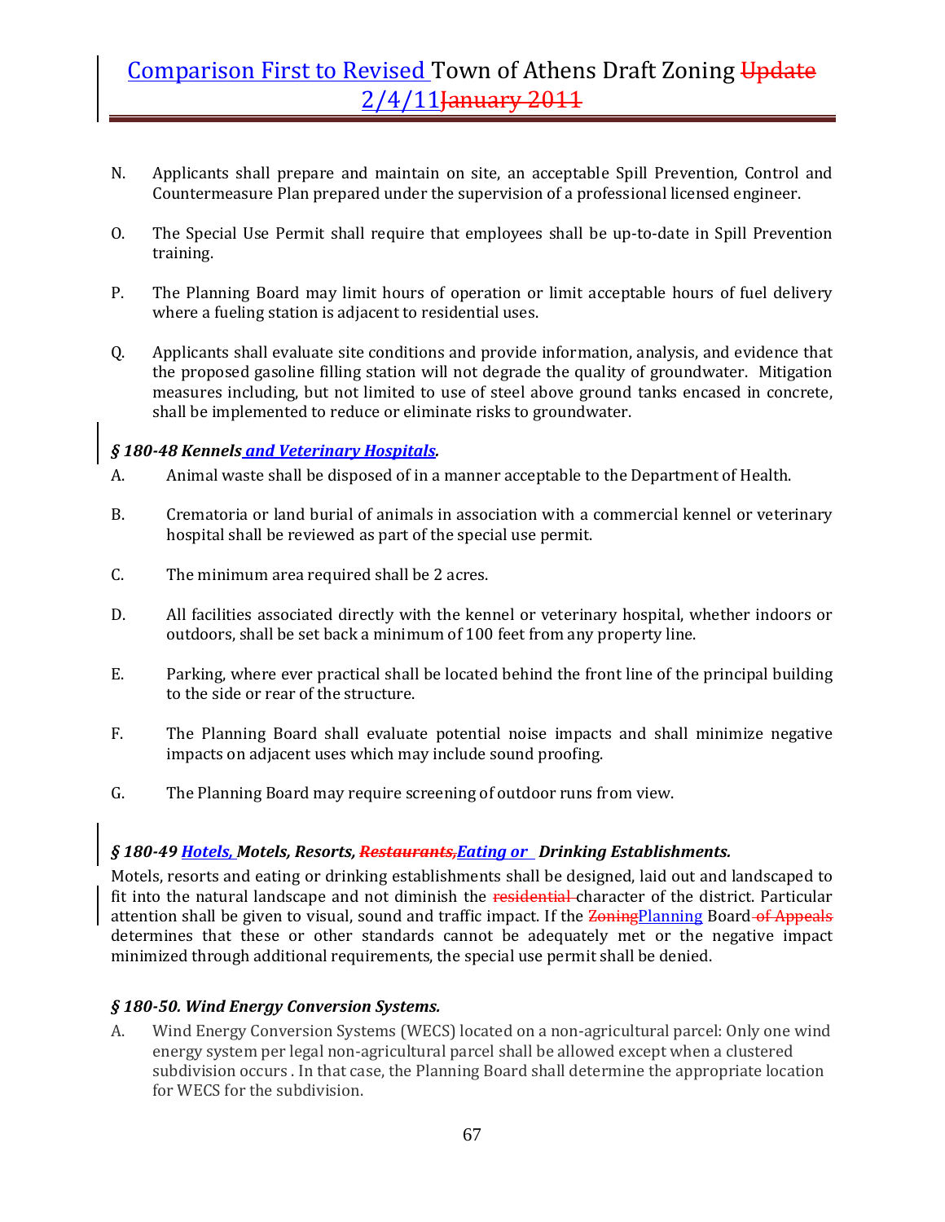N. Applicants shall prepare and maintain on site, an acceptable Spill Prevention, Control and Countermeasure Plan prepared under the supervision of a professional licensed engineer.

O. The Special Use Permit shall require that employees shall be up-to-date in Spill Prevention training.

P. The Planning Board may limit hours of operation or limit acceptable hours of fuel delivery where a fueling station is adjacent to residential uses.

Q. Applicants shall evaluate site conditions and provide information, analysis, and evidence that the proposed gasoline filling station will not degrade the quality of groundwater. Mitigation measures including, but not limited to use of steel above ground tanks encased in concrete, shall be implemented to reduce or eliminate risks to groundwater.

### *§ 180-48 Kennels and Veterinary Hospitals.*

A. Animal waste shall be disposed of in a manner acceptable to the Department of Health.

B. Crematoria or land burial of animals in association with a commercial kennel or veterinary hospital shall be reviewed as part of the special use permit.

C. The minimum area required shall be 2 acres.

D. All facilities associated directly with the kennel or veterinary hospital, whether indoors or outdoors, shall be set back a minimum of 100 feet from any property line.

E. Parking, where ever practical shall be located behind the front line of the principal building to the side or rear of the structure.

F. The Planning Board shall evaluate potential noise impacts and shall minimize negative impacts on adjacent uses which may include sound proofing.

G. The Planning Board may require screening of outdoor runs from view.

### *§ 180-49 Hotels, Motels, Resorts, ~~Restaurants,~~Eating or Drinking Establishments.*

Motels, resorts and eating or drinking establishments shall be designed, laid out and landscaped to fit into the natural landscape and not diminish the ~~residential~~ character of the district. Particular attention shall be given to visual, sound and traffic impact. If the ~~Zoning~~Planning Board ~~of Appeals~~ determines that these or other standards cannot be adequately met or the negative impact minimized through additional requirements, the special use permit shall be denied.

### *§ 180-50. Wind Energy Conversion Systems.*

A. Wind Energy Conversion Systems (WECS) located on a non-agricultural parcel: Only one wind energy system per legal non-agricultural parcel shall be allowed except when a clustered subdivision occurs . In that case, the Planning Board shall determine the appropriate location for WECS for the subdivision.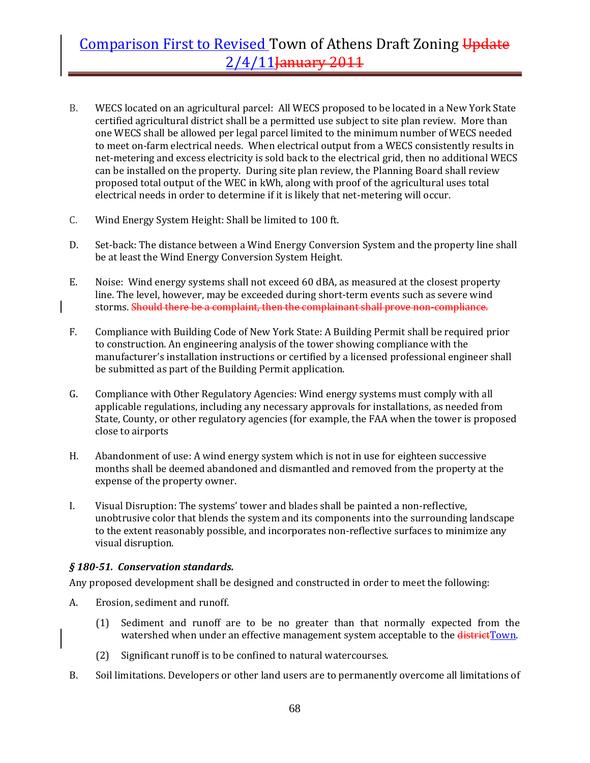B. WECS located on an agricultural parcel: All WECS proposed to be located in a New York State certified agricultural district shall be a permitted use subject to site plan review. More than one WECS shall be allowed per legal parcel limited to the minimum number of WECS needed to meet on-farm electrical needs. When electrical output from a WECS consistently results in net-metering and excess electricity is sold back to the electrical grid, then no additional WECS can be installed on the property. During site plan review, the Planning Board shall review proposed total output of the WEC in kWh, along with proof of the agricultural uses total electrical needs in order to determine if it is likely that net-metering will occur.

C. Wind Energy System Height: Shall be limited to 100 ft.

D. Set-back: The distance between a Wind Energy Conversion System and the property line shall be at least the Wind Energy Conversion System Height.

E. Noise: Wind energy systems shall not exceed 60 dBA, as measured at the closest property line. The level, however, may be exceeded during short-term events such as severe wind storms. ~~Should there be a complaint, then the complainant shall prove non-compliance.~~

F. Compliance with Building Code of New York State: A Building Permit shall be required prior to construction. An engineering analysis of the tower showing compliance with the manufacturer's installation instructions or certified by a licensed professional engineer shall be submitted as part of the Building Permit application.

G. Compliance with Other Regulatory Agencies: Wind energy systems must comply with all applicable regulations, including any necessary approvals for installations, as needed from State, County, or other regulatory agencies (for example, the FAA when the tower is proposed close to airports

H. Abandonment of use: A wind energy system which is not in use for eighteen successive months shall be deemed abandoned and dismantled and removed from the property at the expense of the property owner.

I. Visual Disruption: The systems' tower and blades shall be painted a non-reflective, unobtrusive color that blends the system and its components into the surrounding landscape to the extent reasonably possible, and incorporates non-reflective surfaces to minimize any visual disruption.

### *§ 180-51. Conservation standards.*

Any proposed development shall be designed and constructed in order to meet the following:

A. Erosion, sediment and runoff.

(1) Sediment and runoff are to be no greater than that normally expected from the watershed when under an effective management system acceptable to the ~~district~~Town.

(2) Significant runoff is to be confined to natural watercourses.

B. Soil limitations. Developers or other land users are to permanently overcome all limitations of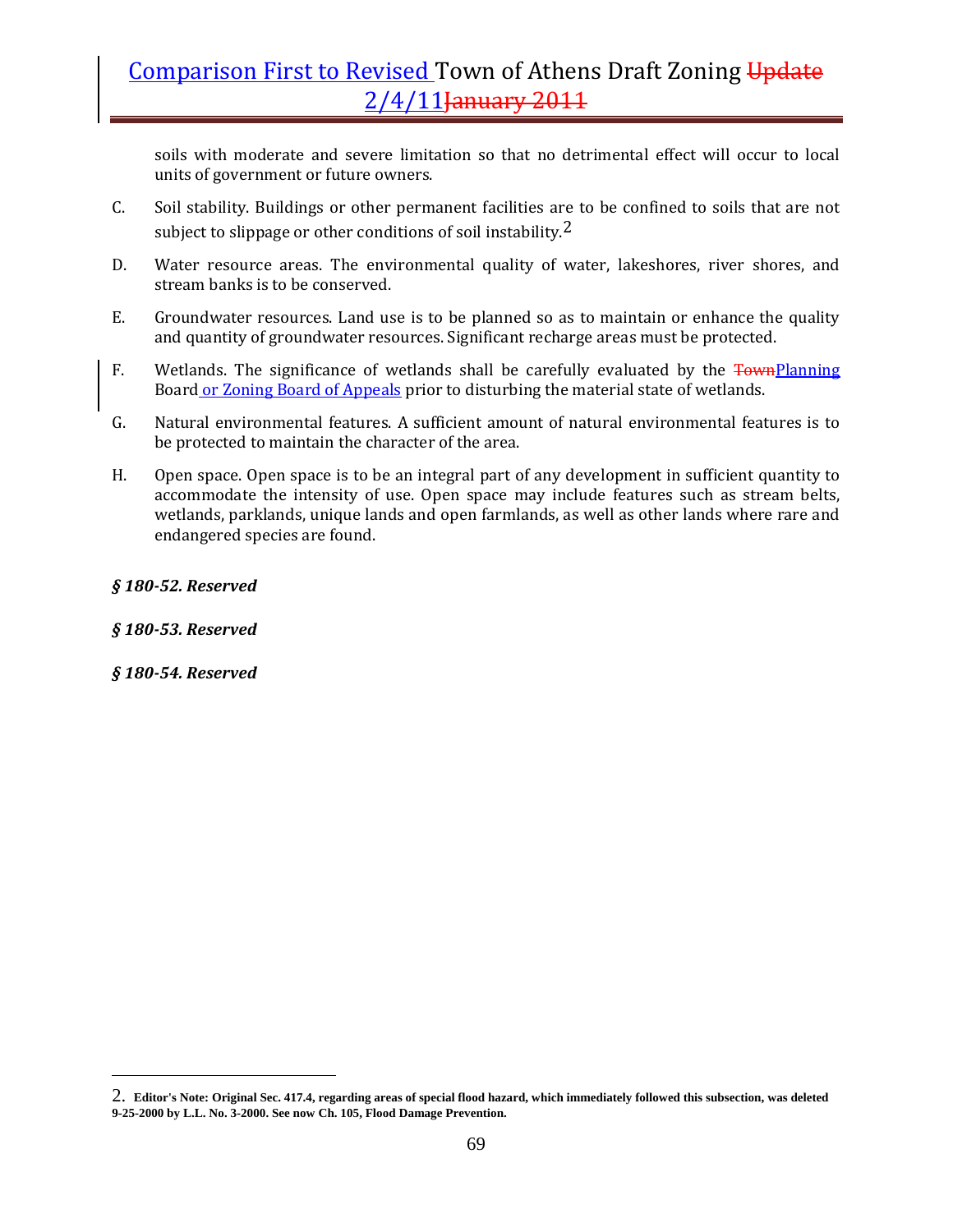soils with moderate and severe limitation so that no detrimental effect will occur to local units of government or future owners.

C. Soil stability. Buildings or other permanent facilities are to be confined to soils that are not subject to slippage or other conditions of soil instability.[2]

D. Water resource areas. The environmental quality of water, lakeshores, river shores, and stream banks is to be conserved.

E. Groundwater resources. Land use is to be planned so as to maintain or enhance the quality and quantity of groundwater resources. Significant recharge areas must be protected.

F. Wetlands. The significance of wetlands shall be carefully evaluated by the ~~Town~~Planning Board or Zoning Board of Appeals prior to disturbing the material state of wetlands.

G. Natural environmental features. A sufficient amount of natural environmental features is to be protected to maintain the character of the area.

H. Open space. Open space is to be an integral part of any development in sufficient quantity to accommodate the intensity of use. Open space may include features such as stream belts, wetlands, parklands, unique lands and open farmlands, as well as other lands where rare and endangered species are found.

***§ 180-52. Reserved***

***§ 180-53. Reserved***

***§ 180-54. Reserved***

---

2. **Editor's Note: Original Sec. 417.4, regarding areas of special flood hazard, which immediately followed this subsection, was deleted 9-25-2000 by L.L. No. 3-2000. See now Ch. 105, Flood Damage Prevention.**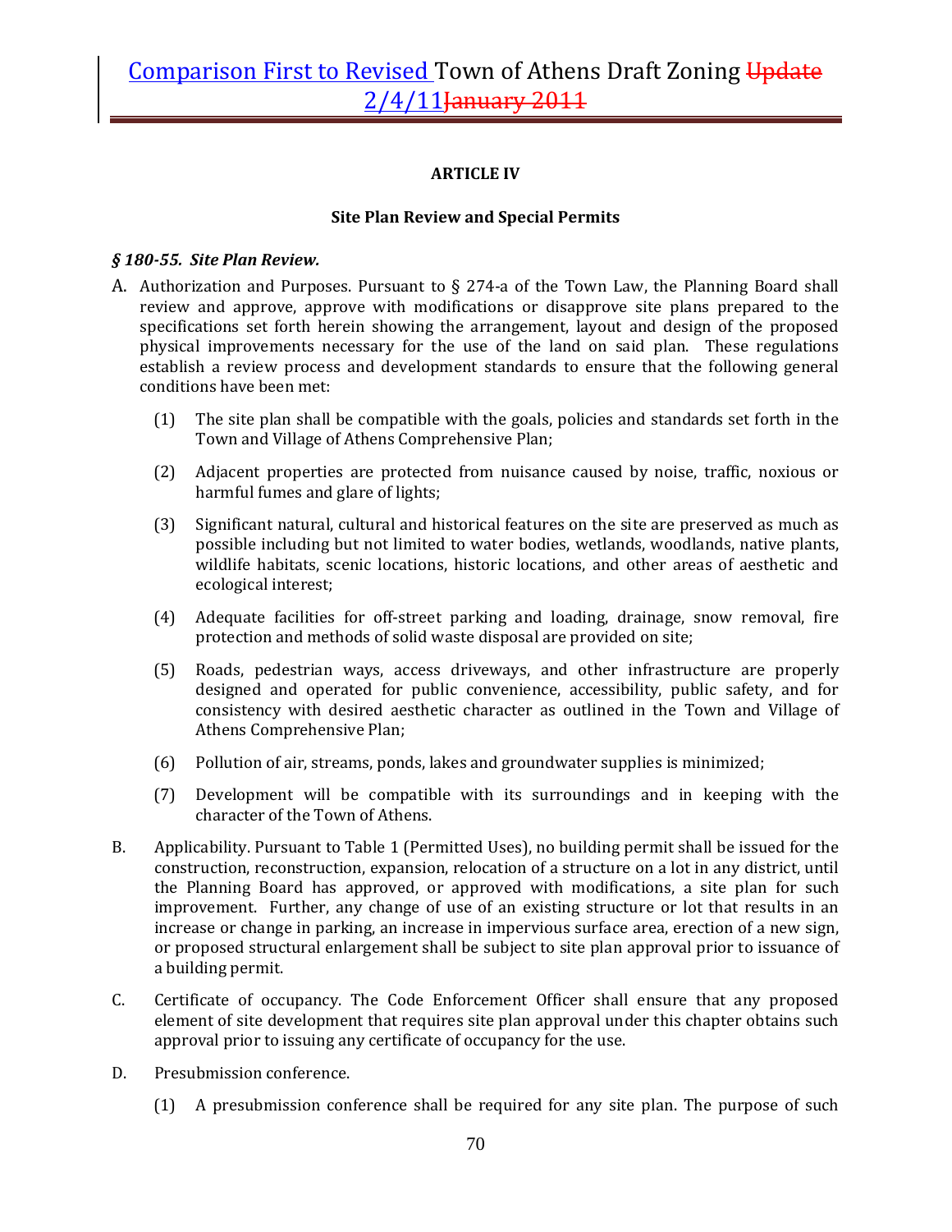**ARTICLE IV**

**Site Plan Review and Special Permits**

***§ 180-55. Site Plan Review.***

A. Authorization and Purposes. Pursuant to § 274-a of the Town Law, the Planning Board shall review and approve, approve with modifications or disapprove site plans prepared to the specifications set forth herein showing the arrangement, layout and design of the proposed physical improvements necessary for the use of the land on said plan. These regulations establish a review process and development standards to ensure that the following general conditions have been met:

   (1) The site plan shall be compatible with the goals, policies and standards set forth in the Town and Village of Athens Comprehensive Plan;

   (2) Adjacent properties are protected from nuisance caused by noise, traffic, noxious or harmful fumes and glare of lights;

   (3) Significant natural, cultural and historical features on the site are preserved as much as possible including but not limited to water bodies, wetlands, woodlands, native plants, wildlife habitats, scenic locations, historic locations, and other areas of aesthetic and ecological interest;

   (4) Adequate facilities for off-street parking and loading, drainage, snow removal, fire protection and methods of solid waste disposal are provided on site;

   (5) Roads, pedestrian ways, access driveways, and other infrastructure are properly designed and operated for public convenience, accessibility, public safety, and for consistency with desired aesthetic character as outlined in the Town and Village of Athens Comprehensive Plan;

   (6) Pollution of air, streams, ponds, lakes and groundwater supplies is minimized;

   (7) Development will be compatible with its surroundings and in keeping with the character of the Town of Athens.

B. Applicability. Pursuant to Table 1 (Permitted Uses), no building permit shall be issued for the construction, reconstruction, expansion, relocation of a structure on a lot in any district, until the Planning Board has approved, or approved with modifications, a site plan for such improvement. Further, any change of use of an existing structure or lot that results in an increase or change in parking, an increase in impervious surface area, erection of a new sign, or proposed structural enlargement shall be subject to site plan approval prior to issuance of a building permit.

C. Certificate of occupancy. The Code Enforcement Officer shall ensure that any proposed element of site development that requires site plan approval under this chapter obtains such approval prior to issuing any certificate of occupancy for the use.

D. Presubmission conference.

   (1) A presubmission conference shall be required for any site plan. The purpose of such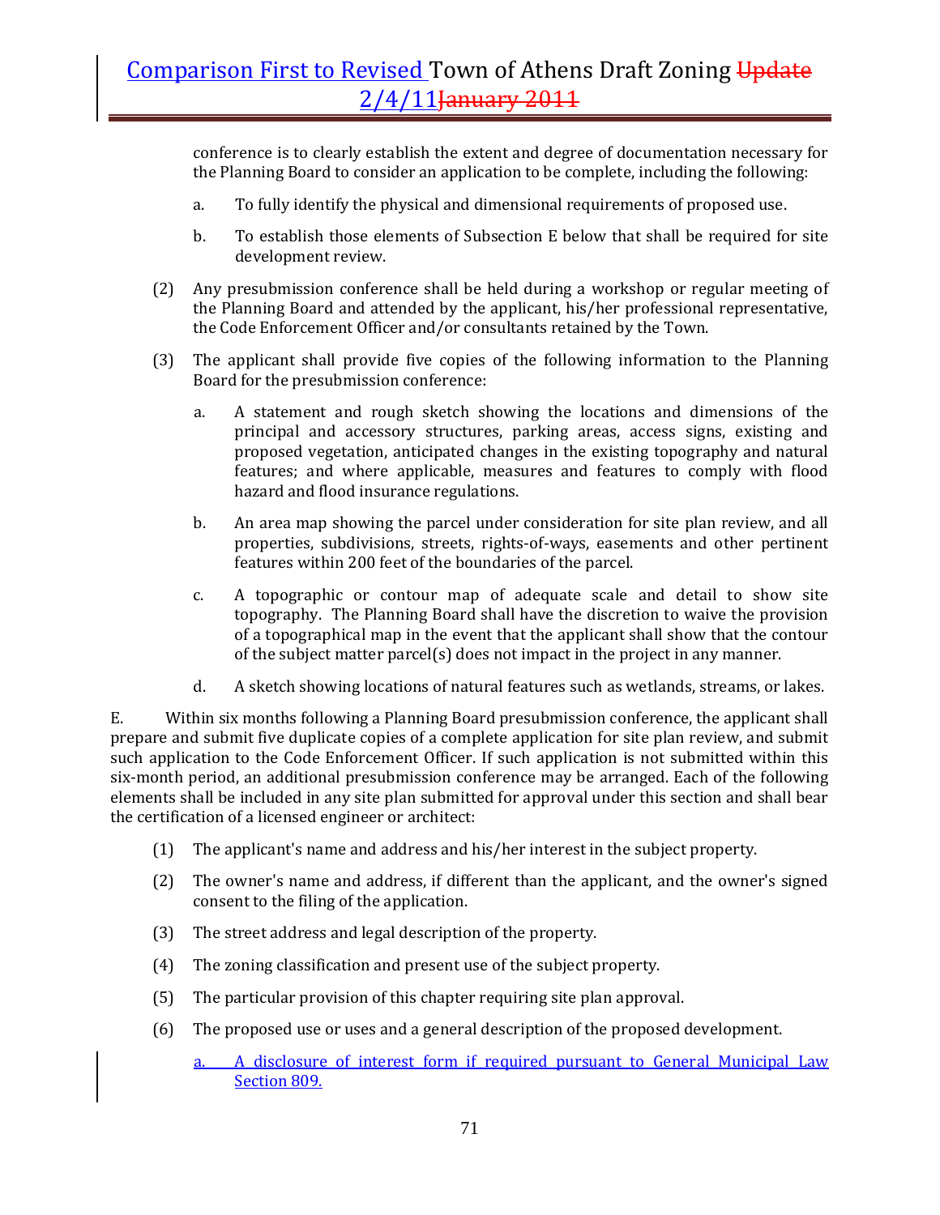conference is to clearly establish the extent and degree of documentation necessary for the Planning Board to consider an application to be complete, including the following:

a. To fully identify the physical and dimensional requirements of proposed use.

b. To establish those elements of Subsection E below that shall be required for site development review.

(2) Any presubmission conference shall be held during a workshop or regular meeting of the Planning Board and attended by the applicant, his/her professional representative, the Code Enforcement Officer and/or consultants retained by the Town.

(3) The applicant shall provide five copies of the following information to the Planning Board for the presubmission conference:

a. A statement and rough sketch showing the locations and dimensions of the principal and accessory structures, parking areas, access signs, existing and proposed vegetation, anticipated changes in the existing topography and natural features; and where applicable, measures and features to comply with flood hazard and flood insurance regulations.

b. An area map showing the parcel under consideration for site plan review, and all properties, subdivisions, streets, rights-of-ways, easements and other pertinent features within 200 feet of the boundaries of the parcel.

c. A topographic or contour map of adequate scale and detail to show site topography. The Planning Board shall have the discretion to waive the provision of a topographical map in the event that the applicant shall show that the contour of the subject matter parcel(s) does not impact in the project in any manner.

d. A sketch showing locations of natural features such as wetlands, streams, or lakes.

E. Within six months following a Planning Board presubmission conference, the applicant shall prepare and submit five duplicate copies of a complete application for site plan review, and submit such application to the Code Enforcement Officer. If such application is not submitted within this six-month period, an additional presubmission conference may be arranged. Each of the following elements shall be included in any site plan submitted for approval under this section and shall bear the certification of a licensed engineer or architect:

(1) The applicant's name and address and his/her interest in the subject property.

(2) The owner's name and address, if different than the applicant, and the owner's signed consent to the filing of the application.

(3) The street address and legal description of the property.

(4) The zoning classification and present use of the subject property.

(5) The particular provision of this chapter requiring site plan approval.

(6) The proposed use or uses and a general description of the proposed development.

a. A disclosure of interest form if required pursuant to General Municipal Law Section 809.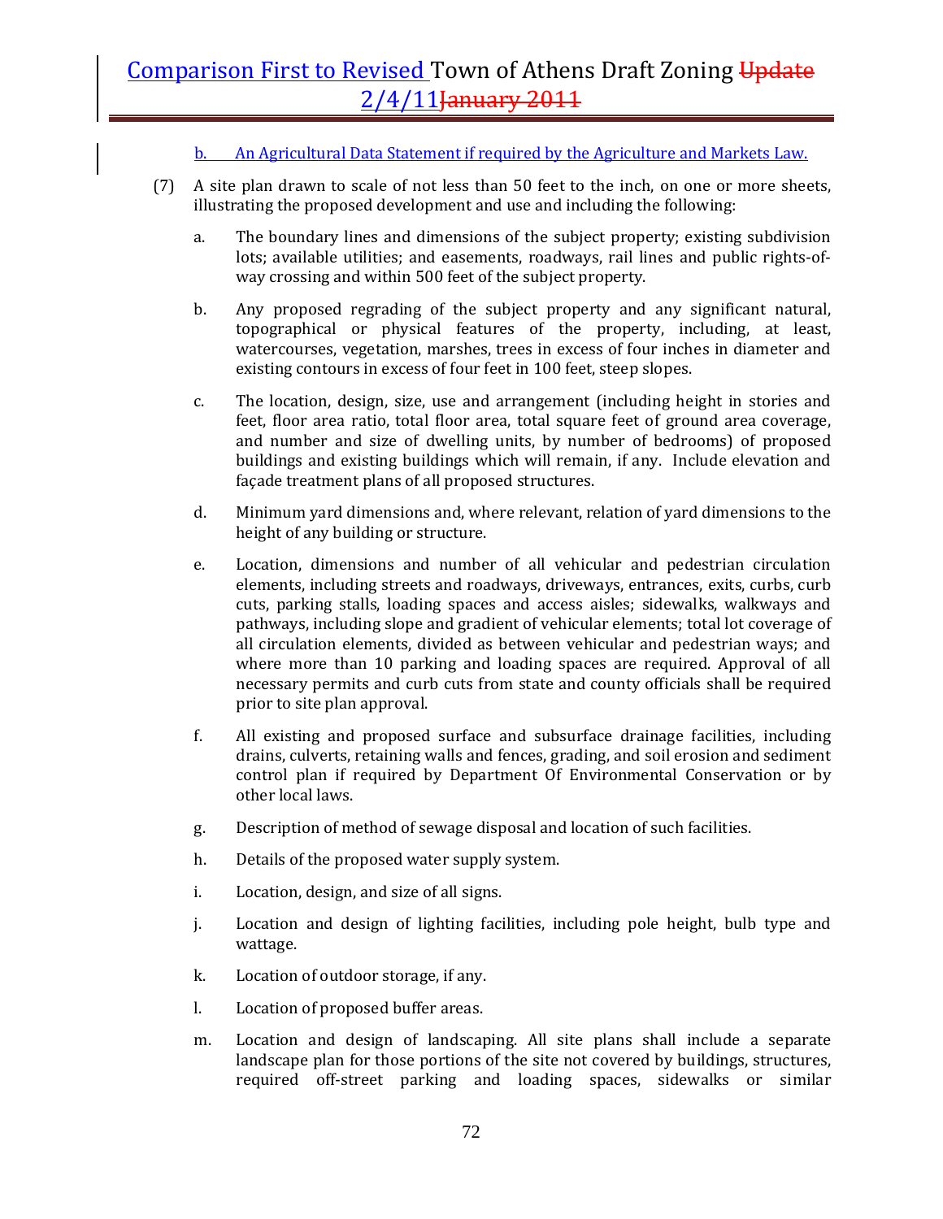b. An Agricultural Data Statement if required by the Agriculture and Markets Law.

(7) A site plan drawn to scale of not less than 50 feet to the inch, on one or more sheets, illustrating the proposed development and use and including the following:

a. The boundary lines and dimensions of the subject property; existing subdivision lots; available utilities; and easements, roadways, rail lines and public rights-of-way crossing and within 500 feet of the subject property.

b. Any proposed regrading of the subject property and any significant natural, topographical or physical features of the property, including, at least, watercourses, vegetation, marshes, trees in excess of four inches in diameter and existing contours in excess of four feet in 100 feet, steep slopes.

c. The location, design, size, use and arrangement (including height in stories and feet, floor area ratio, total floor area, total square feet of ground area coverage, and number and size of dwelling units, by number of bedrooms) of proposed buildings and existing buildings which will remain, if any. Include elevation and façade treatment plans of all proposed structures.

d. Minimum yard dimensions and, where relevant, relation of yard dimensions to the height of any building or structure.

e. Location, dimensions and number of all vehicular and pedestrian circulation elements, including streets and roadways, driveways, entrances, exits, curbs, curb cuts, parking stalls, loading spaces and access aisles; sidewalks, walkways and pathways, including slope and gradient of vehicular elements; total lot coverage of all circulation elements, divided as between vehicular and pedestrian ways; and where more than 10 parking and loading spaces are required. Approval of all necessary permits and curb cuts from state and county officials shall be required prior to site plan approval.

f. All existing and proposed surface and subsurface drainage facilities, including drains, culverts, retaining walls and fences, grading, and soil erosion and sediment control plan if required by Department Of Environmental Conservation or by other local laws.

g. Description of method of sewage disposal and location of such facilities.

h. Details of the proposed water supply system.

i. Location, design, and size of all signs.

j. Location and design of lighting facilities, including pole height, bulb type and wattage.

k. Location of outdoor storage, if any.

l. Location of proposed buffer areas.

m. Location and design of landscaping. All site plans shall include a separate landscape plan for those portions of the site not covered by buildings, structures, required off-street parking and loading spaces, sidewalks or similar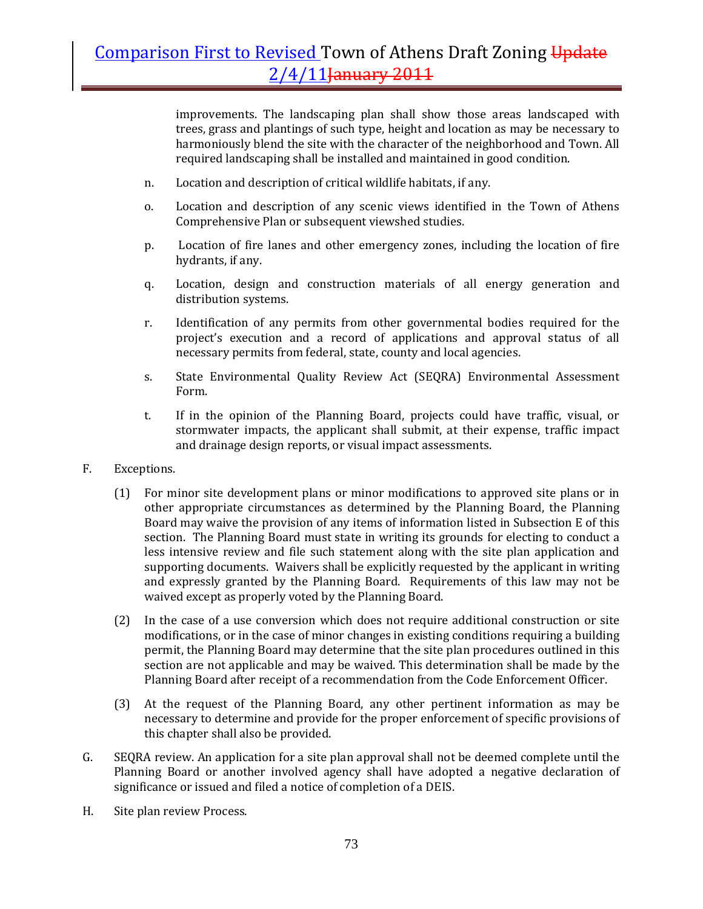improvements. The landscaping plan shall show those areas landscaped with trees, grass and plantings of such type, height and location as may be necessary to harmoniously blend the site with the character of the neighborhood and Town. All required landscaping shall be installed and maintained in good condition.

n. Location and description of critical wildlife habitats, if any.

o. Location and description of any scenic views identified in the Town of Athens Comprehensive Plan or subsequent viewshed studies.

p. Location of fire lanes and other emergency zones, including the location of fire hydrants, if any.

q. Location, design and construction materials of all energy generation and distribution systems.

r. Identification of any permits from other governmental bodies required for the project's execution and a record of applications and approval status of all necessary permits from federal, state, county and local agencies.

s. State Environmental Quality Review Act (SEQRA) Environmental Assessment Form.

t. If in the opinion of the Planning Board, projects could have traffic, visual, or stormwater impacts, the applicant shall submit, at their expense, traffic impact and drainage design reports, or visual impact assessments.

F. Exceptions.

(1) For minor site development plans or minor modifications to approved site plans or in other appropriate circumstances as determined by the Planning Board, the Planning Board may waive the provision of any items of information listed in Subsection E of this section. The Planning Board must state in writing its grounds for electing to conduct a less intensive review and file such statement along with the site plan application and supporting documents. Waivers shall be explicitly requested by the applicant in writing and expressly granted by the Planning Board. Requirements of this law may not be waived except as properly voted by the Planning Board.

(2) In the case of a use conversion which does not require additional construction or site modifications, or in the case of minor changes in existing conditions requiring a building permit, the Planning Board may determine that the site plan procedures outlined in this section are not applicable and may be waived. This determination shall be made by the Planning Board after receipt of a recommendation from the Code Enforcement Officer.

(3) At the request of the Planning Board, any other pertinent information as may be necessary to determine and provide for the proper enforcement of specific provisions of this chapter shall also be provided.

G. SEQRA review. An application for a site plan approval shall not be deemed complete until the Planning Board or another involved agency shall have adopted a negative declaration of significance or issued and filed a notice of completion of a DEIS.

H. Site plan review Process.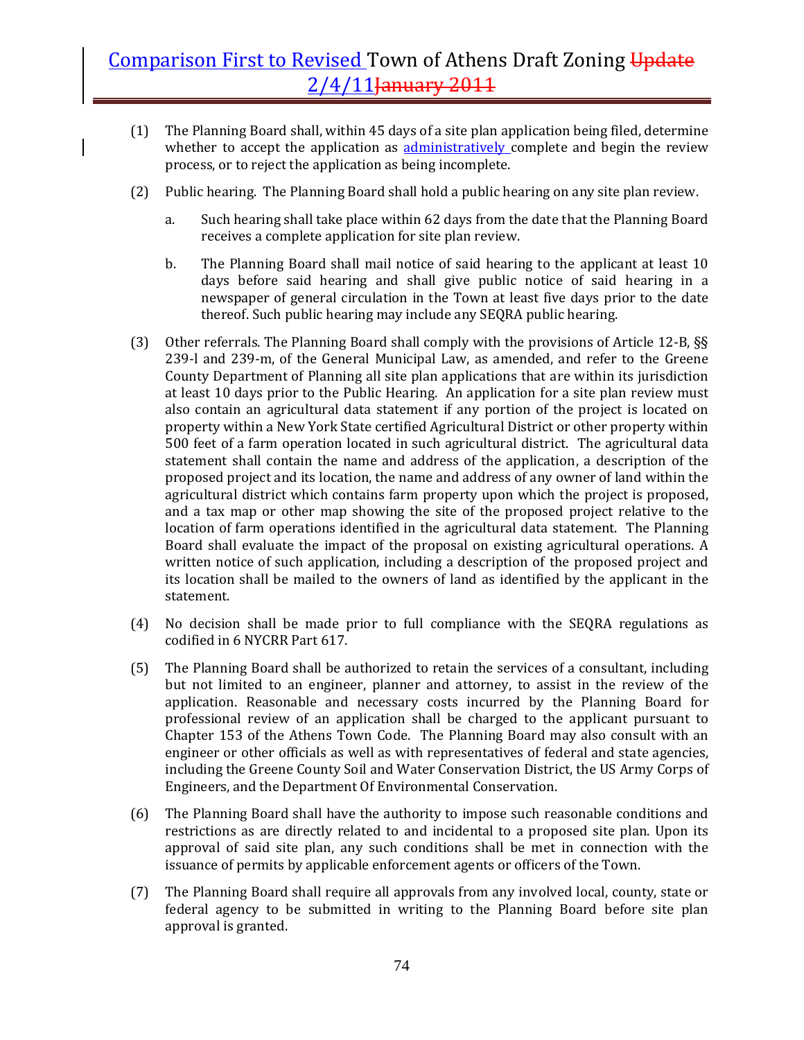(1) The Planning Board shall, within 45 days of a site plan application being filed, determine whether to accept the application as administratively complete and begin the review process, or to reject the application as being incomplete.

(2) Public hearing. The Planning Board shall hold a public hearing on any site plan review.

   a. Such hearing shall take place within 62 days from the date that the Planning Board receives a complete application for site plan review.

   b. The Planning Board shall mail notice of said hearing to the applicant at least 10 days before said hearing and shall give public notice of said hearing in a newspaper of general circulation in the Town at least five days prior to the date thereof. Such public hearing may include any SEQRA public hearing.

(3) Other referrals. The Planning Board shall comply with the provisions of Article 12-B, §§ 239-l and 239-m, of the General Municipal Law, as amended, and refer to the Greene County Department of Planning all site plan applications that are within its jurisdiction at least 10 days prior to the Public Hearing. An application for a site plan review must also contain an agricultural data statement if any portion of the project is located on property within a New York State certified Agricultural District or other property within 500 feet of a farm operation located in such agricultural district. The agricultural data statement shall contain the name and address of the application, a description of the proposed project and its location, the name and address of any owner of land within the agricultural district which contains farm property upon which the project is proposed, and a tax map or other map showing the site of the proposed project relative to the location of farm operations identified in the agricultural data statement. The Planning Board shall evaluate the impact of the proposal on existing agricultural operations. A written notice of such application, including a description of the proposed project and its location shall be mailed to the owners of land as identified by the applicant in the statement.

(4) No decision shall be made prior to full compliance with the SEQRA regulations as codified in 6 NYCRR Part 617.

(5) The Planning Board shall be authorized to retain the services of a consultant, including but not limited to an engineer, planner and attorney, to assist in the review of the application. Reasonable and necessary costs incurred by the Planning Board for professional review of an application shall be charged to the applicant pursuant to Chapter 153 of the Athens Town Code. The Planning Board may also consult with an engineer or other officials as well as with representatives of federal and state agencies, including the Greene County Soil and Water Conservation District, the US Army Corps of Engineers, and the Department Of Environmental Conservation.

(6) The Planning Board shall have the authority to impose such reasonable conditions and restrictions as are directly related to and incidental to a proposed site plan. Upon its approval of said site plan, any such conditions shall be met in connection with the issuance of permits by applicable enforcement agents or officers of the Town.

(7) The Planning Board shall require all approvals from any involved local, county, state or federal agency to be submitted in writing to the Planning Board before site plan approval is granted.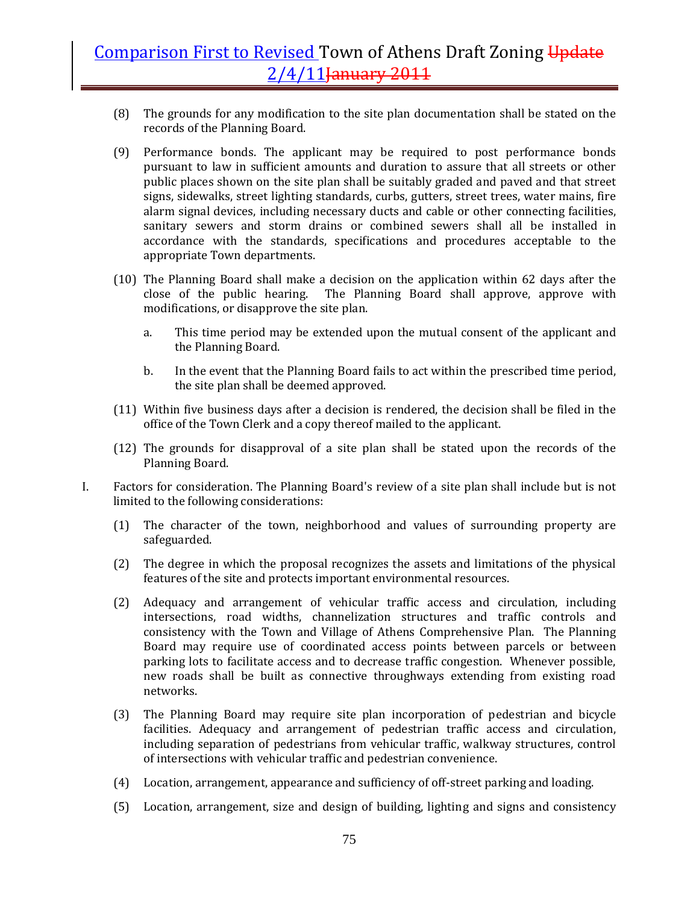(8) The grounds for any modification to the site plan documentation shall be stated on the records of the Planning Board.

(9) Performance bonds. The applicant may be required to post performance bonds pursuant to law in sufficient amounts and duration to assure that all streets or other public places shown on the site plan shall be suitably graded and paved and that street signs, sidewalks, street lighting standards, curbs, gutters, street trees, water mains, fire alarm signal devices, including necessary ducts and cable or other connecting facilities, sanitary sewers and storm drains or combined sewers shall all be installed in accordance with the standards, specifications and procedures acceptable to the appropriate Town departments.

(10) The Planning Board shall make a decision on the application within 62 days after the close of the public hearing. The Planning Board shall approve, approve with modifications, or disapprove the site plan.

  a. This time period may be extended upon the mutual consent of the applicant and the Planning Board.

  b. In the event that the Planning Board fails to act within the prescribed time period, the site plan shall be deemed approved.

(11) Within five business days after a decision is rendered, the decision shall be filed in the office of the Town Clerk and a copy thereof mailed to the applicant.

(12) The grounds for disapproval of a site plan shall be stated upon the records of the Planning Board.

I. Factors for consideration. The Planning Board's review of a site plan shall include but is not limited to the following considerations:

(1) The character of the town, neighborhood and values of surrounding property are safeguarded.

(2) The degree in which the proposal recognizes the assets and limitations of the physical features of the site and protects important environmental resources.

(2) Adequacy and arrangement of vehicular traffic access and circulation, including intersections, road widths, channelization structures and traffic controls and consistency with the Town and Village of Athens Comprehensive Plan. The Planning Board may require use of coordinated access points between parcels or between parking lots to facilitate access and to decrease traffic congestion. Whenever possible, new roads shall be built as connective throughways extending from existing road networks.

(3) The Planning Board may require site plan incorporation of pedestrian and bicycle facilities. Adequacy and arrangement of pedestrian traffic access and circulation, including separation of pedestrians from vehicular traffic, walkway structures, control of intersections with vehicular traffic and pedestrian convenience.

(4) Location, arrangement, appearance and sufficiency of off-street parking and loading.

(5) Location, arrangement, size and design of building, lighting and signs and consistency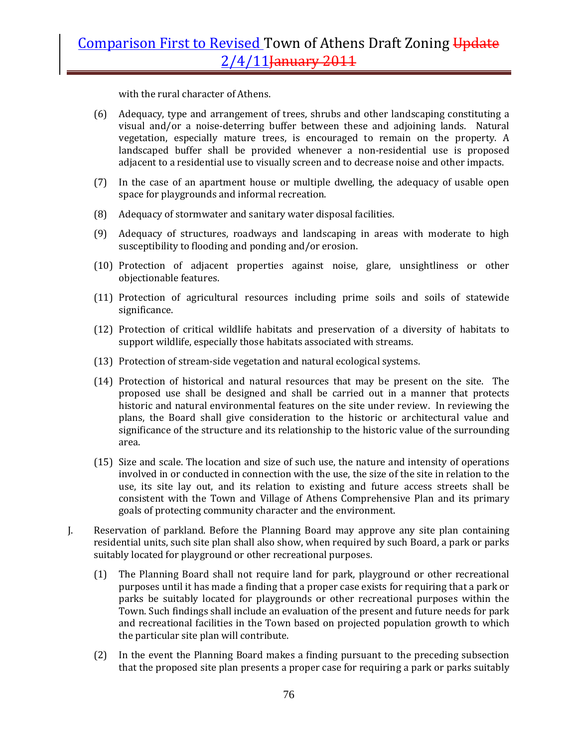with the rural character of Athens.

(6) Adequacy, type and arrangement of trees, shrubs and other landscaping constituting a visual and/or a noise-deterring buffer between these and adjoining lands. Natural vegetation, especially mature trees, is encouraged to remain on the property. A landscaped buffer shall be provided whenever a non-residential use is proposed adjacent to a residential use to visually screen and to decrease noise and other impacts.

(7) In the case of an apartment house or multiple dwelling, the adequacy of usable open space for playgrounds and informal recreation.

(8) Adequacy of stormwater and sanitary water disposal facilities.

(9) Adequacy of structures, roadways and landscaping in areas with moderate to high susceptibility to flooding and ponding and/or erosion.

(10) Protection of adjacent properties against noise, glare, unsightliness or other objectionable features.

(11) Protection of agricultural resources including prime soils and soils of statewide significance.

(12) Protection of critical wildlife habitats and preservation of a diversity of habitats to support wildlife, especially those habitats associated with streams.

(13) Protection of stream-side vegetation and natural ecological systems.

(14) Protection of historical and natural resources that may be present on the site. The proposed use shall be designed and shall be carried out in a manner that protects historic and natural environmental features on the site under review. In reviewing the plans, the Board shall give consideration to the historic or architectural value and significance of the structure and its relationship to the historic value of the surrounding area.

(15) Size and scale. The location and size of such use, the nature and intensity of operations involved in or conducted in connection with the use, the size of the site in relation to the use, its site lay out, and its relation to existing and future access streets shall be consistent with the Town and Village of Athens Comprehensive Plan and its primary goals of protecting community character and the environment.

J. Reservation of parkland. Before the Planning Board may approve any site plan containing residential units, such site plan shall also show, when required by such Board, a park or parks suitably located for playground or other recreational purposes.

(1) The Planning Board shall not require land for park, playground or other recreational purposes until it has made a finding that a proper case exists for requiring that a park or parks be suitably located for playgrounds or other recreational purposes within the Town. Such findings shall include an evaluation of the present and future needs for park and recreational facilities in the Town based on projected population growth to which the particular site plan will contribute.

(2) In the event the Planning Board makes a finding pursuant to the preceding subsection that the proposed site plan presents a proper case for requiring a park or parks suitably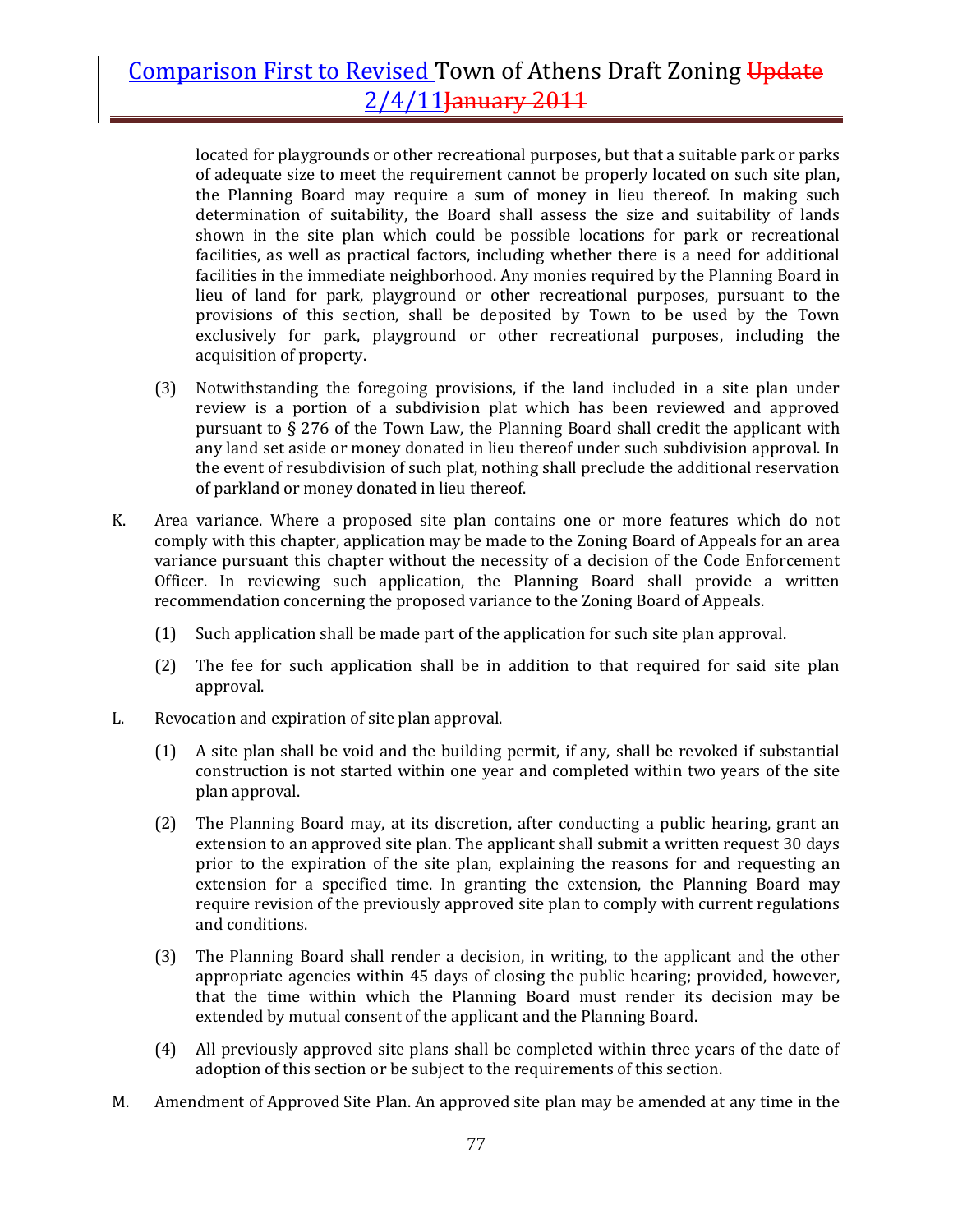located for playgrounds or other recreational purposes, but that a suitable park or parks of adequate size to meet the requirement cannot be properly located on such site plan, the Planning Board may require a sum of money in lieu thereof. In making such determination of suitability, the Board shall assess the size and suitability of lands shown in the site plan which could be possible locations for park or recreational facilities, as well as practical factors, including whether there is a need for additional facilities in the immediate neighborhood. Any monies required by the Planning Board in lieu of land for park, playground or other recreational purposes, pursuant to the provisions of this section, shall be deposited by Town to be used by the Town exclusively for park, playground or other recreational purposes, including the acquisition of property.

(3) Notwithstanding the foregoing provisions, if the land included in a site plan under review is a portion of a subdivision plat which has been reviewed and approved pursuant to § 276 of the Town Law, the Planning Board shall credit the applicant with any land set aside or money donated in lieu thereof under such subdivision approval. In the event of resubdivision of such plat, nothing shall preclude the additional reservation of parkland or money donated in lieu thereof.

K. Area variance. Where a proposed site plan contains one or more features which do not comply with this chapter, application may be made to the Zoning Board of Appeals for an area variance pursuant this chapter without the necessity of a decision of the Code Enforcement Officer. In reviewing such application, the Planning Board shall provide a written recommendation concerning the proposed variance to the Zoning Board of Appeals.

(1) Such application shall be made part of the application for such site plan approval.

(2) The fee for such application shall be in addition to that required for said site plan approval.

L. Revocation and expiration of site plan approval.

(1) A site plan shall be void and the building permit, if any, shall be revoked if substantial construction is not started within one year and completed within two years of the site plan approval.

(2) The Planning Board may, at its discretion, after conducting a public hearing, grant an extension to an approved site plan. The applicant shall submit a written request 30 days prior to the expiration of the site plan, explaining the reasons for and requesting an extension for a specified time. In granting the extension, the Planning Board may require revision of the previously approved site plan to comply with current regulations and conditions.

(3) The Planning Board shall render a decision, in writing, to the applicant and the other appropriate agencies within 45 days of closing the public hearing; provided, however, that the time within which the Planning Board must render its decision may be extended by mutual consent of the applicant and the Planning Board.

(4) All previously approved site plans shall be completed within three years of the date of adoption of this section or be subject to the requirements of this section.

M. Amendment of Approved Site Plan. An approved site plan may be amended at any time in the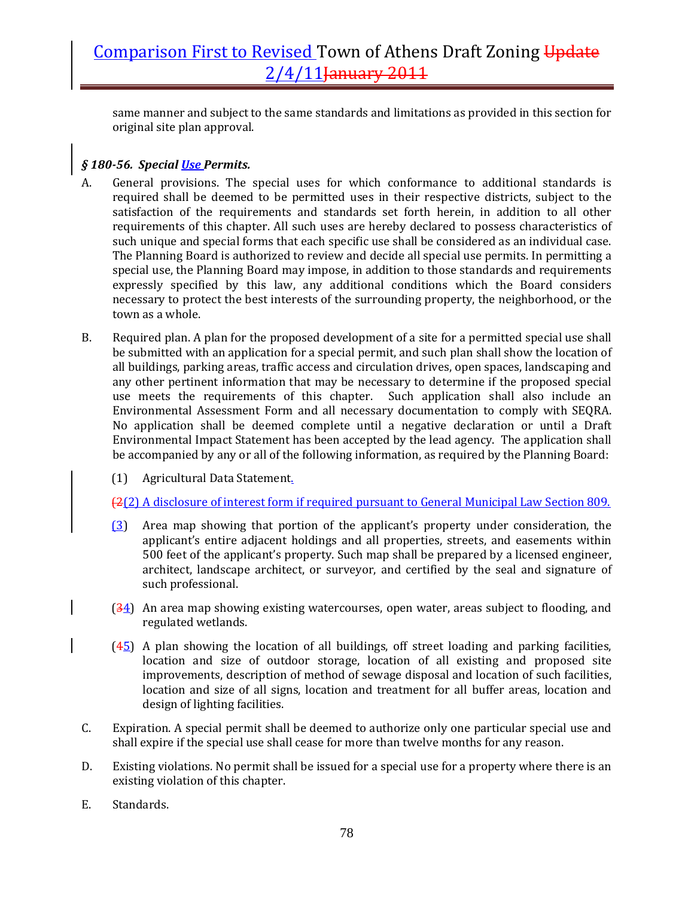same manner and subject to the same standards and limitations as provided in this section for original site plan approval.

### *§ 180-56. Special Use Permits.*

A. General provisions. The special uses for which conformance to additional standards is required shall be deemed to be permitted uses in their respective districts, subject to the satisfaction of the requirements and standards set forth herein, in addition to all other requirements of this chapter. All such uses are hereby declared to possess characteristics of such unique and special forms that each specific use shall be considered as an individual case. The Planning Board is authorized to review and decide all special use permits. In permitting a special use, the Planning Board may impose, in addition to those standards and requirements expressly specified by this law, any additional conditions which the Board considers necessary to protect the best interests of the surrounding property, the neighborhood, or the town as a whole.

B. Required plan. A plan for the proposed development of a site for a permitted special use shall be submitted with an application for a special permit, and such plan shall show the location of all buildings, parking areas, traffic access and circulation drives, open spaces, landscaping and any other pertinent information that may be necessary to determine if the proposed special use meets the requirements of this chapter. Such application shall also include an Environmental Assessment Form and all necessary documentation to comply with SEQRA. No application shall be deemed complete until a negative declaration or until a Draft Environmental Impact Statement has been accepted by the lead agency. The application shall be accompanied by any or all of the following information, as required by the Planning Board:

   (1) Agricultural Data Statement.

   (2(2) A disclosure of interest form if required pursuant to General Municipal Law Section 809.

   (3) Area map showing that portion of the applicant's property under consideration, the applicant's entire adjacent holdings and all properties, streets, and easements within 500 feet of the applicant's property. Such map shall be prepared by a licensed engineer, architect, landscape architect, or surveyor, and certified by the seal and signature of such professional.

   (34) An area map showing existing watercourses, open water, areas subject to flooding, and regulated wetlands.

   (45) A plan showing the location of all buildings, off street loading and parking facilities, location and size of outdoor storage, location of all existing and proposed site improvements, description of method of sewage disposal and location of such facilities, location and size of all signs, location and treatment for all buffer areas, location and design of lighting facilities.

C. Expiration. A special permit shall be deemed to authorize only one particular special use and shall expire if the special use shall cease for more than twelve months for any reason.

D. Existing violations. No permit shall be issued for a special use for a property where there is an existing violation of this chapter.

E. Standards.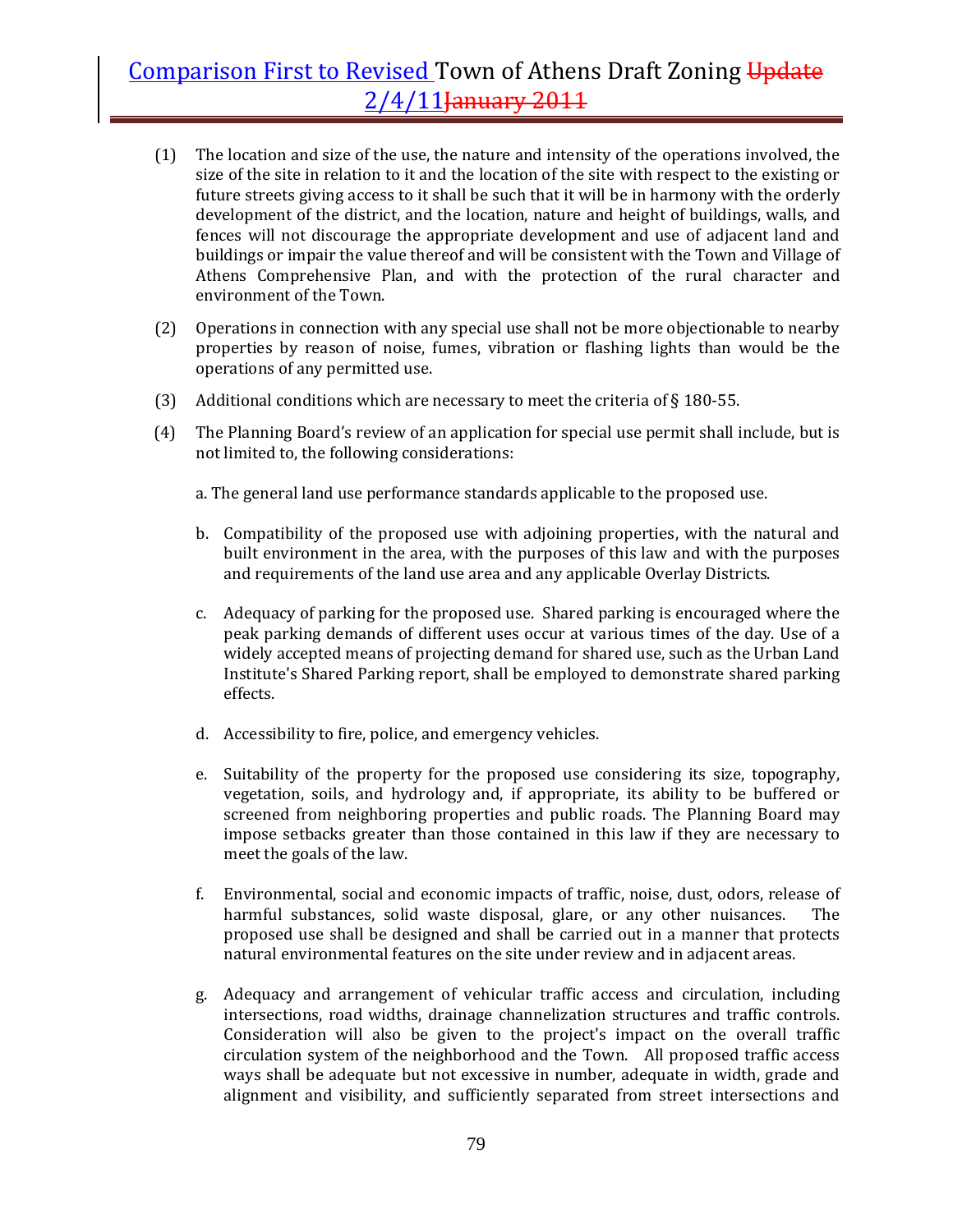(1) The location and size of the use, the nature and intensity of the operations involved, the size of the site in relation to it and the location of the site with respect to the existing or future streets giving access to it shall be such that it will be in harmony with the orderly development of the district, and the location, nature and height of buildings, walls, and fences will not discourage the appropriate development and use of adjacent land and buildings or impair the value thereof and will be consistent with the Town and Village of Athens Comprehensive Plan, and with the protection of the rural character and environment of the Town.

(2) Operations in connection with any special use shall not be more objectionable to nearby properties by reason of noise, fumes, vibration or flashing lights than would be the operations of any permitted use.

(3) Additional conditions which are necessary to meet the criteria of § 180-55.

(4) The Planning Board's review of an application for special use permit shall include, but is not limited to, the following considerations:

a. The general land use performance standards applicable to the proposed use.

b. Compatibility of the proposed use with adjoining properties, with the natural and built environment in the area, with the purposes of this law and with the purposes and requirements of the land use area and any applicable Overlay Districts.

c. Adequacy of parking for the proposed use. Shared parking is encouraged where the peak parking demands of different uses occur at various times of the day. Use of a widely accepted means of projecting demand for shared use, such as the Urban Land Institute's Shared Parking report, shall be employed to demonstrate shared parking effects.

d. Accessibility to fire, police, and emergency vehicles.

e. Suitability of the property for the proposed use considering its size, topography, vegetation, soils, and hydrology and, if appropriate, its ability to be buffered or screened from neighboring properties and public roads. The Planning Board may impose setbacks greater than those contained in this law if they are necessary to meet the goals of the law.

f. Environmental, social and economic impacts of traffic, noise, dust, odors, release of harmful substances, solid waste disposal, glare, or any other nuisances. The proposed use shall be designed and shall be carried out in a manner that protects natural environmental features on the site under review and in adjacent areas.

g. Adequacy and arrangement of vehicular traffic access and circulation, including intersections, road widths, drainage channelization structures and traffic controls. Consideration will also be given to the project's impact on the overall traffic circulation system of the neighborhood and the Town. All proposed traffic access ways shall be adequate but not excessive in number, adequate in width, grade and alignment and visibility, and sufficiently separated from street intersections and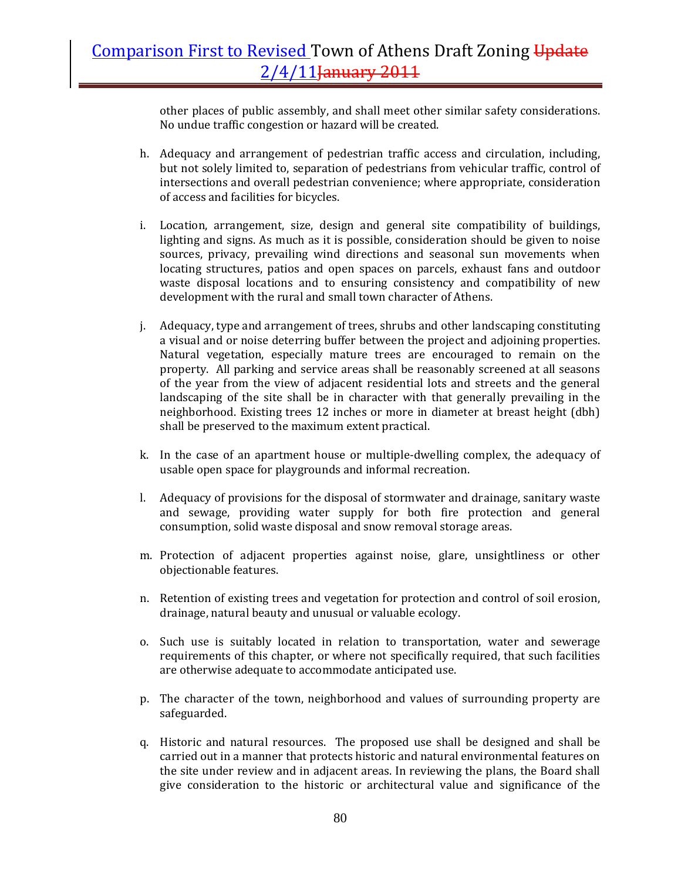other places of public assembly, and shall meet other similar safety considerations. No undue traffic congestion or hazard will be created.

h. Adequacy and arrangement of pedestrian traffic access and circulation, including, but not solely limited to, separation of pedestrians from vehicular traffic, control of intersections and overall pedestrian convenience; where appropriate, consideration of access and facilities for bicycles.

i. Location, arrangement, size, design and general site compatibility of buildings, lighting and signs. As much as it is possible, consideration should be given to noise sources, privacy, prevailing wind directions and seasonal sun movements when locating structures, patios and open spaces on parcels, exhaust fans and outdoor waste disposal locations and to ensuring consistency and compatibility of new development with the rural and small town character of Athens.

j. Adequacy, type and arrangement of trees, shrubs and other landscaping constituting a visual and or noise deterring buffer between the project and adjoining properties. Natural vegetation, especially mature trees are encouraged to remain on the property. All parking and service areas shall be reasonably screened at all seasons of the year from the view of adjacent residential lots and streets and the general landscaping of the site shall be in character with that generally prevailing in the neighborhood. Existing trees 12 inches or more in diameter at breast height (dbh) shall be preserved to the maximum extent practical.

k. In the case of an apartment house or multiple-dwelling complex, the adequacy of usable open space for playgrounds and informal recreation.

l. Adequacy of provisions for the disposal of stormwater and drainage, sanitary waste and sewage, providing water supply for both fire protection and general consumption, solid waste disposal and snow removal storage areas.

m. Protection of adjacent properties against noise, glare, unsightliness or other objectionable features.

n. Retention of existing trees and vegetation for protection and control of soil erosion, drainage, natural beauty and unusual or valuable ecology.

o. Such use is suitably located in relation to transportation, water and sewerage requirements of this chapter, or where not specifically required, that such facilities are otherwise adequate to accommodate anticipated use.

p. The character of the town, neighborhood and values of surrounding property are safeguarded.

q. Historic and natural resources. The proposed use shall be designed and shall be carried out in a manner that protects historic and natural environmental features on the site under review and in adjacent areas. In reviewing the plans, the Board shall give consideration to the historic or architectural value and significance of the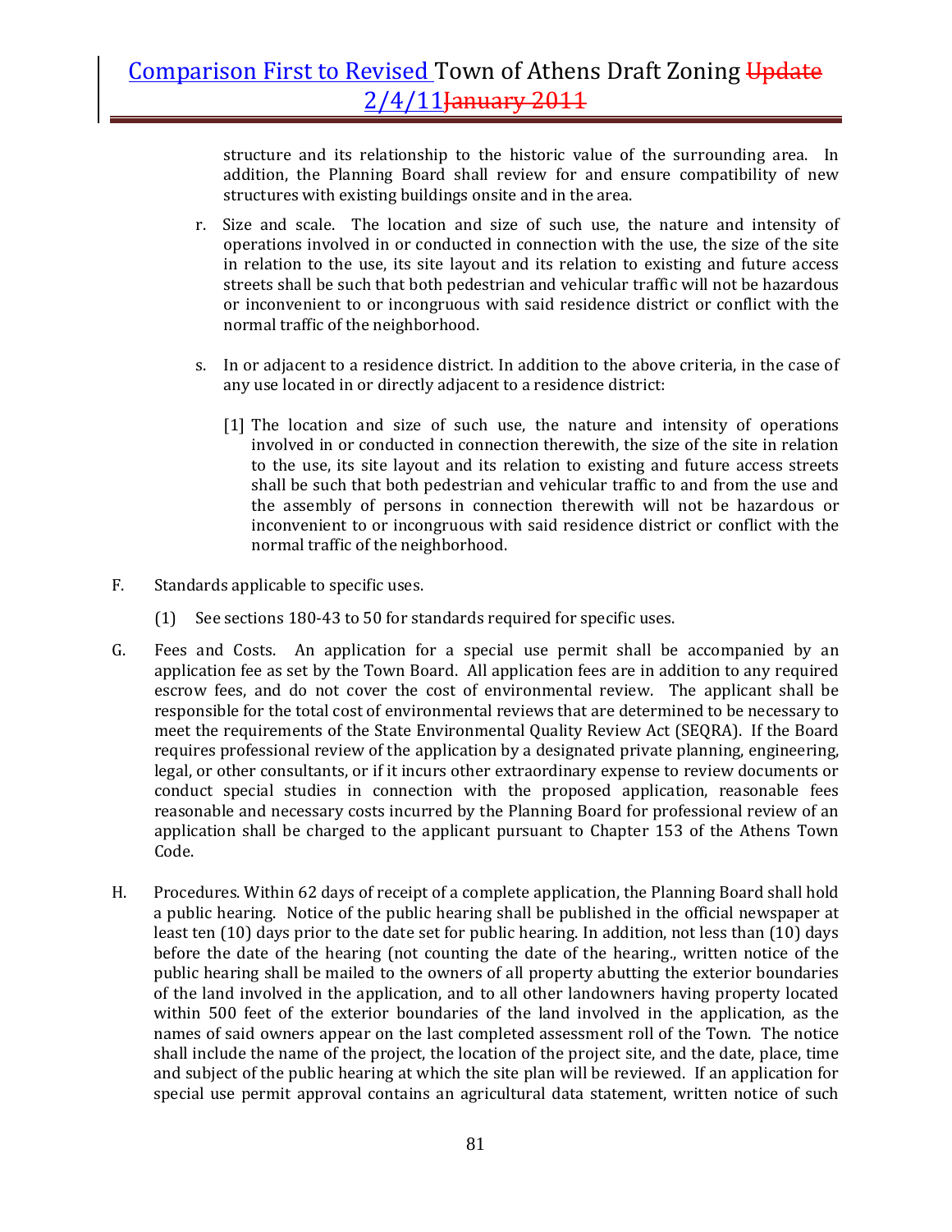structure and its relationship to the historic value of the surrounding area. In addition, the Planning Board shall review for and ensure compatibility of new structures with existing buildings onsite and in the area.

r. Size and scale. The location and size of such use, the nature and intensity of operations involved in or conducted in connection with the use, the size of the site in relation to the use, its site layout and its relation to existing and future access streets shall be such that both pedestrian and vehicular traffic will not be hazardous or inconvenient to or incongruous with said residence district or conflict with the normal traffic of the neighborhood.

s. In or adjacent to a residence district. In addition to the above criteria, in the case of any use located in or directly adjacent to a residence district:

[1] The location and size of such use, the nature and intensity of operations involved in or conducted in connection therewith, the size of the site in relation to the use, its site layout and its relation to existing and future access streets shall be such that both pedestrian and vehicular traffic to and from the use and the assembly of persons in connection therewith will not be hazardous or inconvenient to or incongruous with said residence district or conflict with the normal traffic of the neighborhood.

F. Standards applicable to specific uses.

(1) See sections 180-43 to 50 for standards required for specific uses.

G. Fees and Costs. An application for a special use permit shall be accompanied by an application fee as set by the Town Board. All application fees are in addition to any required escrow fees, and do not cover the cost of environmental review. The applicant shall be responsible for the total cost of environmental reviews that are determined to be necessary to meet the requirements of the State Environmental Quality Review Act (SEQRA). If the Board requires professional review of the application by a designated private planning, engineering, legal, or other consultants, or if it incurs other extraordinary expense to review documents or conduct special studies in connection with the proposed application, reasonable fees reasonable and necessary costs incurred by the Planning Board for professional review of an application shall be charged to the applicant pursuant to Chapter 153 of the Athens Town Code.

H. Procedures. Within 62 days of receipt of a complete application, the Planning Board shall hold a public hearing. Notice of the public hearing shall be published in the official newspaper at least ten (10) days prior to the date set for public hearing. In addition, not less than (10) days before the date of the hearing (not counting the date of the hearing., written notice of the public hearing shall be mailed to the owners of all property abutting the exterior boundaries of the land involved in the application, and to all other landowners having property located within 500 feet of the exterior boundaries of the land involved in the application, as the names of said owners appear on the last completed assessment roll of the Town. The notice shall include the name of the project, the location of the project site, and the date, place, time and subject of the public hearing at which the site plan will be reviewed. If an application for special use permit approval contains an agricultural data statement, written notice of such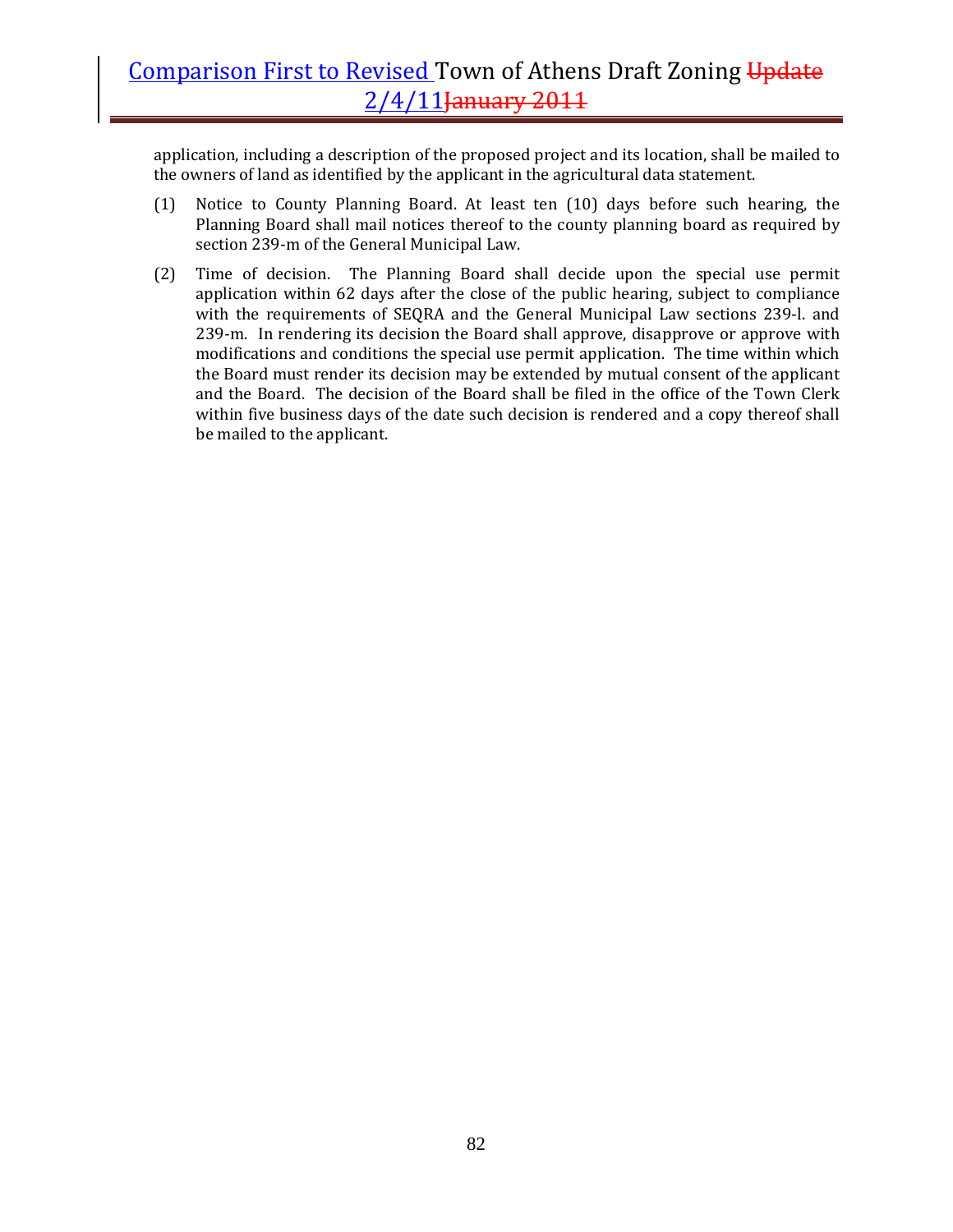application, including a description of the proposed project and its location, shall be mailed to the owners of land as identified by the applicant in the agricultural data statement.

(1) Notice to County Planning Board. At least ten (10) days before such hearing, the Planning Board shall mail notices thereof to the county planning board as required by section 239-m of the General Municipal Law.

(2) Time of decision. The Planning Board shall decide upon the special use permit application within 62 days after the close of the public hearing, subject to compliance with the requirements of SEQRA and the General Municipal Law sections 239-l. and 239-m. In rendering its decision the Board shall approve, disapprove or approve with modifications and conditions the special use permit application. The time within which the Board must render its decision may be extended by mutual consent of the applicant and the Board. The decision of the Board shall be filed in the office of the Town Clerk within five business days of the date such decision is rendered and a copy thereof shall be mailed to the applicant.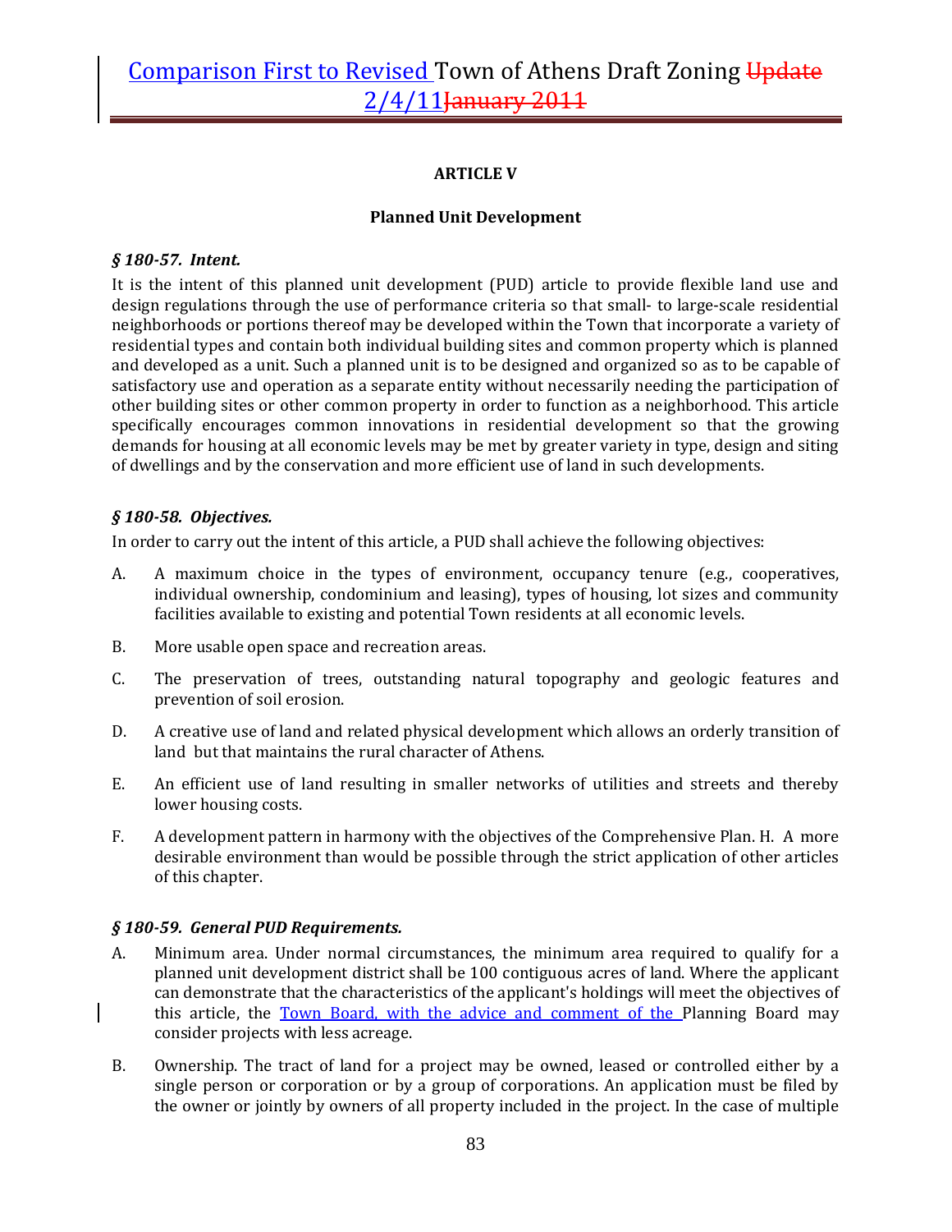## ARTICLE V

### Planned Unit Development

***§ 180-57. Intent.***

It is the intent of this planned unit development (PUD) article to provide flexible land use and design regulations through the use of performance criteria so that small- to large-scale residential neighborhoods or portions thereof may be developed within the Town that incorporate a variety of residential types and contain both individual building sites and common property which is planned and developed as a unit. Such a planned unit is to be designed and organized so as to be capable of satisfactory use and operation as a separate entity without necessarily needing the participation of other building sites or other common property in order to function as a neighborhood. This article specifically encourages common innovations in residential development so that the growing demands for housing at all economic levels may be met by greater variety in type, design and siting of dwellings and by the conservation and more efficient use of land in such developments.

***§ 180-58. Objectives.***

In order to carry out the intent of this article, a PUD shall achieve the following objectives:

A. A maximum choice in the types of environment, occupancy tenure (e.g., cooperatives, individual ownership, condominium and leasing), types of housing, lot sizes and community facilities available to existing and potential Town residents at all economic levels.

B. More usable open space and recreation areas.

C. The preservation of trees, outstanding natural topography and geologic features and prevention of soil erosion.

D. A creative use of land and related physical development which allows an orderly transition of land but that maintains the rural character of Athens.

E. An efficient use of land resulting in smaller networks of utilities and streets and thereby lower housing costs.

F. A development pattern in harmony with the objectives of the Comprehensive Plan. H. A more desirable environment than would be possible through the strict application of other articles of this chapter.

***§ 180-59. General PUD Requirements.***

A. Minimum area. Under normal circumstances, the minimum area required to qualify for a planned unit development district shall be 100 contiguous acres of land. Where the applicant can demonstrate that the characteristics of the applicant's holdings will meet the objectives of this article, the Town Board, with the advice and comment of the Planning Board may consider projects with less acreage.

B. Ownership. The tract of land for a project may be owned, leased or controlled either by a single person or corporation or by a group of corporations. An application must be filed by the owner or jointly by owners of all property included in the project. In the case of multiple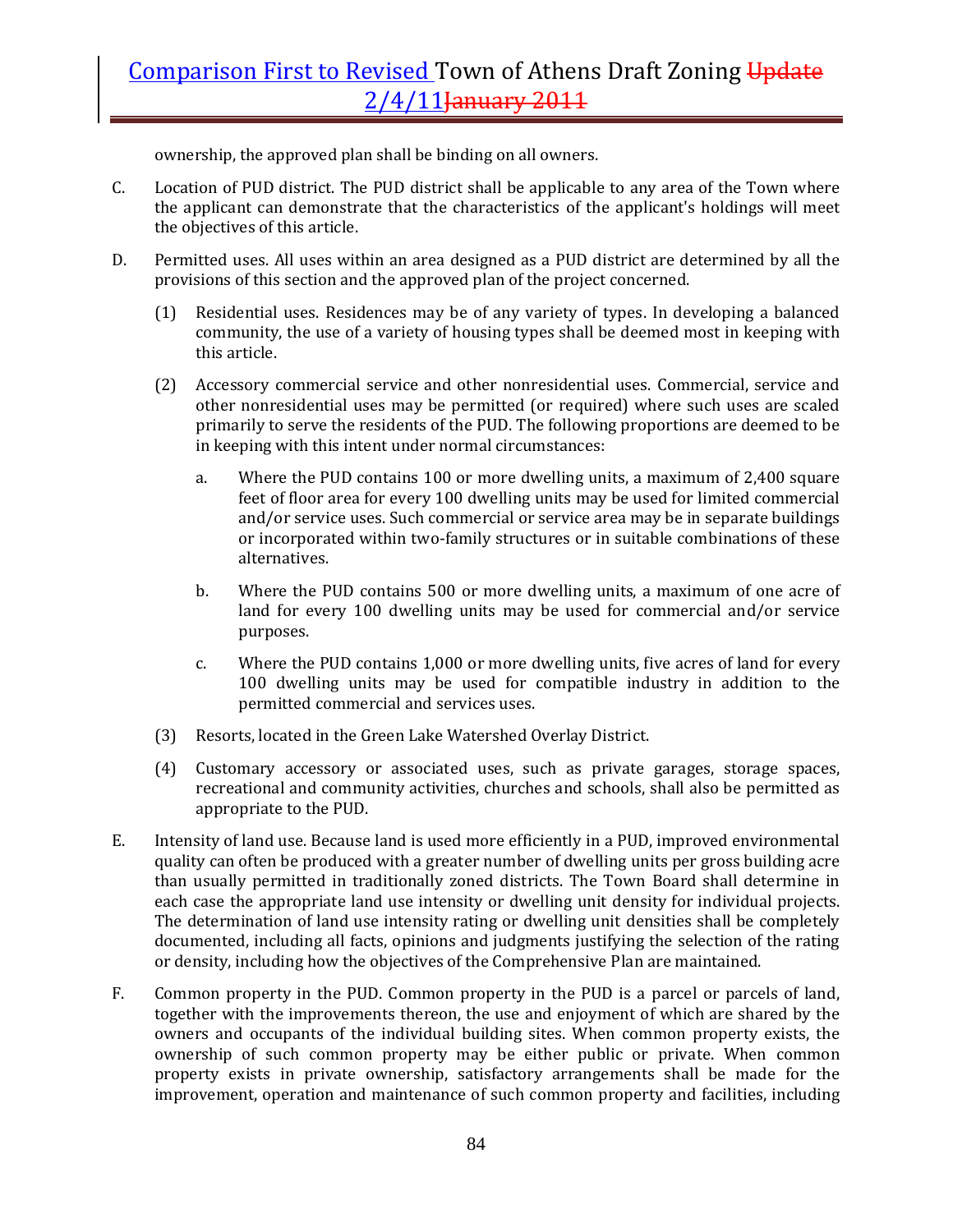ownership, the approved plan shall be binding on all owners.

C. Location of PUD district. The PUD district shall be applicable to any area of the Town where the applicant can demonstrate that the characteristics of the applicant's holdings will meet the objectives of this article.

D. Permitted uses. All uses within an area designed as a PUD district are determined by all the provisions of this section and the approved plan of the project concerned.

   (1) Residential uses. Residences may be of any variety of types. In developing a balanced community, the use of a variety of housing types shall be deemed most in keeping with this article.

   (2) Accessory commercial service and other nonresidential uses. Commercial, service and other nonresidential uses may be permitted (or required) where such uses are scaled primarily to serve the residents of the PUD. The following proportions are deemed to be in keeping with this intent under normal circumstances:

      a. Where the PUD contains 100 or more dwelling units, a maximum of 2,400 square feet of floor area for every 100 dwelling units may be used for limited commercial and/or service uses. Such commercial or service area may be in separate buildings or incorporated within two-family structures or in suitable combinations of these alternatives.

      b. Where the PUD contains 500 or more dwelling units, a maximum of one acre of land for every 100 dwelling units may be used for commercial and/or service purposes.

      c. Where the PUD contains 1,000 or more dwelling units, five acres of land for every 100 dwelling units may be used for compatible industry in addition to the permitted commercial and services uses.

   (3) Resorts, located in the Green Lake Watershed Overlay District.

   (4) Customary accessory or associated uses, such as private garages, storage spaces, recreational and community activities, churches and schools, shall also be permitted as appropriate to the PUD.

E. Intensity of land use. Because land is used more efficiently in a PUD, improved environmental quality can often be produced with a greater number of dwelling units per gross building acre than usually permitted in traditionally zoned districts. The Town Board shall determine in each case the appropriate land use intensity or dwelling unit density for individual projects. The determination of land use intensity rating or dwelling unit densities shall be completely documented, including all facts, opinions and judgments justifying the selection of the rating or density, including how the objectives of the Comprehensive Plan are maintained.

F. Common property in the PUD. Common property in the PUD is a parcel or parcels of land, together with the improvements thereon, the use and enjoyment of which are shared by the owners and occupants of the individual building sites. When common property exists, the ownership of such common property may be either public or private. When common property exists in private ownership, satisfactory arrangements shall be made for the improvement, operation and maintenance of such common property and facilities, including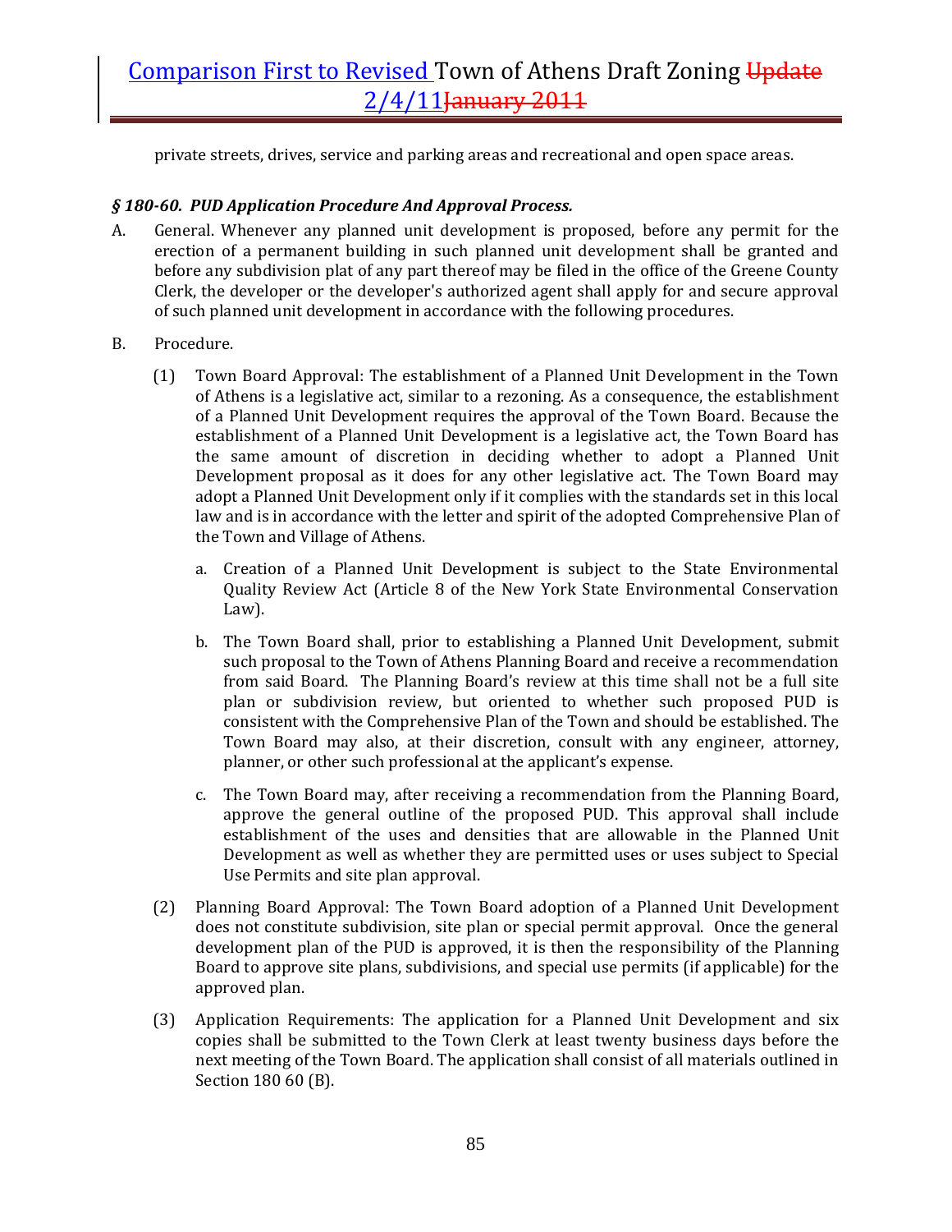private streets, drives, service and parking areas and recreational and open space areas.

### *§ 180-60. PUD Application Procedure And Approval Process.*

A. General. Whenever any planned unit development is proposed, before any permit for the erection of a permanent building in such planned unit development shall be granted and before any subdivision plat of any part thereof may be filed in the office of the Greene County Clerk, the developer or the developer's authorized agent shall apply for and secure approval of such planned unit development in accordance with the following procedures.

B. Procedure.

(1) Town Board Approval: The establishment of a Planned Unit Development in the Town of Athens is a legislative act, similar to a rezoning. As a consequence, the establishment of a Planned Unit Development requires the approval of the Town Board. Because the establishment of a Planned Unit Development is a legislative act, the Town Board has the same amount of discretion in deciding whether to adopt a Planned Unit Development proposal as it does for any other legislative act. The Town Board may adopt a Planned Unit Development only if it complies with the standards set in this local law and is in accordance with the letter and spirit of the adopted Comprehensive Plan of the Town and Village of Athens.

a. Creation of a Planned Unit Development is subject to the State Environmental Quality Review Act (Article 8 of the New York State Environmental Conservation Law).

b. The Town Board shall, prior to establishing a Planned Unit Development, submit such proposal to the Town of Athens Planning Board and receive a recommendation from said Board. The Planning Board's review at this time shall not be a full site plan or subdivision review, but oriented to whether such proposed PUD is consistent with the Comprehensive Plan of the Town and should be established. The Town Board may also, at their discretion, consult with any engineer, attorney, planner, or other such professional at the applicant's expense.

c. The Town Board may, after receiving a recommendation from the Planning Board, approve the general outline of the proposed PUD. This approval shall include establishment of the uses and densities that are allowable in the Planned Unit Development as well as whether they are permitted uses or uses subject to Special Use Permits and site plan approval.

(2) Planning Board Approval: The Town Board adoption of a Planned Unit Development does not constitute subdivision, site plan or special permit approval. Once the general development plan of the PUD is approved, it is then the responsibility of the Planning Board to approve site plans, subdivisions, and special use permits (if applicable) for the approved plan.

(3) Application Requirements: The application for a Planned Unit Development and six copies shall be submitted to the Town Clerk at least twenty business days before the next meeting of the Town Board. The application shall consist of all materials outlined in Section 180 60 (B).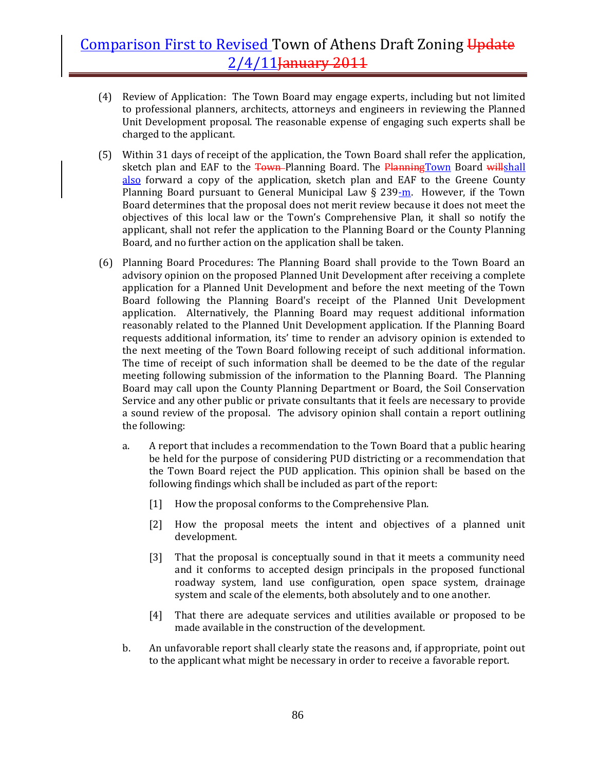(4) Review of Application: The Town Board may engage experts, including but not limited to professional planners, architects, attorneys and engineers in reviewing the Planned Unit Development proposal. The reasonable expense of engaging such experts shall be charged to the applicant.

(5) Within 31 days of receipt of the application, the Town Board shall refer the application, sketch plan and EAF to the ~~Town~~ Planning Board. The ~~Planning~~Town Board ~~will~~shall also forward a copy of the application, sketch plan and EAF to the Greene County Planning Board pursuant to General Municipal Law § 239-m. However, if the Town Board determines that the proposal does not merit review because it does not meet the objectives of this local law or the Town's Comprehensive Plan, it shall so notify the applicant, shall not refer the application to the Planning Board or the County Planning Board, and no further action on the application shall be taken.

(6) Planning Board Procedures: The Planning Board shall provide to the Town Board an advisory opinion on the proposed Planned Unit Development after receiving a complete application for a Planned Unit Development and before the next meeting of the Town Board following the Planning Board's receipt of the Planned Unit Development application. Alternatively, the Planning Board may request additional information reasonably related to the Planned Unit Development application. If the Planning Board requests additional information, its' time to render an advisory opinion is extended to the next meeting of the Town Board following receipt of such additional information. The time of receipt of such information shall be deemed to be the date of the regular meeting following submission of the information to the Planning Board. The Planning Board may call upon the County Planning Department or Board, the Soil Conservation Service and any other public or private consultants that it feels are necessary to provide a sound review of the proposal. The advisory opinion shall contain a report outlining the following:

   a. A report that includes a recommendation to the Town Board that a public hearing be held for the purpose of considering PUD districting or a recommendation that the Town Board reject the PUD application. This opinion shall be based on the following findings which shall be included as part of the report:

      [1] How the proposal conforms to the Comprehensive Plan.

      [2] How the proposal meets the intent and objectives of a planned unit development.

      [3] That the proposal is conceptually sound in that it meets a community need and it conforms to accepted design principals in the proposed functional roadway system, land use configuration, open space system, drainage system and scale of the elements, both absolutely and to one another.

      [4] That there are adequate services and utilities available or proposed to be made available in the construction of the development.

   b. An unfavorable report shall clearly state the reasons and, if appropriate, point out to the applicant what might be necessary in order to receive a favorable report.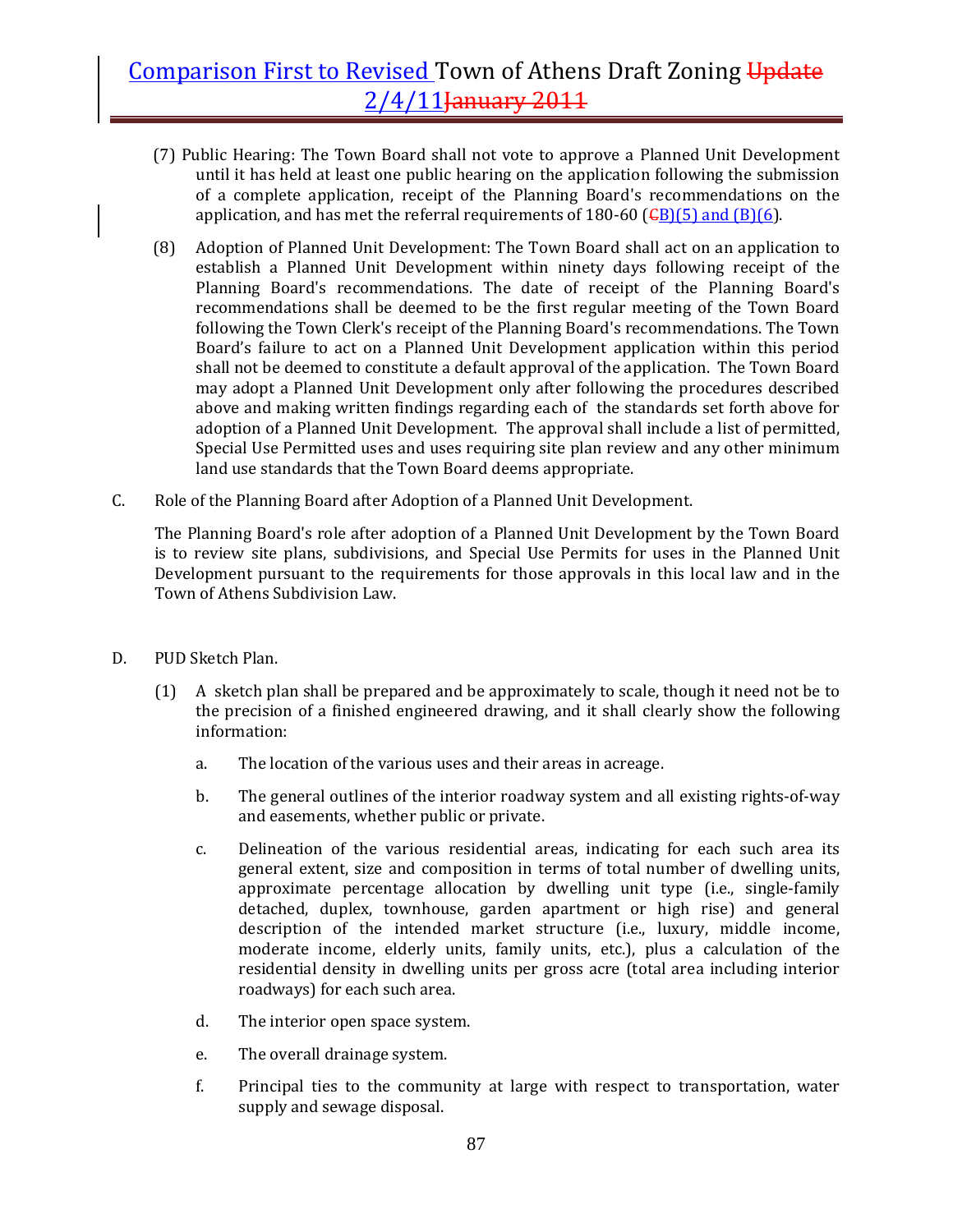(7) Public Hearing: The Town Board shall not vote to approve a Planned Unit Development until it has held at least one public hearing on the application following the submission of a complete application, receipt of the Planning Board's recommendations on the application, and has met the referral requirements of 180-60 (~~C~~B)(5) and (B)(6).

(8) Adoption of Planned Unit Development: The Town Board shall act on an application to establish a Planned Unit Development within ninety days following receipt of the Planning Board's recommendations. The date of receipt of the Planning Board's recommendations shall be deemed to be the first regular meeting of the Town Board following the Town Clerk's receipt of the Planning Board's recommendations. The Town Board's failure to act on a Planned Unit Development application within this period shall not be deemed to constitute a default approval of the application. The Town Board may adopt a Planned Unit Development only after following the procedures described above and making written findings regarding each of the standards set forth above for adoption of a Planned Unit Development. The approval shall include a list of permitted, Special Use Permitted uses and uses requiring site plan review and any other minimum land use standards that the Town Board deems appropriate.

C. Role of the Planning Board after Adoption of a Planned Unit Development.

The Planning Board's role after adoption of a Planned Unit Development by the Town Board is to review site plans, subdivisions, and Special Use Permits for uses in the Planned Unit Development pursuant to the requirements for those approvals in this local law and in the Town of Athens Subdivision Law.

D. PUD Sketch Plan.

(1) A sketch plan shall be prepared and be approximately to scale, though it need not be to the precision of a finished engineered drawing, and it shall clearly show the following information:

a. The location of the various uses and their areas in acreage.

b. The general outlines of the interior roadway system and all existing rights-of-way and easements, whether public or private.

c. Delineation of the various residential areas, indicating for each such area its general extent, size and composition in terms of total number of dwelling units, approximate percentage allocation by dwelling unit type (i.e., single-family detached, duplex, townhouse, garden apartment or high rise) and general description of the intended market structure (i.e., luxury, middle income, moderate income, elderly units, family units, etc.), plus a calculation of the residential density in dwelling units per gross acre (total area including interior roadways) for each such area.

d. The interior open space system.

e. The overall drainage system.

f. Principal ties to the community at large with respect to transportation, water supply and sewage disposal.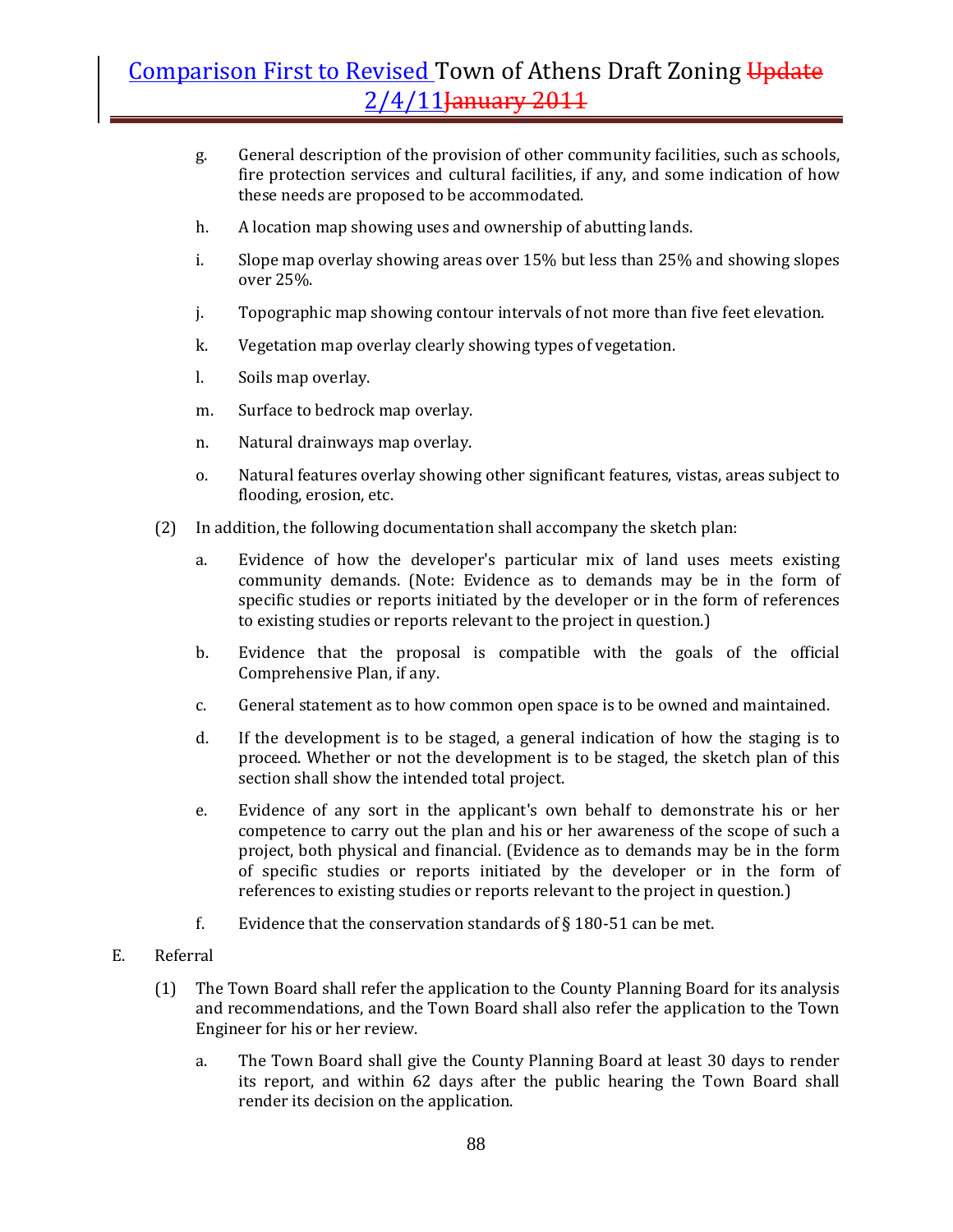g. General description of the provision of other community facilities, such as schools, fire protection services and cultural facilities, if any, and some indication of how these needs are proposed to be accommodated.

h. A location map showing uses and ownership of abutting lands.

i. Slope map overlay showing areas over 15% but less than 25% and showing slopes over 25%.

j. Topographic map showing contour intervals of not more than five feet elevation.

k. Vegetation map overlay clearly showing types of vegetation.

l. Soils map overlay.

m. Surface to bedrock map overlay.

n. Natural drainways map overlay.

o. Natural features overlay showing other significant features, vistas, areas subject to flooding, erosion, etc.

(2) In addition, the following documentation shall accompany the sketch plan:

a. Evidence of how the developer's particular mix of land uses meets existing community demands. (Note: Evidence as to demands may be in the form of specific studies or reports initiated by the developer or in the form of references to existing studies or reports relevant to the project in question.)

b. Evidence that the proposal is compatible with the goals of the official Comprehensive Plan, if any.

c. General statement as to how common open space is to be owned and maintained.

d. If the development is to be staged, a general indication of how the staging is to proceed. Whether or not the development is to be staged, the sketch plan of this section shall show the intended total project.

e. Evidence of any sort in the applicant's own behalf to demonstrate his or her competence to carry out the plan and his or her awareness of the scope of such a project, both physical and financial. (Evidence as to demands may be in the form of specific studies or reports initiated by the developer or in the form of references to existing studies or reports relevant to the project in question.)

f. Evidence that the conservation standards of § 180-51 can be met.

E. Referral

(1) The Town Board shall refer the application to the County Planning Board for its analysis and recommendations, and the Town Board shall also refer the application to the Town Engineer for his or her review.

a. The Town Board shall give the County Planning Board at least 30 days to render its report, and within 62 days after the public hearing the Town Board shall render its decision on the application.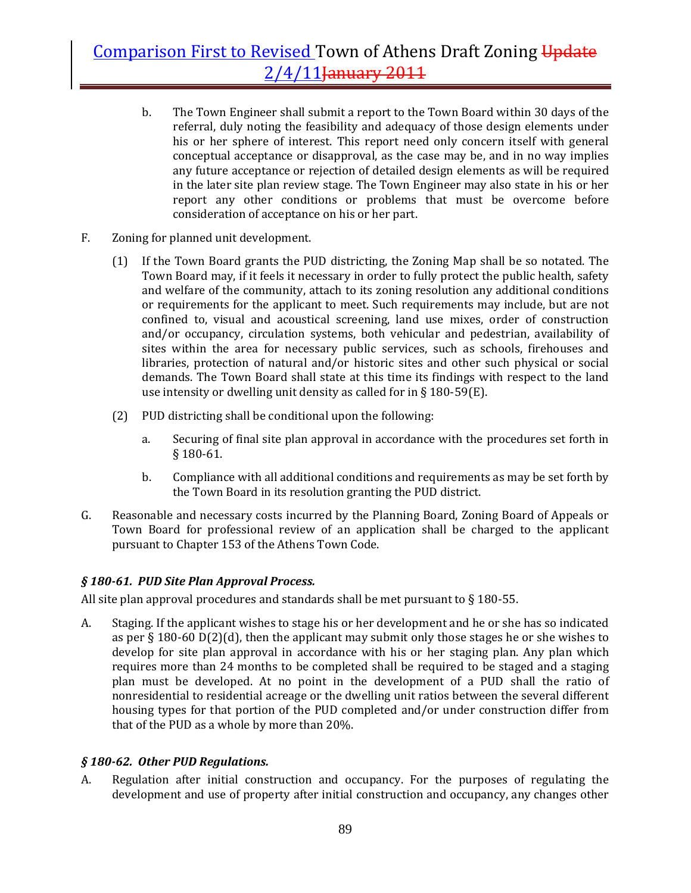b. The Town Engineer shall submit a report to the Town Board within 30 days of the referral, duly noting the feasibility and adequacy of those design elements under his or her sphere of interest. This report need only concern itself with general conceptual acceptance or disapproval, as the case may be, and in no way implies any future acceptance or rejection of detailed design elements as will be required in the later site plan review stage. The Town Engineer may also state in his or her report any other conditions or problems that must be overcome before consideration of acceptance on his or her part.

F. Zoning for planned unit development.

(1) If the Town Board grants the PUD districting, the Zoning Map shall be so notated. The Town Board may, if it feels it necessary in order to fully protect the public health, safety and welfare of the community, attach to its zoning resolution any additional conditions or requirements for the applicant to meet. Such requirements may include, but are not confined to, visual and acoustical screening, land use mixes, order of construction and/or occupancy, circulation systems, both vehicular and pedestrian, availability of sites within the area for necessary public services, such as schools, firehouses and libraries, protection of natural and/or historic sites and other such physical or social demands. The Town Board shall state at this time its findings with respect to the land use intensity or dwelling unit density as called for in § 180-59(E).

(2) PUD districting shall be conditional upon the following:

a. Securing of final site plan approval in accordance with the procedures set forth in § 180-61.

b. Compliance with all additional conditions and requirements as may be set forth by the Town Board in its resolution granting the PUD district.

G. Reasonable and necessary costs incurred by the Planning Board, Zoning Board of Appeals or Town Board for professional review of an application shall be charged to the applicant pursuant to Chapter 153 of the Athens Town Code.

### *§ 180-61. PUD Site Plan Approval Process.*

All site plan approval procedures and standards shall be met pursuant to § 180-55.

A. Staging. If the applicant wishes to stage his or her development and he or she has so indicated as per § 180-60 D(2)(d), then the applicant may submit only those stages he or she wishes to develop for site plan approval in accordance with his or her staging plan. Any plan which requires more than 24 months to be completed shall be required to be staged and a staging plan must be developed. At no point in the development of a PUD shall the ratio of nonresidential to residential acreage or the dwelling unit ratios between the several different housing types for that portion of the PUD completed and/or under construction differ from that of the PUD as a whole by more than 20%.

### *§ 180-62. Other PUD Regulations.*

A. Regulation after initial construction and occupancy. For the purposes of regulating the development and use of property after initial construction and occupancy, any changes other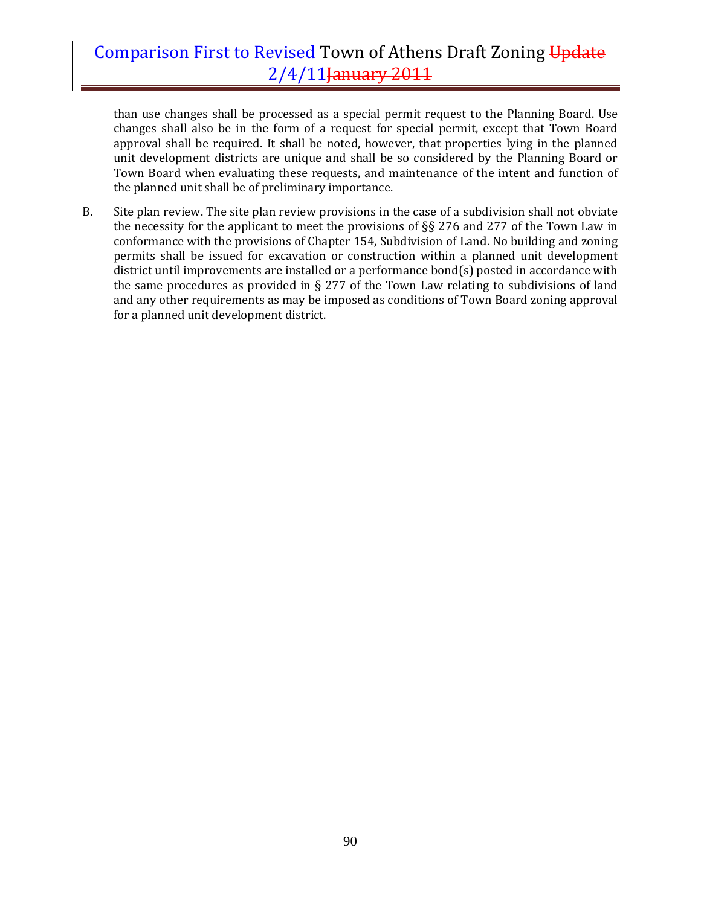than use changes shall be processed as a special permit request to the Planning Board. Use changes shall also be in the form of a request for special permit, except that Town Board approval shall be required. It shall be noted, however, that properties lying in the planned unit development districts are unique and shall be so considered by the Planning Board or Town Board when evaluating these requests, and maintenance of the intent and function of the planned unit shall be of preliminary importance.

B. Site plan review. The site plan review provisions in the case of a subdivision shall not obviate the necessity for the applicant to meet the provisions of §§ 276 and 277 of the Town Law in conformance with the provisions of Chapter 154, Subdivision of Land. No building and zoning permits shall be issued for excavation or construction within a planned unit development district until improvements are installed or a performance bond(s) posted in accordance with the same procedures as provided in § 277 of the Town Law relating to subdivisions of land and any other requirements as may be imposed as conditions of Town Board zoning approval for a planned unit development district.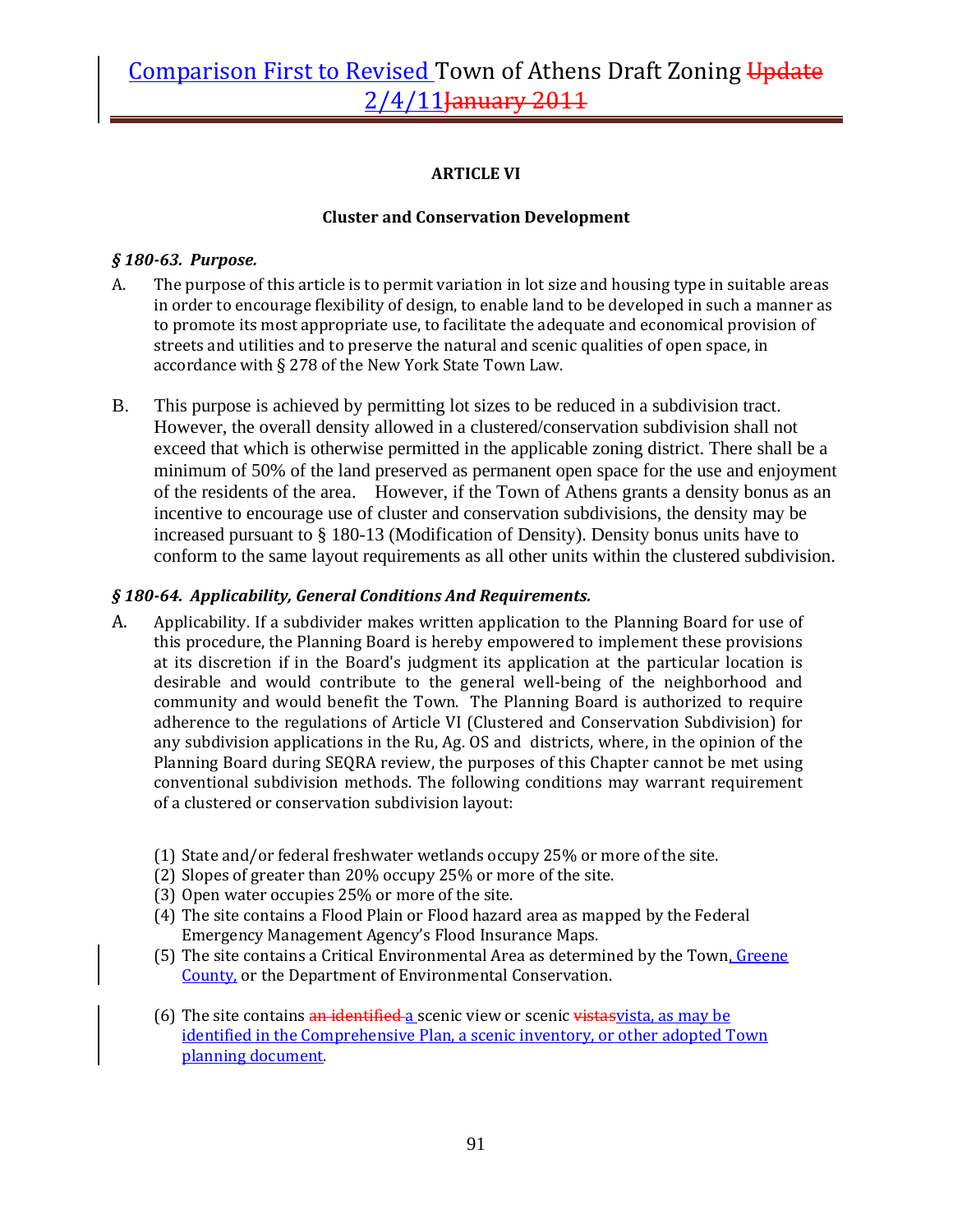**ARTICLE VI**

**Cluster and Conservation Development**

### *§ 180-63. Purpose.*

A. The purpose of this article is to permit variation in lot size and housing type in suitable areas in order to encourage flexibility of design, to enable land to be developed in such a manner as to promote its most appropriate use, to facilitate the adequate and economical provision of streets and utilities and to preserve the natural and scenic qualities of open space, in accordance with § 278 of the New York State Town Law.

B. This purpose is achieved by permitting lot sizes to be reduced in a subdivision tract. However, the overall density allowed in a clustered/conservation subdivision shall not exceed that which is otherwise permitted in the applicable zoning district. There shall be a minimum of 50% of the land preserved as permanent open space for the use and enjoyment of the residents of the area. However, if the Town of Athens grants a density bonus as an incentive to encourage use of cluster and conservation subdivisions, the density may be increased pursuant to § 180-13 (Modification of Density). Density bonus units have to conform to the same layout requirements as all other units within the clustered subdivision.

### *§ 180-64. Applicability, General Conditions And Requirements.*

A. Applicability. If a subdivider makes written application to the Planning Board for use of this procedure, the Planning Board is hereby empowered to implement these provisions at its discretion if in the Board's judgment its application at the particular location is desirable and would contribute to the general well-being of the neighborhood and community and would benefit the Town. The Planning Board is authorized to require adherence to the regulations of Article VI (Clustered and Conservation Subdivision) for any subdivision applications in the Ru, Ag. OS and districts, where, in the opinion of the Planning Board during SEQRA review, the purposes of this Chapter cannot be met using conventional subdivision methods. The following conditions may warrant requirement of a clustered or conservation subdivision layout:

(1) State and/or federal freshwater wetlands occupy 25% or more of the site.
(2) Slopes of greater than 20% occupy 25% or more of the site.
(3) Open water occupies 25% or more of the site.
(4) The site contains a Flood Plain or Flood hazard area as mapped by the Federal Emergency Management Agency's Flood Insurance Maps.
(5) The site contains a Critical Environmental Area as determined by the Town, Greene County, or the Department of Environmental Conservation.
(6) The site contains ~~an identified~~ a scenic view or scenic ~~vistas~~vista, as may be identified in the Comprehensive Plan, a scenic inventory, or other adopted Town planning document.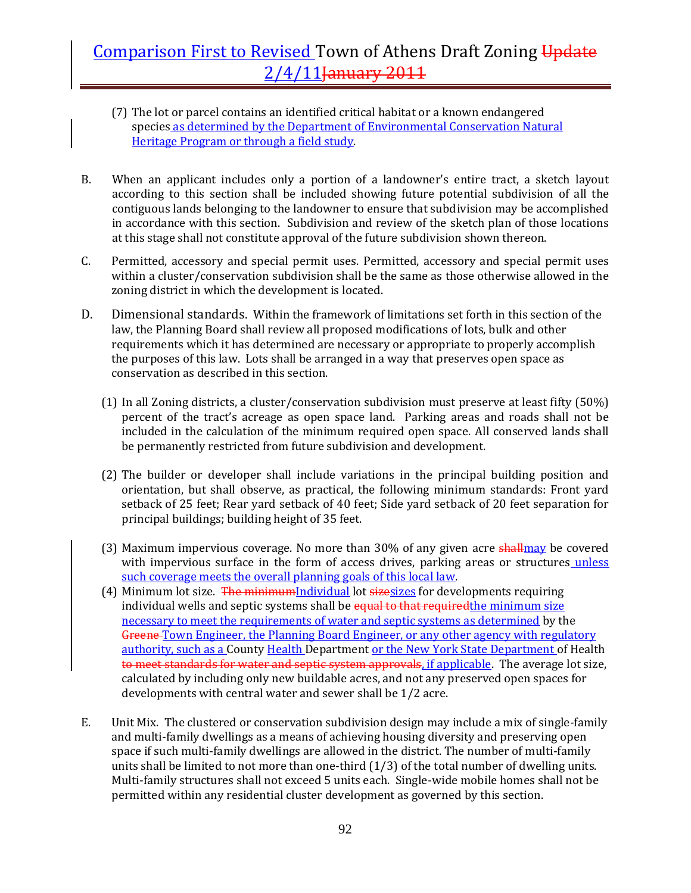(7) The lot or parcel contains an identified critical habitat or a known endangered species as determined by the Department of Environmental Conservation Natural Heritage Program or through a field study.

B. When an applicant includes only a portion of a landowner's entire tract, a sketch layout according to this section shall be included showing future potential subdivision of all the contiguous lands belonging to the landowner to ensure that subdivision may be accomplished in accordance with this section. Subdivision and review of the sketch plan of those locations at this stage shall not constitute approval of the future subdivision shown thereon.

C. Permitted, accessory and special permit uses. Permitted, accessory and special permit uses within a cluster/conservation subdivision shall be the same as those otherwise allowed in the zoning district in which the development is located.

D. Dimensional standards. Within the framework of limitations set forth in this section of the law, the Planning Board shall review all proposed modifications of lots, bulk and other requirements which it has determined are necessary or appropriate to properly accomplish the purposes of this law. Lots shall be arranged in a way that preserves open space as conservation as described in this section.

(1) In all Zoning districts, a cluster/conservation subdivision must preserve at least fifty (50%) percent of the tract's acreage as open space land. Parking areas and roads shall not be included in the calculation of the minimum required open space. All conserved lands shall be permanently restricted from future subdivision and development.

(2) The builder or developer shall include variations in the principal building position and orientation, but shall observe, as practical, the following minimum standards: Front yard setback of 25 feet; Rear yard setback of 40 feet; Side yard setback of 20 feet separation for principal buildings; building height of 35 feet.

(3) Maximum impervious coverage. No more than 30% of any given acre ~~shall~~may be covered with impervious surface in the form of access drives, parking areas or structures unless such coverage meets the overall planning goals of this local law.

(4) Minimum lot size. ~~The minimum~~Individual lot ~~size~~sizes for developments requiring individual wells and septic systems shall be ~~equal to that required~~the minimum size necessary to meet the requirements of water and septic systems as determined by the ~~Greene~~ Town Engineer, the Planning Board Engineer, or any other agency with regulatory authority, such as a County Health Department or the New York State Department of Health ~~to meet standards for water and septic system approvals~~, if applicable. The average lot size, calculated by including only new buildable acres, and not any preserved open spaces for developments with central water and sewer shall be 1/2 acre.

E. Unit Mix. The clustered or conservation subdivision design may include a mix of single-family and multi-family dwellings as a means of achieving housing diversity and preserving open space if such multi-family dwellings are allowed in the district. The number of multi-family units shall be limited to not more than one-third (1/3) of the total number of dwelling units. Multi-family structures shall not exceed 5 units each. Single-wide mobile homes shall not be permitted within any residential cluster development as governed by this section.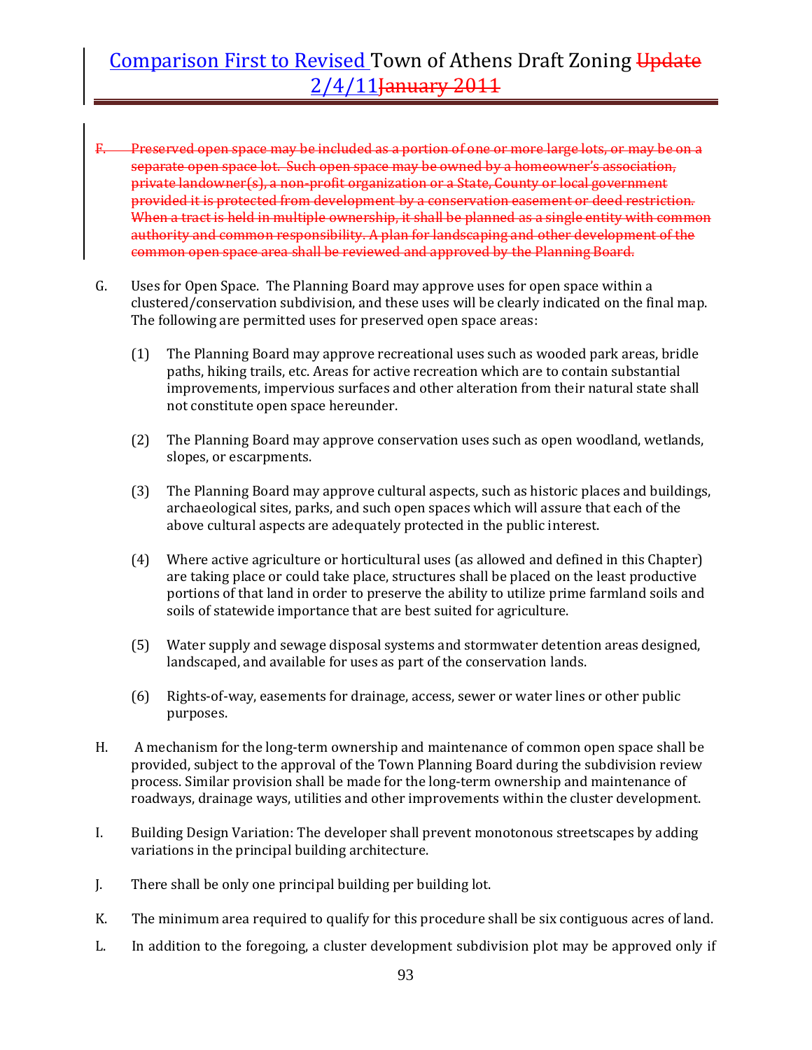~~F. Preserved open space may be included as a portion of one or more large lots, or may be on a separate open space lot. Such open space may be owned by a homeowner's association, private landowner(s), a non-profit organization or a State, County or local government provided it is protected from development by a conservation easement or deed restriction. When a tract is held in multiple ownership, it shall be planned as a single entity with common authority and common responsibility. A plan for landscaping and other development of the common open space area shall be reviewed and approved by the Planning Board.~~

G. Uses for Open Space. The Planning Board may approve uses for open space within a clustered/conservation subdivision, and these uses will be clearly indicated on the final map. The following are permitted uses for preserved open space areas:

(1) The Planning Board may approve recreational uses such as wooded park areas, bridle paths, hiking trails, etc. Areas for active recreation which are to contain substantial improvements, impervious surfaces and other alteration from their natural state shall not constitute open space hereunder.

(2) The Planning Board may approve conservation uses such as open woodland, wetlands, slopes, or escarpments.

(3) The Planning Board may approve cultural aspects, such as historic places and buildings, archaeological sites, parks, and such open spaces which will assure that each of the above cultural aspects are adequately protected in the public interest.

(4) Where active agriculture or horticultural uses (as allowed and defined in this Chapter) are taking place or could take place, structures shall be placed on the least productive portions of that land in order to preserve the ability to utilize prime farmland soils and soils of statewide importance that are best suited for agriculture.

(5) Water supply and sewage disposal systems and stormwater detention areas designed, landscaped, and available for uses as part of the conservation lands.

(6) Rights-of-way, easements for drainage, access, sewer or water lines or other public purposes.

H. A mechanism for the long-term ownership and maintenance of common open space shall be provided, subject to the approval of the Town Planning Board during the subdivision review process. Similar provision shall be made for the long-term ownership and maintenance of roadways, drainage ways, utilities and other improvements within the cluster development.

I. Building Design Variation: The developer shall prevent monotonous streetscapes by adding variations in the principal building architecture.

J. There shall be only one principal building per building lot.

K. The minimum area required to qualify for this procedure shall be six contiguous acres of land.

L. In addition to the foregoing, a cluster development subdivision plot may be approved only if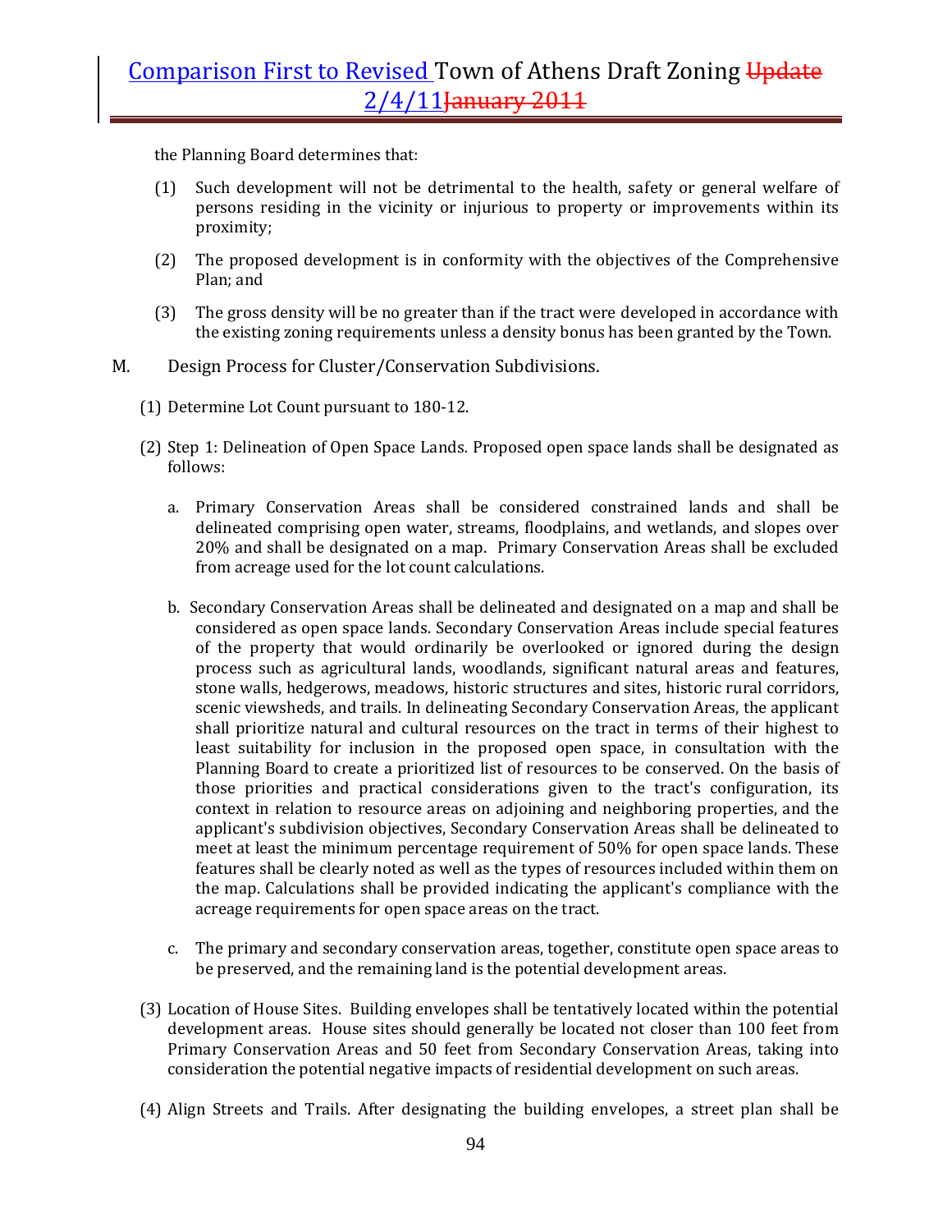the Planning Board determines that:

(1) Such development will not be detrimental to the health, safety or general welfare of persons residing in the vicinity or injurious to property or improvements within its proximity;

(2) The proposed development is in conformity with the objectives of the Comprehensive Plan; and

(3) The gross density will be no greater than if the tract were developed in accordance with the existing zoning requirements unless a density bonus has been granted by the Town.

M. Design Process for Cluster/Conservation Subdivisions.

(1) Determine Lot Count pursuant to 180-12.

(2) Step 1: Delineation of Open Space Lands. Proposed open space lands shall be designated as follows:

a. Primary Conservation Areas shall be considered constrained lands and shall be delineated comprising open water, streams, floodplains, and wetlands, and slopes over 20% and shall be designated on a map. Primary Conservation Areas shall be excluded from acreage used for the lot count calculations.

b. Secondary Conservation Areas shall be delineated and designated on a map and shall be considered as open space lands. Secondary Conservation Areas include special features of the property that would ordinarily be overlooked or ignored during the design process such as agricultural lands, woodlands, significant natural areas and features, stone walls, hedgerows, meadows, historic structures and sites, historic rural corridors, scenic viewsheds, and trails. In delineating Secondary Conservation Areas, the applicant shall prioritize natural and cultural resources on the tract in terms of their highest to least suitability for inclusion in the proposed open space, in consultation with the Planning Board to create a prioritized list of resources to be conserved. On the basis of those priorities and practical considerations given to the tract's configuration, its context in relation to resource areas on adjoining and neighboring properties, and the applicant's subdivision objectives, Secondary Conservation Areas shall be delineated to meet at least the minimum percentage requirement of 50% for open space lands. These features shall be clearly noted as well as the types of resources included within them on the map. Calculations shall be provided indicating the applicant's compliance with the acreage requirements for open space areas on the tract.

c. The primary and secondary conservation areas, together, constitute open space areas to be preserved, and the remaining land is the potential development areas.

(3) Location of House Sites. Building envelopes shall be tentatively located within the potential development areas. House sites should generally be located not closer than 100 feet from Primary Conservation Areas and 50 feet from Secondary Conservation Areas, taking into consideration the potential negative impacts of residential development on such areas.

(4) Align Streets and Trails. After designating the building envelopes, a street plan shall be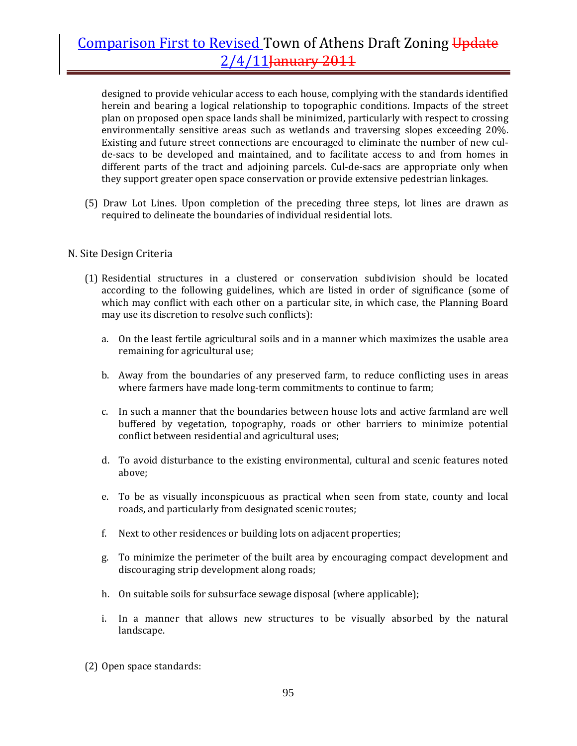designed to provide vehicular access to each house, complying with the standards identified herein and bearing a logical relationship to topographic conditions. Impacts of the street plan on proposed open space lands shall be minimized, particularly with respect to crossing environmentally sensitive areas such as wetlands and traversing slopes exceeding 20%. Existing and future street connections are encouraged to eliminate the number of new cul-de-sacs to be developed and maintained, and to facilitate access to and from homes in different parts of the tract and adjoining parcels. Cul-de-sacs are appropriate only when they support greater open space conservation or provide extensive pedestrian linkages.

(5) Draw Lot Lines. Upon completion of the preceding three steps, lot lines are drawn as required to delineate the boundaries of individual residential lots.

N. Site Design Criteria

(1) Residential structures in a clustered or conservation subdivision should be located according to the following guidelines, which are listed in order of significance (some of which may conflict with each other on a particular site, in which case, the Planning Board may use its discretion to resolve such conflicts):

a. On the least fertile agricultural soils and in a manner which maximizes the usable area remaining for agricultural use;

b. Away from the boundaries of any preserved farm, to reduce conflicting uses in areas where farmers have made long-term commitments to continue to farm;

c. In such a manner that the boundaries between house lots and active farmland are well buffered by vegetation, topography, roads or other barriers to minimize potential conflict between residential and agricultural uses;

d. To avoid disturbance to the existing environmental, cultural and scenic features noted above;

e. To be as visually inconspicuous as practical when seen from state, county and local roads, and particularly from designated scenic routes;

f. Next to other residences or building lots on adjacent properties;

g. To minimize the perimeter of the built area by encouraging compact development and discouraging strip development along roads;

h. On suitable soils for subsurface sewage disposal (where applicable);

i. In a manner that allows new structures to be visually absorbed by the natural landscape.

(2) Open space standards: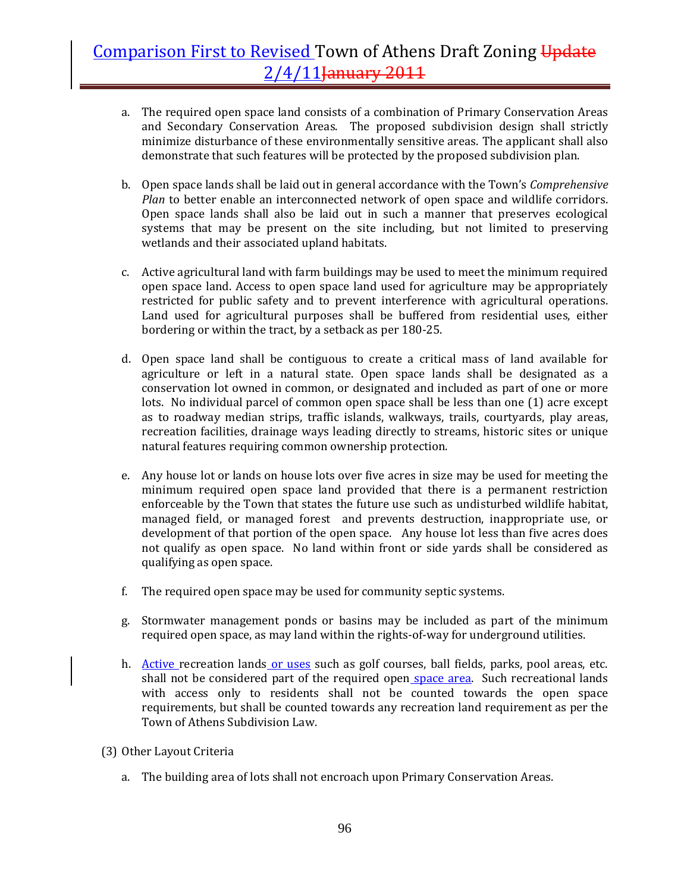a. The required open space land consists of a combination of Primary Conservation Areas and Secondary Conservation Areas. The proposed subdivision design shall strictly minimize disturbance of these environmentally sensitive areas. The applicant shall also demonstrate that such features will be protected by the proposed subdivision plan.

b. Open space lands shall be laid out in general accordance with the Town's *Comprehensive Plan* to better enable an interconnected network of open space and wildlife corridors. Open space lands shall also be laid out in such a manner that preserves ecological systems that may be present on the site including, but not limited to preserving wetlands and their associated upland habitats.

c. Active agricultural land with farm buildings may be used to meet the minimum required open space land. Access to open space land used for agriculture may be appropriately restricted for public safety and to prevent interference with agricultural operations. Land used for agricultural purposes shall be buffered from residential uses, either bordering or within the tract, by a setback as per 180-25.

d. Open space land shall be contiguous to create a critical mass of land available for agriculture or left in a natural state. Open space lands shall be designated as a conservation lot owned in common, or designated and included as part of one or more lots. No individual parcel of common open space shall be less than one (1) acre except as to roadway median strips, traffic islands, walkways, trails, courtyards, play areas, recreation facilities, drainage ways leading directly to streams, historic sites or unique natural features requiring common ownership protection.

e. Any house lot or lands on house lots over five acres in size may be used for meeting the minimum required open space land provided that there is a permanent restriction enforceable by the Town that states the future use such as undisturbed wildlife habitat, managed field, or managed forest and prevents destruction, inappropriate use, or development of that portion of the open space. Any house lot less than five acres does not qualify as open space. No land within front or side yards shall be considered as qualifying as open space.

f. The required open space may be used for community septic systems.

g. Stormwater management ponds or basins may be included as part of the minimum required open space, as may land within the rights-of-way for underground utilities.

h. Active recreation lands or uses such as golf courses, ball fields, parks, pool areas, etc. shall not be considered part of the required open space area. Such recreational lands with access only to residents shall not be counted towards the open space requirements, but shall be counted towards any recreation land requirement as per the Town of Athens Subdivision Law.

(3) Other Layout Criteria

a. The building area of lots shall not encroach upon Primary Conservation Areas.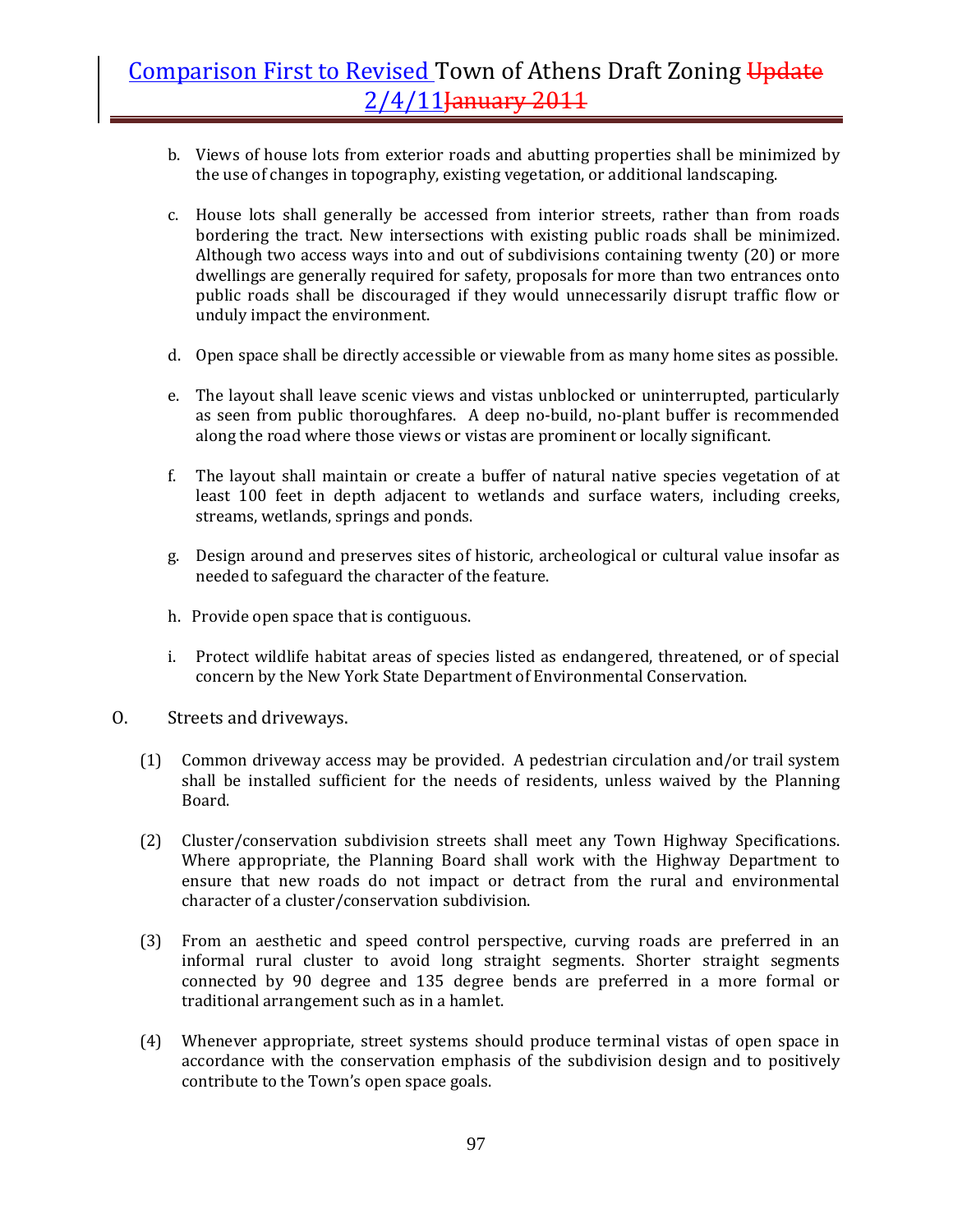b. Views of house lots from exterior roads and abutting properties shall be minimized by the use of changes in topography, existing vegetation, or additional landscaping.

c. House lots shall generally be accessed from interior streets, rather than from roads bordering the tract. New intersections with existing public roads shall be minimized. Although two access ways into and out of subdivisions containing twenty (20) or more dwellings are generally required for safety, proposals for more than two entrances onto public roads shall be discouraged if they would unnecessarily disrupt traffic flow or unduly impact the environment.

d. Open space shall be directly accessible or viewable from as many home sites as possible.

e. The layout shall leave scenic views and vistas unblocked or uninterrupted, particularly as seen from public thoroughfares. A deep no-build, no-plant buffer is recommended along the road where those views or vistas are prominent or locally significant.

f. The layout shall maintain or create a buffer of natural native species vegetation of at least 100 feet in depth adjacent to wetlands and surface waters, including creeks, streams, wetlands, springs and ponds.

g. Design around and preserves sites of historic, archeological or cultural value insofar as needed to safeguard the character of the feature.

h. Provide open space that is contiguous.

i. Protect wildlife habitat areas of species listed as endangered, threatened, or of special concern by the New York State Department of Environmental Conservation.

O. Streets and driveways.

(1) Common driveway access may be provided. A pedestrian circulation and/or trail system shall be installed sufficient for the needs of residents, unless waived by the Planning Board.

(2) Cluster/conservation subdivision streets shall meet any Town Highway Specifications. Where appropriate, the Planning Board shall work with the Highway Department to ensure that new roads do not impact or detract from the rural and environmental character of a cluster/conservation subdivision.

(3) From an aesthetic and speed control perspective, curving roads are preferred in an informal rural cluster to avoid long straight segments. Shorter straight segments connected by 90 degree and 135 degree bends are preferred in a more formal or traditional arrangement such as in a hamlet.

(4) Whenever appropriate, street systems should produce terminal vistas of open space in accordance with the conservation emphasis of the subdivision design and to positively contribute to the Town's open space goals.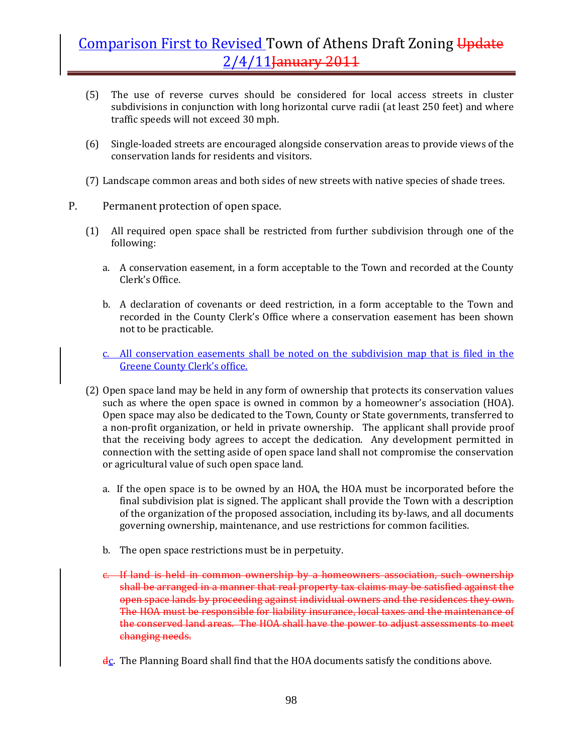(5) The use of reverse curves should be considered for local access streets in cluster subdivisions in conjunction with long horizontal curve radii (at least 250 feet) and where traffic speeds will not exceed 30 mph.

(6) Single-loaded streets are encouraged alongside conservation areas to provide views of the conservation lands for residents and visitors.

(7) Landscape common areas and both sides of new streets with native species of shade trees.

P. Permanent protection of open space.

(1) All required open space shall be restricted from further subdivision through one of the following:

a. A conservation easement, in a form acceptable to the Town and recorded at the County Clerk's Office.

b. A declaration of covenants or deed restriction, in a form acceptable to the Town and recorded in the County Clerk's Office where a conservation easement has been shown not to be practicable.

c. All conservation easements shall be noted on the subdivision map that is filed in the Greene County Clerk's office.

(2) Open space land may be held in any form of ownership that protects its conservation values such as where the open space is owned in common by a homeowner's association (HOA). Open space may also be dedicated to the Town, County or State governments, transferred to a non-profit organization, or held in private ownership. The applicant shall provide proof that the receiving body agrees to accept the dedication. Any development permitted in connection with the setting aside of open space land shall not compromise the conservation or agricultural value of such open space land.

a. If the open space is to be owned by an HOA, the HOA must be incorporated before the final subdivision plat is signed. The applicant shall provide the Town with a description of the organization of the proposed association, including its by-laws, and all documents governing ownership, maintenance, and use restrictions for common facilities.

b. The open space restrictions must be in perpetuity.

~~c. If land is held in common ownership by a homeowners association, such ownership shall be arranged in a manner that real property tax claims may be satisfied against the open space lands by proceeding against individual owners and the residences they own. The HOA must be responsible for liability insurance, local taxes and the maintenance of the conserved land areas. The HOA shall have the power to adjust assessments to meet changing needs.~~

~~d~~c. The Planning Board shall find that the HOA documents satisfy the conditions above.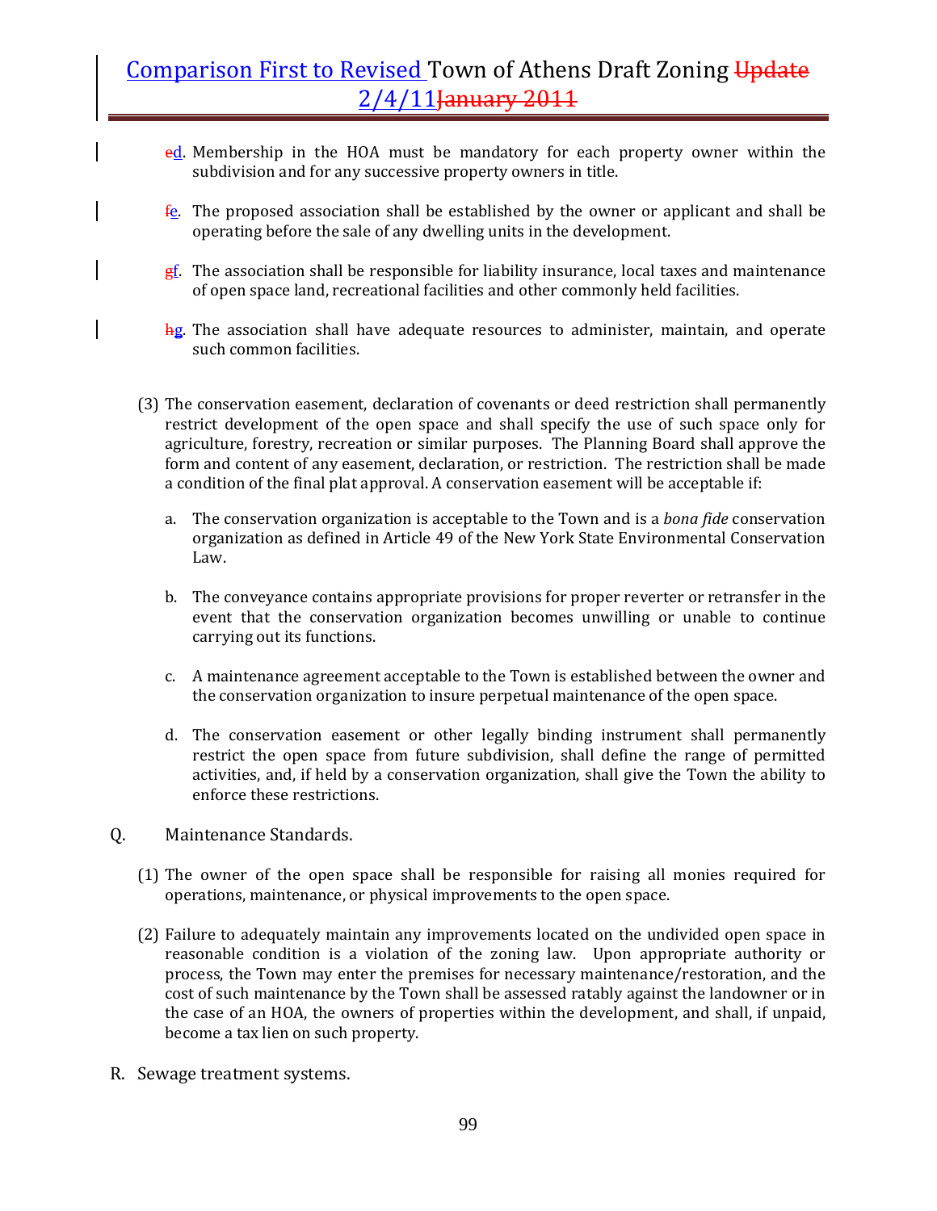ed. Membership in the HOA must be mandatory for each property owner within the subdivision and for any successive property owners in title.

fe. The proposed association shall be established by the owner or applicant and shall be operating before the sale of any dwelling units in the development.

gf. The association shall be responsible for liability insurance, local taxes and maintenance of open space land, recreational facilities and other commonly held facilities.

hg. The association shall have adequate resources to administer, maintain, and operate such common facilities.

(3) The conservation easement, declaration of covenants or deed restriction shall permanently restrict development of the open space and shall specify the use of such space only for agriculture, forestry, recreation or similar purposes. The Planning Board shall approve the form and content of any easement, declaration, or restriction. The restriction shall be made a condition of the final plat approval. A conservation easement will be acceptable if:

a. The conservation organization is acceptable to the Town and is a *bona fide* conservation organization as defined in Article 49 of the New York State Environmental Conservation Law.

b. The conveyance contains appropriate provisions for proper reverter or retransfer in the event that the conservation organization becomes unwilling or unable to continue carrying out its functions.

c. A maintenance agreement acceptable to the Town is established between the owner and the conservation organization to insure perpetual maintenance of the open space.

d. The conservation easement or other legally binding instrument shall permanently restrict the open space from future subdivision, shall define the range of permitted activities, and, if held by a conservation organization, shall give the Town the ability to enforce these restrictions.

Q. Maintenance Standards.

(1) The owner of the open space shall be responsible for raising all monies required for operations, maintenance, or physical improvements to the open space.

(2) Failure to adequately maintain any improvements located on the undivided open space in reasonable condition is a violation of the zoning law. Upon appropriate authority or process, the Town may enter the premises for necessary maintenance/restoration, and the cost of such maintenance by the Town shall be assessed ratably against the landowner or in the case of an HOA, the owners of properties within the development, and shall, if unpaid, become a tax lien on such property.

R. Sewage treatment systems.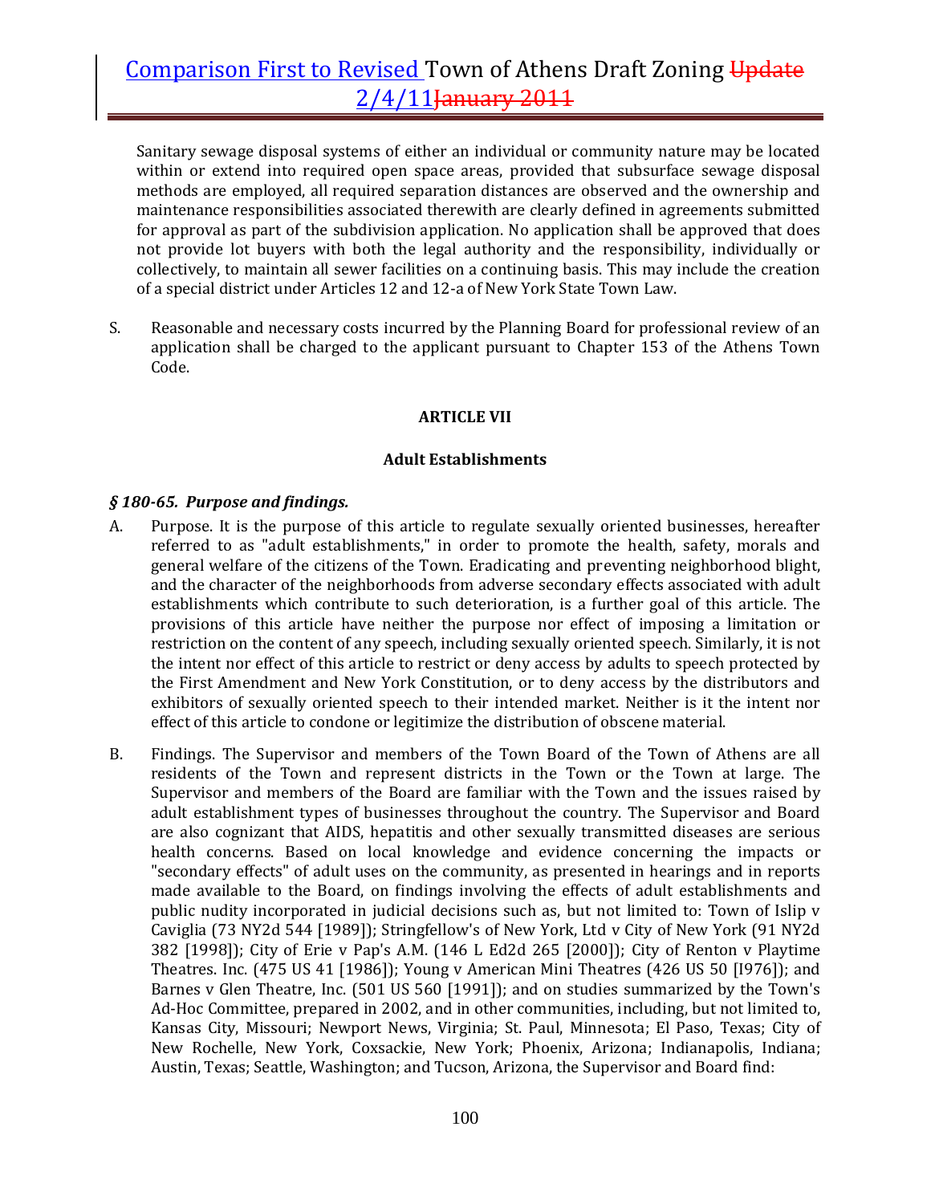Sanitary sewage disposal systems of either an individual or community nature may be located within or extend into required open space areas, provided that subsurface sewage disposal methods are employed, all required separation distances are observed and the ownership and maintenance responsibilities associated therewith are clearly defined in agreements submitted for approval as part of the subdivision application. No application shall be approved that does not provide lot buyers with both the legal authority and the responsibility, individually or collectively, to maintain all sewer facilities on a continuing basis. This may include the creation of a special district under Articles 12 and 12-a of New York State Town Law.

S. Reasonable and necessary costs incurred by the Planning Board for professional review of an application shall be charged to the applicant pursuant to Chapter 153 of the Athens Town Code.

## ARTICLE VII

## Adult Establishments

### *§ 180-65. Purpose and findings.*

A. Purpose. It is the purpose of this article to regulate sexually oriented businesses, hereafter referred to as "adult establishments," in order to promote the health, safety, morals and general welfare of the citizens of the Town. Eradicating and preventing neighborhood blight, and the character of the neighborhoods from adverse secondary effects associated with adult establishments which contribute to such deterioration, is a further goal of this article. The provisions of this article have neither the purpose nor effect of imposing a limitation or restriction on the content of any speech, including sexually oriented speech. Similarly, it is not the intent nor effect of this article to restrict or deny access by adults to speech protected by the First Amendment and New York Constitution, or to deny access by the distributors and exhibitors of sexually oriented speech to their intended market. Neither is it the intent nor effect of this article to condone or legitimize the distribution of obscene material.

B. Findings. The Supervisor and members of the Town Board of the Town of Athens are all residents of the Town and represent districts in the Town or the Town at large. The Supervisor and members of the Board are familiar with the Town and the issues raised by adult establishment types of businesses throughout the country. The Supervisor and Board are also cognizant that AIDS, hepatitis and other sexually transmitted diseases are serious health concerns. Based on local knowledge and evidence concerning the impacts or "secondary effects" of adult uses on the community, as presented in hearings and in reports made available to the Board, on findings involving the effects of adult establishments and public nudity incorporated in judicial decisions such as, but not limited to: Town of Islip v Caviglia (73 NY2d 544 [1989]); Stringfellow's of New York, Ltd v City of New York (91 NY2d 382 [1998]); City of Erie v Pap's A.M. (146 L Ed2d 265 [2000]); City of Renton v Playtime Theatres. Inc. (475 US 41 [1986]); Young v American Mini Theatres (426 US 50 [I976]); and Barnes v Glen Theatre, Inc. (501 US 560 [1991]); and on studies summarized by the Town's Ad-Hoc Committee, prepared in 2002, and in other communities, including, but not limited to, Kansas City, Missouri; Newport News, Virginia; St. Paul, Minnesota; El Paso, Texas; City of New Rochelle, New York, Coxsackie, New York; Phoenix, Arizona; Indianapolis, Indiana; Austin, Texas; Seattle, Washington; and Tucson, Arizona, the Supervisor and Board find: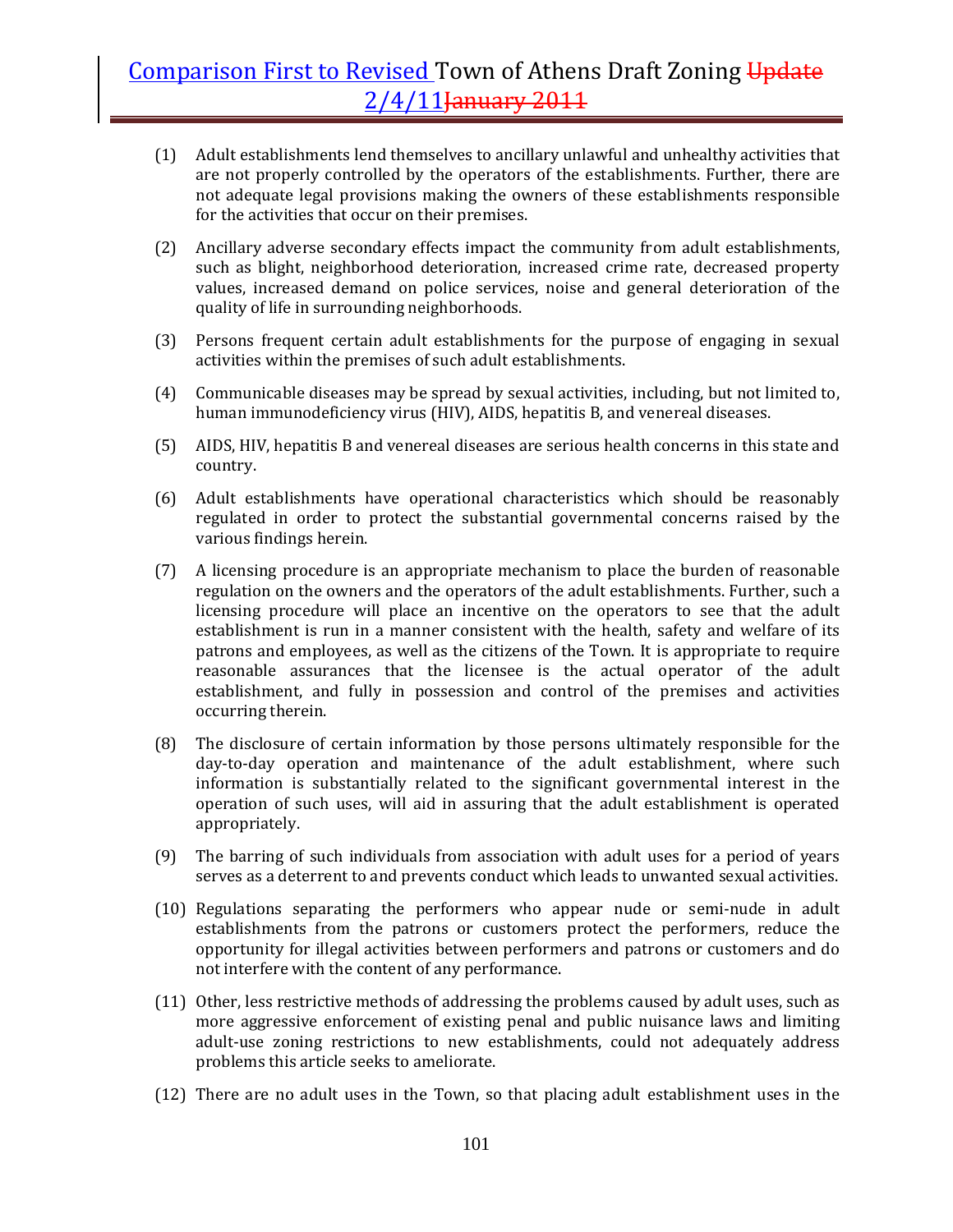(1) Adult establishments lend themselves to ancillary unlawful and unhealthy activities that are not properly controlled by the operators of the establishments. Further, there are not adequate legal provisions making the owners of these establishments responsible for the activities that occur on their premises.

(2) Ancillary adverse secondary effects impact the community from adult establishments, such as blight, neighborhood deterioration, increased crime rate, decreased property values, increased demand on police services, noise and general deterioration of the quality of life in surrounding neighborhoods.

(3) Persons frequent certain adult establishments for the purpose of engaging in sexual activities within the premises of such adult establishments.

(4) Communicable diseases may be spread by sexual activities, including, but not limited to, human immunodeficiency virus (HIV), AIDS, hepatitis B, and venereal diseases.

(5) AIDS, HIV, hepatitis B and venereal diseases are serious health concerns in this state and country.

(6) Adult establishments have operational characteristics which should be reasonably regulated in order to protect the substantial governmental concerns raised by the various findings herein.

(7) A licensing procedure is an appropriate mechanism to place the burden of reasonable regulation on the owners and the operators of the adult establishments. Further, such a licensing procedure will place an incentive on the operators to see that the adult establishment is run in a manner consistent with the health, safety and welfare of its patrons and employees, as well as the citizens of the Town. It is appropriate to require reasonable assurances that the licensee is the actual operator of the adult establishment, and fully in possession and control of the premises and activities occurring therein.

(8) The disclosure of certain information by those persons ultimately responsible for the day-to-day operation and maintenance of the adult establishment, where such information is substantially related to the significant governmental interest in the operation of such uses, will aid in assuring that the adult establishment is operated appropriately.

(9) The barring of such individuals from association with adult uses for a period of years serves as a deterrent to and prevents conduct which leads to unwanted sexual activities.

(10) Regulations separating the performers who appear nude or semi-nude in adult establishments from the patrons or customers protect the performers, reduce the opportunity for illegal activities between performers and patrons or customers and do not interfere with the content of any performance.

(11) Other, less restrictive methods of addressing the problems caused by adult uses, such as more aggressive enforcement of existing penal and public nuisance laws and limiting adult-use zoning restrictions to new establishments, could not adequately address problems this article seeks to ameliorate.

(12) There are no adult uses in the Town, so that placing adult establishment uses in the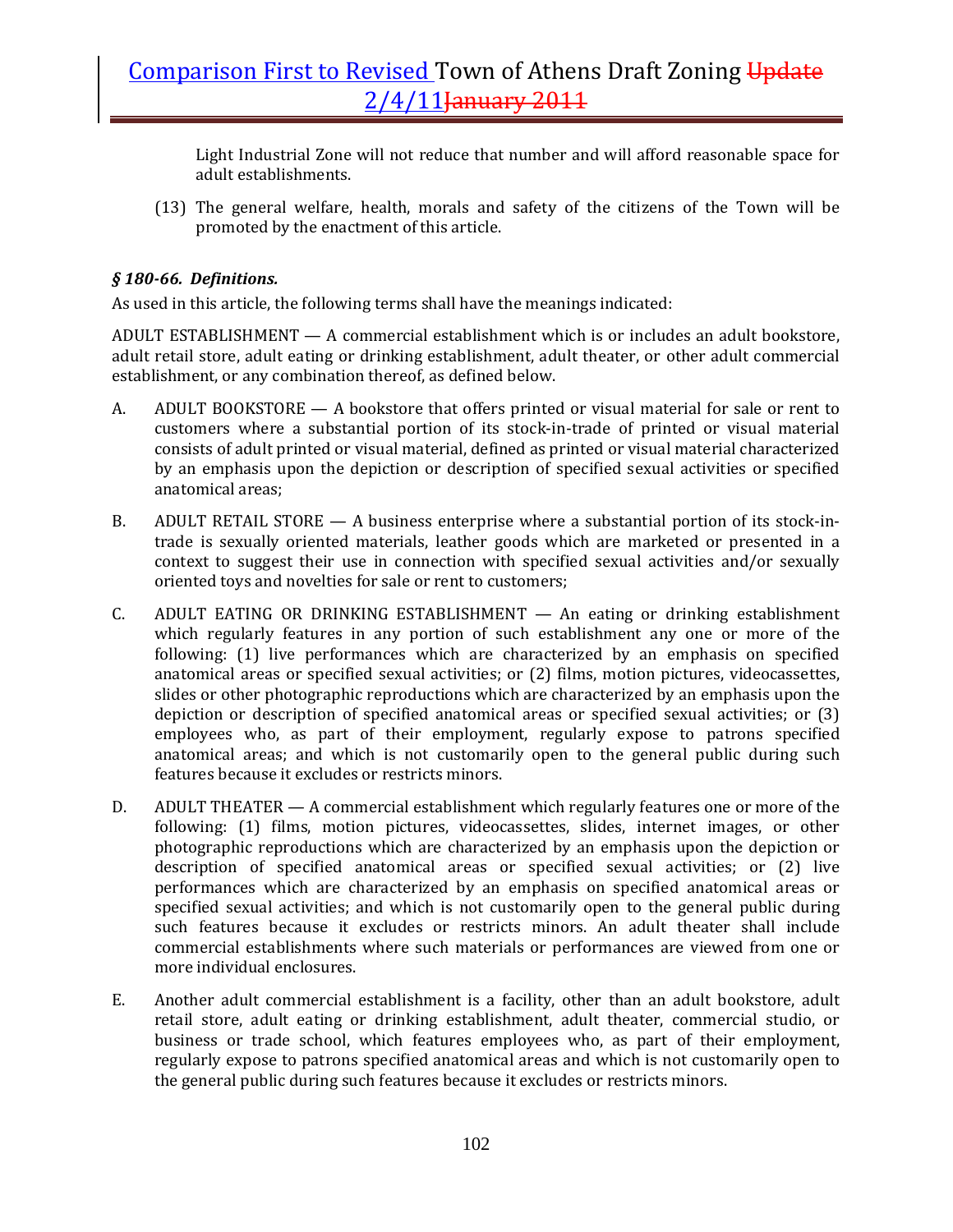Light Industrial Zone will not reduce that number and will afford reasonable space for adult establishments.

(13) The general welfare, health, morals and safety of the citizens of the Town will be promoted by the enactment of this article.

***§ 180-66. Definitions.***

As used in this article, the following terms shall have the meanings indicated:

ADULT ESTABLISHMENT — A commercial establishment which is or includes an adult bookstore, adult retail store, adult eating or drinking establishment, adult theater, or other adult commercial establishment, or any combination thereof, as defined below.

A. ADULT BOOKSTORE — A bookstore that offers printed or visual material for sale or rent to customers where a substantial portion of its stock-in-trade of printed or visual material consists of adult printed or visual material, defined as printed or visual material characterized by an emphasis upon the depiction or description of specified sexual activities or specified anatomical areas;

B. ADULT RETAIL STORE — A business enterprise where a substantial portion of its stock-in-trade is sexually oriented materials, leather goods which are marketed or presented in a context to suggest their use in connection with specified sexual activities and/or sexually oriented toys and novelties for sale or rent to customers;

C. ADULT EATING OR DRINKING ESTABLISHMENT — An eating or drinking establishment which regularly features in any portion of such establishment any one or more of the following: (1) live performances which are characterized by an emphasis on specified anatomical areas or specified sexual activities; or (2) films, motion pictures, videocassettes, slides or other photographic reproductions which are characterized by an emphasis upon the depiction or description of specified anatomical areas or specified sexual activities; or (3) employees who, as part of their employment, regularly expose to patrons specified anatomical areas; and which is not customarily open to the general public during such features because it excludes or restricts minors.

D. ADULT THEATER — A commercial establishment which regularly features one or more of the following: (1) films, motion pictures, videocassettes, slides, internet images, or other photographic reproductions which are characterized by an emphasis upon the depiction or description of specified anatomical areas or specified sexual activities; or (2) live performances which are characterized by an emphasis on specified anatomical areas or specified sexual activities; and which is not customarily open to the general public during such features because it excludes or restricts minors. An adult theater shall include commercial establishments where such materials or performances are viewed from one or more individual enclosures.

E. Another adult commercial establishment is a facility, other than an adult bookstore, adult retail store, adult eating or drinking establishment, adult theater, commercial studio, or business or trade school, which features employees who, as part of their employment, regularly expose to patrons specified anatomical areas and which is not customarily open to the general public during such features because it excludes or restricts minors.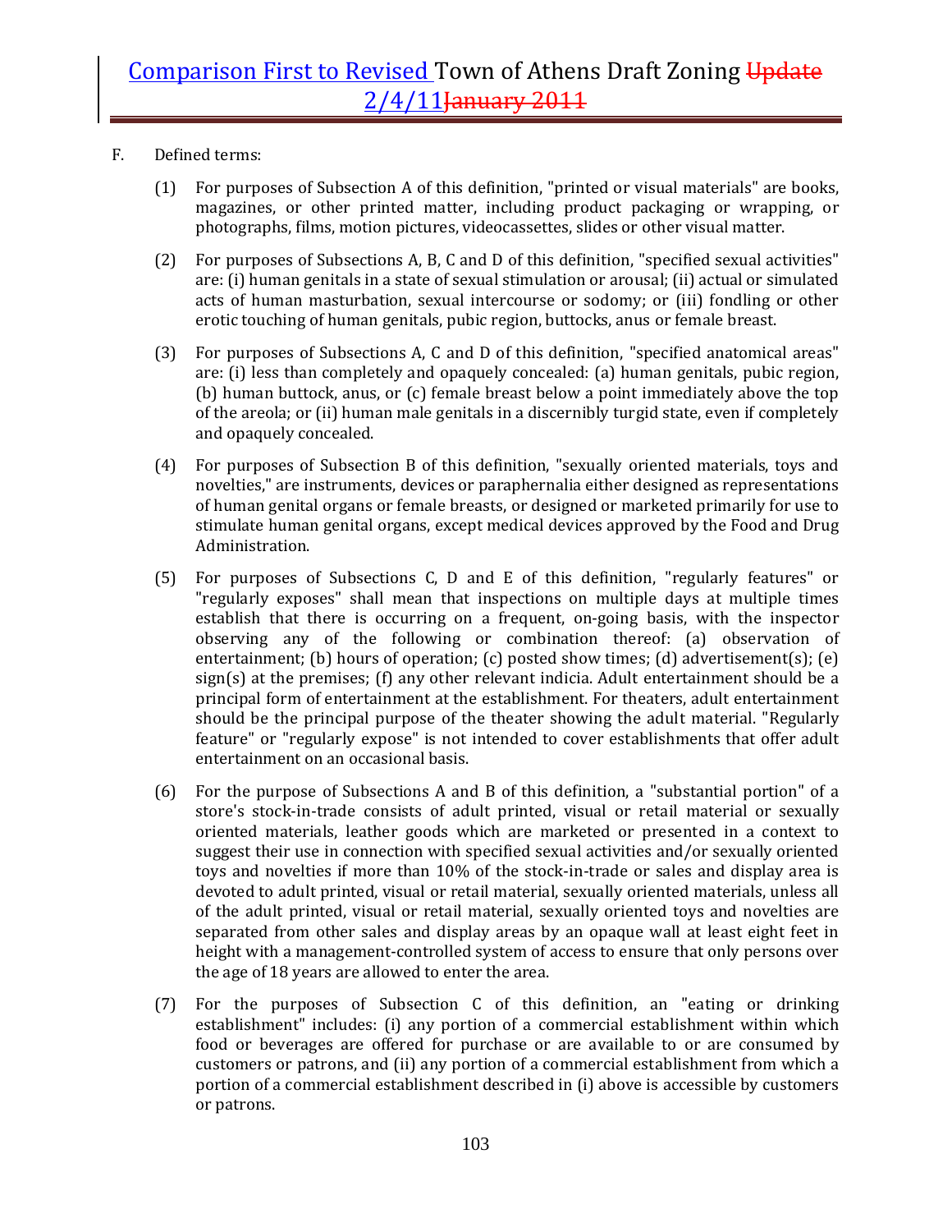F. Defined terms:

(1) For purposes of Subsection A of this definition, "printed or visual materials" are books, magazines, or other printed matter, including product packaging or wrapping, or photographs, films, motion pictures, videocassettes, slides or other visual matter.

(2) For purposes of Subsections A, B, C and D of this definition, "specified sexual activities" are: (i) human genitals in a state of sexual stimulation or arousal; (ii) actual or simulated acts of human masturbation, sexual intercourse or sodomy; or (iii) fondling or other erotic touching of human genitals, pubic region, buttocks, anus or female breast.

(3) For purposes of Subsections A, C and D of this definition, "specified anatomical areas" are: (i) less than completely and opaquely concealed: (a) human genitals, pubic region, (b) human buttock, anus, or (c) female breast below a point immediately above the top of the areola; or (ii) human male genitals in a discernibly turgid state, even if completely and opaquely concealed.

(4) For purposes of Subsection B of this definition, "sexually oriented materials, toys and novelties," are instruments, devices or paraphernalia either designed as representations of human genital organs or female breasts, or designed or marketed primarily for use to stimulate human genital organs, except medical devices approved by the Food and Drug Administration.

(5) For purposes of Subsections C, D and E of this definition, "regularly features" or "regularly exposes" shall mean that inspections on multiple days at multiple times establish that there is occurring on a frequent, on-going basis, with the inspector observing any of the following or combination thereof: (a) observation of entertainment; (b) hours of operation; (c) posted show times; (d) advertisement(s); (e) sign(s) at the premises; (f) any other relevant indicia. Adult entertainment should be a principal form of entertainment at the establishment. For theaters, adult entertainment should be the principal purpose of the theater showing the adult material. "Regularly feature" or "regularly expose" is not intended to cover establishments that offer adult entertainment on an occasional basis.

(6) For the purpose of Subsections A and B of this definition, a "substantial portion" of a store's stock-in-trade consists of adult printed, visual or retail material or sexually oriented materials, leather goods which are marketed or presented in a context to suggest their use in connection with specified sexual activities and/or sexually oriented toys and novelties if more than 10% of the stock-in-trade or sales and display area is devoted to adult printed, visual or retail material, sexually oriented materials, unless all of the adult printed, visual or retail material, sexually oriented toys and novelties are separated from other sales and display areas by an opaque wall at least eight feet in height with a management-controlled system of access to ensure that only persons over the age of 18 years are allowed to enter the area.

(7) For the purposes of Subsection C of this definition, an "eating or drinking establishment" includes: (i) any portion of a commercial establishment within which food or beverages are offered for purchase or are available to or are consumed by customers or patrons, and (ii) any portion of a commercial establishment from which a portion of a commercial establishment described in (i) above is accessible by customers or patrons.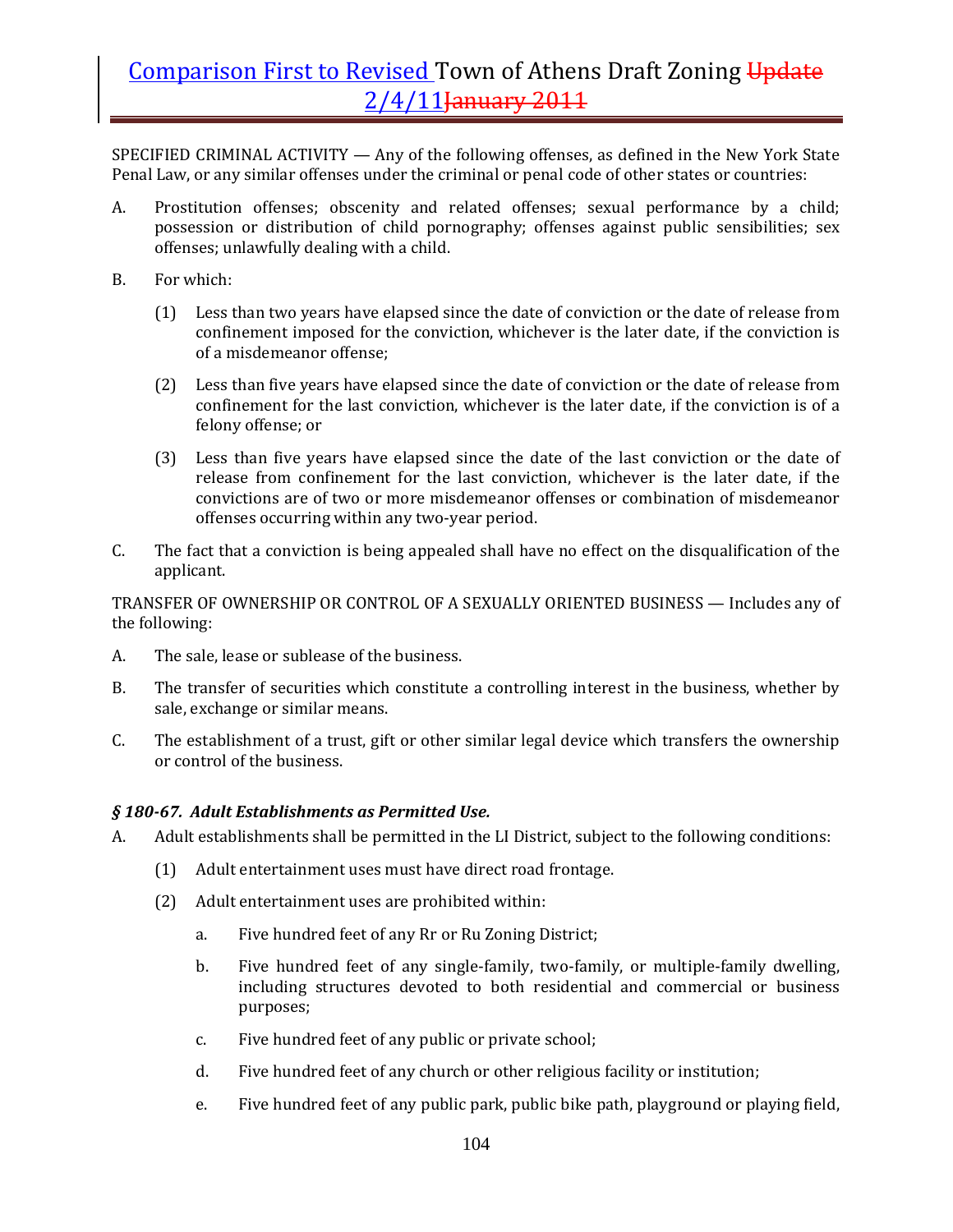SPECIFIED CRIMINAL ACTIVITY — Any of the following offenses, as defined in the New York State Penal Law, or any similar offenses under the criminal or penal code of other states or countries:

A. Prostitution offenses; obscenity and related offenses; sexual performance by a child; possession or distribution of child pornography; offenses against public sensibilities; sex offenses; unlawfully dealing with a child.

B. For which:

   (1) Less than two years have elapsed since the date of conviction or the date of release from confinement imposed for the conviction, whichever is the later date, if the conviction is of a misdemeanor offense;

   (2) Less than five years have elapsed since the date of conviction or the date of release from confinement for the last conviction, whichever is the later date, if the conviction is of a felony offense; or

   (3) Less than five years have elapsed since the date of the last conviction or the date of release from confinement for the last conviction, whichever is the later date, if the convictions are of two or more misdemeanor offenses or combination of misdemeanor offenses occurring within any two-year period.

C. The fact that a conviction is being appealed shall have no effect on the disqualification of the applicant.

TRANSFER OF OWNERSHIP OR CONTROL OF A SEXUALLY ORIENTED BUSINESS — Includes any of the following:

A. The sale, lease or sublease of the business.

B. The transfer of securities which constitute a controlling interest in the business, whether by sale, exchange or similar means.

C. The establishment of a trust, gift or other similar legal device which transfers the ownership or control of the business.

### *§ 180-67. Adult Establishments as Permitted Use.*

A. Adult establishments shall be permitted in the LI District, subject to the following conditions:

   (1) Adult entertainment uses must have direct road frontage.

   (2) Adult entertainment uses are prohibited within:

      a. Five hundred feet of any Rr or Ru Zoning District;

      b. Five hundred feet of any single-family, two-family, or multiple-family dwelling, including structures devoted to both residential and commercial or business purposes;

      c. Five hundred feet of any public or private school;

      d. Five hundred feet of any church or other religious facility or institution;

      e. Five hundred feet of any public park, public bike path, playground or playing field,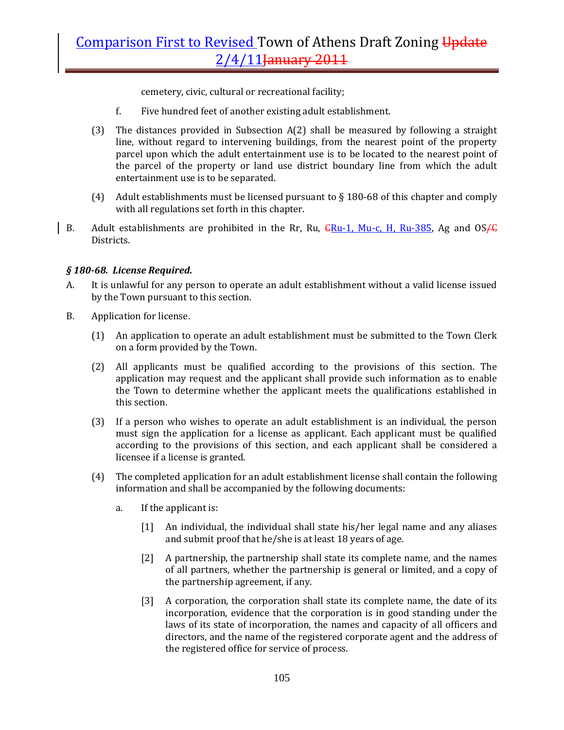cemetery, civic, cultural or recreational facility;

f. Five hundred feet of another existing adult establishment.

(3) The distances provided in Subsection A(2) shall be measured by following a straight line, without regard to intervening buildings, from the nearest point of the property parcel upon which the adult entertainment use is to be located to the nearest point of the parcel of the property or land use district boundary line from which the adult entertainment use is to be separated.

(4) Adult establishments must be licensed pursuant to § 180-68 of this chapter and comply with all regulations set forth in this chapter.

B. Adult establishments are prohibited in the Rr, Ru, ~~C~~Ru-1, Mu-c, H, Ru-385, Ag and OS~~/C~~ Districts.

### *§ 180-68. License Required.*

A. It is unlawful for any person to operate an adult establishment without a valid license issued by the Town pursuant to this section.

B. Application for license.

(1) An application to operate an adult establishment must be submitted to the Town Clerk on a form provided by the Town.

(2) All applicants must be qualified according to the provisions of this section. The application may request and the applicant shall provide such information as to enable the Town to determine whether the applicant meets the qualifications established in this section.

(3) If a person who wishes to operate an adult establishment is an individual, the person must sign the application for a license as applicant. Each applicant must be qualified according to the provisions of this section, and each applicant shall be considered a licensee if a license is granted.

(4) The completed application for an adult establishment license shall contain the following information and shall be accompanied by the following documents:

a. If the applicant is:

[1] An individual, the individual shall state his/her legal name and any aliases and submit proof that he/she is at least 18 years of age.

[2] A partnership, the partnership shall state its complete name, and the names of all partners, whether the partnership is general or limited, and a copy of the partnership agreement, if any.

[3] A corporation, the corporation shall state its complete name, the date of its incorporation, evidence that the corporation is in good standing under the laws of its state of incorporation, the names and capacity of all officers and directors, and the name of the registered corporate agent and the address of the registered office for service of process.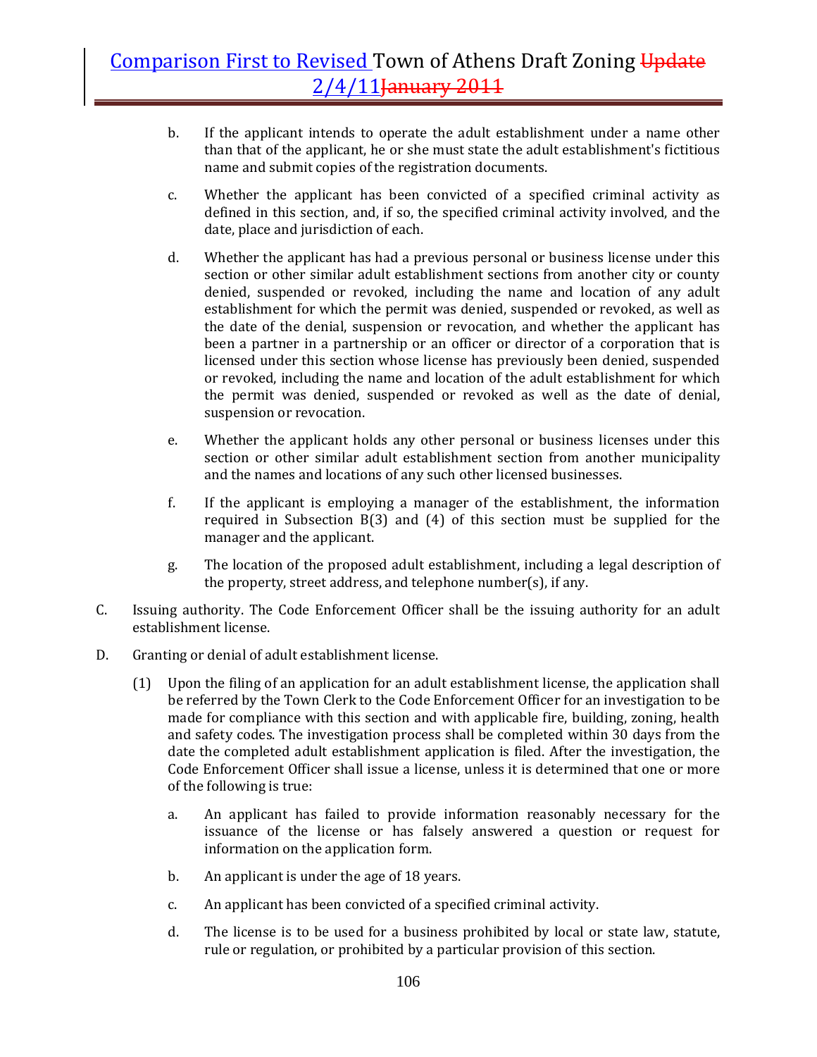b. If the applicant intends to operate the adult establishment under a name other than that of the applicant, he or she must state the adult establishment's fictitious name and submit copies of the registration documents.

c. Whether the applicant has been convicted of a specified criminal activity as defined in this section, and, if so, the specified criminal activity involved, and the date, place and jurisdiction of each.

d. Whether the applicant has had a previous personal or business license under this section or other similar adult establishment sections from another city or county denied, suspended or revoked, including the name and location of any adult establishment for which the permit was denied, suspended or revoked, as well as the date of the denial, suspension or revocation, and whether the applicant has been a partner in a partnership or an officer or director of a corporation that is licensed under this section whose license has previously been denied, suspended or revoked, including the name and location of the adult establishment for which the permit was denied, suspended or revoked as well as the date of denial, suspension or revocation.

e. Whether the applicant holds any other personal or business licenses under this section or other similar adult establishment section from another municipality and the names and locations of any such other licensed businesses.

f. If the applicant is employing a manager of the establishment, the information required in Subsection B(3) and (4) of this section must be supplied for the manager and the applicant.

g. The location of the proposed adult establishment, including a legal description of the property, street address, and telephone number(s), if any.

C. Issuing authority. The Code Enforcement Officer shall be the issuing authority for an adult establishment license.

D. Granting or denial of adult establishment license.

(1) Upon the filing of an application for an adult establishment license, the application shall be referred by the Town Clerk to the Code Enforcement Officer for an investigation to be made for compliance with this section and with applicable fire, building, zoning, health and safety codes. The investigation process shall be completed within 30 days from the date the completed adult establishment application is filed. After the investigation, the Code Enforcement Officer shall issue a license, unless it is determined that one or more of the following is true:

a. An applicant has failed to provide information reasonably necessary for the issuance of the license or has falsely answered a question or request for information on the application form.

b. An applicant is under the age of 18 years.

c. An applicant has been convicted of a specified criminal activity.

d. The license is to be used for a business prohibited by local or state law, statute, rule or regulation, or prohibited by a particular provision of this section.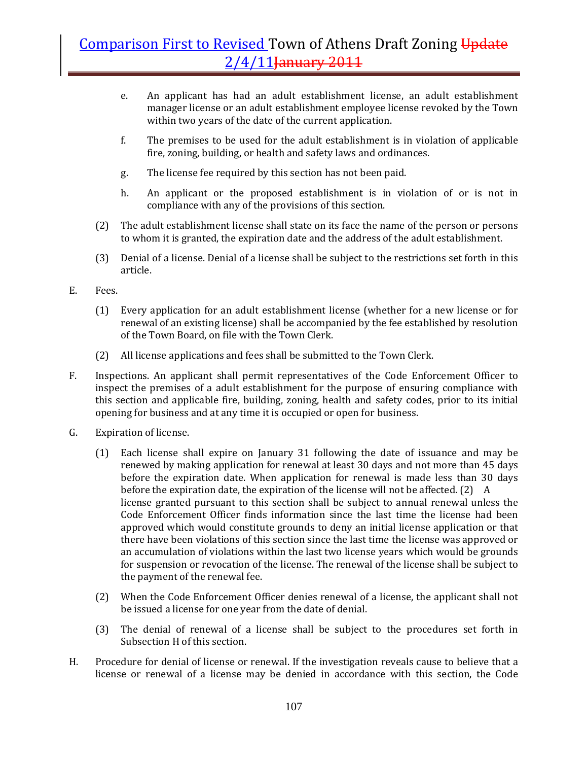e. An applicant has had an adult establishment license, an adult establishment manager license or an adult establishment employee license revoked by the Town within two years of the date of the current application.

f. The premises to be used for the adult establishment is in violation of applicable fire, zoning, building, or health and safety laws and ordinances.

g. The license fee required by this section has not been paid.

h. An applicant or the proposed establishment is in violation of or is not in compliance with any of the provisions of this section.

(2) The adult establishment license shall state on its face the name of the person or persons to whom it is granted, the expiration date and the address of the adult establishment.

(3) Denial of a license. Denial of a license shall be subject to the restrictions set forth in this article.

E. Fees.

(1) Every application for an adult establishment license (whether for a new license or for renewal of an existing license) shall be accompanied by the fee established by resolution of the Town Board, on file with the Town Clerk.

(2) All license applications and fees shall be submitted to the Town Clerk.

F. Inspections. An applicant shall permit representatives of the Code Enforcement Officer to inspect the premises of a adult establishment for the purpose of ensuring compliance with this section and applicable fire, building, zoning, health and safety codes, prior to its initial opening for business and at any time it is occupied or open for business.

G. Expiration of license.

(1) Each license shall expire on January 31 following the date of issuance and may be renewed by making application for renewal at least 30 days and not more than 45 days before the expiration date. When application for renewal is made less than 30 days before the expiration date, the expiration of the license will not be affected. (2) A license granted pursuant to this section shall be subject to annual renewal unless the Code Enforcement Officer finds information since the last time the license had been approved which would constitute grounds to deny an initial license application or that there have been violations of this section since the last time the license was approved or an accumulation of violations within the last two license years which would be grounds for suspension or revocation of the license. The renewal of the license shall be subject to the payment of the renewal fee.

(2) When the Code Enforcement Officer denies renewal of a license, the applicant shall not be issued a license for one year from the date of denial.

(3) The denial of renewal of a license shall be subject to the procedures set forth in Subsection H of this section.

H. Procedure for denial of license or renewal. If the investigation reveals cause to believe that a license or renewal of a license may be denied in accordance with this section, the Code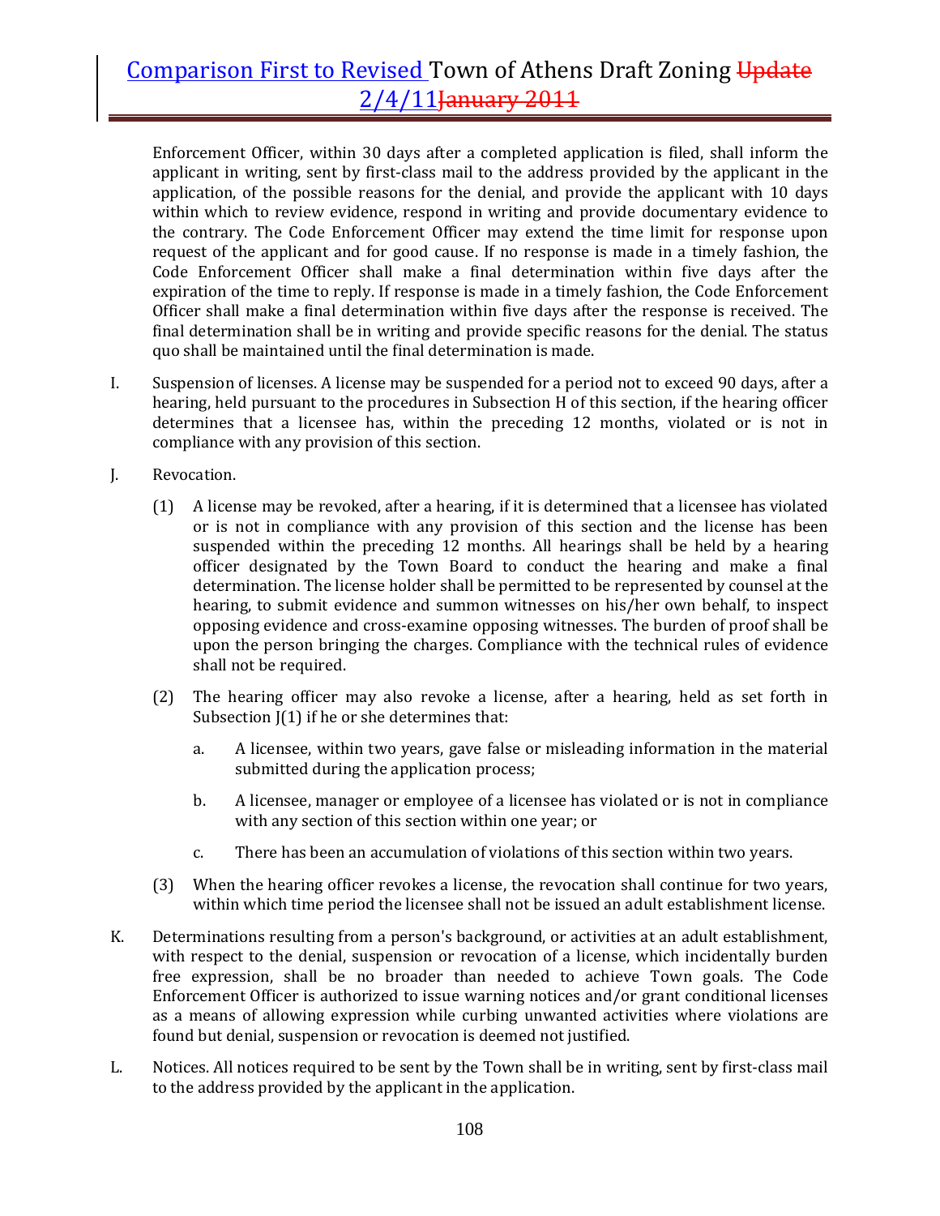Enforcement Officer, within 30 days after a completed application is filed, shall inform the applicant in writing, sent by first-class mail to the address provided by the applicant in the application, of the possible reasons for the denial, and provide the applicant with 10 days within which to review evidence, respond in writing and provide documentary evidence to the contrary. The Code Enforcement Officer may extend the time limit for response upon request of the applicant and for good cause. If no response is made in a timely fashion, the Code Enforcement Officer shall make a final determination within five days after the expiration of the time to reply. If response is made in a timely fashion, the Code Enforcement Officer shall make a final determination within five days after the response is received. The final determination shall be in writing and provide specific reasons for the denial. The status quo shall be maintained until the final determination is made.

I. Suspension of licenses. A license may be suspended for a period not to exceed 90 days, after a hearing, held pursuant to the procedures in Subsection H of this section, if the hearing officer determines that a licensee has, within the preceding 12 months, violated or is not in compliance with any provision of this section.

J. Revocation.

(1) A license may be revoked, after a hearing, if it is determined that a licensee has violated or is not in compliance with any provision of this section and the license has been suspended within the preceding 12 months. All hearings shall be held by a hearing officer designated by the Town Board to conduct the hearing and make a final determination. The license holder shall be permitted to be represented by counsel at the hearing, to submit evidence and summon witnesses on his/her own behalf, to inspect opposing evidence and cross-examine opposing witnesses. The burden of proof shall be upon the person bringing the charges. Compliance with the technical rules of evidence shall not be required.

(2) The hearing officer may also revoke a license, after a hearing, held as set forth in Subsection J(1) if he or she determines that:

a. A licensee, within two years, gave false or misleading information in the material submitted during the application process;

b. A licensee, manager or employee of a licensee has violated or is not in compliance with any section of this section within one year; or

c. There has been an accumulation of violations of this section within two years.

(3) When the hearing officer revokes a license, the revocation shall continue for two years, within which time period the licensee shall not be issued an adult establishment license.

K. Determinations resulting from a person's background, or activities at an adult establishment, with respect to the denial, suspension or revocation of a license, which incidentally burden free expression, shall be no broader than needed to achieve Town goals. The Code Enforcement Officer is authorized to issue warning notices and/or grant conditional licenses as a means of allowing expression while curbing unwanted activities where violations are found but denial, suspension or revocation is deemed not justified.

L. Notices. All notices required to be sent by the Town shall be in writing, sent by first-class mail to the address provided by the applicant in the application.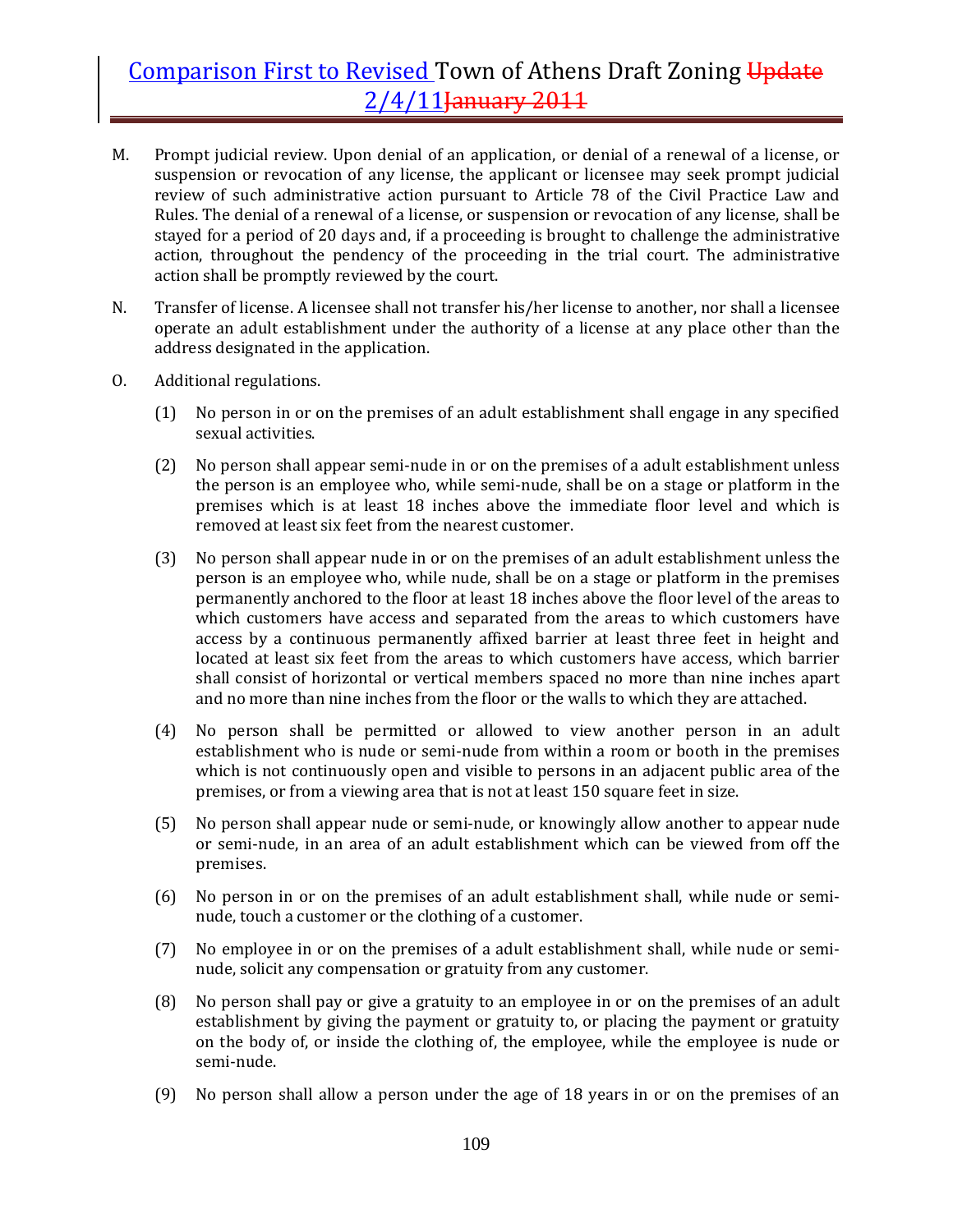M. Prompt judicial review. Upon denial of an application, or denial of a renewal of a license, or suspension or revocation of any license, the applicant or licensee may seek prompt judicial review of such administrative action pursuant to Article 78 of the Civil Practice Law and Rules. The denial of a renewal of a license, or suspension or revocation of any license, shall be stayed for a period of 20 days and, if a proceeding is brought to challenge the administrative action, throughout the pendency of the proceeding in the trial court. The administrative action shall be promptly reviewed by the court.

N. Transfer of license. A licensee shall not transfer his/her license to another, nor shall a licensee operate an adult establishment under the authority of a license at any place other than the address designated in the application.

O. Additional regulations.

(1) No person in or on the premises of an adult establishment shall engage in any specified sexual activities.

(2) No person shall appear semi-nude in or on the premises of a adult establishment unless the person is an employee who, while semi-nude, shall be on a stage or platform in the premises which is at least 18 inches above the immediate floor level and which is removed at least six feet from the nearest customer.

(3) No person shall appear nude in or on the premises of an adult establishment unless the person is an employee who, while nude, shall be on a stage or platform in the premises permanently anchored to the floor at least 18 inches above the floor level of the areas to which customers have access and separated from the areas to which customers have access by a continuous permanently affixed barrier at least three feet in height and located at least six feet from the areas to which customers have access, which barrier shall consist of horizontal or vertical members spaced no more than nine inches apart and no more than nine inches from the floor or the walls to which they are attached.

(4) No person shall be permitted or allowed to view another person in an adult establishment who is nude or semi-nude from within a room or booth in the premises which is not continuously open and visible to persons in an adjacent public area of the premises, or from a viewing area that is not at least 150 square feet in size.

(5) No person shall appear nude or semi-nude, or knowingly allow another to appear nude or semi-nude, in an area of an adult establishment which can be viewed from off the premises.

(6) No person in or on the premises of an adult establishment shall, while nude or semi-nude, touch a customer or the clothing of a customer.

(7) No employee in or on the premises of a adult establishment shall, while nude or semi-nude, solicit any compensation or gratuity from any customer.

(8) No person shall pay or give a gratuity to an employee in or on the premises of an adult establishment by giving the payment or gratuity to, or placing the payment or gratuity on the body of, or inside the clothing of, the employee, while the employee is nude or semi-nude.

(9) No person shall allow a person under the age of 18 years in or on the premises of an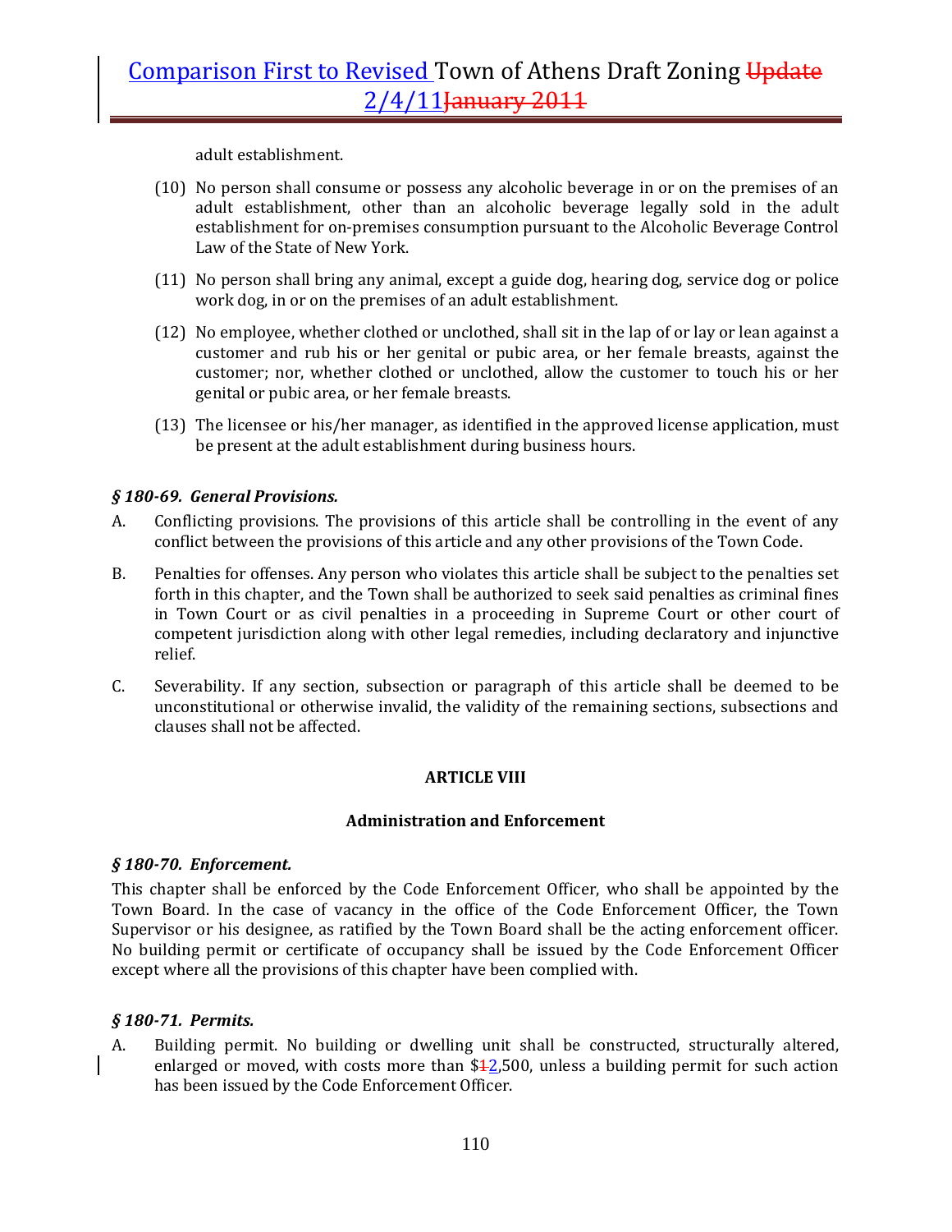adult establishment.

(10) No person shall consume or possess any alcoholic beverage in or on the premises of an adult establishment, other than an alcoholic beverage legally sold in the adult establishment for on-premises consumption pursuant to the Alcoholic Beverage Control Law of the State of New York.

(11) No person shall bring any animal, except a guide dog, hearing dog, service dog or police work dog, in or on the premises of an adult establishment.

(12) No employee, whether clothed or unclothed, shall sit in the lap of or lay or lean against a customer and rub his or her genital or pubic area, or her female breasts, against the customer; nor, whether clothed or unclothed, allow the customer to touch his or her genital or pubic area, or her female breasts.

(13) The licensee or his/her manager, as identified in the approved license application, must be present at the adult establishment during business hours.

### *§ 180-69. General Provisions.*

A. Conflicting provisions. The provisions of this article shall be controlling in the event of any conflict between the provisions of this article and any other provisions of the Town Code.

B. Penalties for offenses. Any person who violates this article shall be subject to the penalties set forth in this chapter, and the Town shall be authorized to seek said penalties as criminal fines in Town Court or as civil penalties in a proceeding in Supreme Court or other court of competent jurisdiction along with other legal remedies, including declaratory and injunctive relief.

C. Severability. If any section, subsection or paragraph of this article shall be deemed to be unconstitutional or otherwise invalid, the validity of the remaining sections, subsections and clauses shall not be affected.

## ARTICLE VIII

## Administration and Enforcement

### *§ 180-70. Enforcement.*

This chapter shall be enforced by the Code Enforcement Officer, who shall be appointed by the Town Board. In the case of vacancy in the office of the Code Enforcement Officer, the Town Supervisor or his designee, as ratified by the Town Board shall be the acting enforcement officer. No building permit or certificate of occupancy shall be issued by the Code Enforcement Officer except where all the provisions of this chapter have been complied with.

### *§ 180-71. Permits.*

A. Building permit. No building or dwelling unit shall be constructed, structurally altered, enlarged or moved, with costs more than $~~1~~2,500, unless a building permit for such action has been issued by the Code Enforcement Officer.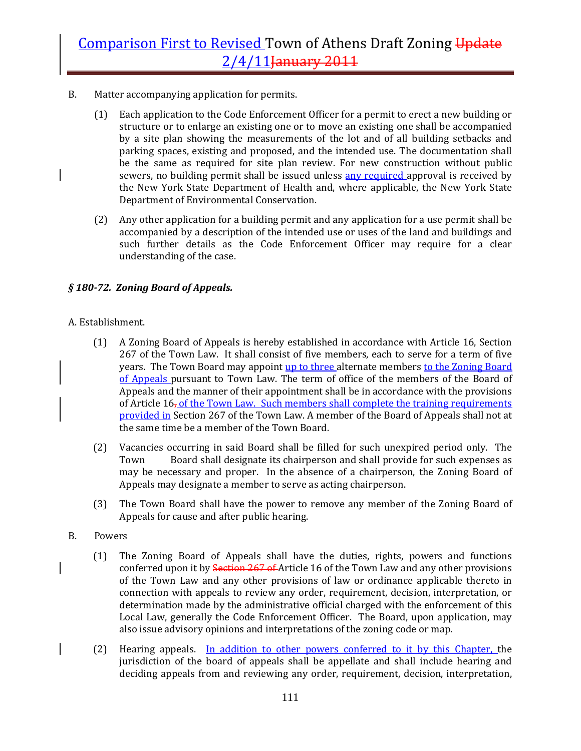B. Matter accompanying application for permits.

(1) Each application to the Code Enforcement Officer for a permit to erect a new building or structure or to enlarge an existing one or to move an existing one shall be accompanied by a site plan showing the measurements of the lot and of all building setbacks and parking spaces, existing and proposed, and the intended use. The documentation shall be the same as required for site plan review. For new construction without public sewers, no building permit shall be issued unless any required approval is received by the New York State Department of Health and, where applicable, the New York State Department of Environmental Conservation.

(2) Any other application for a building permit and any application for a use permit shall be accompanied by a description of the intended use or uses of the land and buildings and such further details as the Code Enforcement Officer may require for a clear understanding of the case.

### *§ 180-72. Zoning Board of Appeals.*

A. Establishment.

(1) A Zoning Board of Appeals is hereby established in accordance with Article 16, Section 267 of the Town Law. It shall consist of five members, each to serve for a term of five years. The Town Board may appoint up to three alternate members to the Zoning Board of Appeals pursuant to Town Law. The term of office of the members of the Board of Appeals and the manner of their appointment shall be in accordance with the provisions of Article 16~~,~~ of the Town Law. Such members shall complete the training requirements provided in Section 267 of the Town Law. A member of the Board of Appeals shall not at the same time be a member of the Town Board.

(2) Vacancies occurring in said Board shall be filled for such unexpired period only. The Town Board shall designate its chairperson and shall provide for such expenses as may be necessary and proper. In the absence of a chairperson, the Zoning Board of Appeals may designate a member to serve as acting chairperson.

(3) The Town Board shall have the power to remove any member of the Zoning Board of Appeals for cause and after public hearing.

B. Powers

(1) The Zoning Board of Appeals shall have the duties, rights, powers and functions conferred upon it by ~~Section 267 of~~ Article 16 of the Town Law and any other provisions of the Town Law and any other provisions of law or ordinance applicable thereto in connection with appeals to review any order, requirement, decision, interpretation, or determination made by the administrative official charged with the enforcement of this Local Law, generally the Code Enforcement Officer. The Board, upon application, may also issue advisory opinions and interpretations of the zoning code or map.

(2) Hearing appeals. In addition to other powers conferred to it by this Chapter, the jurisdiction of the board of appeals shall be appellate and shall include hearing and deciding appeals from and reviewing any order, requirement, decision, interpretation,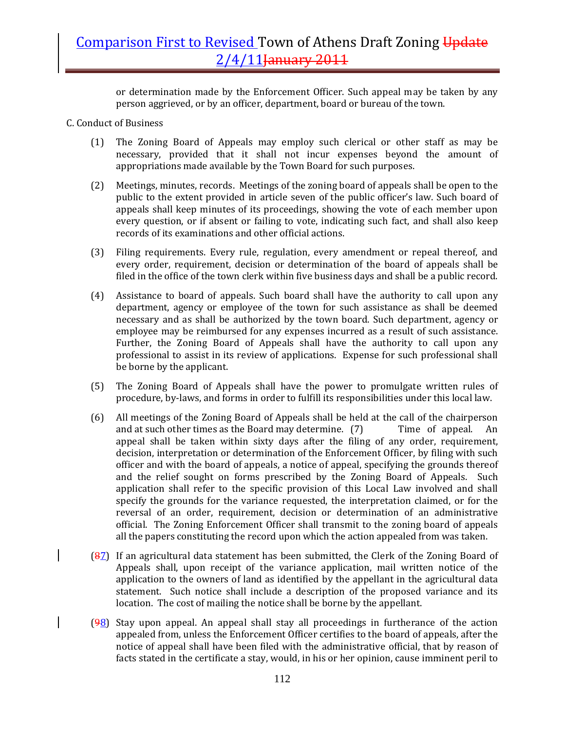or determination made by the Enforcement Officer. Such appeal may be taken by any person aggrieved, or by an officer, department, board or bureau of the town.

C. Conduct of Business

(1) The Zoning Board of Appeals may employ such clerical or other staff as may be necessary, provided that it shall not incur expenses beyond the amount of appropriations made available by the Town Board for such purposes.

(2) Meetings, minutes, records. Meetings of the zoning board of appeals shall be open to the public to the extent provided in article seven of the public officer's law. Such board of appeals shall keep minutes of its proceedings, showing the vote of each member upon every question, or if absent or failing to vote, indicating such fact, and shall also keep records of its examinations and other official actions.

(3) Filing requirements. Every rule, regulation, every amendment or repeal thereof, and every order, requirement, decision or determination of the board of appeals shall be filed in the office of the town clerk within five business days and shall be a public record.

(4) Assistance to board of appeals. Such board shall have the authority to call upon any department, agency or employee of the town for such assistance as shall be deemed necessary and as shall be authorized by the town board. Such department, agency or employee may be reimbursed for any expenses incurred as a result of such assistance. Further, the Zoning Board of Appeals shall have the authority to call upon any professional to assist in its review of applications. Expense for such professional shall be borne by the applicant.

(5) The Zoning Board of Appeals shall have the power to promulgate written rules of procedure, by-laws, and forms in order to fulfill its responsibilities under this local law.

(6) All meetings of the Zoning Board of Appeals shall be held at the call of the chairperson and at such other times as the Board may determine. (7) Time of appeal. An appeal shall be taken within sixty days after the filing of any order, requirement, decision, interpretation or determination of the Enforcement Officer, by filing with such officer and with the board of appeals, a notice of appeal, specifying the grounds thereof and the relief sought on forms prescribed by the Zoning Board of Appeals. Such application shall refer to the specific provision of this Local Law involved and shall specify the grounds for the variance requested, the interpretation claimed, or for the reversal of an order, requirement, decision or determination of an administrative official. The Zoning Enforcement Officer shall transmit to the zoning board of appeals all the papers constituting the record upon which the action appealed from was taken.

(~~8~~7) If an agricultural data statement has been submitted, the Clerk of the Zoning Board of Appeals shall, upon receipt of the variance application, mail written notice of the application to the owners of land as identified by the appellant in the agricultural data statement. Such notice shall include a description of the proposed variance and its location. The cost of mailing the notice shall be borne by the appellant.

(~~9~~8) Stay upon appeal. An appeal shall stay all proceedings in furtherance of the action appealed from, unless the Enforcement Officer certifies to the board of appeals, after the notice of appeal shall have been filed with the administrative official, that by reason of facts stated in the certificate a stay, would, in his or her opinion, cause imminent peril to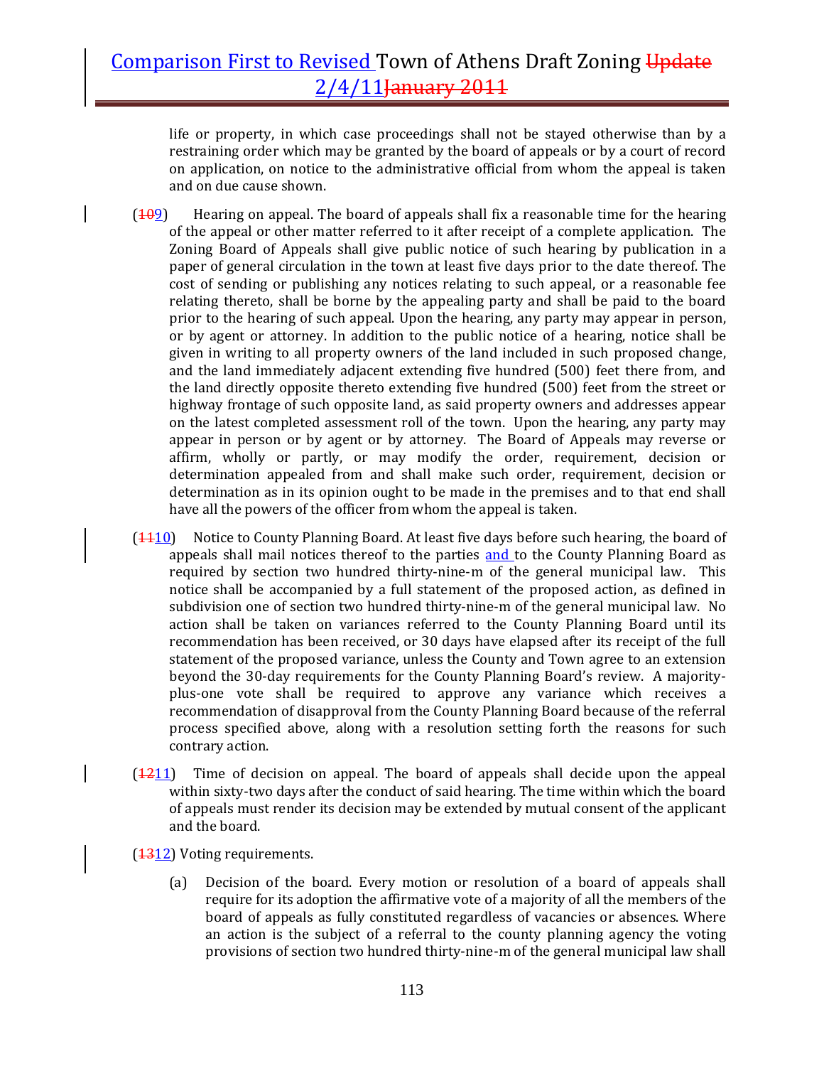life or property, in which case proceedings shall not be stayed otherwise than by a restraining order which may be granted by the board of appeals or by a court of record on application, on notice to the administrative official from whom the appeal is taken and on due cause shown.

(~~10~~9) Hearing on appeal. The board of appeals shall fix a reasonable time for the hearing of the appeal or other matter referred to it after receipt of a complete application. The Zoning Board of Appeals shall give public notice of such hearing by publication in a paper of general circulation in the town at least five days prior to the date thereof. The cost of sending or publishing any notices relating to such appeal, or a reasonable fee relating thereto, shall be borne by the appealing party and shall be paid to the board prior to the hearing of such appeal. Upon the hearing, any party may appear in person, or by agent or attorney. In addition to the public notice of a hearing, notice shall be given in writing to all property owners of the land included in such proposed change, and the land immediately adjacent extending five hundred (500) feet there from, and the land directly opposite thereto extending five hundred (500) feet from the street or highway frontage of such opposite land, as said property owners and addresses appear on the latest completed assessment roll of the town. Upon the hearing, any party may appear in person or by agent or by attorney. The Board of Appeals may reverse or affirm, wholly or partly, or may modify the order, requirement, decision or determination appealed from and shall make such order, requirement, decision or determination as in its opinion ought to be made in the premises and to that end shall have all the powers of the officer from whom the appeal is taken.

(~~11~~10) Notice to County Planning Board. At least five days before such hearing, the board of appeals shall mail notices thereof to the parties and to the County Planning Board as required by section two hundred thirty-nine-m of the general municipal law. This notice shall be accompanied by a full statement of the proposed action, as defined in subdivision one of section two hundred thirty-nine-m of the general municipal law. No action shall be taken on variances referred to the County Planning Board until its recommendation has been received, or 30 days have elapsed after its receipt of the full statement of the proposed variance, unless the County and Town agree to an extension beyond the 30-day requirements for the County Planning Board's review. A majority-plus-one vote shall be required to approve any variance which receives a recommendation of disapproval from the County Planning Board because of the referral process specified above, along with a resolution setting forth the reasons for such contrary action.

(~~12~~11) Time of decision on appeal. The board of appeals shall decide upon the appeal within sixty-two days after the conduct of said hearing. The time within which the board of appeals must render its decision may be extended by mutual consent of the applicant and the board.

(~~13~~12) Voting requirements.

(a) Decision of the board. Every motion or resolution of a board of appeals shall require for its adoption the affirmative vote of a majority of all the members of the board of appeals as fully constituted regardless of vacancies or absences. Where an action is the subject of a referral to the county planning agency the voting provisions of section two hundred thirty-nine-m of the general municipal law shall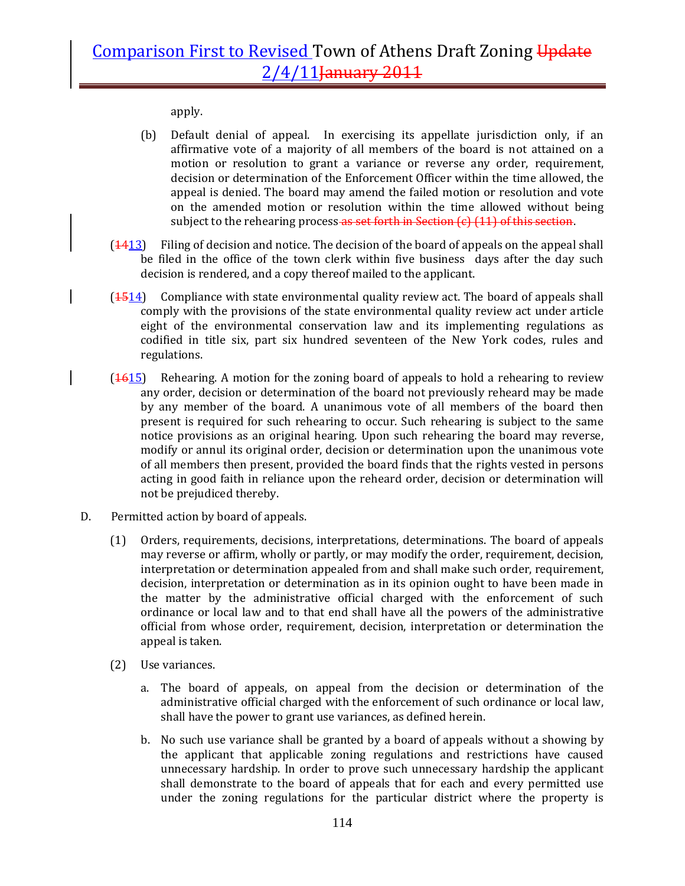apply.

(b) Default denial of appeal. In exercising its appellate jurisdiction only, if an affirmative vote of a majority of all members of the board is not attained on a motion or resolution to grant a variance or reverse any order, requirement, decision or determination of the Enforcement Officer within the time allowed, the appeal is denied. The board may amend the failed motion or resolution and vote on the amended motion or resolution within the time allowed without being subject to the rehearing process~~ as set forth in Section (c) (11) of this section~~.

(~~14~~13) Filing of decision and notice. The decision of the board of appeals on the appeal shall be filed in the office of the town clerk within five business days after the day such decision is rendered, and a copy thereof mailed to the applicant.

(~~15~~14) Compliance with state environmental quality review act. The board of appeals shall comply with the provisions of the state environmental quality review act under article eight of the environmental conservation law and its implementing regulations as codified in title six, part six hundred seventeen of the New York codes, rules and regulations.

(~~16~~15) Rehearing. A motion for the zoning board of appeals to hold a rehearing to review any order, decision or determination of the board not previously reheard may be made by any member of the board. A unanimous vote of all members of the board then present is required for such rehearing to occur. Such rehearing is subject to the same notice provisions as an original hearing. Upon such rehearing the board may reverse, modify or annul its original order, decision or determination upon the unanimous vote of all members then present, provided the board finds that the rights vested in persons acting in good faith in reliance upon the reheard order, decision or determination will not be prejudiced thereby.

D. Permitted action by board of appeals.

(1) Orders, requirements, decisions, interpretations, determinations. The board of appeals may reverse or affirm, wholly or partly, or may modify the order, requirement, decision, interpretation or determination appealed from and shall make such order, requirement, decision, interpretation or determination as in its opinion ought to have been made in the matter by the administrative official charged with the enforcement of such ordinance or local law and to that end shall have all the powers of the administrative official from whose order, requirement, decision, interpretation or determination the appeal is taken.

(2) Use variances.

a. The board of appeals, on appeal from the decision or determination of the administrative official charged with the enforcement of such ordinance or local law, shall have the power to grant use variances, as defined herein.

b. No such use variance shall be granted by a board of appeals without a showing by the applicant that applicable zoning regulations and restrictions have caused unnecessary hardship. In order to prove such unnecessary hardship the applicant shall demonstrate to the board of appeals that for each and every permitted use under the zoning regulations for the particular district where the property is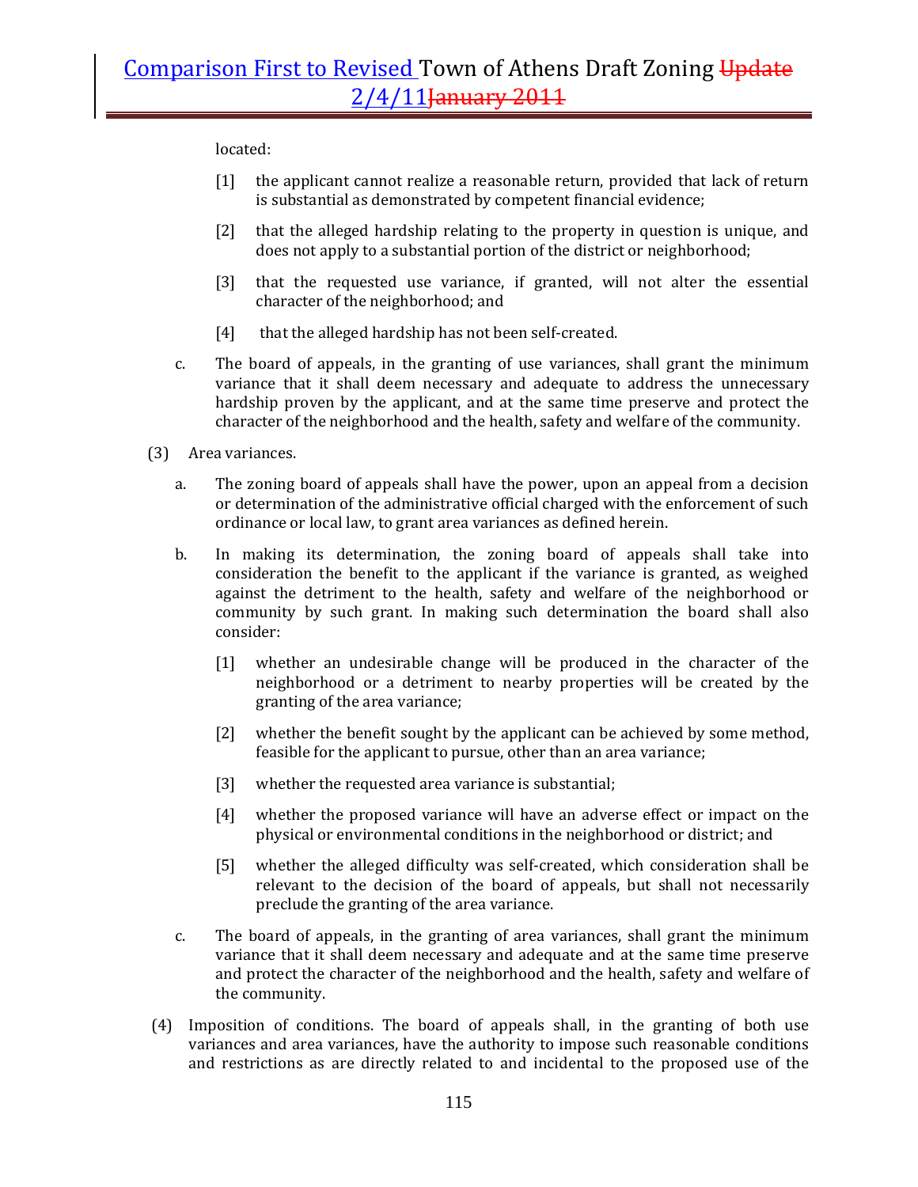located:

[1] the applicant cannot realize a reasonable return, provided that lack of return is substantial as demonstrated by competent financial evidence;

[2] that the alleged hardship relating to the property in question is unique, and does not apply to a substantial portion of the district or neighborhood;

[3] that the requested use variance, if granted, will not alter the essential character of the neighborhood; and

[4] that the alleged hardship has not been self-created.

c. The board of appeals, in the granting of use variances, shall grant the minimum variance that it shall deem necessary and adequate to address the unnecessary hardship proven by the applicant, and at the same time preserve and protect the character of the neighborhood and the health, safety and welfare of the community.

(3) Area variances.

a. The zoning board of appeals shall have the power, upon an appeal from a decision or determination of the administrative official charged with the enforcement of such ordinance or local law, to grant area variances as defined herein.

b. In making its determination, the zoning board of appeals shall take into consideration the benefit to the applicant if the variance is granted, as weighed against the detriment to the health, safety and welfare of the neighborhood or community by such grant. In making such determination the board shall also consider:

[1] whether an undesirable change will be produced in the character of the neighborhood or a detriment to nearby properties will be created by the granting of the area variance;

[2] whether the benefit sought by the applicant can be achieved by some method, feasible for the applicant to pursue, other than an area variance;

[3] whether the requested area variance is substantial;

[4] whether the proposed variance will have an adverse effect or impact on the physical or environmental conditions in the neighborhood or district; and

[5] whether the alleged difficulty was self-created, which consideration shall be relevant to the decision of the board of appeals, but shall not necessarily preclude the granting of the area variance.

c. The board of appeals, in the granting of area variances, shall grant the minimum variance that it shall deem necessary and adequate and at the same time preserve and protect the character of the neighborhood and the health, safety and welfare of the community.

(4) Imposition of conditions. The board of appeals shall, in the granting of both use variances and area variances, have the authority to impose such reasonable conditions and restrictions as are directly related to and incidental to the proposed use of the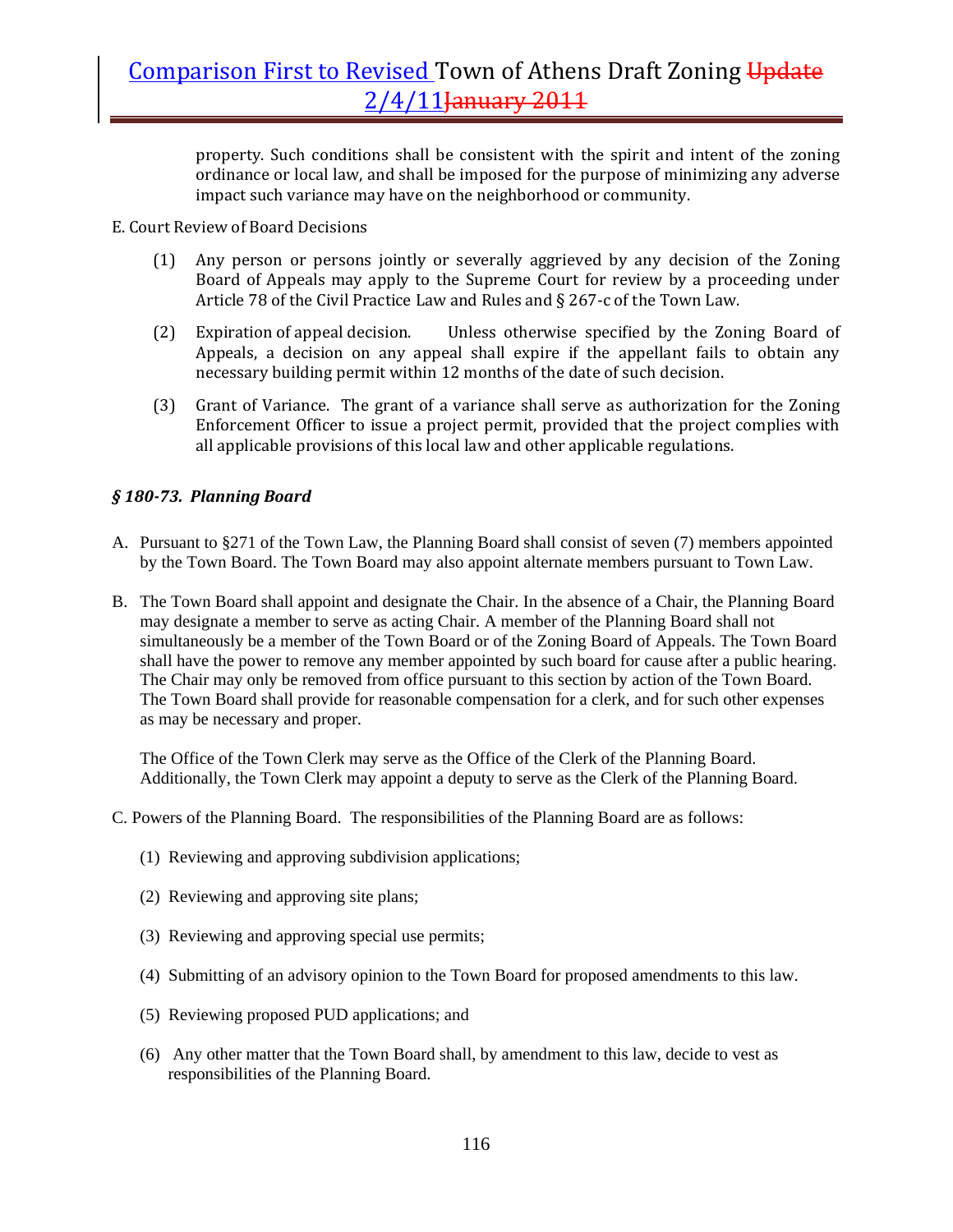property. Such conditions shall be consistent with the spirit and intent of the zoning ordinance or local law, and shall be imposed for the purpose of minimizing any adverse impact such variance may have on the neighborhood or community.

E. Court Review of Board Decisions

(1) Any person or persons jointly or severally aggrieved by any decision of the Zoning Board of Appeals may apply to the Supreme Court for review by a proceeding under Article 78 of the Civil Practice Law and Rules and § 267-c of the Town Law.

(2) Expiration of appeal decision. Unless otherwise specified by the Zoning Board of Appeals, a decision on any appeal shall expire if the appellant fails to obtain any necessary building permit within 12 months of the date of such decision.

(3) Grant of Variance. The grant of a variance shall serve as authorization for the Zoning Enforcement Officer to issue a project permit, provided that the project complies with all applicable provisions of this local law and other applicable regulations.

### *§ 180-73. Planning Board*

A. Pursuant to §271 of the Town Law, the Planning Board shall consist of seven (7) members appointed by the Town Board. The Town Board may also appoint alternate members pursuant to Town Law.

B. The Town Board shall appoint and designate the Chair. In the absence of a Chair, the Planning Board may designate a member to serve as acting Chair. A member of the Planning Board shall not simultaneously be a member of the Town Board or of the Zoning Board of Appeals. The Town Board shall have the power to remove any member appointed by such board for cause after a public hearing. The Chair may only be removed from office pursuant to this section by action of the Town Board. The Town Board shall provide for reasonable compensation for a clerk, and for such other expenses as may be necessary and proper.

The Office of the Town Clerk may serve as the Office of the Clerk of the Planning Board. Additionally, the Town Clerk may appoint a deputy to serve as the Clerk of the Planning Board.

C. Powers of the Planning Board. The responsibilities of the Planning Board are as follows:

(1) Reviewing and approving subdivision applications;

(2) Reviewing and approving site plans;

(3) Reviewing and approving special use permits;

(4) Submitting of an advisory opinion to the Town Board for proposed amendments to this law.

(5) Reviewing proposed PUD applications; and

(6) Any other matter that the Town Board shall, by amendment to this law, decide to vest as responsibilities of the Planning Board.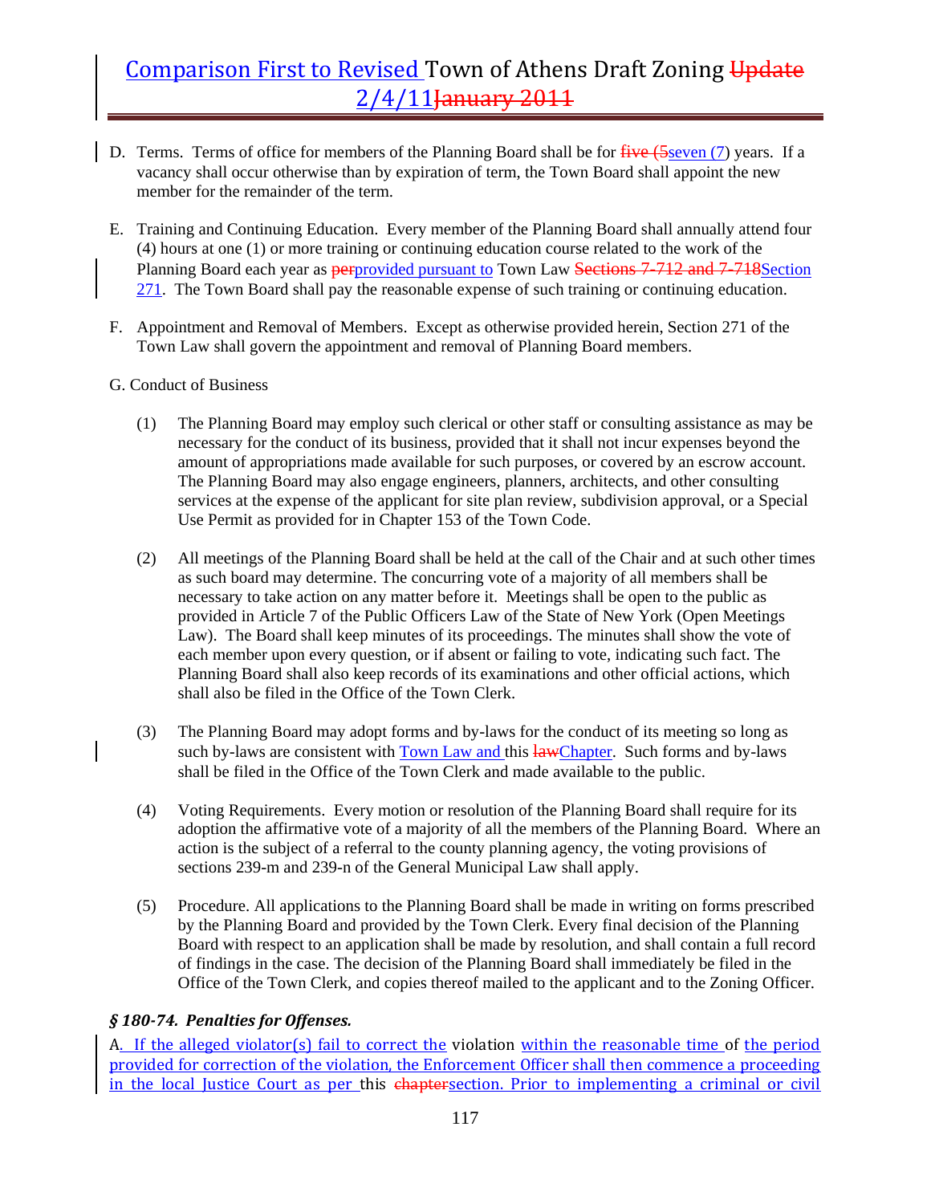D. Terms. Terms of office for members of the Planning Board shall be for ~~five (5~~seven (7) years. If a vacancy shall occur otherwise than by expiration of term, the Town Board shall appoint the new member for the remainder of the term.

E. Training and Continuing Education. Every member of the Planning Board shall annually attend four (4) hours at one (1) or more training or continuing education course related to the work of the Planning Board each year as ~~per~~provided pursuant to Town Law ~~Sections 7-712 and 7-718~~Section 271. The Town Board shall pay the reasonable expense of such training or continuing education.

F. Appointment and Removal of Members. Except as otherwise provided herein, Section 271 of the Town Law shall govern the appointment and removal of Planning Board members.

G. Conduct of Business

(1) The Planning Board may employ such clerical or other staff or consulting assistance as may be necessary for the conduct of its business, provided that it shall not incur expenses beyond the amount of appropriations made available for such purposes, or covered by an escrow account. The Planning Board may also engage engineers, planners, architects, and other consulting services at the expense of the applicant for site plan review, subdivision approval, or a Special Use Permit as provided for in Chapter 153 of the Town Code.

(2) All meetings of the Planning Board shall be held at the call of the Chair and at such other times as such board may determine. The concurring vote of a majority of all members shall be necessary to take action on any matter before it. Meetings shall be open to the public as provided in Article 7 of the Public Officers Law of the State of New York (Open Meetings Law). The Board shall keep minutes of its proceedings. The minutes shall show the vote of each member upon every question, or if absent or failing to vote, indicating such fact. The Planning Board shall also keep records of its examinations and other official actions, which shall also be filed in the Office of the Town Clerk.

(3) The Planning Board may adopt forms and by-laws for the conduct of its meeting so long as such by-laws are consistent with Town Law and this ~~law~~Chapter. Such forms and by-laws shall be filed in the Office of the Town Clerk and made available to the public.

(4) Voting Requirements. Every motion or resolution of the Planning Board shall require for its adoption the affirmative vote of a majority of all the members of the Planning Board. Where an action is the subject of a referral to the county planning agency, the voting provisions of sections 239-m and 239-n of the General Municipal Law shall apply.

(5) Procedure. All applications to the Planning Board shall be made in writing on forms prescribed by the Planning Board and provided by the Town Clerk. Every final decision of the Planning Board with respect to an application shall be made by resolution, and shall contain a full record of findings in the case. The decision of the Planning Board shall immediately be filed in the Office of the Town Clerk, and copies thereof mailed to the applicant and to the Zoning Officer.

### *§ 180-74. Penalties for Offenses.*

A. If the alleged violator(s) fail to correct the violation within the reasonable time of the period provided for correction of the violation, the Enforcement Officer shall then commence a proceeding in the local Justice Court as per this ~~chapter~~section. Prior to implementing a criminal or civil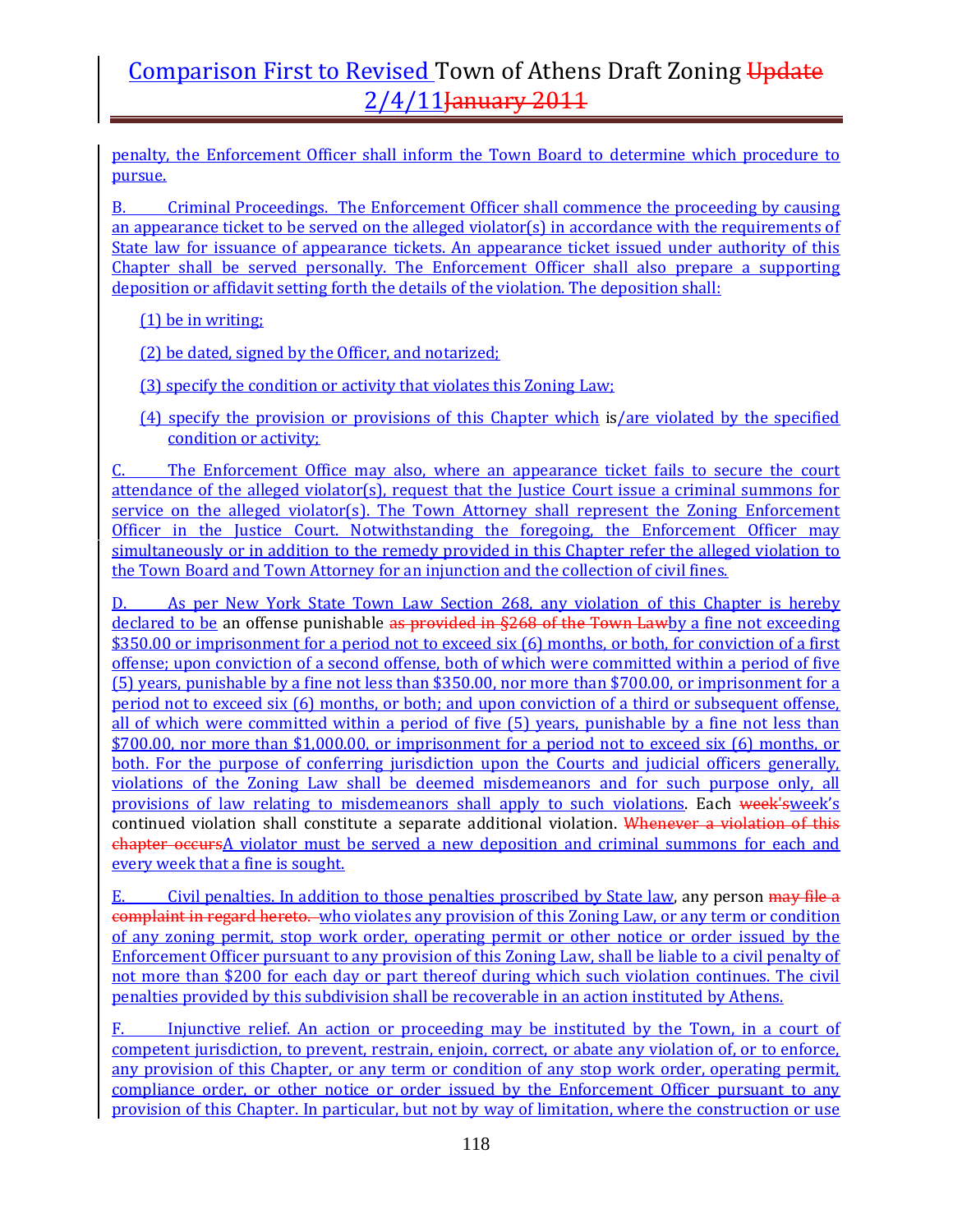penalty, the Enforcement Officer shall inform the Town Board to determine which procedure to pursue.

B. Criminal Proceedings. The Enforcement Officer shall commence the proceeding by causing an appearance ticket to be served on the alleged violator(s) in accordance with the requirements of State law for issuance of appearance tickets. An appearance ticket issued under authority of this Chapter shall be served personally. The Enforcement Officer shall also prepare a supporting deposition or affidavit setting forth the details of the violation. The deposition shall:

(1) be in writing;

(2) be dated, signed by the Officer, and notarized;

(3) specify the condition or activity that violates this Zoning Law;

(4) specify the provision or provisions of this Chapter which is/are violated by the specified condition or activity;

C. The Enforcement Office may also, where an appearance ticket fails to secure the court attendance of the alleged violator(s), request that the Justice Court issue a criminal summons for service on the alleged violator(s). The Town Attorney shall represent the Zoning Enforcement Officer in the Justice Court. Notwithstanding the foregoing, the Enforcement Officer may simultaneously or in addition to the remedy provided in this Chapter refer the alleged violation to the Town Board and Town Attorney for an injunction and the collection of civil fines.

D. As per New York State Town Law Section 268, any violation of this Chapter is hereby declared to be an offense punishable ~~as provided in §268 of the Town Law~~by a fine not exceeding $350.00 or imprisonment for a period not to exceed six (6) months, or both, for conviction of a first offense; upon conviction of a second offense, both of which were committed within a period of five (5) years, punishable by a fine not less than $350.00, nor more than $700.00, or imprisonment for a period not to exceed six (6) months, or both; and upon conviction of a third or subsequent offense, all of which were committed within a period of five (5) years, punishable by a fine not less than $700.00, nor more than $1,000.00, or imprisonment for a period not to exceed six (6) months, or both. For the purpose of conferring jurisdiction upon the Courts and judicial officers generally, violations of the Zoning Law shall be deemed misdemeanors and for such purpose only, all provisions of law relating to misdemeanors shall apply to such violations. Each ~~week's~~week's continued violation shall constitute a separate additional violation. ~~Whenever a violation of this chapter occurs~~A violator must be served a new deposition and criminal summons for each and every week that a fine is sought.

E. Civil penalties. In addition to those penalties proscribed by State law, any person ~~may file a complaint in regard hereto.~~ who violates any provision of this Zoning Law, or any term or condition of any zoning permit, stop work order, operating permit or other notice or order issued by the Enforcement Officer pursuant to any provision of this Zoning Law, shall be liable to a civil penalty of not more than $200 for each day or part thereof during which such violation continues. The civil penalties provided by this subdivision shall be recoverable in an action instituted by Athens.

F. Injunctive relief. An action or proceeding may be instituted by the Town, in a court of competent jurisdiction, to prevent, restrain, enjoin, correct, or abate any violation of, or to enforce, any provision of this Chapter, or any term or condition of any stop work order, operating permit, compliance order, or other notice or order issued by the Enforcement Officer pursuant to any provision of this Chapter. In particular, but not by way of limitation, where the construction or use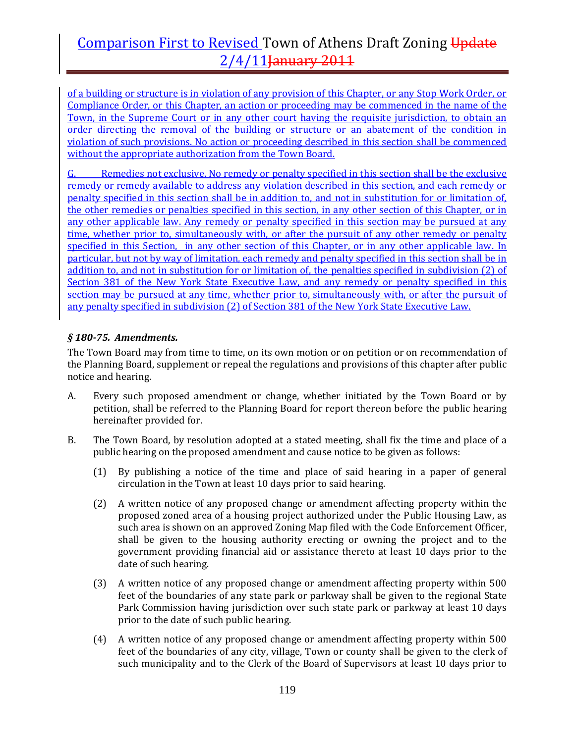of a building or structure is in violation of any provision of this Chapter, or any Stop Work Order, or Compliance Order, or this Chapter, an action or proceeding may be commenced in the name of the Town, in the Supreme Court or in any other court having the requisite jurisdiction, to obtain an order directing the removal of the building or structure or an abatement of the condition in violation of such provisions. No action or proceeding described in this section shall be commenced without the appropriate authorization from the Town Board.

G. Remedies not exclusive. No remedy or penalty specified in this section shall be the exclusive remedy or remedy available to address any violation described in this section, and each remedy or penalty specified in this section shall be in addition to, and not in substitution for or limitation of, the other remedies or penalties specified in this section, in any other section of this Chapter, or in any other applicable law. Any remedy or penalty specified in this section may be pursued at any time, whether prior to, simultaneously with, or after the pursuit of any other remedy or penalty specified in this Section, in any other section of this Chapter, or in any other applicable law. In particular, but not by way of limitation, each remedy and penalty specified in this section shall be in addition to, and not in substitution for or limitation of, the penalties specified in subdivision (2) of Section 381 of the New York State Executive Law, and any remedy or penalty specified in this section may be pursued at any time, whether prior to, simultaneously with, or after the pursuit of any penalty specified in subdivision (2) of Section 381 of the New York State Executive Law.

### *§ 180-75. Amendments.*

The Town Board may from time to time, on its own motion or on petition or on recommendation of the Planning Board, supplement or repeal the regulations and provisions of this chapter after public notice and hearing.

A. Every such proposed amendment or change, whether initiated by the Town Board or by petition, shall be referred to the Planning Board for report thereon before the public hearing hereinafter provided for.

B. The Town Board, by resolution adopted at a stated meeting, shall fix the time and place of a public hearing on the proposed amendment and cause notice to be given as follows:

   (1) By publishing a notice of the time and place of said hearing in a paper of general circulation in the Town at least 10 days prior to said hearing.

   (2) A written notice of any proposed change or amendment affecting property within the proposed zoned area of a housing project authorized under the Public Housing Law, as such area is shown on an approved Zoning Map filed with the Code Enforcement Officer, shall be given to the housing authority erecting or owning the project and to the government providing financial aid or assistance thereto at least 10 days prior to the date of such hearing.

   (3) A written notice of any proposed change or amendment affecting property within 500 feet of the boundaries of any state park or parkway shall be given to the regional State Park Commission having jurisdiction over such state park or parkway at least 10 days prior to the date of such public hearing.

   (4) A written notice of any proposed change or amendment affecting property within 500 feet of the boundaries of any city, village, Town or county shall be given to the clerk of such municipality and to the Clerk of the Board of Supervisors at least 10 days prior to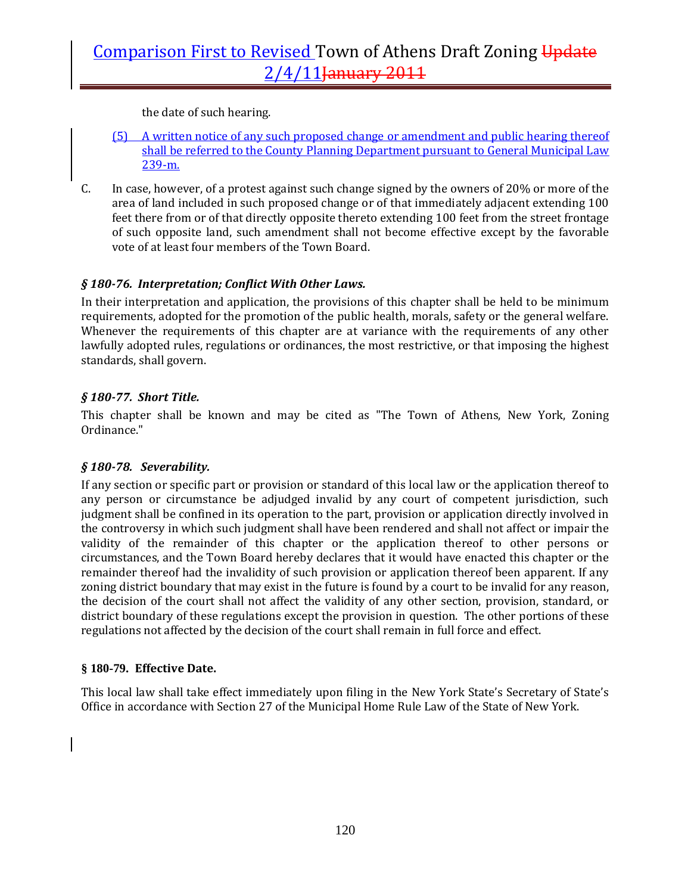the date of such hearing.

(5) A written notice of any such proposed change or amendment and public hearing thereof shall be referred to the County Planning Department pursuant to General Municipal Law 239-m.

C. In case, however, of a protest against such change signed by the owners of 20% or more of the area of land included in such proposed change or of that immediately adjacent extending 100 feet there from or of that directly opposite thereto extending 100 feet from the street frontage of such opposite land, such amendment shall not become effective except by the favorable vote of at least four members of the Town Board.

### *§ 180-76. Interpretation; Conflict With Other Laws.*

In their interpretation and application, the provisions of this chapter shall be held to be minimum requirements, adopted for the promotion of the public health, morals, safety or the general welfare. Whenever the requirements of this chapter are at variance with the requirements of any other lawfully adopted rules, regulations or ordinances, the most restrictive, or that imposing the highest standards, shall govern.

### *§ 180-77. Short Title.*

This chapter shall be known and may be cited as "The Town of Athens, New York, Zoning Ordinance."

### *§ 180-78. Severability.*

If any section or specific part or provision or standard of this local law or the application thereof to any person or circumstance be adjudged invalid by any court of competent jurisdiction, such judgment shall be confined in its operation to the part, provision or application directly involved in the controversy in which such judgment shall have been rendered and shall not affect or impair the validity of the remainder of this chapter or the application thereof to other persons or circumstances, and the Town Board hereby declares that it would have enacted this chapter or the remainder thereof had the invalidity of such provision or application thereof been apparent. If any zoning district boundary that may exist in the future is found by a court to be invalid for any reason, the decision of the court shall not affect the validity of any other section, provision, standard, or district boundary of these regulations except the provision in question. The other portions of these regulations not affected by the decision of the court shall remain in full force and effect.

### **§ 180-79. Effective Date.**

This local law shall take effect immediately upon filing in the New York State's Secretary of State's Office in accordance with Section 27 of the Municipal Home Rule Law of the State of New York.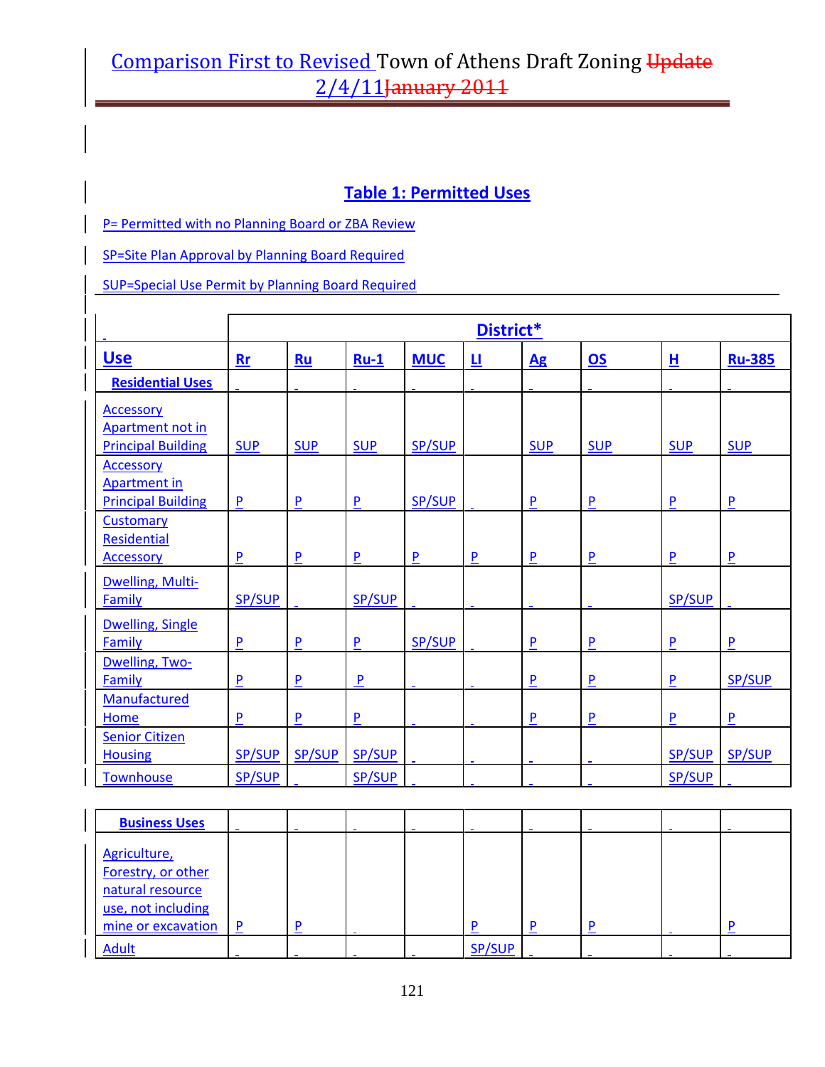## Table 1: Permitted Uses

P= Permitted with no Planning Board or ZBA Review

SP=Site Plan Approval by Planning Board Required

SUP=Special Use Permit by Planning Board Required

| | District* | | | | | | | | |
|---|---|---|---|---|---|---|---|---|---|
| **Use** | **Rr** | **Ru** | **Ru-1** | **MUC** | **LI** | **Ag** | **OS** | **H** | **Ru-385** |
| **Residential Uses** | | | | | | | | | |
| Accessory Apartment not in Principal Building | SUP | SUP | SUP | SP/SUP | | SUP | SUP | SUP | SUP |
| Accessory Apartment in Principal Building | P | P | P | SP/SUP | | P | P | P | P |
| Customary Residential Accessory | P | P | P | P | P | P | P | P | P |
| Dwelling, Multi-Family | SP/SUP | | SP/SUP | | | | | SP/SUP | |
| Dwelling, Single Family | P | P | P | SP/SUP | | P | P | P | P |
| Dwelling, Two-Family | P | P | P | | | P | P | P | SP/SUP |
| Manufactured Home | P | P | P | | | P | P | P | P |
| Senior Citizen Housing | SP/SUP | SP/SUP | SP/SUP | | | | | SP/SUP | SP/SUP |
| Townhouse | SP/SUP | | SP/SUP | | | | | SP/SUP | |
| **Business Uses** | | | | | | | | | |
| Agriculture, Forestry, or other natural resource use, not including mine or excavation | P | P | | | P | P | P | | P |
| Adult | | | | | SP/SUP | | | | |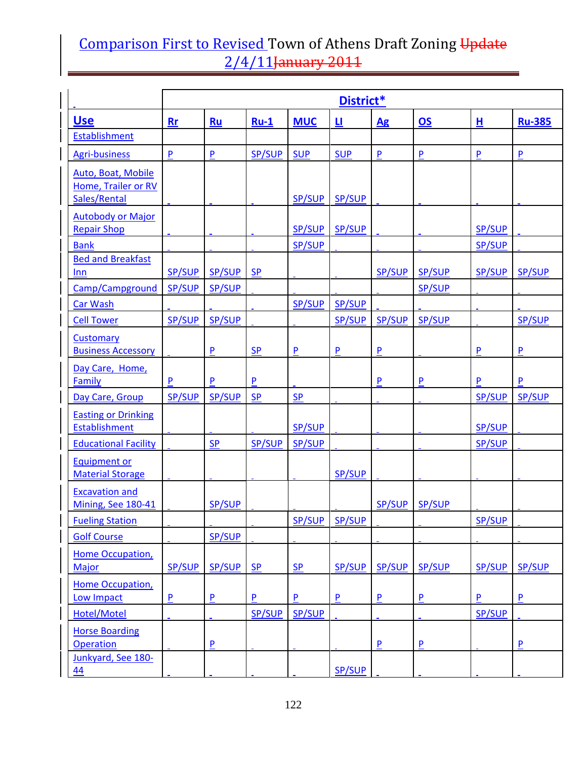# Comparison First to Revised Town of Athens Draft Zoning ~~Update~~ 2/4/11~~January 2011~~

| | District* | | | | | | | | |
|---|---|---|---|---|---|---|---|---|---|
| **Use** | **Rr** | **Ru** | **Ru-1** | **MUC** | **LI** | **Ag** | **OS** | **H** | **Ru-385** |
| Establishment | | | | | | | | | |
| Agri-business | P | P | SP/SUP | SUP | SUP | P | P | P | P |
| Auto, Boat, Mobile Home, Trailer or RV Sales/Rental | | | | SP/SUP | SP/SUP | | | | |
| Autobody or Major Repair Shop | | | | SP/SUP | SP/SUP | | | SP/SUP | |
| Bank | | | | SP/SUP | | | | SP/SUP | |
| Bed and Breakfast Inn | SP/SUP | SP/SUP | SP | | | SP/SUP | SP/SUP | SP/SUP | SP/SUP |
| Camp/Campground | SP/SUP | SP/SUP | | | | | SP/SUP | | |
| Car Wash | | | | SP/SUP | SP/SUP | | | | |
| Cell Tower | SP/SUP | SP/SUP | | | SP/SUP | SP/SUP | SP/SUP | | SP/SUP |
| Customary Business Accessory | | P | SP | P | P | P | | P | P |
| Day Care, Home, Family | P | P | P | | | P | P | P | P |
| Day Care, Group | SP/SUP | SP/SUP | SP | SP | | | | SP/SUP | SP/SUP |
| Easting or Drinking Establishment | | | | SP/SUP | | | | SP/SUP | |
| Educational Facility | | SP | SP/SUP | SP/SUP | | | | SP/SUP | |
| Equipment or Material Storage | | | | | SP/SUP | | | | |
| Excavation and Mining, See 180-41 | | SP/SUP | | | | SP/SUP | SP/SUP | | |
| Fueling Station | | | | SP/SUP | SP/SUP | | | SP/SUP | |
| Golf Course | | SP/SUP | | | | | | | |
| Home Occupation, Major | SP/SUP | SP/SUP | SP | SP | SP/SUP | SP/SUP | SP/SUP | SP/SUP | SP/SUP |
| Home Occupation, Low Impact | P | P | P | P | P | P | P | P | P |
| Hotel/Motel | | | SP/SUP | SP/SUP | | | | SP/SUP | |
| Horse Boarding Operation | | P | | | | P | P | | P |
| Junkyard, See 180-44 | | | | | SP/SUP | | | | |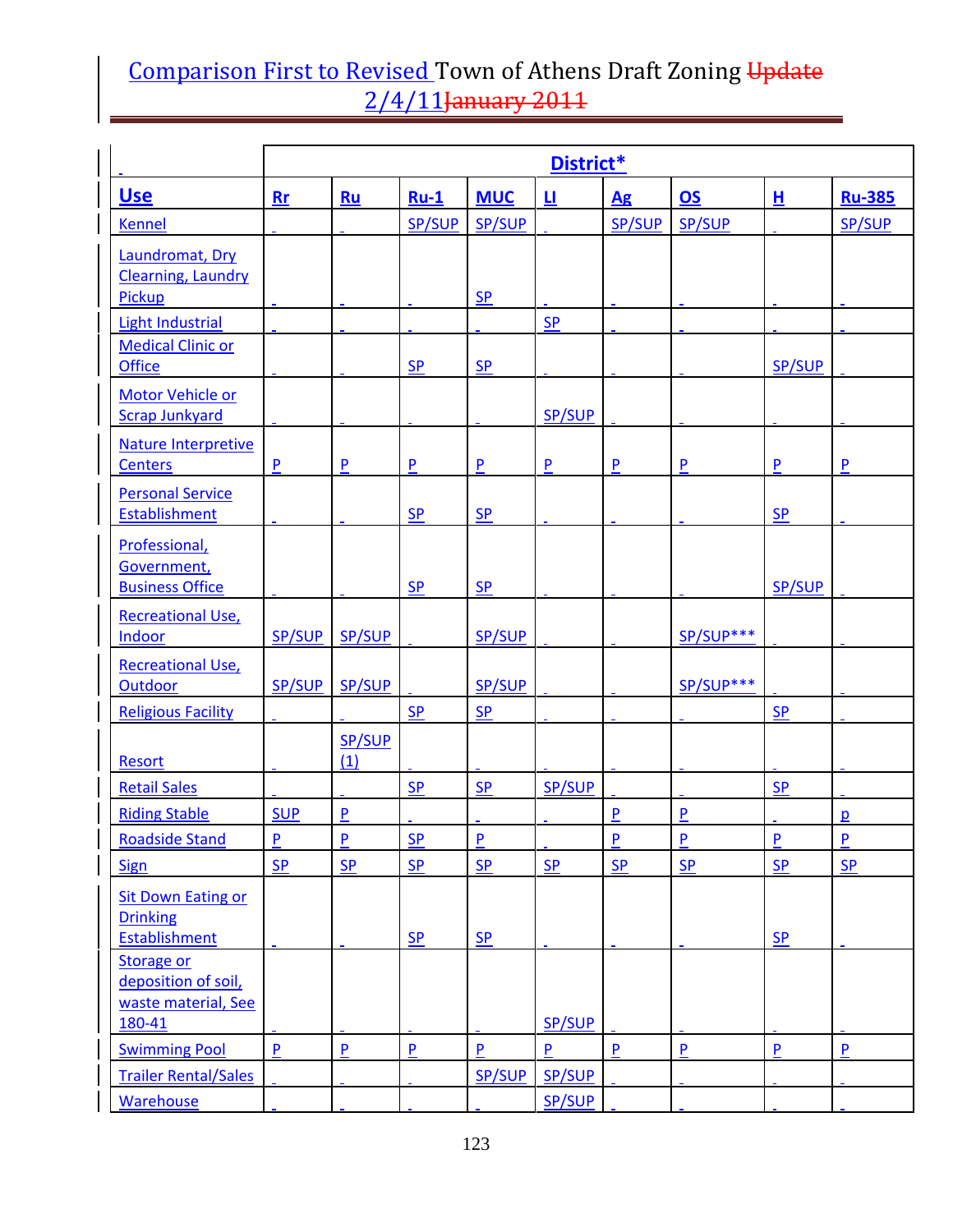# Comparison First to Revised Town of Athens Draft Zoning ~~Update~~ 2/4/11~~January 2011~~

| | District* | | | | | | | | |
|---|---|---|---|---|---|---|---|---|---|
| **Use** | **Rr** | **Ru** | **Ru-1** | **MUC** | **LI** | **Ag** | **OS** | **H** | **Ru-385** |
| Kennel | | | SP/SUP | SP/SUP | | SP/SUP | SP/SUP | | SP/SUP |
| Laundromat, Dry Clearning, Laundry Pickup | | | | SP | | | | | |
| Light Industrial | | | | | SP | | | | |
| Medical Clinic or Office | | | SP | SP | | | | SP/SUP | |
| Motor Vehicle or Scrap Junkyard | | | | | SP/SUP | | | | |
| Nature Interpretive Centers | P | P | P | P | P | P | P | P | P |
| Personal Service Establishment | | | SP | SP | | | | SP | |
| Professional, Government, Business Office | | | SP | SP | | | | SP/SUP | |
| Recreational Use, Indoor | SP/SUP | SP/SUP | | SP/SUP | | | SP/SUP*** | | |
| Recreational Use, Outdoor | SP/SUP | SP/SUP | | SP/SUP | | | SP/SUP*** | | |
| Religious Facility | | | SP | SP | | | | SP | |
| Resort | | SP/SUP (1) | | | | | | | |
| Retail Sales | | | SP | SP | SP/SUP | | | SP | |
| Riding Stable | SUP | P | | | | P | P | | p |
| Roadside Stand | P | P | SP | P | | P | P | P | P |
| Sign | SP | SP | SP | SP | SP | SP | SP | SP | SP |
| Sit Down Eating or Drinking Establishment | | | SP | SP | | | | SP | |
| Storage or deposition of soil, waste material, See 180-41 | | | | | SP/SUP | | | | |
| Swimming Pool | P | P | P | P | P | P | P | P | P |
| Trailer Rental/Sales | | | | SP/SUP | SP/SUP | | | | |
| Warehouse | | | | | SP/SUP | | | | |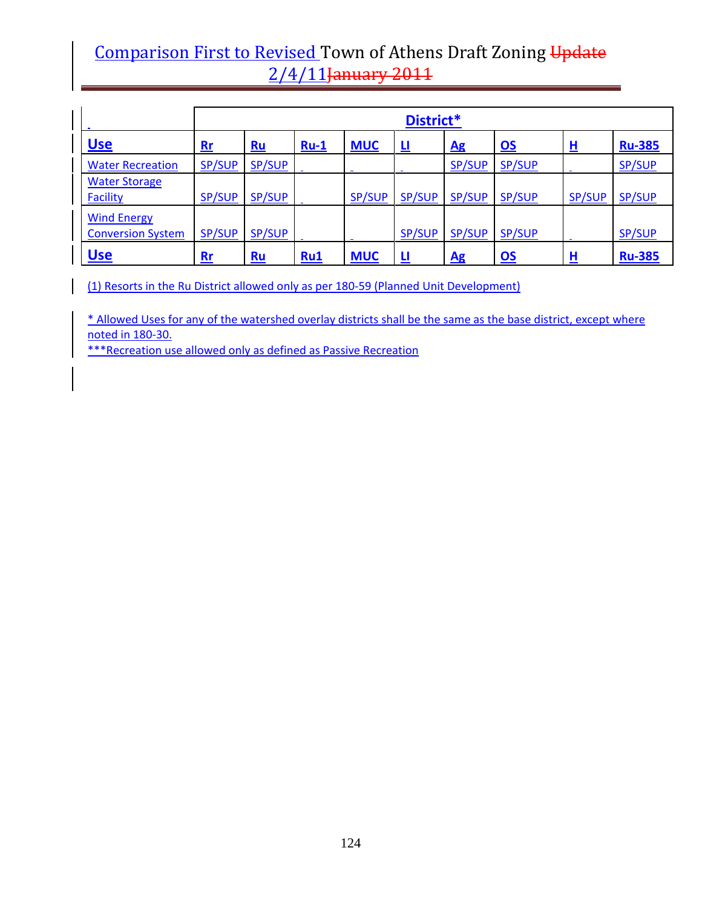# Comparison First to Revised Town of Athens Draft Zoning ~~Update~~ 2/4/11~~January 2011~~

| | District* | | | | | | | | |
|---|---|---|---|---|---|---|---|---|---|
| **Use** | **Rr** | **Ru** | **Ru-1** | **MUC** | **LI** | **Ag** | **OS** | **H** | **Ru-385** |
| Water Recreation | SP/SUP | SP/SUP | | | | SP/SUP | SP/SUP | | SP/SUP |
| Water Storage Facility | SP/SUP | SP/SUP | | SP/SUP | SP/SUP | SP/SUP | SP/SUP | SP/SUP | SP/SUP |
| Wind Energy Conversion System | SP/SUP | SP/SUP | | | SP/SUP | SP/SUP | SP/SUP | | SP/SUP |
| **Use** | **Rr** | **Ru** | **Ru1** | **MUC** | **LI** | **Ag** | **OS** | **H** | **Ru-385** |

(1) Resorts in the Ru District allowed only as per 180-59 (Planned Unit Development)

* Allowed Uses for any of the watershed overlay districts shall be the same as the base district, except where noted in 180-30.

***Recreation use allowed only as defined as Passive Recreation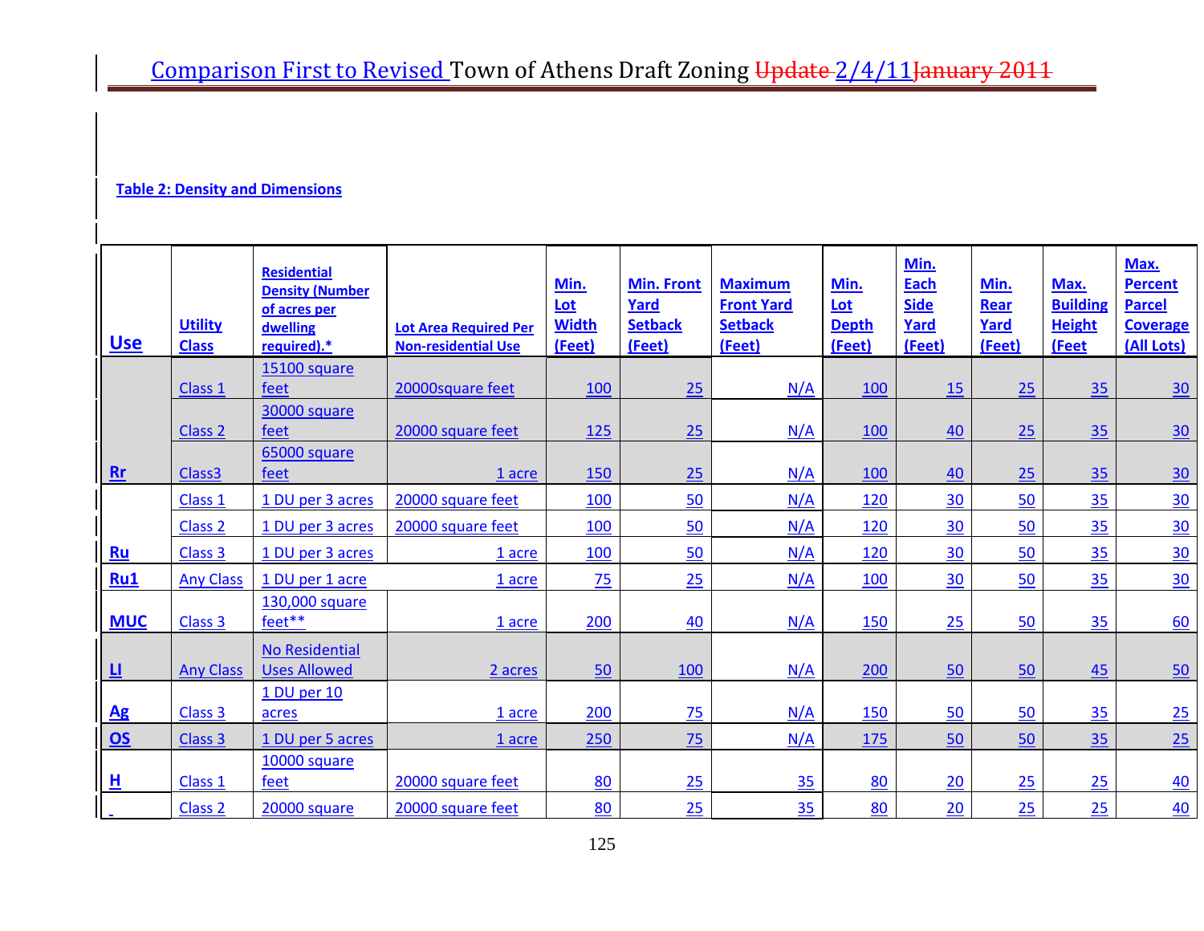**Table 2: Density and Dimensions**

| Use | Utility Class | Residential Density (Number of acres per dwelling required).* | Lot Area Required Per Non-residential Use | Min. Lot Width (Feet) | Min. Front Yard Setback (Feet) | Maximum Front Yard Setback (Feet) | Min. Lot Depth (Feet) | Min. Each Side Yard (Feet) | Min. Rear Yard (Feet) | Max. Building Height (Feet | Max. Percent Parcel Coverage (All Lots) |
|---|---|---|---|---|---|---|---|---|---|---|---|
| Rr | Class 1 | 15100 square feet | 20000square feet | 100 | 25 | N/A | 100 | 15 | 25 | 35 | 30 |
| | Class 2 | 30000 square feet | 20000 square feet | 125 | 25 | N/A | 100 | 40 | 25 | 35 | 30 |
| | Class3 | 65000 square feet | 1 acre | 150 | 25 | N/A | 100 | 40 | 25 | 35 | 30 |
| Ru | Class 1 | 1 DU per 3 acres | 20000 square feet | 100 | 50 | N/A | 120 | 30 | 50 | 35 | 30 |
| | Class 2 | 1 DU per 3 acres | 20000 square feet | 100 | 50 | N/A | 120 | 30 | 50 | 35 | 30 |
| | Class 3 | 1 DU per 3 acres | 1 acre | 100 | 50 | N/A | 120 | 30 | 50 | 35 | 30 |
| Ru1 | Any Class | 1 DU per 1 acre | 1 acre | 75 | 25 | N/A | 100 | 30 | 50 | 35 | 30 |
| MUC | Class 3 | 130,000 square feet** | 1 acre | 200 | 40 | N/A | 150 | 25 | 50 | 35 | 60 |
| LI | Any Class | No Residential Uses Allowed | 2 acres | 50 | 100 | N/A | 200 | 50 | 50 | 45 | 50 |
| Ag | Class 3 | 1 DU per 10 acres | 1 acre | 200 | 75 | N/A | 150 | 50 | 50 | 35 | 25 |
| OS | Class 3 | 1 DU per 5 acres | 1 acre | 250 | 75 | N/A | 175 | 50 | 50 | 35 | 25 |
| H | Class 1 | 10000 square feet | 20000 square feet | 80 | 25 | 35 | 80 | 20 | 25 | 25 | 40 |
| | Class 2 | 20000 square | 20000 square feet | 80 | 25 | 35 | 80 | 20 | 25 | 25 | 40 |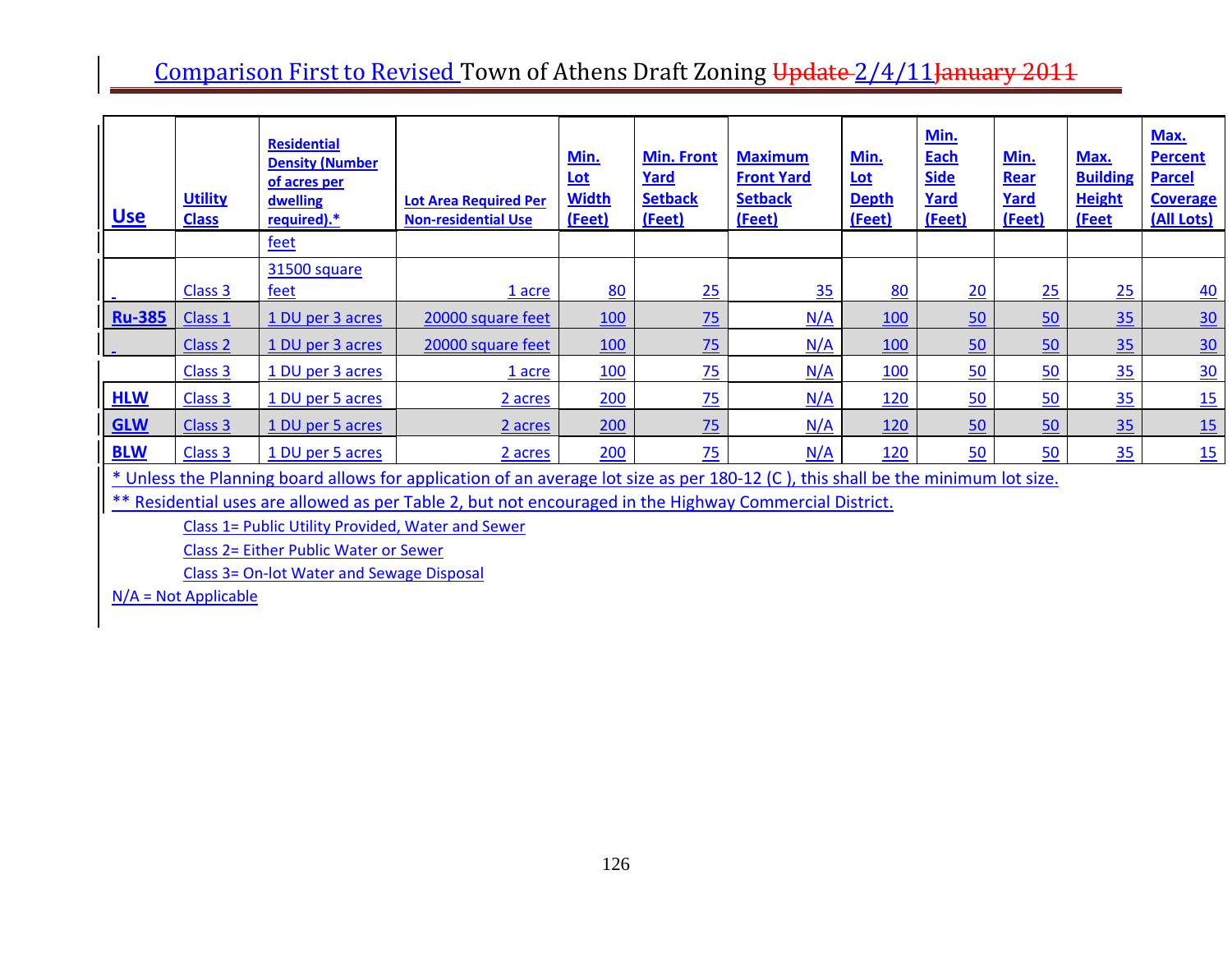Comparison First to Revised Town of Athens Draft Zoning ~~Update~~ 2/4/11~~January 2011~~

| Use | Utility Class | Residential Density (Number of acres per dwelling required).* | Lot Area Required Per Non-residential Use | Min. Lot Width (Feet) | Min. Front Yard Setback (Feet) | Maximum Front Yard Setback (Feet) | Min. Lot Depth (Feet) | Min. Each Side Yard (Feet) | Min. Rear Yard (Feet) | Max. Building Height (Feet | Max. Percent Parcel Coverage (All Lots) |
|---|---|---|---|---|---|---|---|---|---|---|---|
| | | feet | | | | | | | | | |
| | Class 3 | 31500 square feet | 1 acre | 80 | 25 | 35 | 80 | 20 | 25 | 25 | 40 |
| Ru-385 | Class 1 | 1 DU per 3 acres | 20000 square feet | 100 | 75 | N/A | 100 | 50 | 50 | 35 | 30 |
| | Class 2 | 1 DU per 3 acres | 20000 square feet | 100 | 75 | N/A | 100 | 50 | 50 | 35 | 30 |
| | Class 3 | 1 DU per 3 acres | 1 acre | 100 | 75 | N/A | 100 | 50 | 50 | 35 | 30 |
| HLW | Class 3 | 1 DU per 5 acres | 2 acres | 200 | 75 | N/A | 120 | 50 | 50 | 35 | 15 |
| GLW | Class 3 | 1 DU per 5 acres | 2 acres | 200 | 75 | N/A | 120 | 50 | 50 | 35 | 15 |
| BLW | Class 3 | 1 DU per 5 acres | 2 acres | 200 | 75 | N/A | 120 | 50 | 50 | 35 | 15 |

* Unless the Planning board allows for application of an average lot size as per 180-12 (C ), this shall be the minimum lot size.

** Residential uses are allowed as per Table 2, but not encouraged in the Highway Commercial District.

Class 1= Public Utility Provided, Water and Sewer

Class 2= Either Public Water or Sewer

Class 3= On-lot Water and Sewage Disposal

N/A = Not Applicable